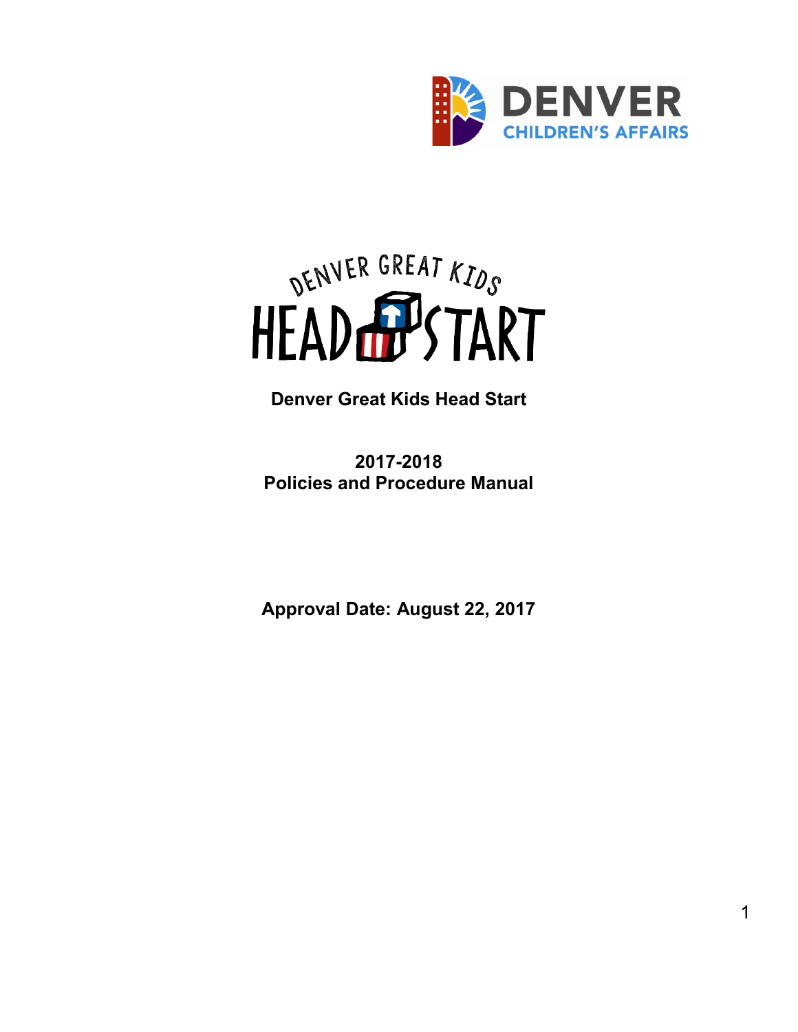DENVER
CHILDREN'S AFFAIRS

DENVER GREAT KIDS
HEAD START

**Denver Great Kids Head Start**

**2017-2018**
**Policies and Procedure Manual**

**Approval Date: August 22, 2017**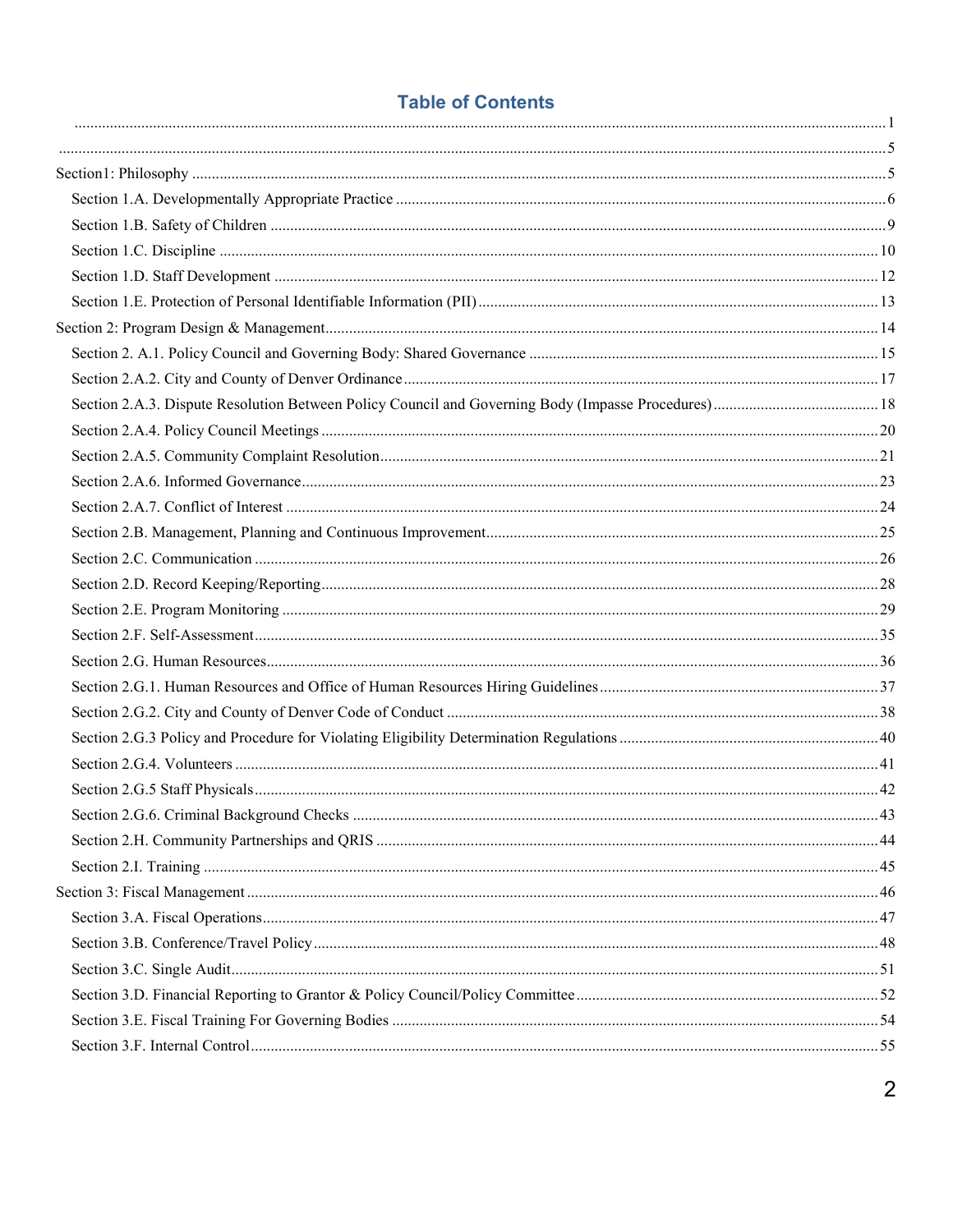# Table of Contents

........................................................................................................ 1

........................................................................................................ 5

Section1: Philosophy ........................................................................................................ 5

- Section 1.A. Developmentally Appropriate Practice ........................................................................................................ 6
- Section 1.B. Safety of Children ........................................................................................................ 9
- Section 1.C. Discipline ........................................................................................................ 10
- Section 1.D. Staff Development ........................................................................................................ 12
- Section 1.E. Protection of Personal Identifiable Information (PII) ........................................................................................................ 13

Section 2: Program Design & Management........................................................................................................ 14

- Section 2. A.1. Policy Council and Governing Body: Shared Governance ........................................................................................................ 15
- Section 2.A.2. City and County of Denver Ordinance ........................................................................................................ 17
- Section 2.A.3. Dispute Resolution Between Policy Council and Governing Body (Impasse Procedures) ........................................................................................................ 18
- Section 2.A.4. Policy Council Meetings ........................................................................................................ 20
- Section 2.A.5. Community Complaint Resolution........................................................................................................ 21
- Section 2.A.6. Informed Governance........................................................................................................ 23
- Section 2.A.7. Conflict of Interest ........................................................................................................ 24
- Section 2.B. Management, Planning and Continuous Improvement........................................................................................................ 25
- Section 2.C. Communication ........................................................................................................ 26
- Section 2.D. Record Keeping/Reporting........................................................................................................ 28
- Section 2.E. Program Monitoring ........................................................................................................ 29
- Section 2.F. Self-Assessment........................................................................................................ 35
- Section 2.G. Human Resources........................................................................................................ 36
- Section 2.G.1. Human Resources and Office of Human Resources Hiring Guidelines........................................................................................................ 37
- Section 2.G.2. City and County of Denver Code of Conduct ........................................................................................................ 38
- Section 2.G.3 Policy and Procedure for Violating Eligibility Determination Regulations ........................................................................................................ 40
- Section 2.G.4. Volunteers ........................................................................................................ 41
- Section 2.G.5 Staff Physicals........................................................................................................ 42
- Section 2.G.6. Criminal Background Checks ........................................................................................................ 43
- Section 2.H. Community Partnerships and QRIS ........................................................................................................ 44
- Section 2.I. Training ........................................................................................................ 45

Section 3: Fiscal Management........................................................................................................ 46

- Section 3.A. Fiscal Operations........................................................................................................ 47
- Section 3.B. Conference/Travel Policy........................................................................................................ 48
- Section 3.C. Single Audit........................................................................................................ 51
- Section 3.D. Financial Reporting to Grantor & Policy Council/Policy Committee........................................................................................................ 52
- Section 3.E. Fiscal Training For Governing Bodies ........................................................................................................ 54
- Section 3.F. Internal Control........................................................................................................ 55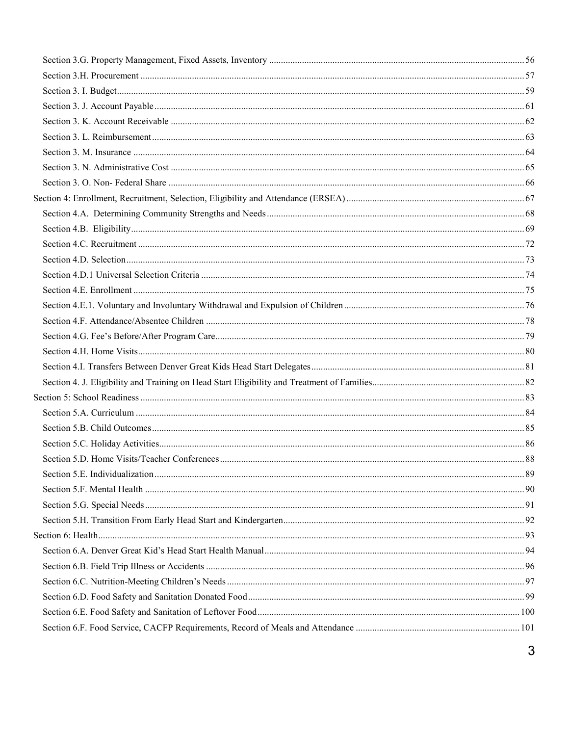Section 3.G. Property Management, Fixed Assets, Inventory ........ 56
Section 3.H. Procurement ........ 57
Section 3. I. Budget ........ 59
Section 3. J. Account Payable ........ 61
Section 3. K. Account Receivable ........ 62
Section 3. L. Reimbursement ........ 63
Section 3. M. Insurance ........ 64
Section 3. N. Administrative Cost ........ 65
Section 3. O. Non- Federal Share ........ 66
Section 4: Enrollment, Recruitment, Selection, Eligibility and Attendance (ERSEA) ........ 67
Section 4.A. Determining Community Strengths and Needs ........ 68
Section 4.B. Eligibility ........ 69
Section 4.C. Recruitment ........ 72
Section 4.D. Selection ........ 73
Section 4.D.1 Universal Selection Criteria ........ 74
Section 4.E. Enrollment ........ 75
Section 4.E.1. Voluntary and Involuntary Withdrawal and Expulsion of Children ........ 76
Section 4.F. Attendance/Absentee Children ........ 78
Section 4.G. Fee's Before/After Program Care ........ 79
Section 4.H. Home Visits ........ 80
Section 4.I. Transfers Between Denver Great Kids Head Start Delegates ........ 81
Section 4. J. Eligibility and Training on Head Start Eligibility and Treatment of Families ........ 82
Section 5: School Readiness ........ 83
Section 5.A. Curriculum ........ 84
Section 5.B. Child Outcomes ........ 85
Section 5.C. Holiday Activities ........ 86
Section 5.D. Home Visits/Teacher Conferences ........ 88
Section 5.E. Individualization ........ 89
Section 5.F. Mental Health ........ 90
Section 5.G. Special Needs ........ 91
Section 5.H. Transition From Early Head Start and Kindergarten ........ 92
Section 6: Health ........ 93
Section 6.A. Denver Great Kid's Head Start Health Manual ........ 94
Section 6.B. Field Trip Illness or Accidents ........ 96
Section 6.C. Nutrition-Meeting Children's Needs ........ 97
Section 6.D. Food Safety and Sanitation Donated Food ........ 99
Section 6.E. Food Safety and Sanitation of Leftover Food ........ 100
Section 6.F. Food Service, CACFP Requirements, Record of Meals and Attendance ........ 101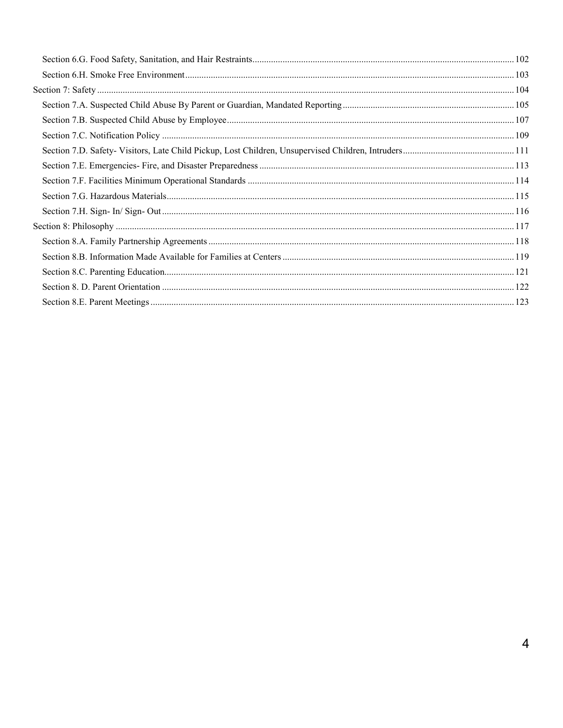Section 6.G. Food Safety, Sanitation, and Hair Restraints ........ 102

Section 6.H. Smoke Free Environment ........ 103

Section 7: Safety ........ 104

Section 7.A. Suspected Child Abuse By Parent or Guardian, Mandated Reporting ........ 105

Section 7.B. Suspected Child Abuse by Employee ........ 107

Section 7.C. Notification Policy ........ 109

Section 7.D. Safety- Visitors, Late Child Pickup, Lost Children, Unsupervised Children, Intruders ........ 111

Section 7.E. Emergencies- Fire, and Disaster Preparedness ........ 113

Section 7.F. Facilities Minimum Operational Standards ........ 114

Section 7.G. Hazardous Materials ........ 115

Section 7.H. Sign- In/ Sign- Out ........ 116

Section 8: Philosophy ........ 117

Section 8.A. Family Partnership Agreements ........ 118

Section 8.B. Information Made Available for Families at Centers ........ 119

Section 8.C. Parenting Education ........ 121

Section 8. D. Parent Orientation ........ 122

Section 8.E. Parent Meetings ........ 123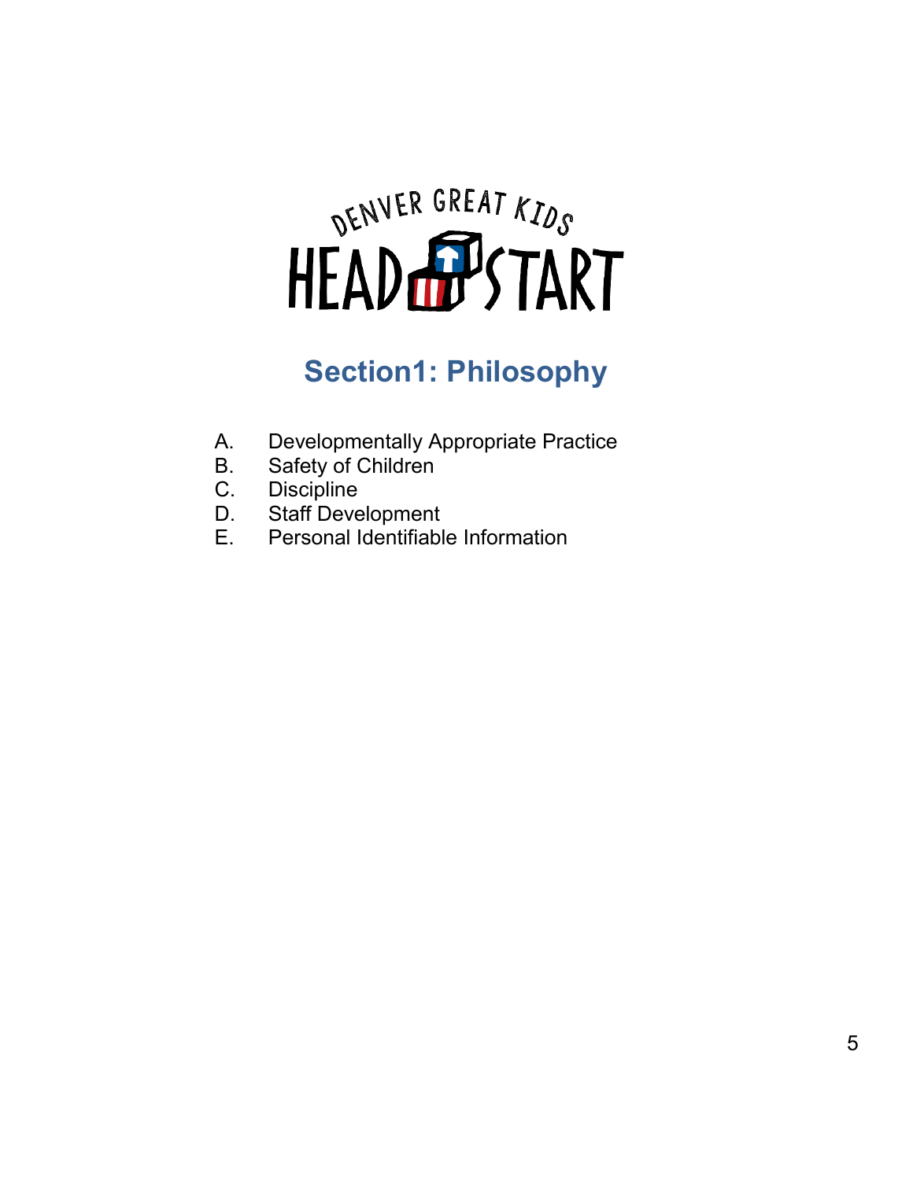DENVER GREAT KIDS HEAD START

# Section1: Philosophy

A. Developmentally Appropriate Practice
B. Safety of Children
C. Discipline
D. Staff Development
E. Personal Identifiable Information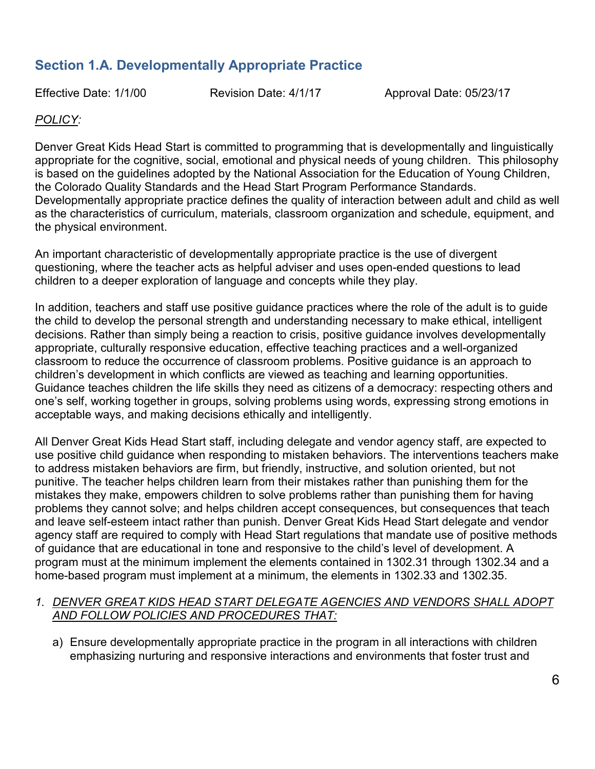## Section 1.A. Developmentally Appropriate Practice

Effective Date: 1/1/00 Revision Date: 4/1/17 Approval Date: 05/23/17

*POLICY:*

Denver Great Kids Head Start is committed to programming that is developmentally and linguistically appropriate for the cognitive, social, emotional and physical needs of young children. This philosophy is based on the guidelines adopted by the National Association for the Education of Young Children, the Colorado Quality Standards and the Head Start Program Performance Standards. Developmentally appropriate practice defines the quality of interaction between adult and child as well as the characteristics of curriculum, materials, classroom organization and schedule, equipment, and the physical environment.

An important characteristic of developmentally appropriate practice is the use of divergent questioning, where the teacher acts as helpful adviser and uses open-ended questions to lead children to a deeper exploration of language and concepts while they play.

In addition, teachers and staff use positive guidance practices where the role of the adult is to guide the child to develop the personal strength and understanding necessary to make ethical, intelligent decisions. Rather than simply being a reaction to crisis, positive guidance involves developmentally appropriate, culturally responsive education, effective teaching practices and a well-organized classroom to reduce the occurrence of classroom problems. Positive guidance is an approach to children's development in which conflicts are viewed as teaching and learning opportunities. Guidance teaches children the life skills they need as citizens of a democracy: respecting others and one's self, working together in groups, solving problems using words, expressing strong emotions in acceptable ways, and making decisions ethically and intelligently.

All Denver Great Kids Head Start staff, including delegate and vendor agency staff, are expected to use positive child guidance when responding to mistaken behaviors. The interventions teachers make to address mistaken behaviors are firm, but friendly, instructive, and solution oriented, but not punitive. The teacher helps children learn from their mistakes rather than punishing them for the mistakes they make, empowers children to solve problems rather than punishing them for having problems they cannot solve; and helps children accept consequences, but consequences that teach and leave self-esteem intact rather than punish. Denver Great Kids Head Start delegate and vendor agency staff are required to comply with Head Start regulations that mandate use of positive methods of guidance that are educational in tone and responsive to the child's level of development. A program must at the minimum implement the elements contained in 1302.31 through 1302.34 and a home-based program must implement at a minimum, the elements in 1302.33 and 1302.35.

1. *DENVER GREAT KIDS HEAD START DELEGATE AGENCIES AND VENDORS SHALL ADOPT AND FOLLOW POLICIES AND PROCEDURES THAT:*

   a) Ensure developmentally appropriate practice in the program in all interactions with children emphasizing nurturing and responsive interactions and environments that foster trust and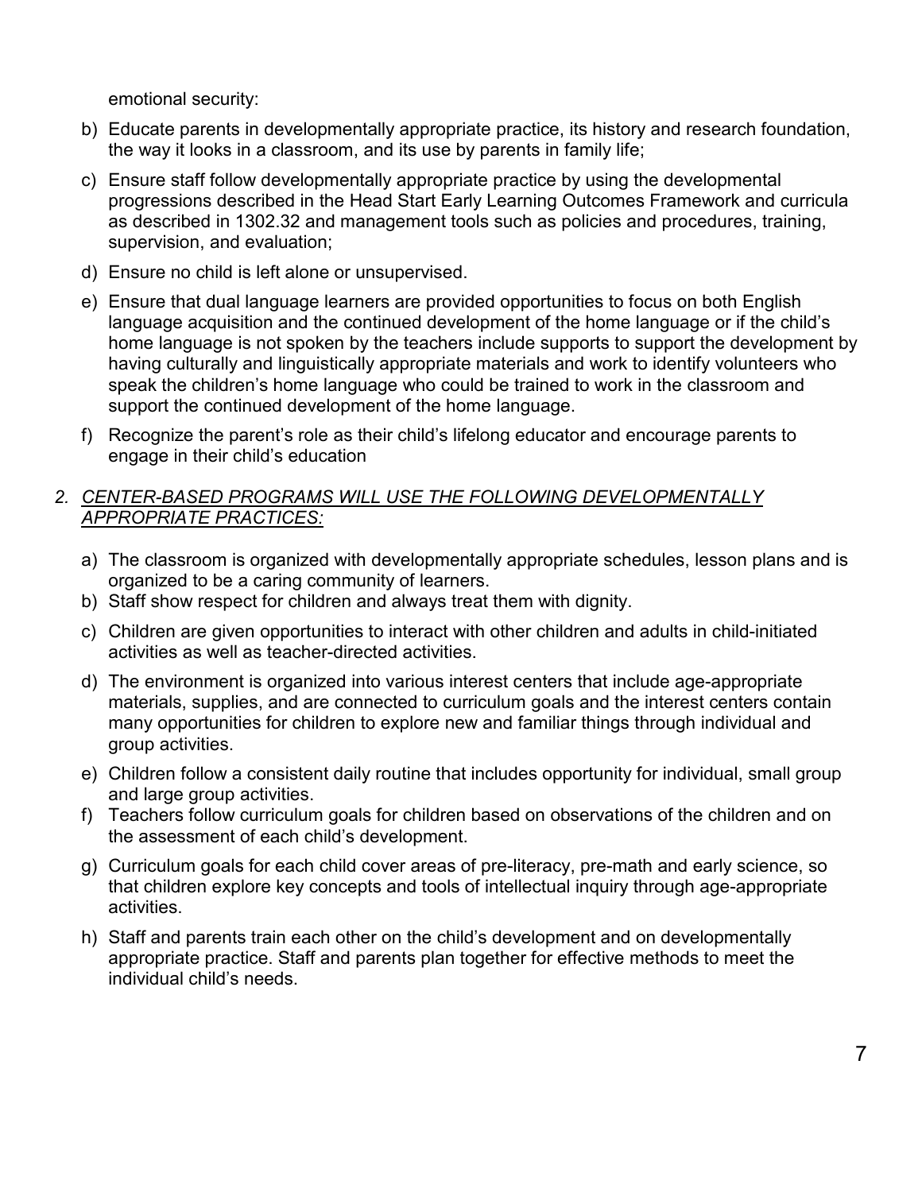emotional security:

b) Educate parents in developmentally appropriate practice, its history and research foundation, the way it looks in a classroom, and its use by parents in family life;

c) Ensure staff follow developmentally appropriate practice by using the developmental progressions described in the Head Start Early Learning Outcomes Framework and curricula as described in 1302.32 and management tools such as policies and procedures, training, supervision, and evaluation;

d) Ensure no child is left alone or unsupervised.

e) Ensure that dual language learners are provided opportunities to focus on both English language acquisition and the continued development of the home language or if the child's home language is not spoken by the teachers include supports to support the development by having culturally and linguistically appropriate materials and work to identify volunteers who speak the children's home language who could be trained to work in the classroom and support the continued development of the home language.

f) Recognize the parent's role as their child's lifelong educator and encourage parents to engage in their child's education

2. *CENTER-BASED PROGRAMS WILL USE THE FOLLOWING DEVELOPMENTALLY APPROPRIATE PRACTICES:*

a) The classroom is organized with developmentally appropriate schedules, lesson plans and is organized to be a caring community of learners.

b) Staff show respect for children and always treat them with dignity.

c) Children are given opportunities to interact with other children and adults in child-initiated activities as well as teacher-directed activities.

d) The environment is organized into various interest centers that include age-appropriate materials, supplies, and are connected to curriculum goals and the interest centers contain many opportunities for children to explore new and familiar things through individual and group activities.

e) Children follow a consistent daily routine that includes opportunity for individual, small group and large group activities.

f) Teachers follow curriculum goals for children based on observations of the children and on the assessment of each child's development.

g) Curriculum goals for each child cover areas of pre-literacy, pre-math and early science, so that children explore key concepts and tools of intellectual inquiry through age-appropriate activities.

h) Staff and parents train each other on the child's development and on developmentally appropriate practice. Staff and parents plan together for effective methods to meet the individual child's needs.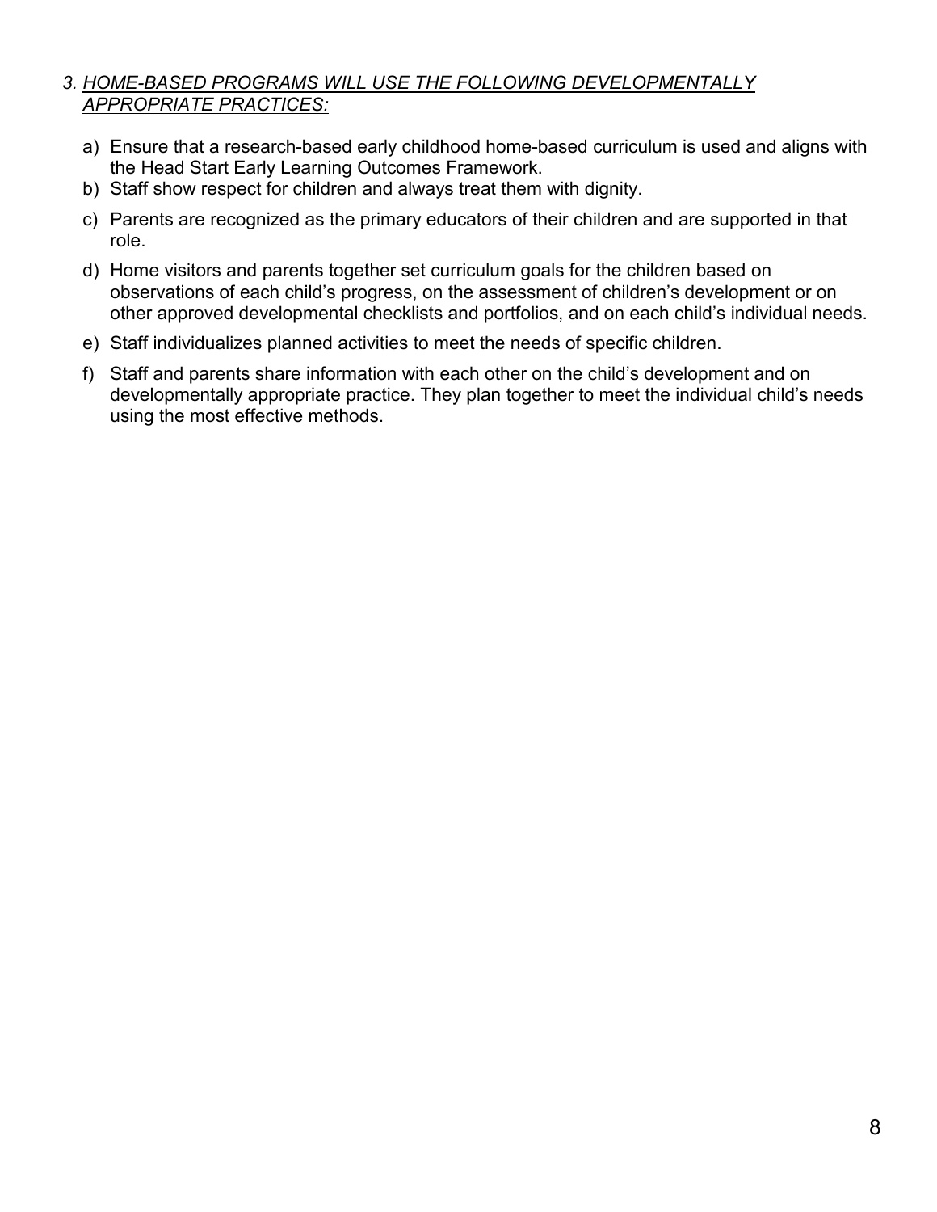3. *HOME-BASED PROGRAMS WILL USE THE FOLLOWING DEVELOPMENTALLY APPROPRIATE PRACTICES:*

   a) Ensure that a research-based early childhood home-based curriculum is used and aligns with the Head Start Early Learning Outcomes Framework.
   b) Staff show respect for children and always treat them with dignity.
   c) Parents are recognized as the primary educators of their children and are supported in that role.
   d) Home visitors and parents together set curriculum goals for the children based on observations of each child's progress, on the assessment of children's development or on other approved developmental checklists and portfolios, and on each child's individual needs.
   e) Staff individualizes planned activities to meet the needs of specific children.
   f) Staff and parents share information with each other on the child's development and on developmentally appropriate practice. They plan together to meet the individual child's needs using the most effective methods.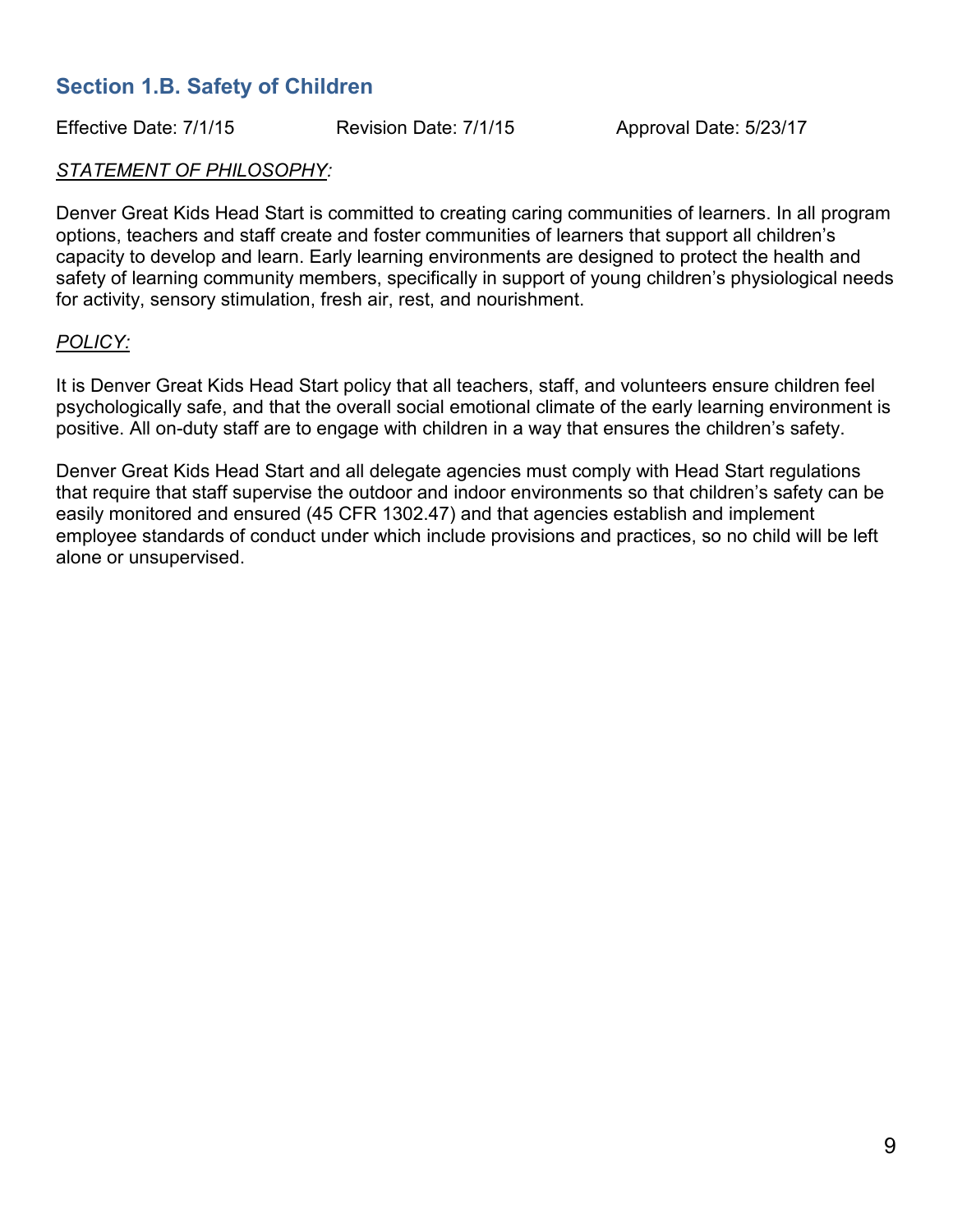## Section 1.B. Safety of Children

Effective Date: 7/1/15 Revision Date: 7/1/15 Approval Date: 5/23/17

*STATEMENT OF PHILOSOPHY:*

Denver Great Kids Head Start is committed to creating caring communities of learners. In all program options, teachers and staff create and foster communities of learners that support all children's capacity to develop and learn. Early learning environments are designed to protect the health and safety of learning community members, specifically in support of young children's physiological needs for activity, sensory stimulation, fresh air, rest, and nourishment.

*POLICY:*

It is Denver Great Kids Head Start policy that all teachers, staff, and volunteers ensure children feel psychologically safe, and that the overall social emotional climate of the early learning environment is positive. All on-duty staff are to engage with children in a way that ensures the children's safety.

Denver Great Kids Head Start and all delegate agencies must comply with Head Start regulations that require that staff supervise the outdoor and indoor environments so that children's safety can be easily monitored and ensured (45 CFR 1302.47) and that agencies establish and implement employee standards of conduct under which include provisions and practices, so no child will be left alone or unsupervised.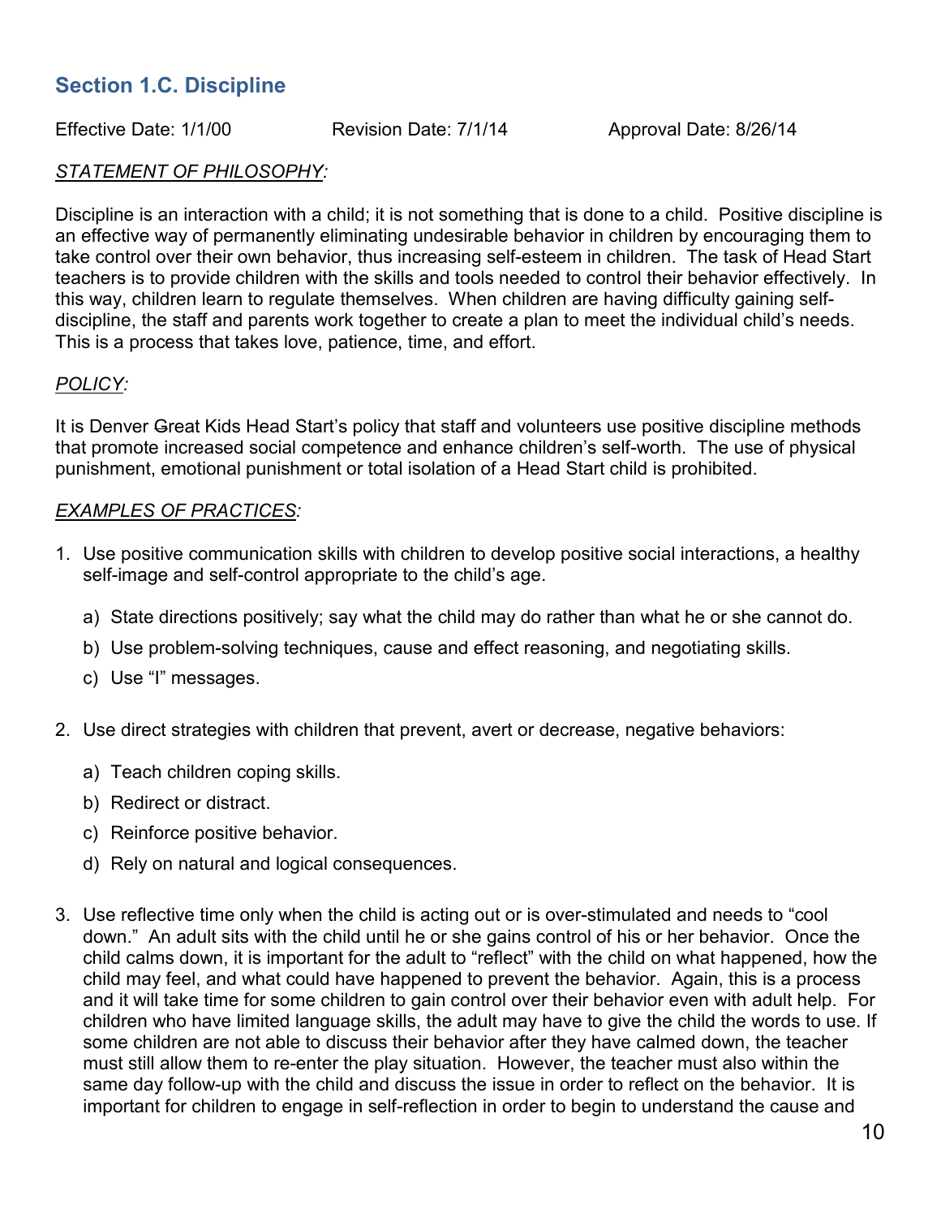## Section 1.C. Discipline

Effective Date: 1/1/00 Revision Date: 7/1/14 Approval Date: 8/26/14

*STATEMENT OF PHILOSOPHY:*

Discipline is an interaction with a child; it is not something that is done to a child. Positive discipline is an effective way of permanently eliminating undesirable behavior in children by encouraging them to take control over their own behavior, thus increasing self-esteem in children. The task of Head Start teachers is to provide children with the skills and tools needed to control their behavior effectively. In this way, children learn to regulate themselves. When children are having difficulty gaining self-discipline, the staff and parents work together to create a plan to meet the individual child's needs. This is a process that takes love, patience, time, and effort.

*POLICY:*

It is Denver ~~G~~reat Kids Head Start's policy that staff and volunteers use positive discipline methods that promote increased social competence and enhance children's self-worth. The use of physical punishment, emotional punishment or total isolation of a Head Start child is prohibited.

*EXAMPLES OF PRACTICES:*

1. Use positive communication skills with children to develop positive social interactions, a healthy self-image and self-control appropriate to the child's age.

   a) State directions positively; say what the child may do rather than what he or she cannot do.

   b) Use problem-solving techniques, cause and effect reasoning, and negotiating skills.

   c) Use "I" messages.

2. Use direct strategies with children that prevent, avert or decrease, negative behaviors:

   a) Teach children coping skills.

   b) Redirect or distract.

   c) Reinforce positive behavior.

   d) Rely on natural and logical consequences.

3. Use reflective time only when the child is acting out or is over-stimulated and needs to "cool down." An adult sits with the child until he or she gains control of his or her behavior. Once the child calms down, it is important for the adult to "reflect" with the child on what happened, how the child may feel, and what could have happened to prevent the behavior. Again, this is a process and it will take time for some children to gain control over their behavior even with adult help. For children who have limited language skills, the adult may have to give the child the words to use. If some children are not able to discuss their behavior after they have calmed down, the teacher must still allow them to re-enter the play situation. However, the teacher must also within the same day follow-up with the child and discuss the issue in order to reflect on the behavior. It is important for children to engage in self-reflection in order to begin to understand the cause and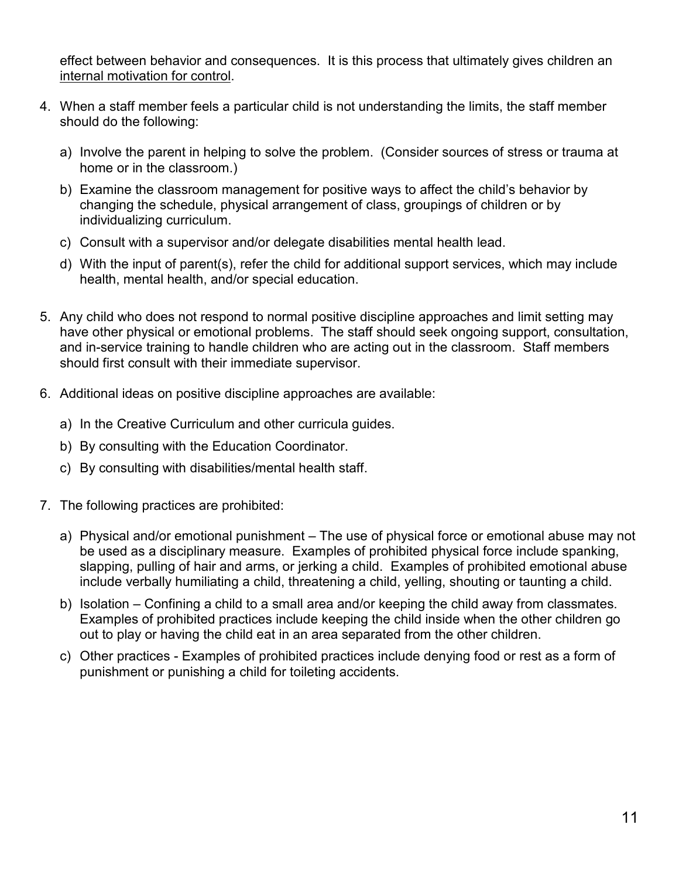effect between behavior and consequences. It is this process that ultimately gives children an <u>internal motivation for control</u>.

4. When a staff member feels a particular child is not understanding the limits, the staff member should do the following:

   a) Involve the parent in helping to solve the problem. (Consider sources of stress or trauma at home or in the classroom.)

   b) Examine the classroom management for positive ways to affect the child's behavior by changing the schedule, physical arrangement of class, groupings of children or by individualizing curriculum.

   c) Consult with a supervisor and/or delegate disabilities mental health lead.

   d) With the input of parent(s), refer the child for additional support services, which may include health, mental health, and/or special education.

5. Any child who does not respond to normal positive discipline approaches and limit setting may have other physical or emotional problems. The staff should seek ongoing support, consultation, and in-service training to handle children who are acting out in the classroom. Staff members should first consult with their immediate supervisor.

6. Additional ideas on positive discipline approaches are available:

   a) In the Creative Curriculum and other curricula guides.

   b) By consulting with the Education Coordinator.

   c) By consulting with disabilities/mental health staff.

7. The following practices are prohibited:

   a) Physical and/or emotional punishment – The use of physical force or emotional abuse may not be used as a disciplinary measure. Examples of prohibited physical force include spanking, slapping, pulling of hair and arms, or jerking a child. Examples of prohibited emotional abuse include verbally humiliating a child, threatening a child, yelling, shouting or taunting a child.

   b) Isolation – Confining a child to a small area and/or keeping the child away from classmates. Examples of prohibited practices include keeping the child inside when the other children go out to play or having the child eat in an area separated from the other children.

   c) Other practices - Examples of prohibited practices include denying food or rest as a form of punishment or punishing a child for toileting accidents.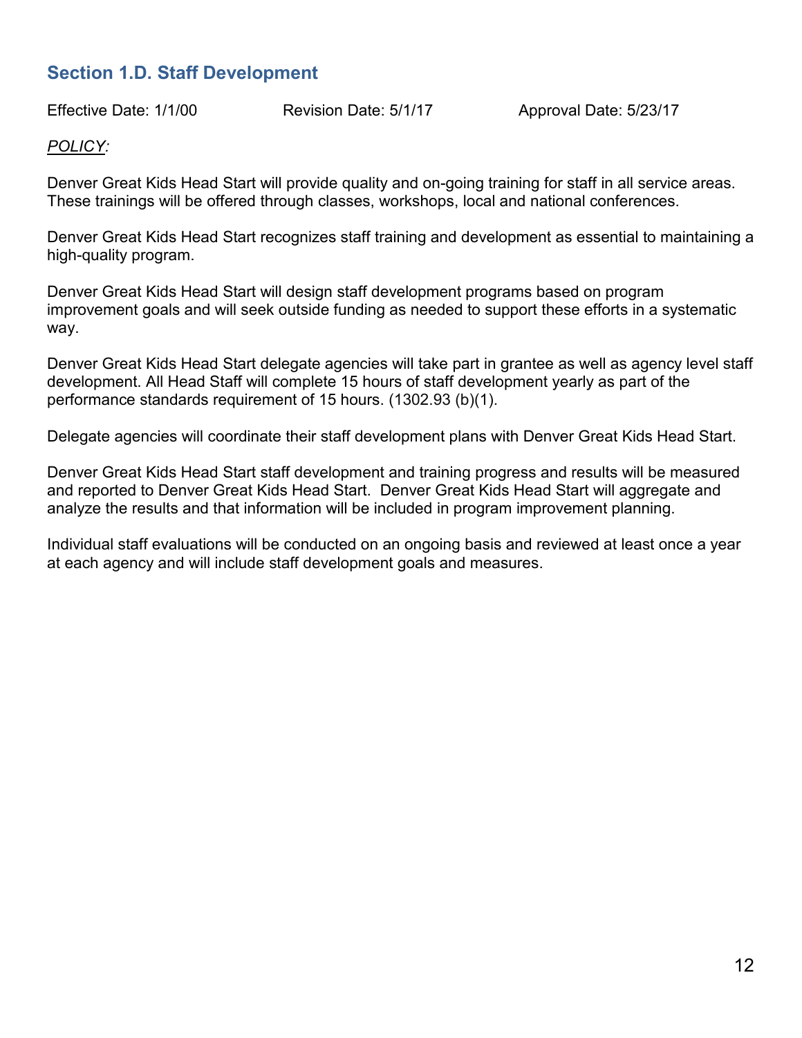## Section 1.D. Staff Development

Effective Date: 1/1/00 Revision Date: 5/1/17 Approval Date: 5/23/17

*POLICY:*

Denver Great Kids Head Start will provide quality and on-going training for staff in all service areas. These trainings will be offered through classes, workshops, local and national conferences.

Denver Great Kids Head Start recognizes staff training and development as essential to maintaining a high-quality program.

Denver Great Kids Head Start will design staff development programs based on program improvement goals and will seek outside funding as needed to support these efforts in a systematic way.

Denver Great Kids Head Start delegate agencies will take part in grantee as well as agency level staff development. All Head Staff will complete 15 hours of staff development yearly as part of the performance standards requirement of 15 hours. (1302.93 (b)(1).

Delegate agencies will coordinate their staff development plans with Denver Great Kids Head Start.

Denver Great Kids Head Start staff development and training progress and results will be measured and reported to Denver Great Kids Head Start. Denver Great Kids Head Start will aggregate and analyze the results and that information will be included in program improvement planning.

Individual staff evaluations will be conducted on an ongoing basis and reviewed at least once a year at each agency and will include staff development goals and measures.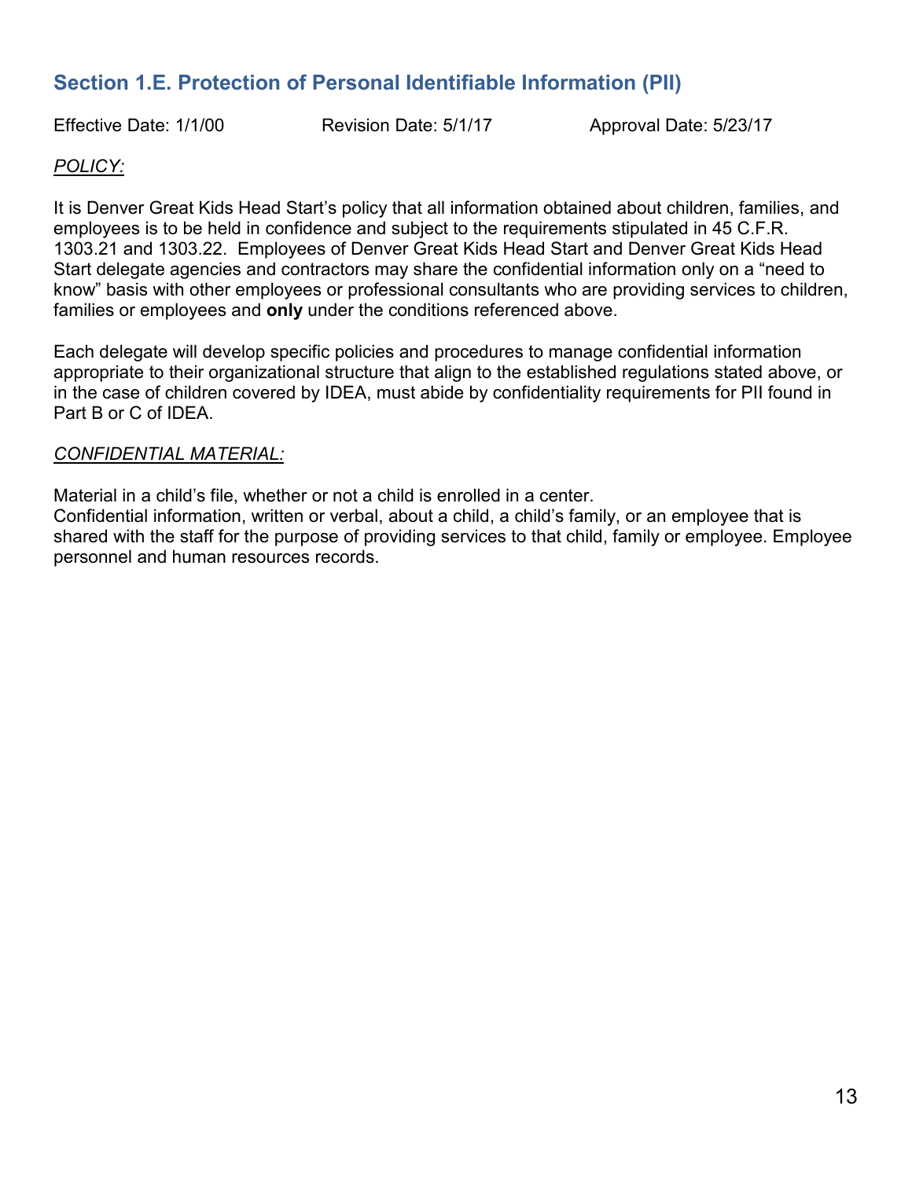## Section 1.E. Protection of Personal Identifiable Information (PII)

Effective Date: 1/1/00 Revision Date: 5/1/17 Approval Date: 5/23/17

*POLICY:*

It is Denver Great Kids Head Start's policy that all information obtained about children, families, and employees is to be held in confidence and subject to the requirements stipulated in 45 C.F.R. 1303.21 and 1303.22. Employees of Denver Great Kids Head Start and Denver Great Kids Head Start delegate agencies and contractors may share the confidential information only on a "need to know" basis with other employees or professional consultants who are providing services to children, families or employees and **only** under the conditions referenced above.

Each delegate will develop specific policies and procedures to manage confidential information appropriate to their organizational structure that align to the established regulations stated above, or in the case of children covered by IDEA, must abide by confidentiality requirements for PII found in Part B or C of IDEA.

*CONFIDENTIAL MATERIAL:*

Material in a child's file, whether or not a child is enrolled in a center.
Confidential information, written or verbal, about a child, a child's family, or an employee that is shared with the staff for the purpose of providing services to that child, family or employee. Employee personnel and human resources records.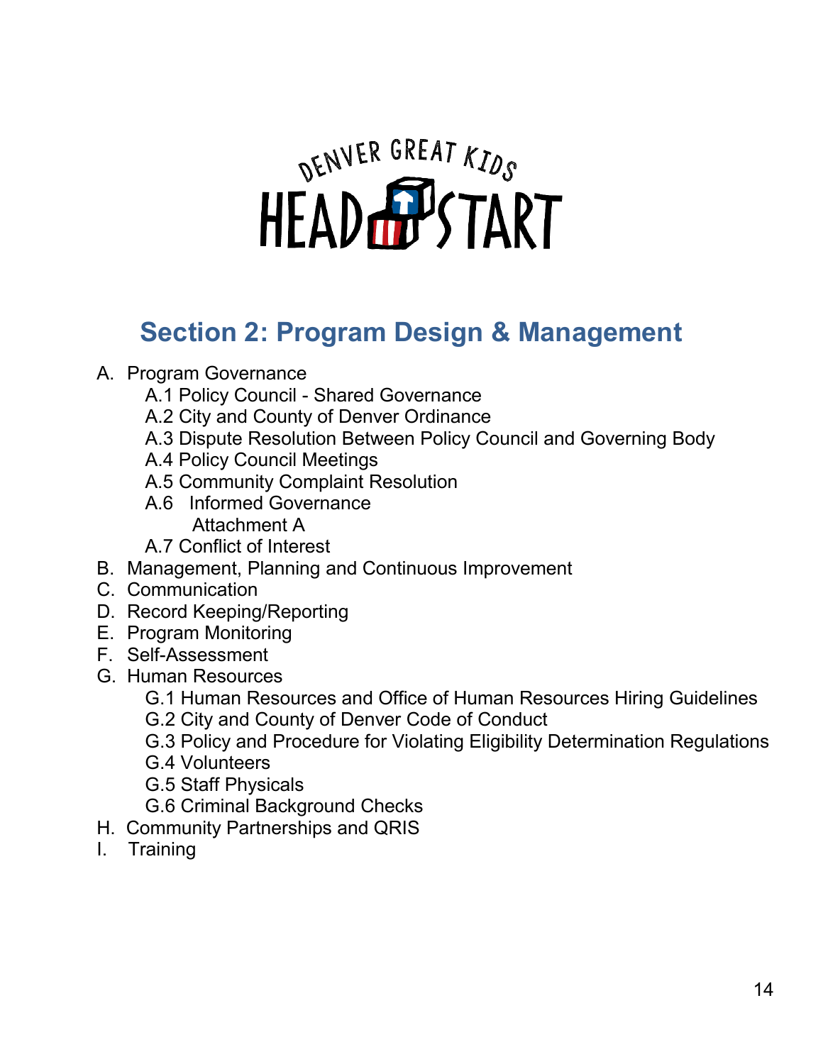DENVER GREAT KIDS HEAD START

## Section 2: Program Design & Management

A. Program Governance
   - A.1 Policy Council - Shared Governance
   - A.2 City and County of Denver Ordinance
   - A.3 Dispute Resolution Between Policy Council and Governing Body
   - A.4 Policy Council Meetings
   - A.5 Community Complaint Resolution
   - A.6 Informed Governance
     - Attachment A
   - A.7 Conflict of Interest

B. Management, Planning and Continuous Improvement

C. Communication

D. Record Keeping/Reporting

E. Program Monitoring

F. Self-Assessment

G. Human Resources
   - G.1 Human Resources and Office of Human Resources Hiring Guidelines
   - G.2 City and County of Denver Code of Conduct
   - G.3 Policy and Procedure for Violating Eligibility Determination Regulations
   - G.4 Volunteers
   - G.5 Staff Physicals
   - G.6 Criminal Background Checks

H. Community Partnerships and QRIS

I. Training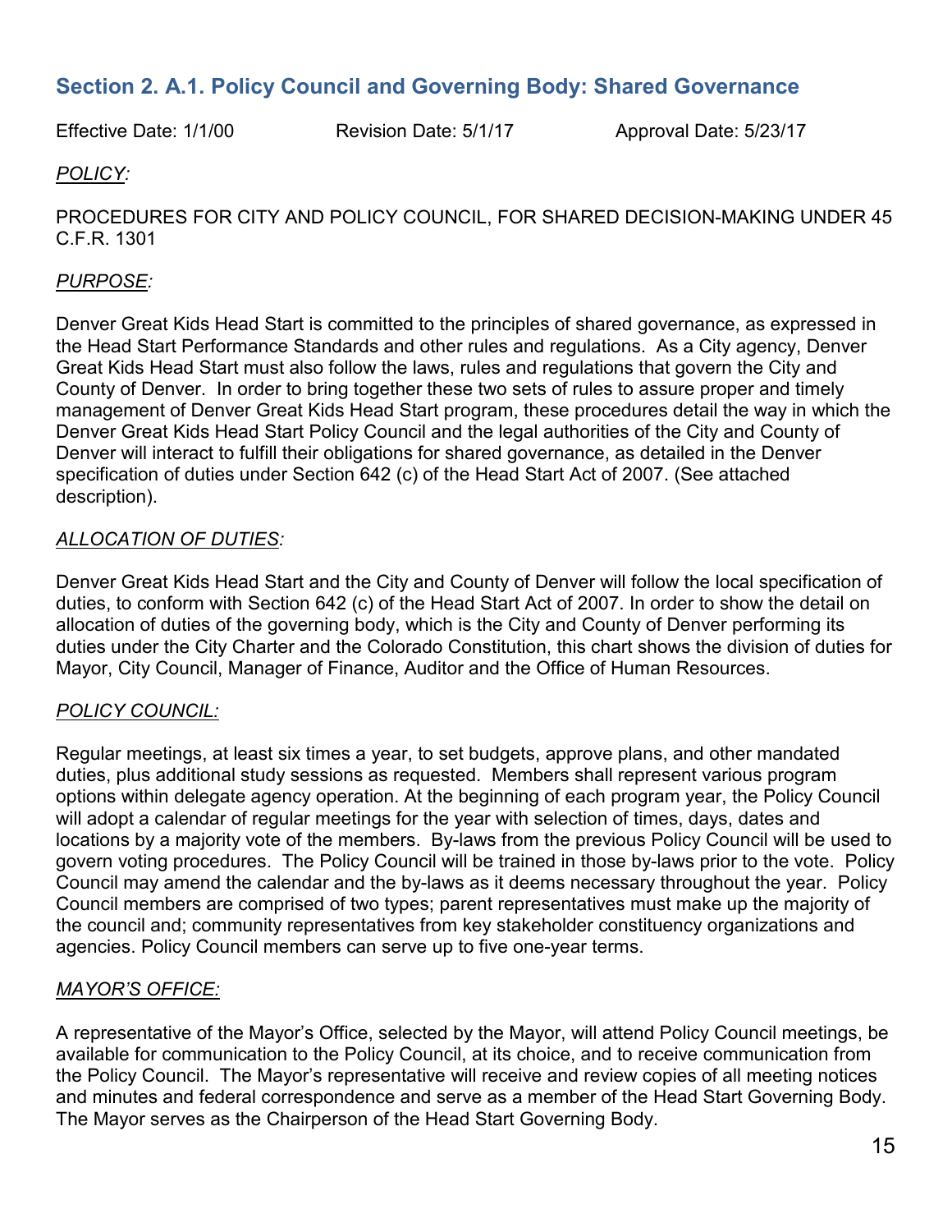## Section 2. A.1. Policy Council and Governing Body: Shared Governance

Effective Date: 1/1/00 Revision Date: 5/1/17 Approval Date: 5/23/17

*POLICY:*

PROCEDURES FOR CITY AND POLICY COUNCIL, FOR SHARED DECISION-MAKING UNDER 45 C.F.R. 1301

*PURPOSE:*

Denver Great Kids Head Start is committed to the principles of shared governance, as expressed in the Head Start Performance Standards and other rules and regulations. As a City agency, Denver Great Kids Head Start must also follow the laws, rules and regulations that govern the City and County of Denver. In order to bring together these two sets of rules to assure proper and timely management of Denver Great Kids Head Start program, these procedures detail the way in which the Denver Great Kids Head Start Policy Council and the legal authorities of the City and County of Denver will interact to fulfill their obligations for shared governance, as detailed in the Denver specification of duties under Section 642 (c) of the Head Start Act of 2007. (See attached description).

*ALLOCATION OF DUTIES:*

Denver Great Kids Head Start and the City and County of Denver will follow the local specification of duties, to conform with Section 642 (c) of the Head Start Act of 2007. In order to show the detail on allocation of duties of the governing body, which is the City and County of Denver performing its duties under the City Charter and the Colorado Constitution, this chart shows the division of duties for Mayor, City Council, Manager of Finance, Auditor and the Office of Human Resources.

*POLICY COUNCIL:*

Regular meetings, at least six times a year, to set budgets, approve plans, and other mandated duties, plus additional study sessions as requested. Members shall represent various program options within delegate agency operation. At the beginning of each program year, the Policy Council will adopt a calendar of regular meetings for the year with selection of times, days, dates and locations by a majority vote of the members. By-laws from the previous Policy Council will be used to govern voting procedures. The Policy Council will be trained in those by-laws prior to the vote. Policy Council may amend the calendar and the by-laws as it deems necessary throughout the year. Policy Council members are comprised of two types; parent representatives must make up the majority of the council and; community representatives from key stakeholder constituency organizations and agencies. Policy Council members can serve up to five one-year terms.

*MAYOR'S OFFICE:*

A representative of the Mayor's Office, selected by the Mayor, will attend Policy Council meetings, be available for communication to the Policy Council, at its choice, and to receive communication from the Policy Council. The Mayor's representative will receive and review copies of all meeting notices and minutes and federal correspondence and serve as a member of the Head Start Governing Body. The Mayor serves as the Chairperson of the Head Start Governing Body.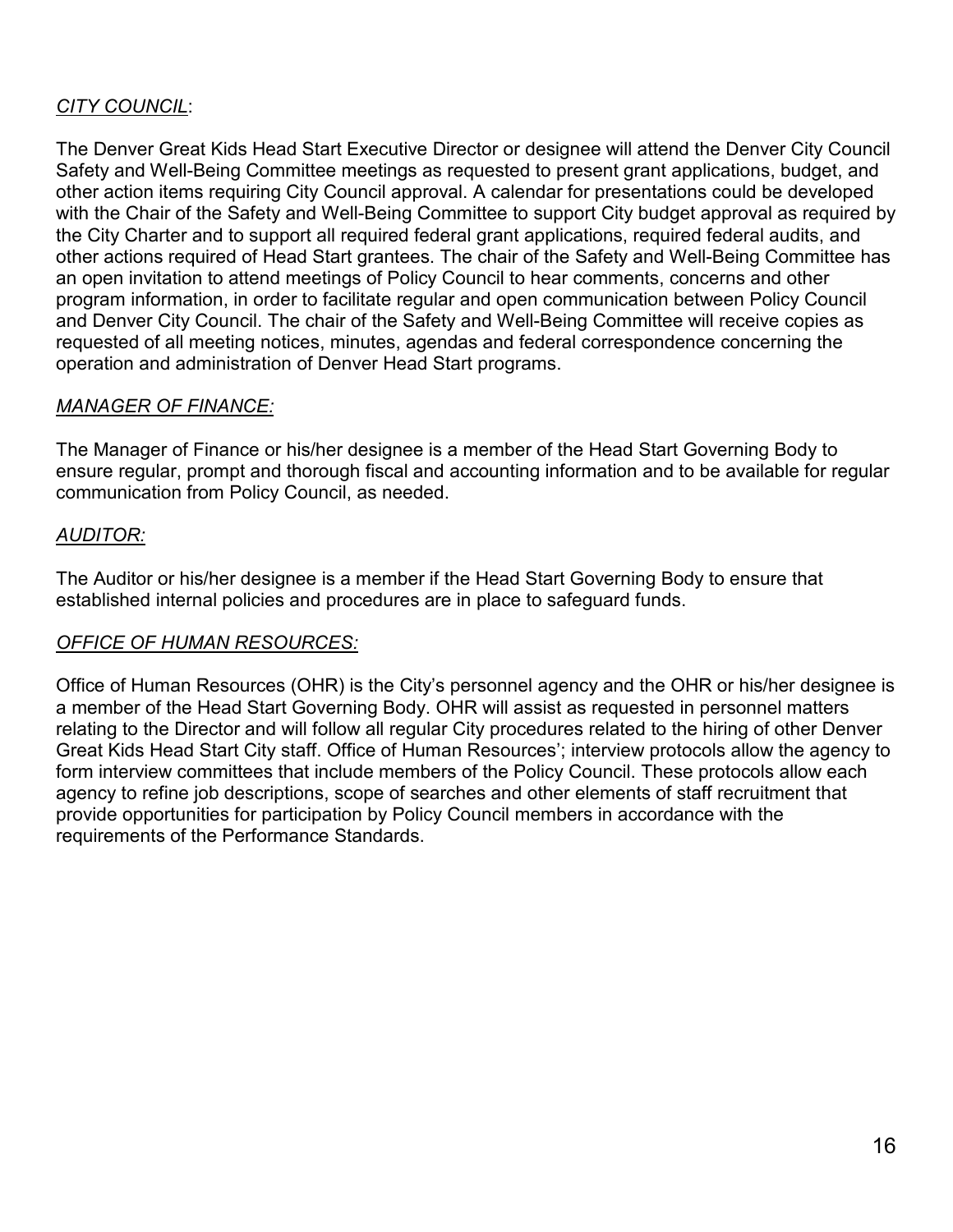*CITY COUNCIL*:

The Denver Great Kids Head Start Executive Director or designee will attend the Denver City Council Safety and Well-Being Committee meetings as requested to present grant applications, budget, and other action items requiring City Council approval. A calendar for presentations could be developed with the Chair of the Safety and Well-Being Committee to support City budget approval as required by the City Charter and to support all required federal grant applications, required federal audits, and other actions required of Head Start grantees. The chair of the Safety and Well-Being Committee has an open invitation to attend meetings of Policy Council to hear comments, concerns and other program information, in order to facilitate regular and open communication between Policy Council and Denver City Council. The chair of the Safety and Well-Being Committee will receive copies as requested of all meeting notices, minutes, agendas and federal correspondence concerning the operation and administration of Denver Head Start programs.

*MANAGER OF FINANCE:*

The Manager of Finance or his/her designee is a member of the Head Start Governing Body to ensure regular, prompt and thorough fiscal and accounting information and to be available for regular communication from Policy Council, as needed.

*AUDITOR:*

The Auditor or his/her designee is a member if the Head Start Governing Body to ensure that established internal policies and procedures are in place to safeguard funds.

*OFFICE OF HUMAN RESOURCES:*

Office of Human Resources (OHR) is the City's personnel agency and the OHR or his/her designee is a member of the Head Start Governing Body. OHR will assist as requested in personnel matters relating to the Director and will follow all regular City procedures related to the hiring of other Denver Great Kids Head Start City staff. Office of Human Resources'; interview protocols allow the agency to form interview committees that include members of the Policy Council. These protocols allow each agency to refine job descriptions, scope of searches and other elements of staff recruitment that provide opportunities for participation by Policy Council members in accordance with the requirements of the Performance Standards.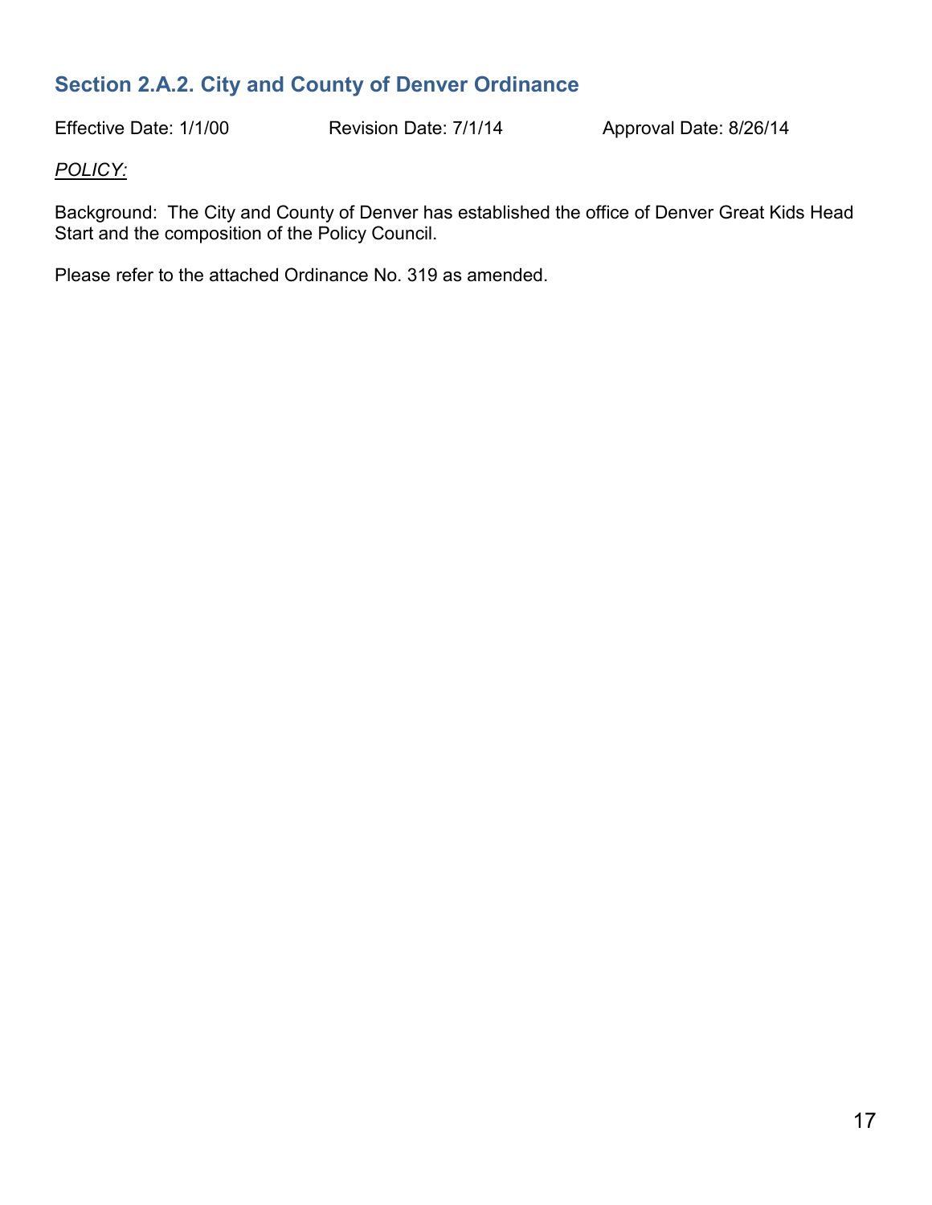## Section 2.A.2. City and County of Denver Ordinance

Effective Date: 1/1/00 Revision Date: 7/1/14 Approval Date: 8/26/14

*POLICY:*

Background: The City and County of Denver has established the office of Denver Great Kids Head Start and the composition of the Policy Council.

Please refer to the attached Ordinance No. 319 as amended.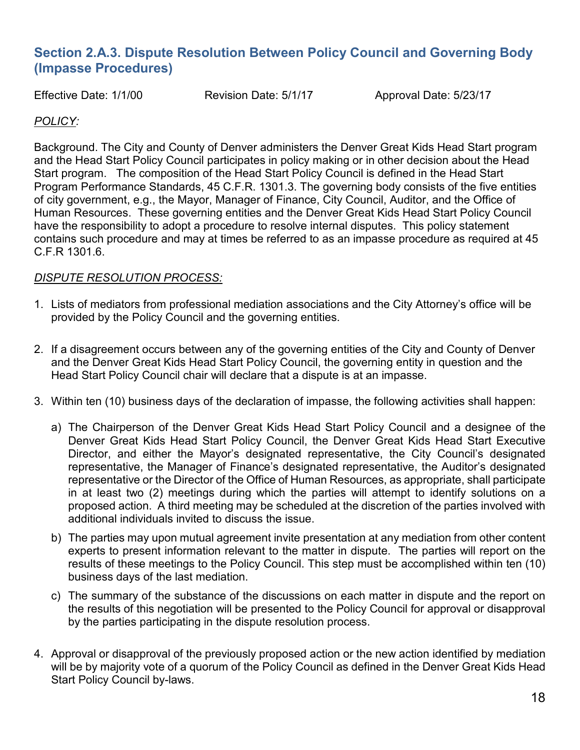## Section 2.A.3. Dispute Resolution Between Policy Council and Governing Body (Impasse Procedures)

Effective Date: 1/1/00 Revision Date: 5/1/17 Approval Date: 5/23/17

*POLICY:*

Background. The City and County of Denver administers the Denver Great Kids Head Start program and the Head Start Policy Council participates in policy making or in other decision about the Head Start program. The composition of the Head Start Policy Council is defined in the Head Start Program Performance Standards, 45 C.F.R. 1301.3. The governing body consists of the five entities of city government, e.g., the Mayor, Manager of Finance, City Council, Auditor, and the Office of Human Resources. These governing entities and the Denver Great Kids Head Start Policy Council have the responsibility to adopt a procedure to resolve internal disputes. This policy statement contains such procedure and may at times be referred to as an impasse procedure as required at 45 C.F.R 1301.6.

*DISPUTE RESOLUTION PROCESS:*

1. Lists of mediators from professional mediation associations and the City Attorney's office will be provided by the Policy Council and the governing entities.

2. If a disagreement occurs between any of the governing entities of the City and County of Denver and the Denver Great Kids Head Start Policy Council, the governing entity in question and the Head Start Policy Council chair will declare that a dispute is at an impasse.

3. Within ten (10) business days of the declaration of impasse, the following activities shall happen:

   a) The Chairperson of the Denver Great Kids Head Start Policy Council and a designee of the Denver Great Kids Head Start Policy Council, the Denver Great Kids Head Start Executive Director, and either the Mayor's designated representative, the City Council's designated representative, the Manager of Finance's designated representative, the Auditor's designated representative or the Director of the Office of Human Resources, as appropriate, shall participate in at least two (2) meetings during which the parties will attempt to identify solutions on a proposed action. A third meeting may be scheduled at the discretion of the parties involved with additional individuals invited to discuss the issue.

   b) The parties may upon mutual agreement invite presentation at any mediation from other content experts to present information relevant to the matter in dispute. The parties will report on the results of these meetings to the Policy Council. This step must be accomplished within ten (10) business days of the last mediation.

   c) The summary of the substance of the discussions on each matter in dispute and the report on the results of this negotiation will be presented to the Policy Council for approval or disapproval by the parties participating in the dispute resolution process.

4. Approval or disapproval of the previously proposed action or the new action identified by mediation will be by majority vote of a quorum of the Policy Council as defined in the Denver Great Kids Head Start Policy Council by-laws.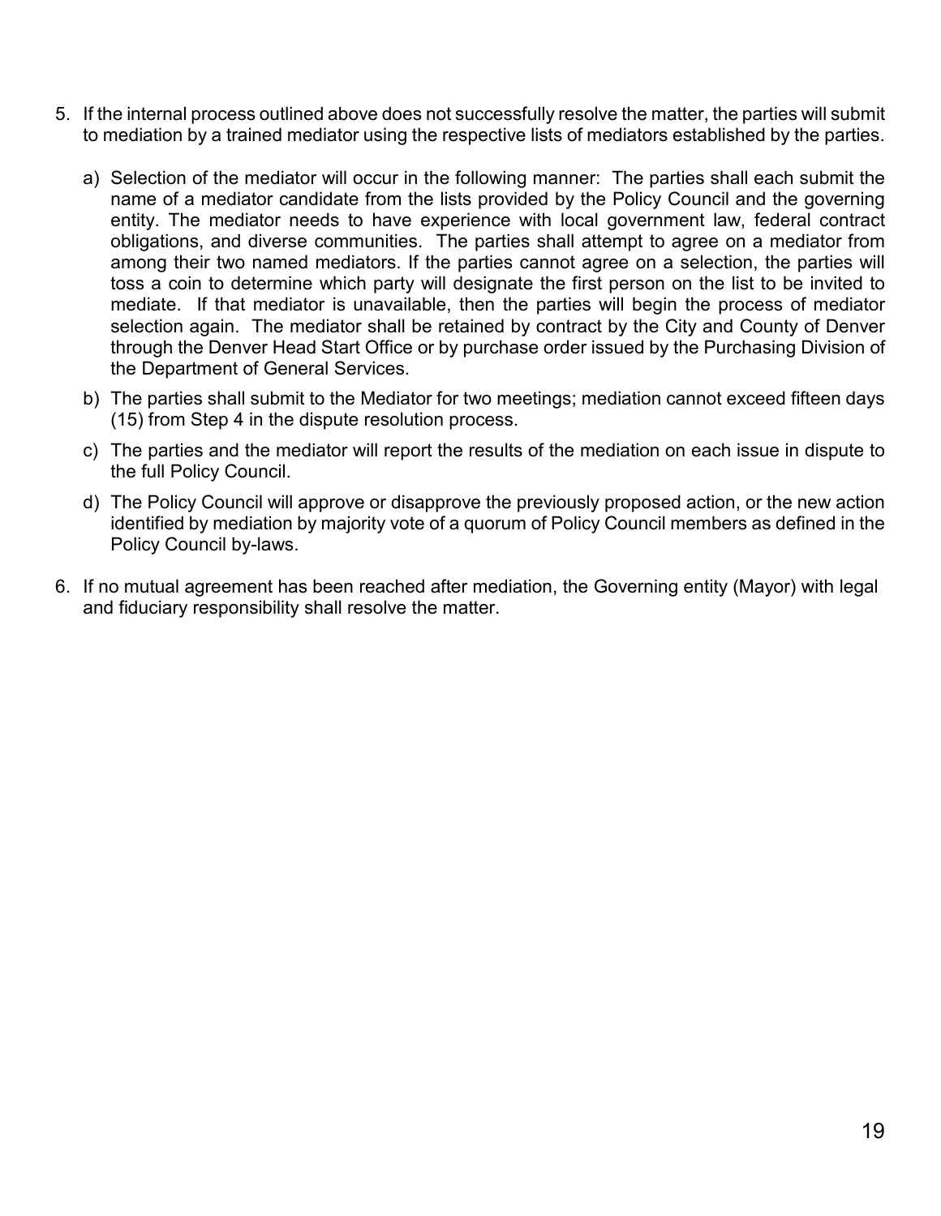5. If the internal process outlined above does not successfully resolve the matter, the parties will submit to mediation by a trained mediator using the respective lists of mediators established by the parties.

   a) Selection of the mediator will occur in the following manner: The parties shall each submit the name of a mediator candidate from the lists provided by the Policy Council and the governing entity. The mediator needs to have experience with local government law, federal contract obligations, and diverse communities. The parties shall attempt to agree on a mediator from among their two named mediators. If the parties cannot agree on a selection, the parties will toss a coin to determine which party will designate the first person on the list to be invited to mediate. If that mediator is unavailable, then the parties will begin the process of mediator selection again. The mediator shall be retained by contract by the City and County of Denver through the Denver Head Start Office or by purchase order issued by the Purchasing Division of the Department of General Services.

   b) The parties shall submit to the Mediator for two meetings; mediation cannot exceed fifteen days (15) from Step 4 in the dispute resolution process.

   c) The parties and the mediator will report the results of the mediation on each issue in dispute to the full Policy Council.

   d) The Policy Council will approve or disapprove the previously proposed action, or the new action identified by mediation by majority vote of a quorum of Policy Council members as defined in the Policy Council by-laws.

6. If no mutual agreement has been reached after mediation, the Governing entity (Mayor) with legal and fiduciary responsibility shall resolve the matter.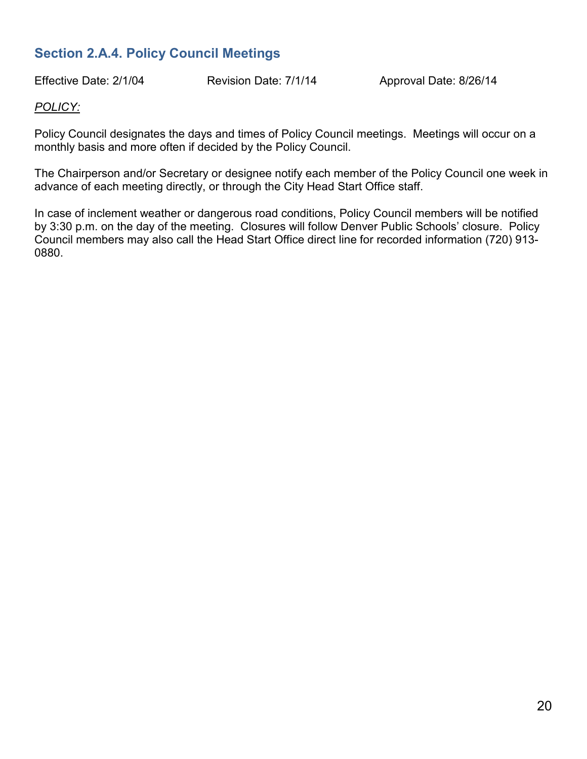## Section 2.A.4. Policy Council Meetings

Effective Date: 2/1/04 Revision Date: 7/1/14 Approval Date: 8/26/14

*POLICY:*

Policy Council designates the days and times of Policy Council meetings. Meetings will occur on a monthly basis and more often if decided by the Policy Council.

The Chairperson and/or Secretary or designee notify each member of the Policy Council one week in advance of each meeting directly, or through the City Head Start Office staff.

In case of inclement weather or dangerous road conditions, Policy Council members will be notified by 3:30 p.m. on the day of the meeting. Closures will follow Denver Public Schools' closure. Policy Council members may also call the Head Start Office direct line for recorded information (720) 913-0880.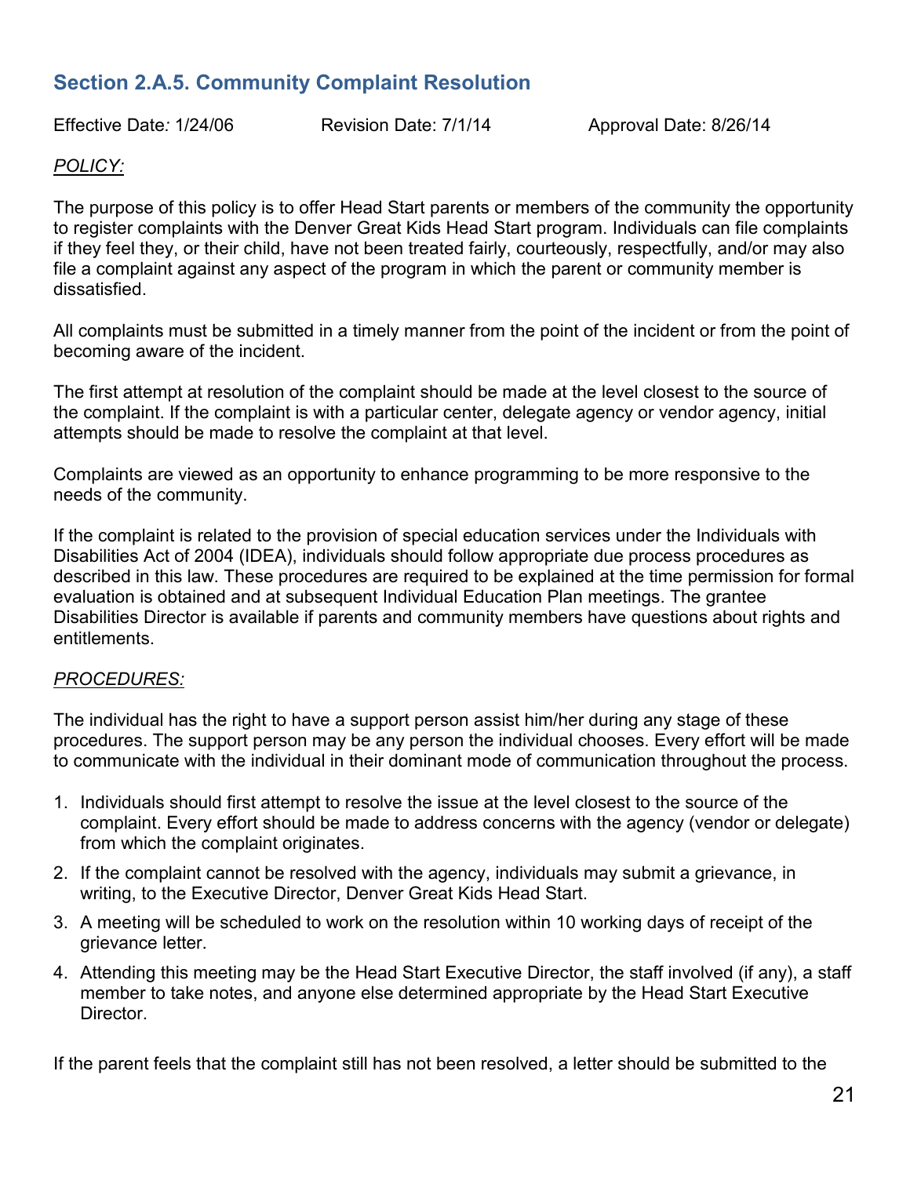## Section 2.A.5. Community Complaint Resolution

Effective Date: 1/24/06 Revision Date: 7/1/14 Approval Date: 8/26/14

*POLICY:*

The purpose of this policy is to offer Head Start parents or members of the community the opportunity to register complaints with the Denver Great Kids Head Start program. Individuals can file complaints if they feel they, or their child, have not been treated fairly, courteously, respectfully, and/or may also file a complaint against any aspect of the program in which the parent or community member is dissatisfied.

All complaints must be submitted in a timely manner from the point of the incident or from the point of becoming aware of the incident.

The first attempt at resolution of the complaint should be made at the level closest to the source of the complaint. If the complaint is with a particular center, delegate agency or vendor agency, initial attempts should be made to resolve the complaint at that level.

Complaints are viewed as an opportunity to enhance programming to be more responsive to the needs of the community.

If the complaint is related to the provision of special education services under the Individuals with Disabilities Act of 2004 (IDEA), individuals should follow appropriate due process procedures as described in this law. These procedures are required to be explained at the time permission for formal evaluation is obtained and at subsequent Individual Education Plan meetings. The grantee Disabilities Director is available if parents and community members have questions about rights and entitlements.

*PROCEDURES:*

The individual has the right to have a support person assist him/her during any stage of these procedures. The support person may be any person the individual chooses. Every effort will be made to communicate with the individual in their dominant mode of communication throughout the process.

1. Individuals should first attempt to resolve the issue at the level closest to the source of the complaint. Every effort should be made to address concerns with the agency (vendor or delegate) from which the complaint originates.
2. If the complaint cannot be resolved with the agency, individuals may submit a grievance, in writing, to the Executive Director, Denver Great Kids Head Start.
3. A meeting will be scheduled to work on the resolution within 10 working days of receipt of the grievance letter.
4. Attending this meeting may be the Head Start Executive Director, the staff involved (if any), a staff member to take notes, and anyone else determined appropriate by the Head Start Executive Director.

If the parent feels that the complaint still has not been resolved, a letter should be submitted to the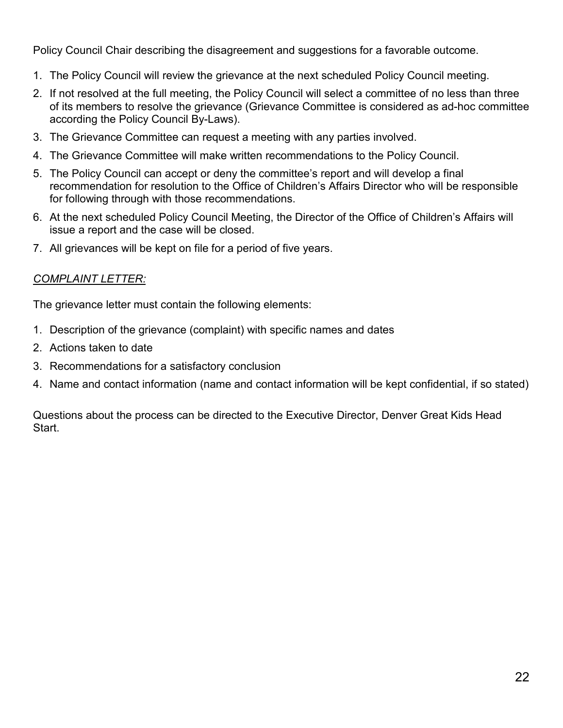Policy Council Chair describing the disagreement and suggestions for a favorable outcome.

1. The Policy Council will review the grievance at the next scheduled Policy Council meeting.
2. If not resolved at the full meeting, the Policy Council will select a committee of no less than three of its members to resolve the grievance (Grievance Committee is considered as ad-hoc committee according the Policy Council By-Laws).
3. The Grievance Committee can request a meeting with any parties involved.
4. The Grievance Committee will make written recommendations to the Policy Council.
5. The Policy Council can accept or deny the committee's report and will develop a final recommendation for resolution to the Office of Children's Affairs Director who will be responsible for following through with those recommendations.
6. At the next scheduled Policy Council Meeting, the Director of the Office of Children's Affairs will issue a report and the case will be closed.
7. All grievances will be kept on file for a period of five years.

*COMPLAINT LETTER:*

The grievance letter must contain the following elements:

1. Description of the grievance (complaint) with specific names and dates
2. Actions taken to date
3. Recommendations for a satisfactory conclusion
4. Name and contact information (name and contact information will be kept confidential, if so stated)

Questions about the process can be directed to the Executive Director, Denver Great Kids Head Start.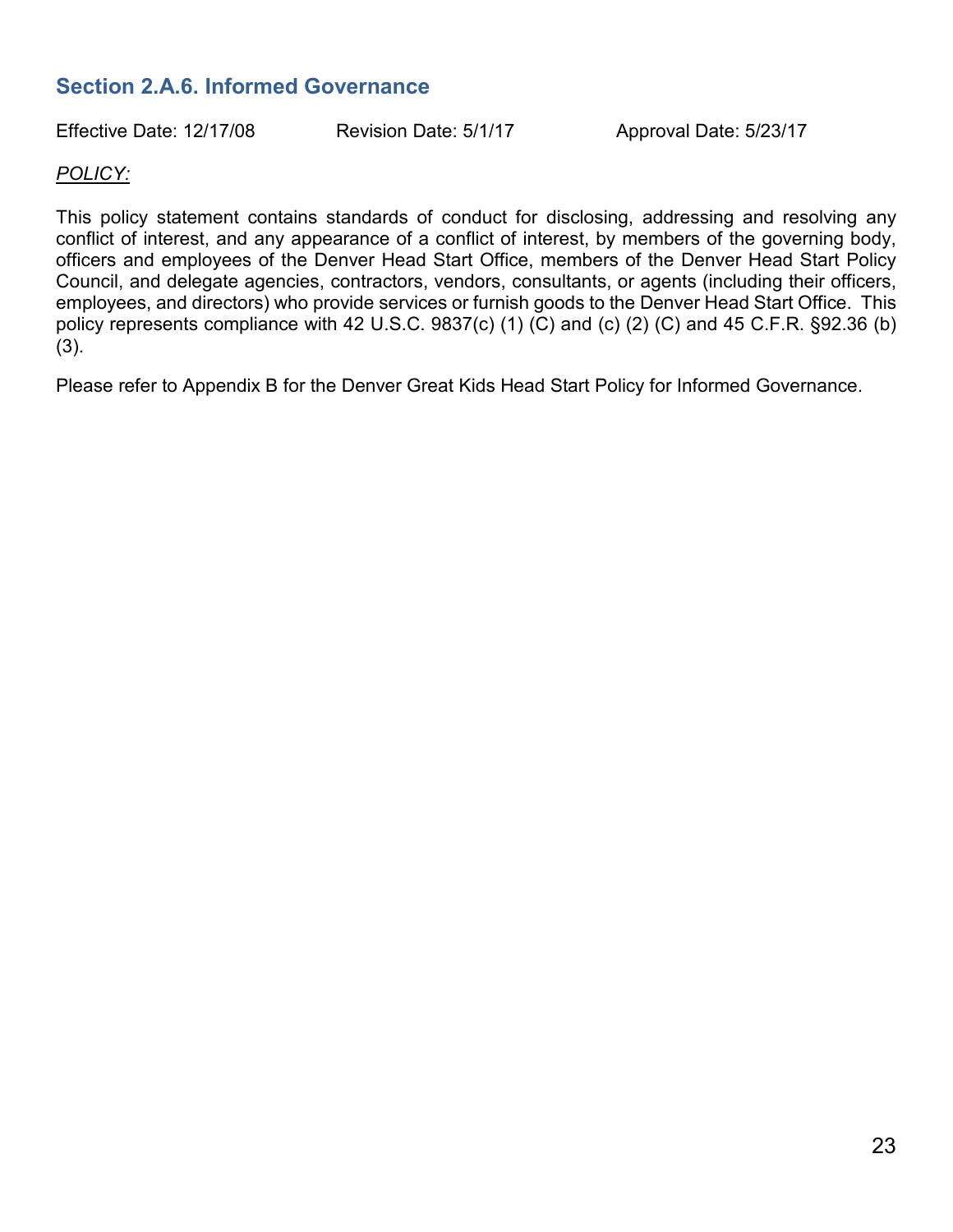## Section 2.A.6. Informed Governance

Effective Date: 12/17/08 Revision Date: 5/1/17 Approval Date: 5/23/17

*POLICY:*

This policy statement contains standards of conduct for disclosing, addressing and resolving any conflict of interest, and any appearance of a conflict of interest, by members of the governing body, officers and employees of the Denver Head Start Office, members of the Denver Head Start Policy Council, and delegate agencies, contractors, vendors, consultants, or agents (including their officers, employees, and directors) who provide services or furnish goods to the Denver Head Start Office. This policy represents compliance with 42 U.S.C. 9837(c) (1) (C) and (c) (2) (C) and 45 C.F.R. §92.36 (b) (3).

Please refer to Appendix B for the Denver Great Kids Head Start Policy for Informed Governance.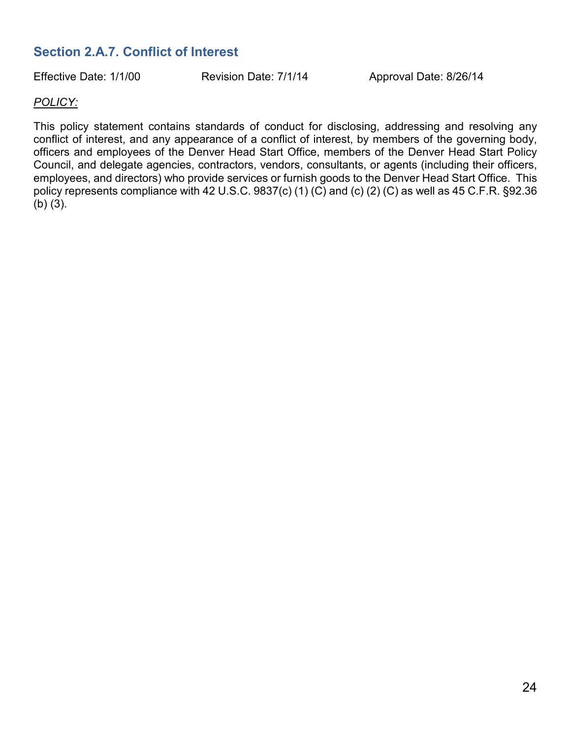## Section 2.A.7. Conflict of Interest

Effective Date: 1/1/00 Revision Date: 7/1/14 Approval Date: 8/26/14

*POLICY:*

This policy statement contains standards of conduct for disclosing, addressing and resolving any conflict of interest, and any appearance of a conflict of interest, by members of the governing body, officers and employees of the Denver Head Start Office, members of the Denver Head Start Policy Council, and delegate agencies, contractors, vendors, consultants, or agents (including their officers, employees, and directors) who provide services or furnish goods to the Denver Head Start Office. This policy represents compliance with 42 U.S.C. 9837(c) (1) (C) and (c) (2) (C) as well as 45 C.F.R. §92.36 (b) (3).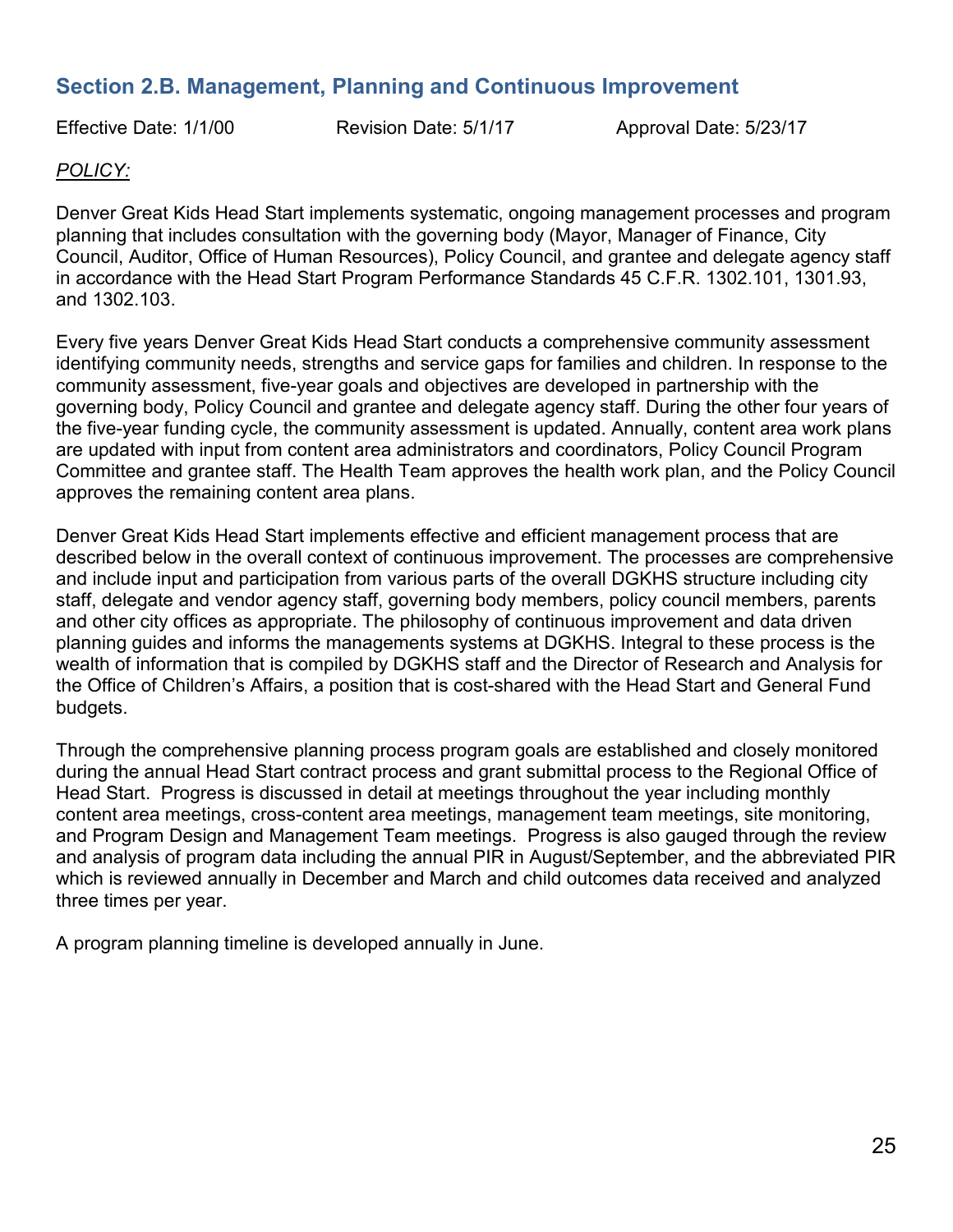## Section 2.B. Management, Planning and Continuous Improvement

Effective Date: 1/1/00 Revision Date: 5/1/17 Approval Date: 5/23/17

*POLICY:*

Denver Great Kids Head Start implements systematic, ongoing management processes and program planning that includes consultation with the governing body (Mayor, Manager of Finance, City Council, Auditor, Office of Human Resources), Policy Council, and grantee and delegate agency staff in accordance with the Head Start Program Performance Standards 45 C.F.R. 1302.101, 1301.93, and 1302.103.

Every five years Denver Great Kids Head Start conducts a comprehensive community assessment identifying community needs, strengths and service gaps for families and children. In response to the community assessment, five-year goals and objectives are developed in partnership with the governing body, Policy Council and grantee and delegate agency staff. During the other four years of the five-year funding cycle, the community assessment is updated. Annually, content area work plans are updated with input from content area administrators and coordinators, Policy Council Program Committee and grantee staff. The Health Team approves the health work plan, and the Policy Council approves the remaining content area plans.

Denver Great Kids Head Start implements effective and efficient management process that are described below in the overall context of continuous improvement. The processes are comprehensive and include input and participation from various parts of the overall DGKHS structure including city staff, delegate and vendor agency staff, governing body members, policy council members, parents and other city offices as appropriate. The philosophy of continuous improvement and data driven planning guides and informs the managements systems at DGKHS. Integral to these process is the wealth of information that is compiled by DGKHS staff and the Director of Research and Analysis for the Office of Children's Affairs, a position that is cost-shared with the Head Start and General Fund budgets.

Through the comprehensive planning process program goals are established and closely monitored during the annual Head Start contract process and grant submittal process to the Regional Office of Head Start. Progress is discussed in detail at meetings throughout the year including monthly content area meetings, cross-content area meetings, management team meetings, site monitoring, and Program Design and Management Team meetings. Progress is also gauged through the review and analysis of program data including the annual PIR in August/September, and the abbreviated PIR which is reviewed annually in December and March and child outcomes data received and analyzed three times per year.

A program planning timeline is developed annually in June.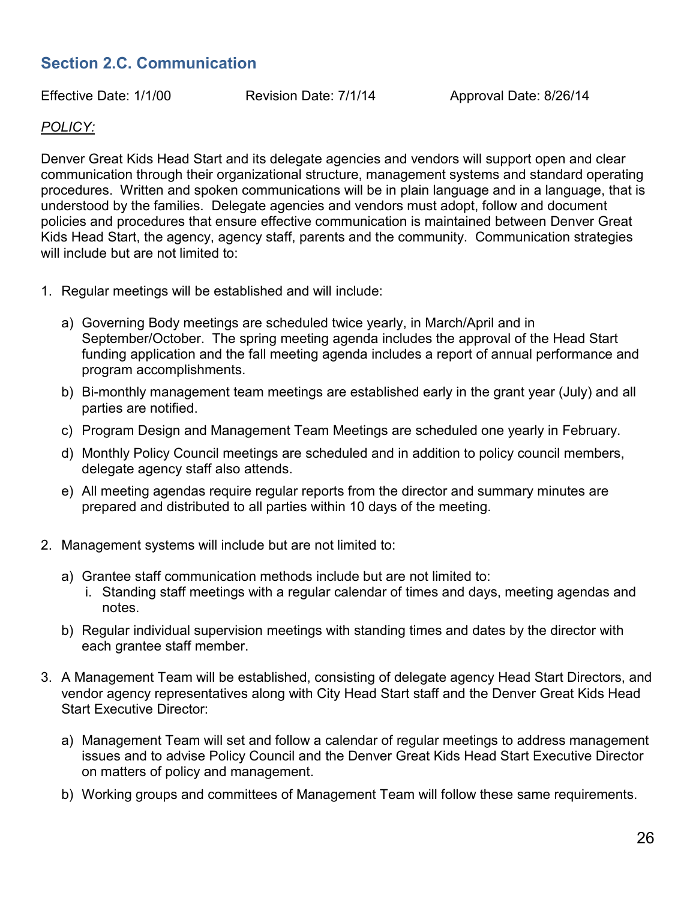## Section 2.C. Communication

Effective Date: 1/1/00 Revision Date: 7/1/14 Approval Date: 8/26/14

*POLICY:*

Denver Great Kids Head Start and its delegate agencies and vendors will support open and clear communication through their organizational structure, management systems and standard operating procedures. Written and spoken communications will be in plain language and in a language, that is understood by the families. Delegate agencies and vendors must adopt, follow and document policies and procedures that ensure effective communication is maintained between Denver Great Kids Head Start, the agency, agency staff, parents and the community. Communication strategies will include but are not limited to:

1. Regular meetings will be established and will include:

   a) Governing Body meetings are scheduled twice yearly, in March/April and in September/October. The spring meeting agenda includes the approval of the Head Start funding application and the fall meeting agenda includes a report of annual performance and program accomplishments.

   b) Bi-monthly management team meetings are established early in the grant year (July) and all parties are notified.

   c) Program Design and Management Team Meetings are scheduled one yearly in February.

   d) Monthly Policy Council meetings are scheduled and in addition to policy council members, delegate agency staff also attends.

   e) All meeting agendas require regular reports from the director and summary minutes are prepared and distributed to all parties within 10 days of the meeting.

2. Management systems will include but are not limited to:

   a) Grantee staff communication methods include but are not limited to:
      i. Standing staff meetings with a regular calendar of times and days, meeting agendas and notes.

   b) Regular individual supervision meetings with standing times and dates by the director with each grantee staff member.

3. A Management Team will be established, consisting of delegate agency Head Start Directors, and vendor agency representatives along with City Head Start staff and the Denver Great Kids Head Start Executive Director:

   a) Management Team will set and follow a calendar of regular meetings to address management issues and to advise Policy Council and the Denver Great Kids Head Start Executive Director on matters of policy and management.

   b) Working groups and committees of Management Team will follow these same requirements.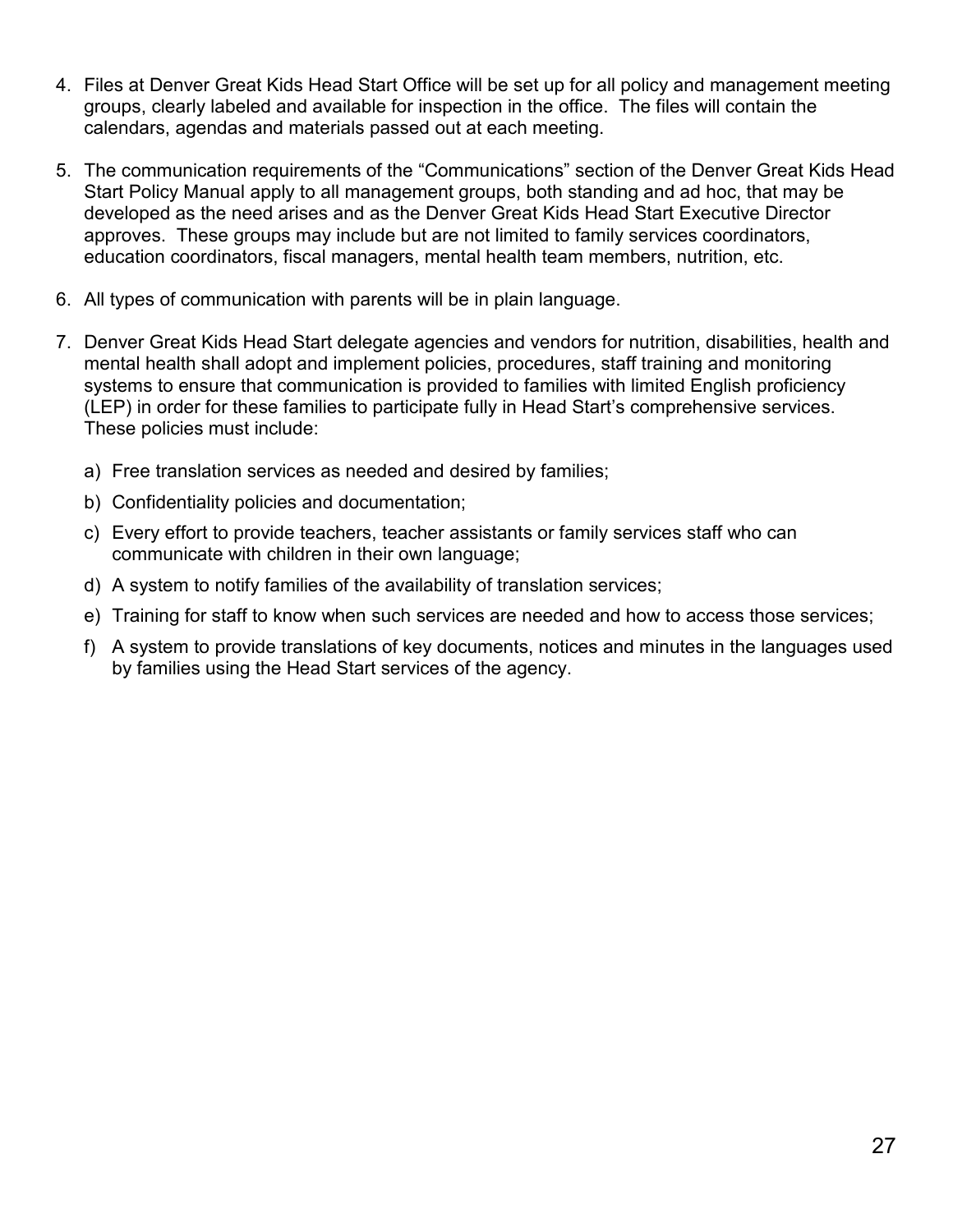4. Files at Denver Great Kids Head Start Office will be set up for all policy and management meeting groups, clearly labeled and available for inspection in the office. The files will contain the calendars, agendas and materials passed out at each meeting.

5. The communication requirements of the "Communications" section of the Denver Great Kids Head Start Policy Manual apply to all management groups, both standing and ad hoc, that may be developed as the need arises and as the Denver Great Kids Head Start Executive Director approves. These groups may include but are not limited to family services coordinators, education coordinators, fiscal managers, mental health team members, nutrition, etc.

6. All types of communication with parents will be in plain language.

7. Denver Great Kids Head Start delegate agencies and vendors for nutrition, disabilities, health and mental health shall adopt and implement policies, procedures, staff training and monitoring systems to ensure that communication is provided to families with limited English proficiency (LEP) in order for these families to participate fully in Head Start's comprehensive services. These policies must include:

   a) Free translation services as needed and desired by families;

   b) Confidentiality policies and documentation;

   c) Every effort to provide teachers, teacher assistants or family services staff who can communicate with children in their own language;

   d) A system to notify families of the availability of translation services;

   e) Training for staff to know when such services are needed and how to access those services;

   f) A system to provide translations of key documents, notices and minutes in the languages used by families using the Head Start services of the agency.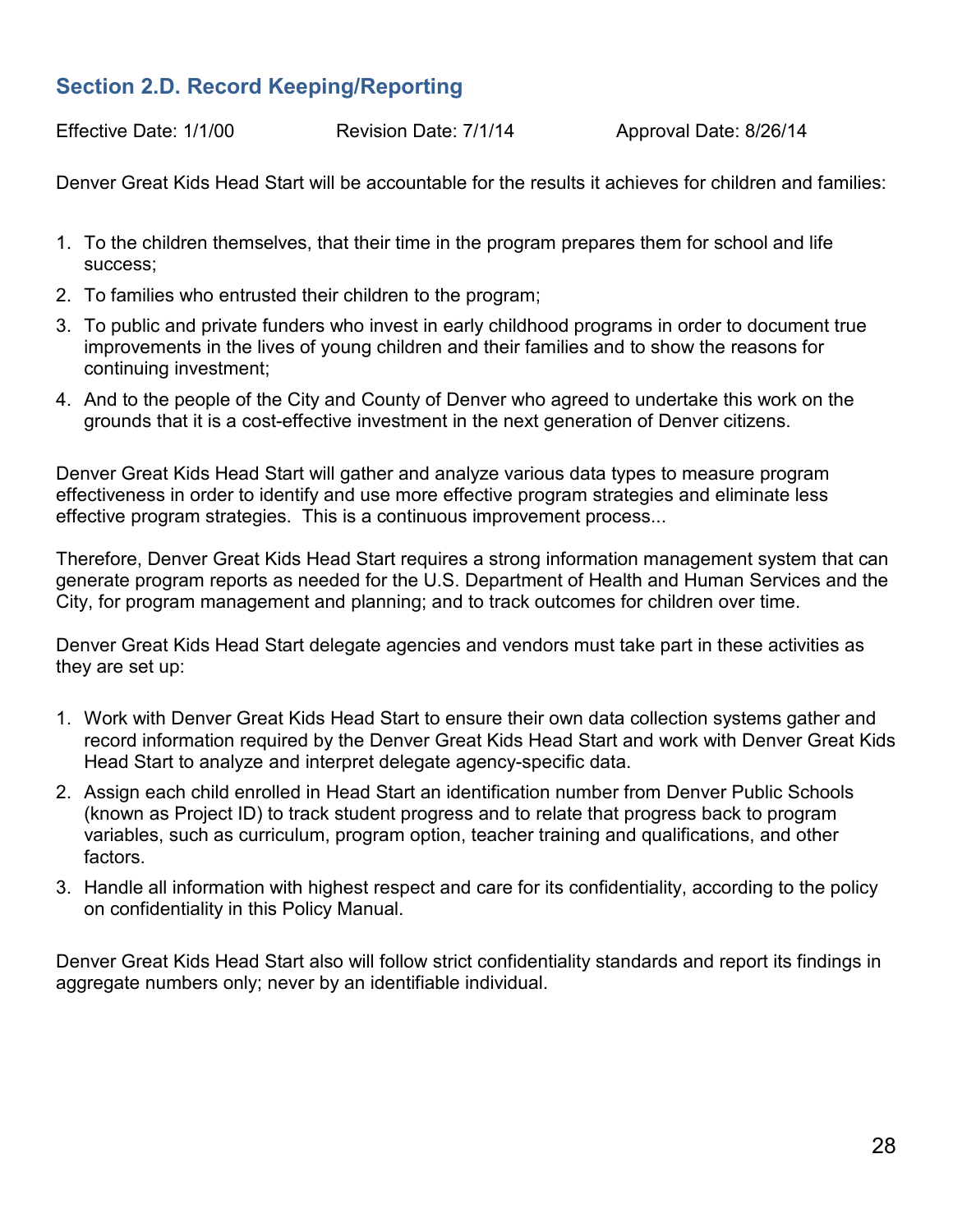## Section 2.D. Record Keeping/Reporting

Effective Date: 1/1/00 Revision Date: 7/1/14 Approval Date: 8/26/14

Denver Great Kids Head Start will be accountable for the results it achieves for children and families:

1. To the children themselves, that their time in the program prepares them for school and life success;
2. To families who entrusted their children to the program;
3. To public and private funders who invest in early childhood programs in order to document true improvements in the lives of young children and their families and to show the reasons for continuing investment;
4. And to the people of the City and County of Denver who agreed to undertake this work on the grounds that it is a cost-effective investment in the next generation of Denver citizens.

Denver Great Kids Head Start will gather and analyze various data types to measure program effectiveness in order to identify and use more effective program strategies and eliminate less effective program strategies. This is a continuous improvement process...

Therefore, Denver Great Kids Head Start requires a strong information management system that can generate program reports as needed for the U.S. Department of Health and Human Services and the City, for program management and planning; and to track outcomes for children over time.

Denver Great Kids Head Start delegate agencies and vendors must take part in these activities as they are set up:

1. Work with Denver Great Kids Head Start to ensure their own data collection systems gather and record information required by the Denver Great Kids Head Start and work with Denver Great Kids Head Start to analyze and interpret delegate agency-specific data.
2. Assign each child enrolled in Head Start an identification number from Denver Public Schools (known as Project ID) to track student progress and to relate that progress back to program variables, such as curriculum, program option, teacher training and qualifications, and other factors.
3. Handle all information with highest respect and care for its confidentiality, according to the policy on confidentiality in this Policy Manual.

Denver Great Kids Head Start also will follow strict confidentiality standards and report its findings in aggregate numbers only; never by an identifiable individual.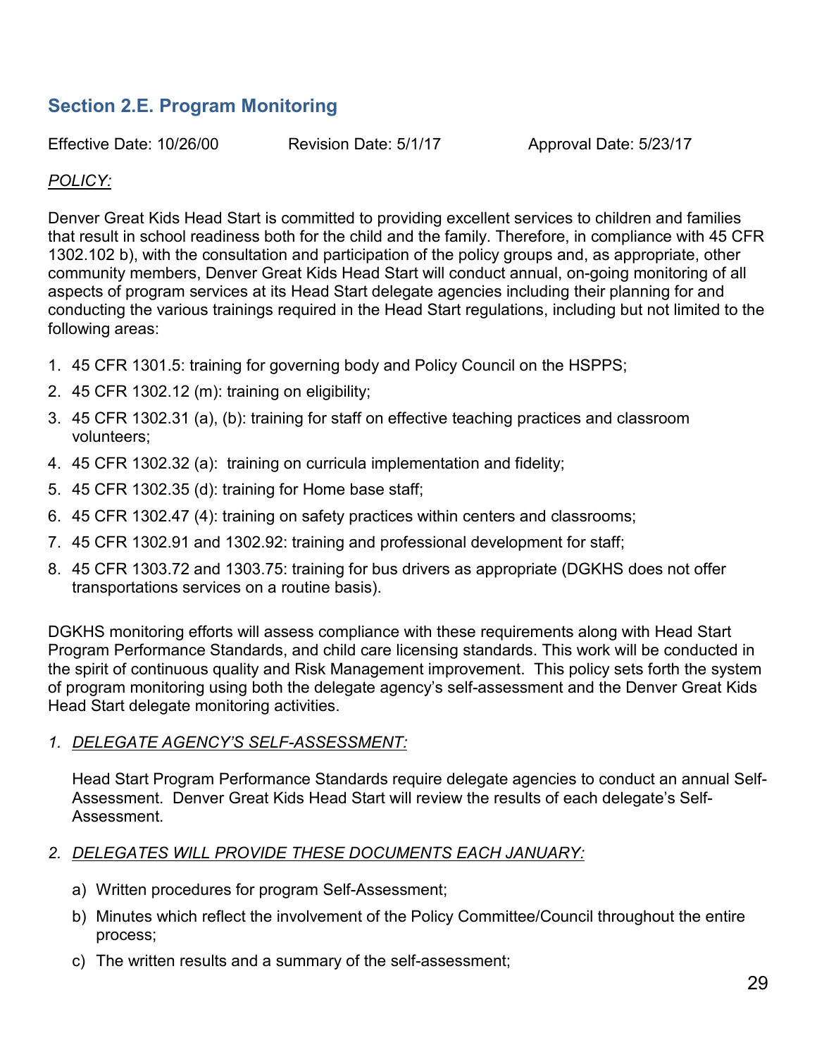## Section 2.E. Program Monitoring

Effective Date: 10/26/00 Revision Date: 5/1/17 Approval Date: 5/23/17

*POLICY:*

Denver Great Kids Head Start is committed to providing excellent services to children and families that result in school readiness both for the child and the family. Therefore, in compliance with 45 CFR 1302.102 b), with the consultation and participation of the policy groups and, as appropriate, other community members, Denver Great Kids Head Start will conduct annual, on-going monitoring of all aspects of program services at its Head Start delegate agencies including their planning for and conducting the various trainings required in the Head Start regulations, including but not limited to the following areas:

1. 45 CFR 1301.5: training for governing body and Policy Council on the HSPPS;
2. 45 CFR 1302.12 (m): training on eligibility;
3. 45 CFR 1302.31 (a), (b): training for staff on effective teaching practices and classroom volunteers;
4. 45 CFR 1302.32 (a): training on curricula implementation and fidelity;
5. 45 CFR 1302.35 (d): training for Home base staff;
6. 45 CFR 1302.47 (4): training on safety practices within centers and classrooms;
7. 45 CFR 1302.91 and 1302.92: training and professional development for staff;
8. 45 CFR 1303.72 and 1303.75: training for bus drivers as appropriate (DGKHS does not offer transportations services on a routine basis).

DGKHS monitoring efforts will assess compliance with these requirements along with Head Start Program Performance Standards, and child care licensing standards. This work will be conducted in the spirit of continuous quality and Risk Management improvement. This policy sets forth the system of program monitoring using both the delegate agency's self-assessment and the Denver Great Kids Head Start delegate monitoring activities.

1. <u>*DELEGATE AGENCY'S SELF-ASSESSMENT:*</u>

   Head Start Program Performance Standards require delegate agencies to conduct an annual Self-Assessment. Denver Great Kids Head Start will review the results of each delegate's Self-Assessment.

2. <u>*DELEGATES WILL PROVIDE THESE DOCUMENTS EACH JANUARY:*</u>

   a) Written procedures for program Self-Assessment;

   b) Minutes which reflect the involvement of the Policy Committee/Council throughout the entire process;

   c) The written results and a summary of the self-assessment;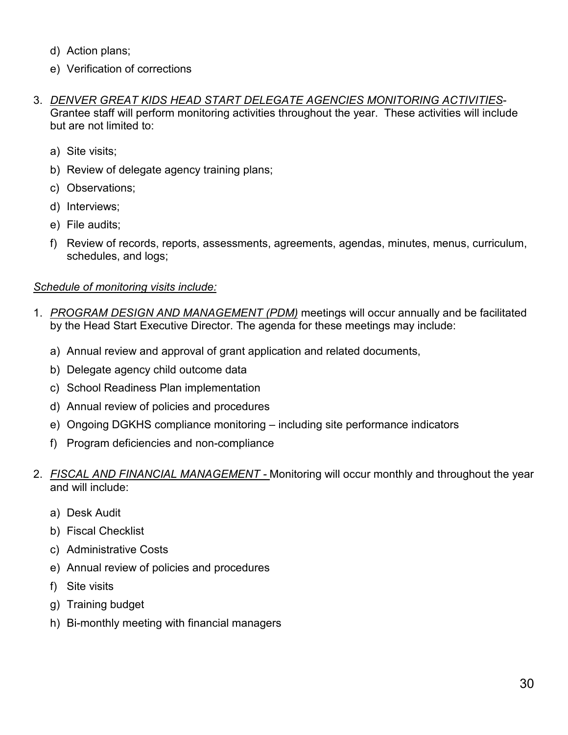d) Action plans;

e) Verification of corrections

3. *DENVER GREAT KIDS HEAD START DELEGATE AGENCIES MONITORING ACTIVITIES*- Grantee staff will perform monitoring activities throughout the year. These activities will include but are not limited to:

   a) Site visits;

   b) Review of delegate agency training plans;

   c) Observations;

   d) Interviews;

   e) File audits;

   f) Review of records, reports, assessments, agreements, agendas, minutes, menus, curriculum, schedules, and logs;

*Schedule of monitoring visits include:*

1. *PROGRAM DESIGN AND MANAGEMENT (PDM)* meetings will occur annually and be facilitated by the Head Start Executive Director. The agenda for these meetings may include:

   a) Annual review and approval of grant application and related documents,

   b) Delegate agency child outcome data

   c) School Readiness Plan implementation

   d) Annual review of policies and procedures

   e) Ongoing DGKHS compliance monitoring – including site performance indicators

   f) Program deficiencies and non-compliance

2. *FISCAL AND FINANCIAL MANAGEMENT -* Monitoring will occur monthly and throughout the year and will include:

   a) Desk Audit

   b) Fiscal Checklist

   c) Administrative Costs

   e) Annual review of policies and procedures

   f) Site visits

   g) Training budget

   h) Bi-monthly meeting with financial managers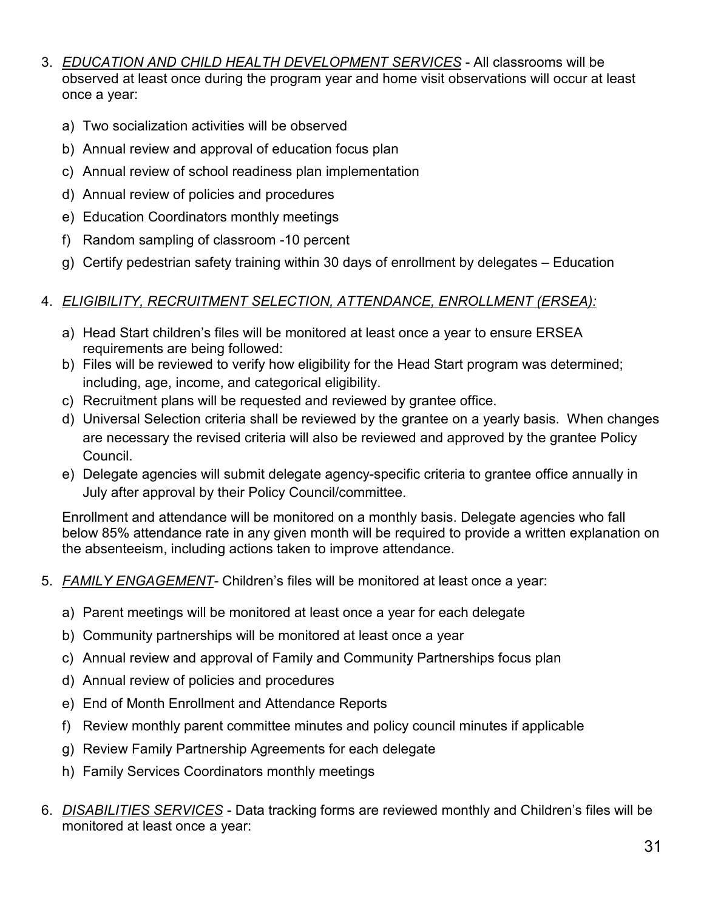3. *EDUCATION AND CHILD HEALTH DEVELOPMENT SERVICES* - All classrooms will be observed at least once during the program year and home visit observations will occur at least once a year:

    a) Two socialization activities will be observed
    b) Annual review and approval of education focus plan
    c) Annual review of school readiness plan implementation
    d) Annual review of policies and procedures
    e) Education Coordinators monthly meetings
    f) Random sampling of classroom -10 percent
    g) Certify pedestrian safety training within 30 days of enrollment by delegates – Education

4. *ELIGIBILITY, RECRUITMENT SELECTION, ATTENDANCE, ENROLLMENT (ERSEA):*

    a) Head Start children's files will be monitored at least once a year to ensure ERSEA requirements are being followed:
    b) Files will be reviewed to verify how eligibility for the Head Start program was determined; including, age, income, and categorical eligibility.
    c) Recruitment plans will be requested and reviewed by grantee office.
    d) Universal Selection criteria shall be reviewed by the grantee on a yearly basis. When changes are necessary the revised criteria will also be reviewed and approved by the grantee Policy Council.
    e) Delegate agencies will submit delegate agency-specific criteria to grantee office annually in July after approval by their Policy Council/committee.

    Enrollment and attendance will be monitored on a monthly basis. Delegate agencies who fall below 85% attendance rate in any given month will be required to provide a written explanation on the absenteeism, including actions taken to improve attendance.

5. *FAMILY ENGAGEMENT*- Children's files will be monitored at least once a year:

    a) Parent meetings will be monitored at least once a year for each delegate
    b) Community partnerships will be monitored at least once a year
    c) Annual review and approval of Family and Community Partnerships focus plan
    d) Annual review of policies and procedures
    e) End of Month Enrollment and Attendance Reports
    f) Review monthly parent committee minutes and policy council minutes if applicable
    g) Review Family Partnership Agreements for each delegate
    h) Family Services Coordinators monthly meetings

6. *DISABILITIES SERVICES* - Data tracking forms are reviewed monthly and Children's files will be monitored at least once a year: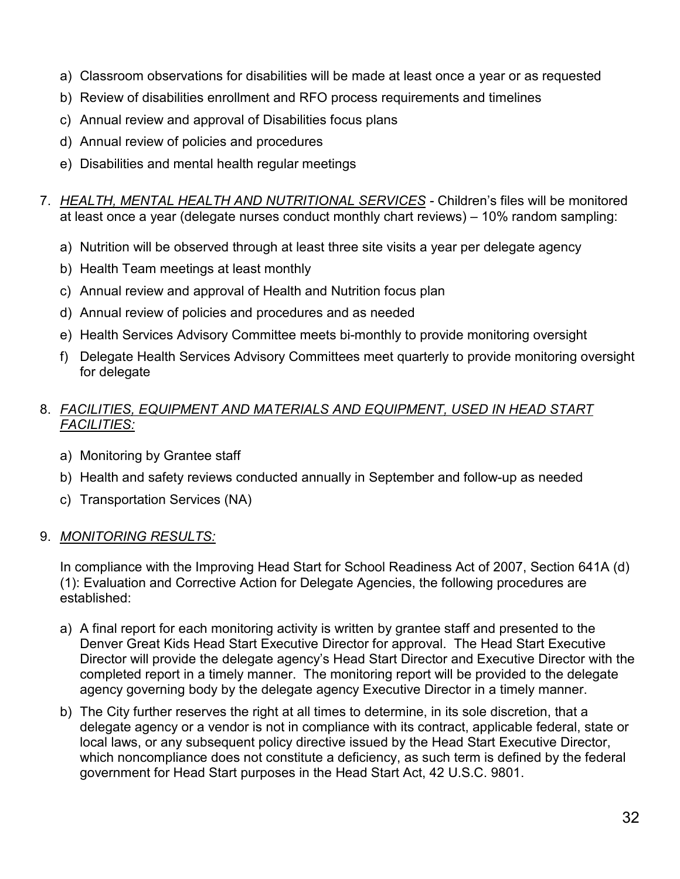a) Classroom observations for disabilities will be made at least once a year or as requested
b) Review of disabilities enrollment and RFO process requirements and timelines
c) Annual review and approval of Disabilities focus plans
d) Annual review of policies and procedures
e) Disabilities and mental health regular meetings

7. *HEALTH, MENTAL HEALTH AND NUTRITIONAL SERVICES* - Children's files will be monitored at least once a year (delegate nurses conduct monthly chart reviews) – 10% random sampling:

   a) Nutrition will be observed through at least three site visits a year per delegate agency
   b) Health Team meetings at least monthly
   c) Annual review and approval of Health and Nutrition focus plan
   d) Annual review of policies and procedures and as needed
   e) Health Services Advisory Committee meets bi-monthly to provide monitoring oversight
   f) Delegate Health Services Advisory Committees meet quarterly to provide monitoring oversight for delegate

8. *FACILITIES, EQUIPMENT AND MATERIALS AND EQUIPMENT, USED IN HEAD START FACILITIES:*

   a) Monitoring by Grantee staff
   b) Health and safety reviews conducted annually in September and follow-up as needed
   c) Transportation Services (NA)

9. *MONITORING RESULTS:*

   In compliance with the Improving Head Start for School Readiness Act of 2007, Section 641A (d) (1): Evaluation and Corrective Action for Delegate Agencies, the following procedures are established:

   a) A final report for each monitoring activity is written by grantee staff and presented to the Denver Great Kids Head Start Executive Director for approval. The Head Start Executive Director will provide the delegate agency's Head Start Director and Executive Director with the completed report in a timely manner. The monitoring report will be provided to the delegate agency governing body by the delegate agency Executive Director in a timely manner.
   b) The City further reserves the right at all times to determine, in its sole discretion, that a delegate agency or a vendor is not in compliance with its contract, applicable federal, state or local laws, or any subsequent policy directive issued by the Head Start Executive Director, which noncompliance does not constitute a deficiency, as such term is defined by the federal government for Head Start purposes in the Head Start Act, 42 U.S.C. 9801.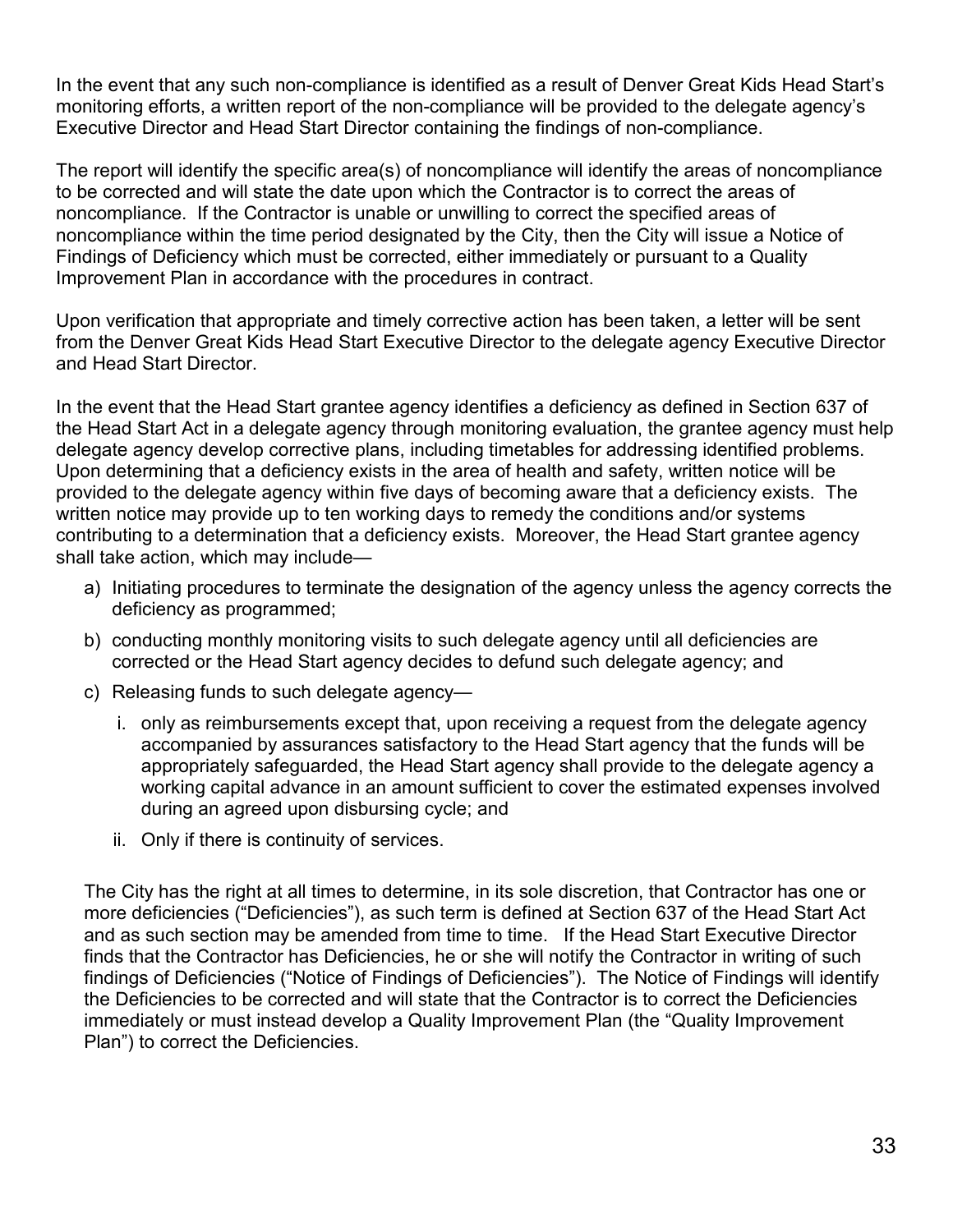In the event that any such non-compliance is identified as a result of Denver Great Kids Head Start's monitoring efforts, a written report of the non-compliance will be provided to the delegate agency's Executive Director and Head Start Director containing the findings of non-compliance.

The report will identify the specific area(s) of noncompliance will identify the areas of noncompliance to be corrected and will state the date upon which the Contractor is to correct the areas of noncompliance. If the Contractor is unable or unwilling to correct the specified areas of noncompliance within the time period designated by the City, then the City will issue a Notice of Findings of Deficiency which must be corrected, either immediately or pursuant to a Quality Improvement Plan in accordance with the procedures in contract.

Upon verification that appropriate and timely corrective action has been taken, a letter will be sent from the Denver Great Kids Head Start Executive Director to the delegate agency Executive Director and Head Start Director.

In the event that the Head Start grantee agency identifies a deficiency as defined in Section 637 of the Head Start Act in a delegate agency through monitoring evaluation, the grantee agency must help delegate agency develop corrective plans, including timetables for addressing identified problems. Upon determining that a deficiency exists in the area of health and safety, written notice will be provided to the delegate agency within five days of becoming aware that a deficiency exists. The written notice may provide up to ten working days to remedy the conditions and/or systems contributing to a determination that a deficiency exists. Moreover, the Head Start grantee agency shall take action, which may include—

a) Initiating procedures to terminate the designation of the agency unless the agency corrects the deficiency as programmed;
b) conducting monthly monitoring visits to such delegate agency until all deficiencies are corrected or the Head Start agency decides to defund such delegate agency; and
c) Releasing funds to such delegate agency—
    i. only as reimbursements except that, upon receiving a request from the delegate agency accompanied by assurances satisfactory to the Head Start agency that the funds will be appropriately safeguarded, the Head Start agency shall provide to the delegate agency a working capital advance in an amount sufficient to cover the estimated expenses involved during an agreed upon disbursing cycle; and
    ii. Only if there is continuity of services.

The City has the right at all times to determine, in its sole discretion, that Contractor has one or more deficiencies ("Deficiencies"), as such term is defined at Section 637 of the Head Start Act and as such section may be amended from time to time. If the Head Start Executive Director finds that the Contractor has Deficiencies, he or she will notify the Contractor in writing of such findings of Deficiencies ("Notice of Findings of Deficiencies"). The Notice of Findings will identify the Deficiencies to be corrected and will state that the Contractor is to correct the Deficiencies immediately or must instead develop a Quality Improvement Plan (the "Quality Improvement Plan") to correct the Deficiencies.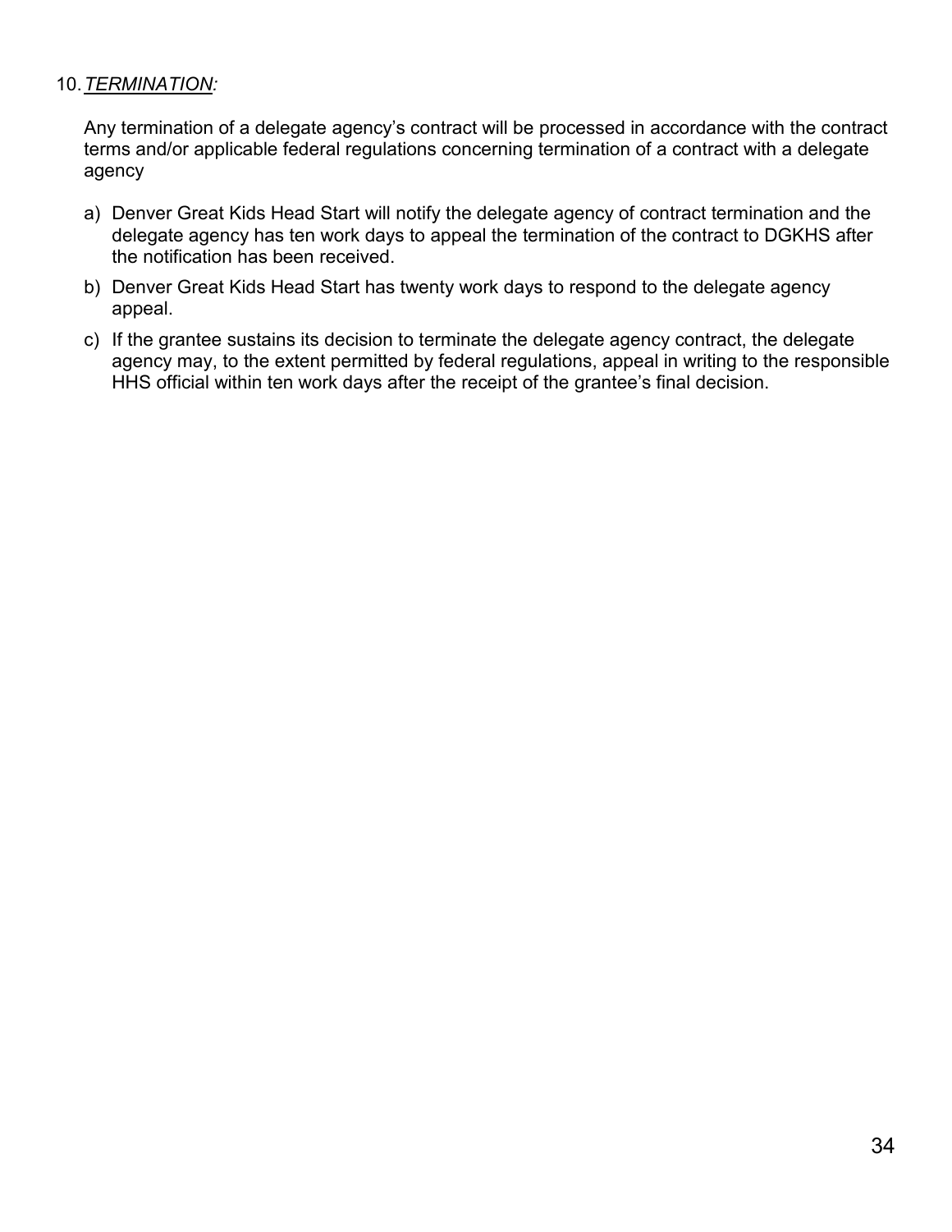10. *TERMINATION:*

Any termination of a delegate agency's contract will be processed in accordance with the contract terms and/or applicable federal regulations concerning termination of a contract with a delegate agency

a) Denver Great Kids Head Start will notify the delegate agency of contract termination and the delegate agency has ten work days to appeal the termination of the contract to DGKHS after the notification has been received.

b) Denver Great Kids Head Start has twenty work days to respond to the delegate agency appeal.

c) If the grantee sustains its decision to terminate the delegate agency contract, the delegate agency may, to the extent permitted by federal regulations, appeal in writing to the responsible HHS official within ten work days after the receipt of the grantee's final decision.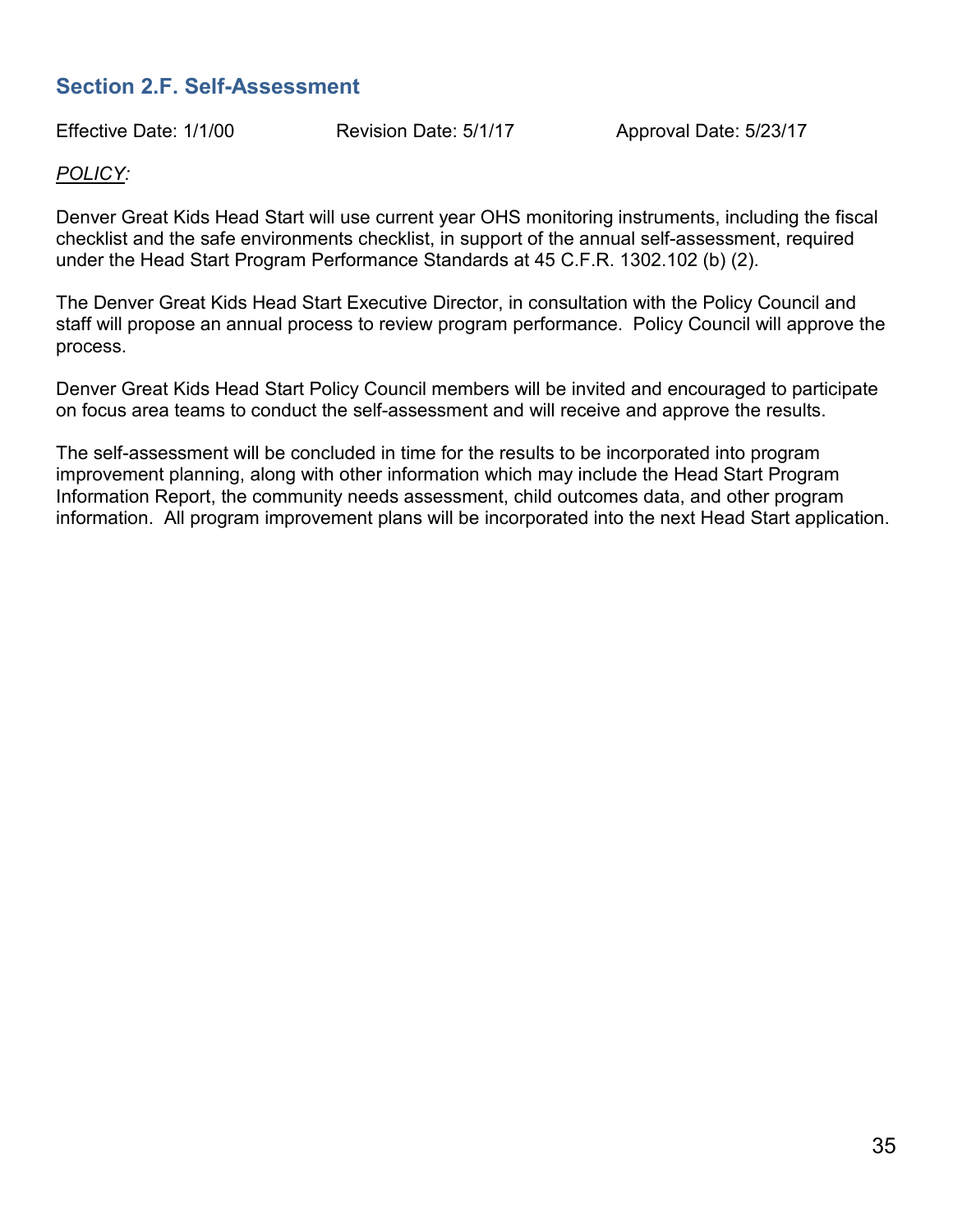## Section 2.F. Self-Assessment

Effective Date: 1/1/00 Revision Date: 5/1/17 Approval Date: 5/23/17

*POLICY:*

Denver Great Kids Head Start will use current year OHS monitoring instruments, including the fiscal checklist and the safe environments checklist, in support of the annual self-assessment, required under the Head Start Program Performance Standards at 45 C.F.R. 1302.102 (b) (2).

The Denver Great Kids Head Start Executive Director, in consultation with the Policy Council and staff will propose an annual process to review program performance. Policy Council will approve the process.

Denver Great Kids Head Start Policy Council members will be invited and encouraged to participate on focus area teams to conduct the self-assessment and will receive and approve the results.

The self-assessment will be concluded in time for the results to be incorporated into program improvement planning, along with other information which may include the Head Start Program Information Report, the community needs assessment, child outcomes data, and other program information. All program improvement plans will be incorporated into the next Head Start application.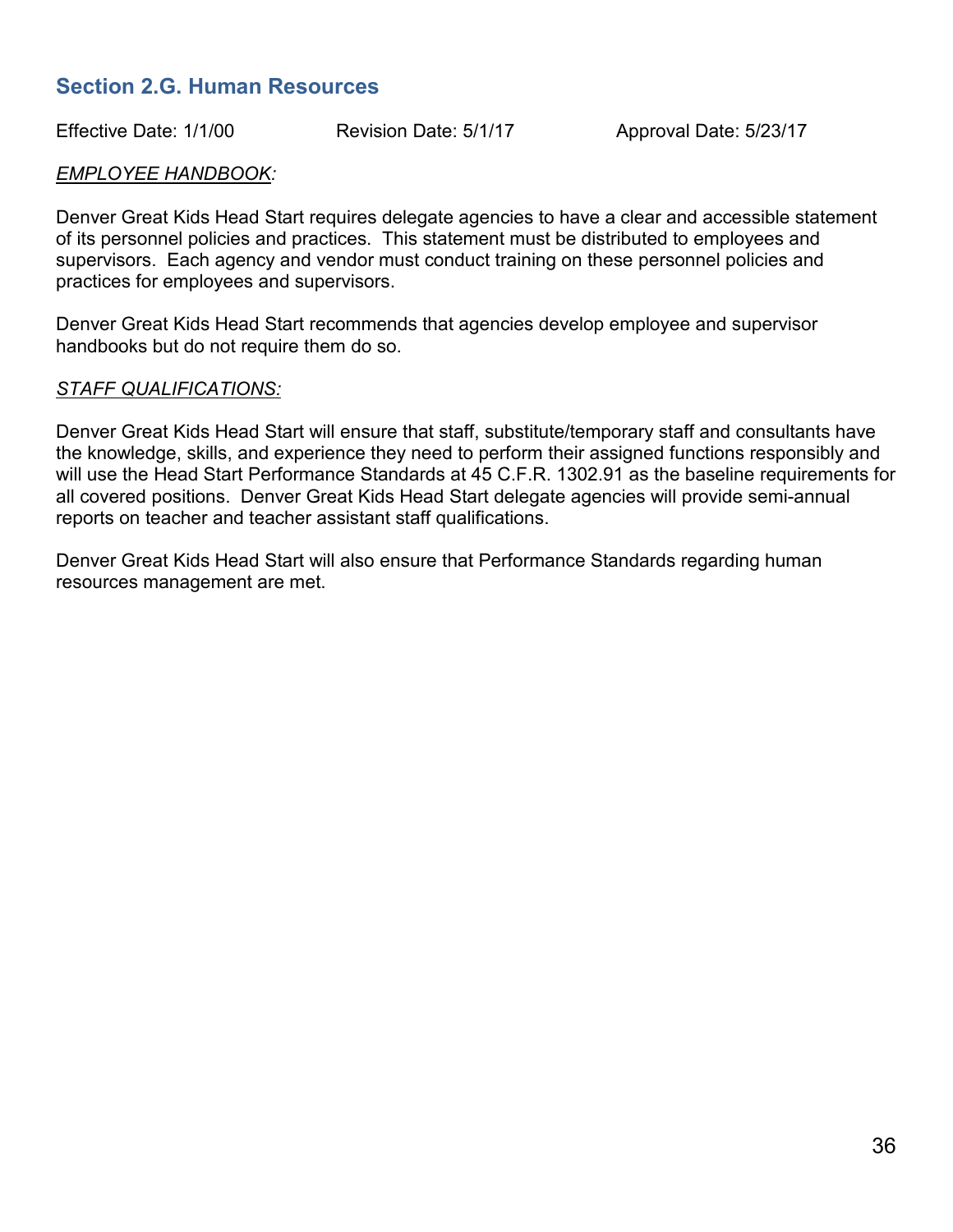## Section 2.G. Human Resources

Effective Date: 1/1/00 Revision Date: 5/1/17 Approval Date: 5/23/17

*EMPLOYEE HANDBOOK:*

Denver Great Kids Head Start requires delegate agencies to have a clear and accessible statement of its personnel policies and practices. This statement must be distributed to employees and supervisors. Each agency and vendor must conduct training on these personnel policies and practices for employees and supervisors.

Denver Great Kids Head Start recommends that agencies develop employee and supervisor handbooks but do not require them do so.

*STAFF QUALIFICATIONS:*

Denver Great Kids Head Start will ensure that staff, substitute/temporary staff and consultants have the knowledge, skills, and experience they need to perform their assigned functions responsibly and will use the Head Start Performance Standards at 45 C.F.R. 1302.91 as the baseline requirements for all covered positions. Denver Great Kids Head Start delegate agencies will provide semi-annual reports on teacher and teacher assistant staff qualifications.

Denver Great Kids Head Start will also ensure that Performance Standards regarding human resources management are met.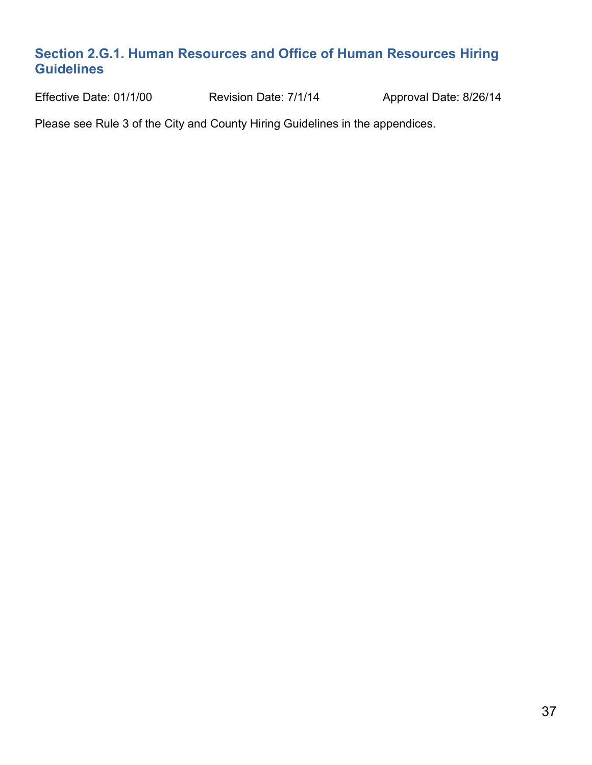## Section 2.G.1. Human Resources and Office of Human Resources Hiring Guidelines

Effective Date: 01/1/00 Revision Date: 7/1/14 Approval Date: 8/26/14

Please see Rule 3 of the City and County Hiring Guidelines in the appendices.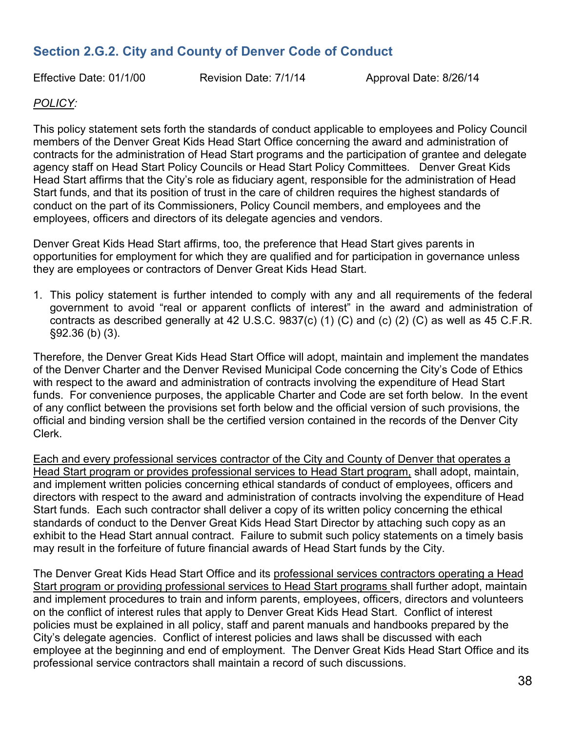## Section 2.G.2. City and County of Denver Code of Conduct

Effective Date: 01/1/00 Revision Date: 7/1/14 Approval Date: 8/26/14

*POLICY:*

This policy statement sets forth the standards of conduct applicable to employees and Policy Council members of the Denver Great Kids Head Start Office concerning the award and administration of contracts for the administration of Head Start programs and the participation of grantee and delegate agency staff on Head Start Policy Councils or Head Start Policy Committees. Denver Great Kids Head Start affirms that the City's role as fiduciary agent, responsible for the administration of Head Start funds, and that its position of trust in the care of children requires the highest standards of conduct on the part of its Commissioners, Policy Council members, and employees and the employees, officers and directors of its delegate agencies and vendors.

Denver Great Kids Head Start affirms, too, the preference that Head Start gives parents in opportunities for employment for which they are qualified and for participation in governance unless they are employees or contractors of Denver Great Kids Head Start.

1. This policy statement is further intended to comply with any and all requirements of the federal government to avoid "real or apparent conflicts of interest" in the award and administration of contracts as described generally at 42 U.S.C. 9837(c) (1) (C) and (c) (2) (C) as well as 45 C.F.R. §92.36 (b) (3).

Therefore, the Denver Great Kids Head Start Office will adopt, maintain and implement the mandates of the Denver Charter and the Denver Revised Municipal Code concerning the City's Code of Ethics with respect to the award and administration of contracts involving the expenditure of Head Start funds. For convenience purposes, the applicable Charter and Code are set forth below. In the event of any conflict between the provisions set forth below and the official version of such provisions, the official and binding version shall be the certified version contained in the records of the Denver City Clerk.

Each and every professional services contractor of the City and County of Denver that operates a Head Start program or provides professional services to Head Start program, shall adopt, maintain, and implement written policies concerning ethical standards of conduct of employees, officers and directors with respect to the award and administration of contracts involving the expenditure of Head Start funds. Each such contractor shall deliver a copy of its written policy concerning the ethical standards of conduct to the Denver Great Kids Head Start Director by attaching such copy as an exhibit to the Head Start annual contract. Failure to submit such policy statements on a timely basis may result in the forfeiture of future financial awards of Head Start funds by the City.

The Denver Great Kids Head Start Office and its professional services contractors operating a Head Start program or providing professional services to Head Start programs shall further adopt, maintain and implement procedures to train and inform parents, employees, officers, directors and volunteers on the conflict of interest rules that apply to Denver Great Kids Head Start. Conflict of interest policies must be explained in all policy, staff and parent manuals and handbooks prepared by the City's delegate agencies. Conflict of interest policies and laws shall be discussed with each employee at the beginning and end of employment. The Denver Great Kids Head Start Office and its professional service contractors shall maintain a record of such discussions.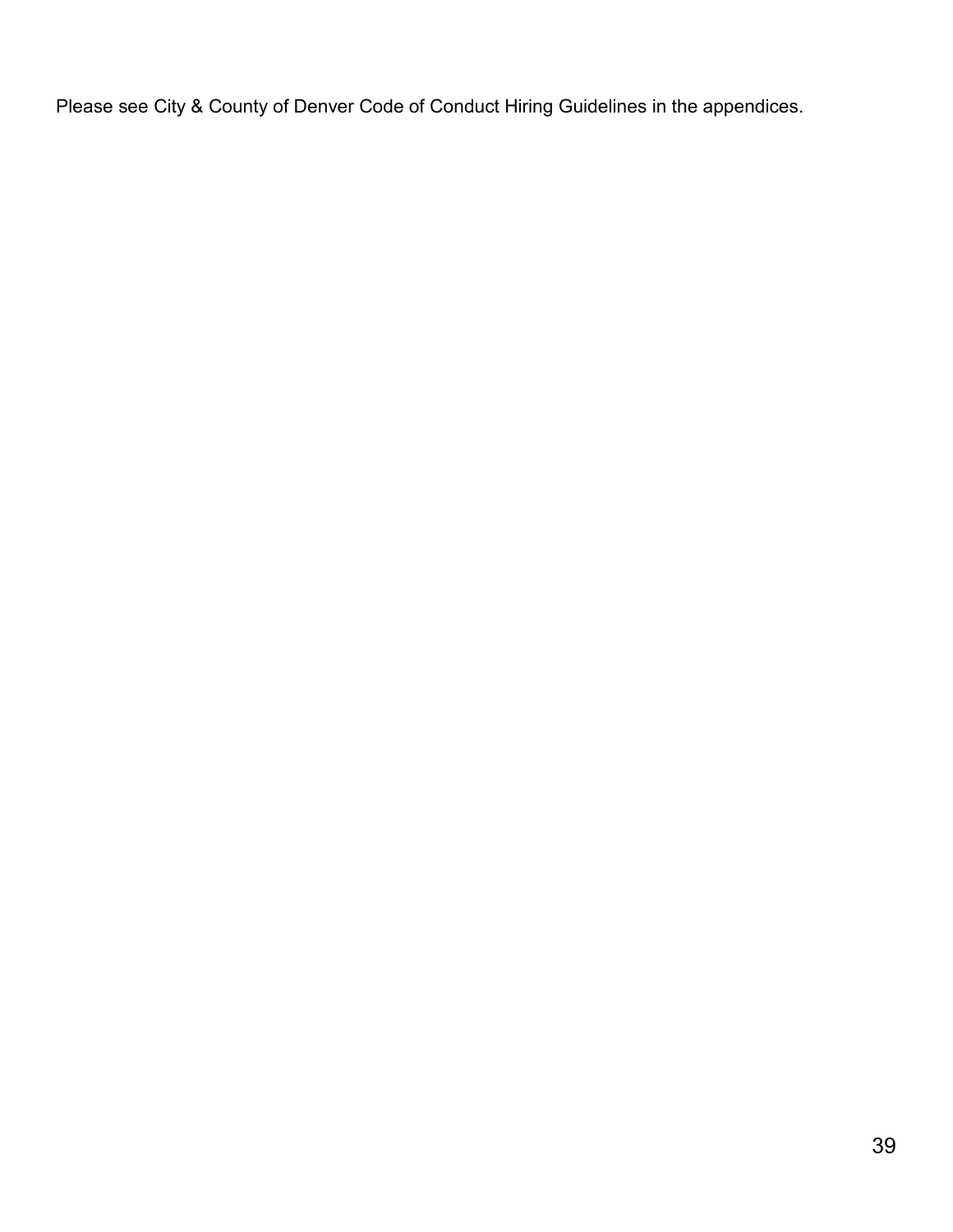Please see City & County of Denver Code of Conduct Hiring Guidelines in the appendices.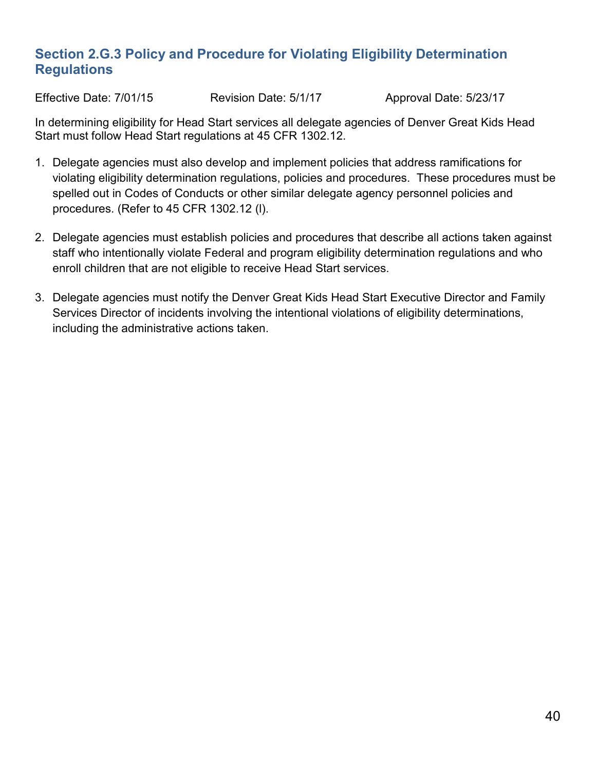## Section 2.G.3 Policy and Procedure for Violating Eligibility Determination Regulations

Effective Date: 7/01/15 Revision Date: 5/1/17 Approval Date: 5/23/17

In determining eligibility for Head Start services all delegate agencies of Denver Great Kids Head Start must follow Head Start regulations at 45 CFR 1302.12.

1. Delegate agencies must also develop and implement policies that address ramifications for violating eligibility determination regulations, policies and procedures. These procedures must be spelled out in Codes of Conducts or other similar delegate agency personnel policies and procedures. (Refer to 45 CFR 1302.12 (l).

2. Delegate agencies must establish policies and procedures that describe all actions taken against staff who intentionally violate Federal and program eligibility determination regulations and who enroll children that are not eligible to receive Head Start services.

3. Delegate agencies must notify the Denver Great Kids Head Start Executive Director and Family Services Director of incidents involving the intentional violations of eligibility determinations, including the administrative actions taken.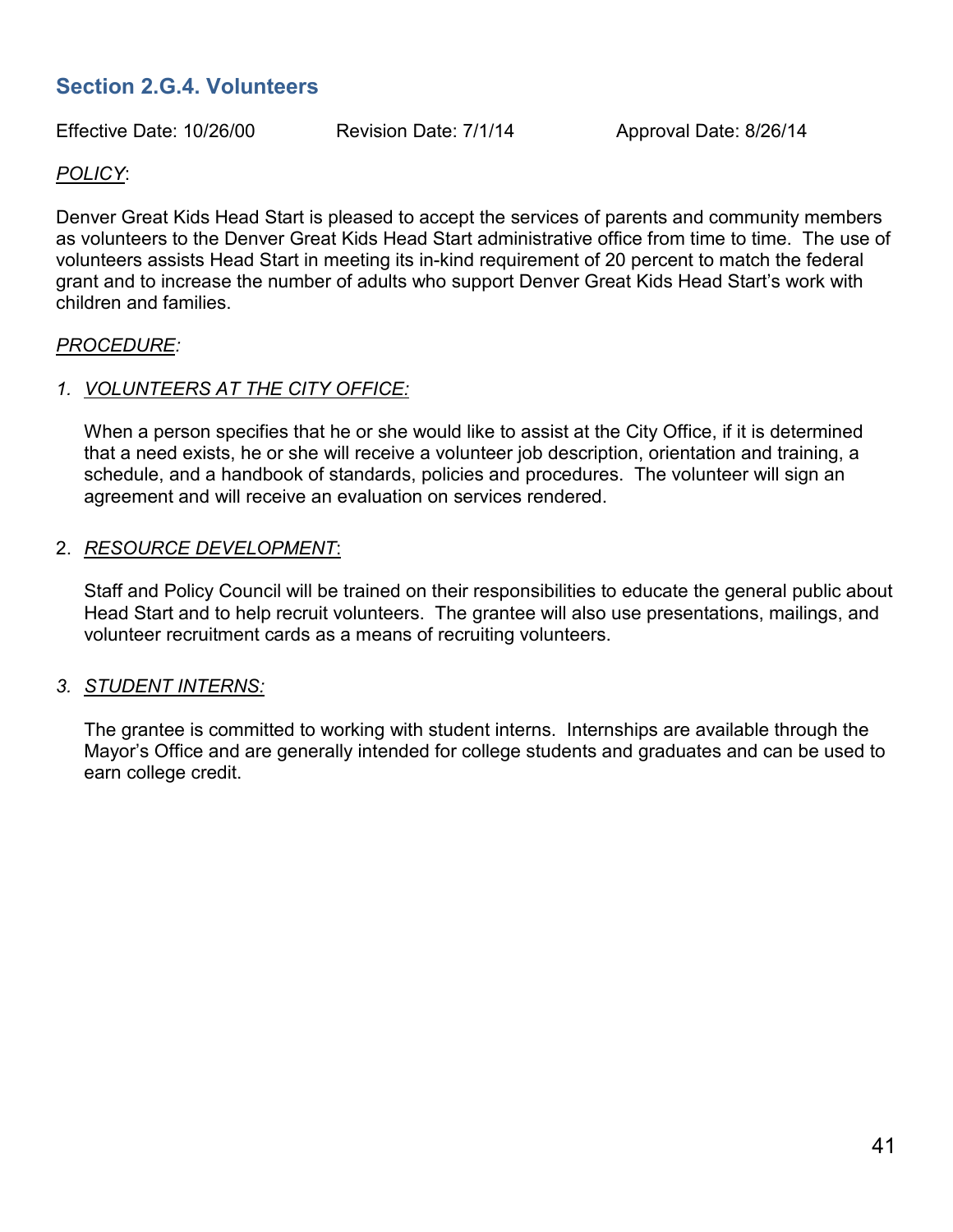## Section 2.G.4. Volunteers

Effective Date: 10/26/00 Revision Date: 7/1/14 Approval Date: 8/26/14

*POLICY*:

Denver Great Kids Head Start is pleased to accept the services of parents and community members as volunteers to the Denver Great Kids Head Start administrative office from time to time. The use of volunteers assists Head Start in meeting its in-kind requirement of 20 percent to match the federal grant and to increase the number of adults who support Denver Great Kids Head Start's work with children and families.

*PROCEDURE:*

1. *VOLUNTEERS AT THE CITY OFFICE:*

   When a person specifies that he or she would like to assist at the City Office, if it is determined that a need exists, he or she will receive a volunteer job description, orientation and training, a schedule, and a handbook of standards, policies and procedures. The volunteer will sign an agreement and will receive an evaluation on services rendered.

2. *RESOURCE DEVELOPMENT*:

   Staff and Policy Council will be trained on their responsibilities to educate the general public about Head Start and to help recruit volunteers. The grantee will also use presentations, mailings, and volunteer recruitment cards as a means of recruiting volunteers.

3. *STUDENT INTERNS:*

   The grantee is committed to working with student interns. Internships are available through the Mayor's Office and are generally intended for college students and graduates and can be used to earn college credit.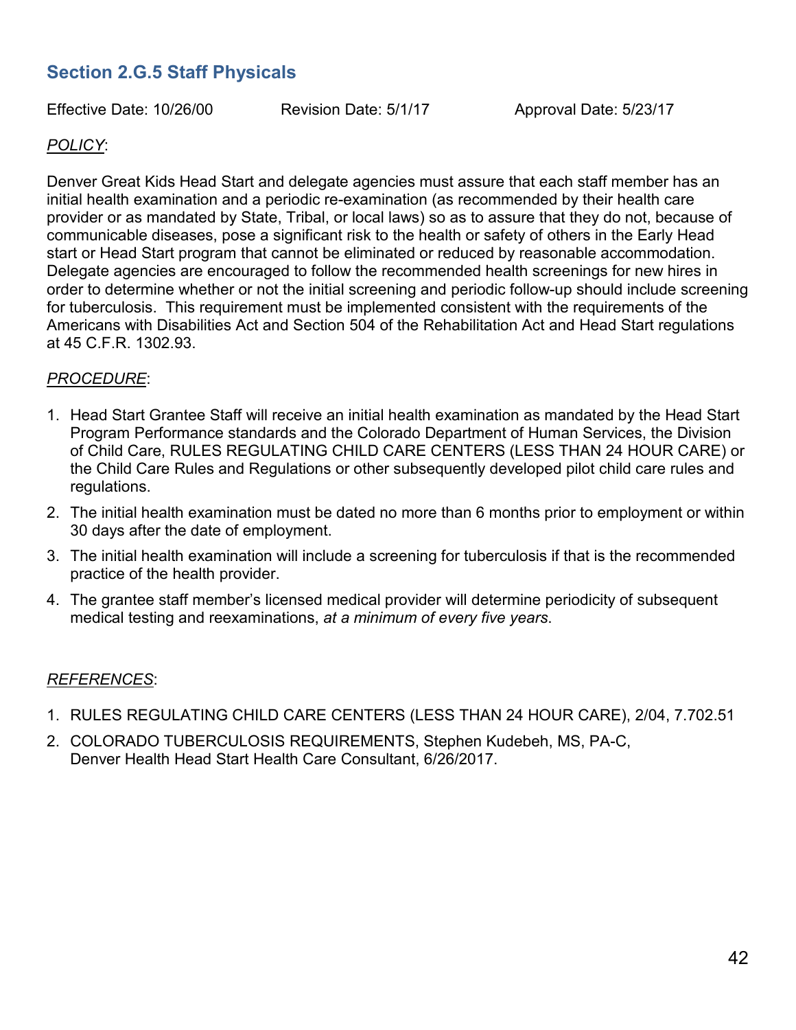## Section 2.G.5 Staff Physicals

Effective Date: 10/26/00  Revision Date: 5/1/17  Approval Date: 5/23/17

*POLICY*:

Denver Great Kids Head Start and delegate agencies must assure that each staff member has an initial health examination and a periodic re-examination (as recommended by their health care provider or as mandated by State, Tribal, or local laws) so as to assure that they do not, because of communicable diseases, pose a significant risk to the health or safety of others in the Early Head start or Head Start program that cannot be eliminated or reduced by reasonable accommodation. Delegate agencies are encouraged to follow the recommended health screenings for new hires in order to determine whether or not the initial screening and periodic follow-up should include screening for tuberculosis. This requirement must be implemented consistent with the requirements of the Americans with Disabilities Act and Section 504 of the Rehabilitation Act and Head Start regulations at 45 C.F.R. 1302.93.

*PROCEDURE*:

1. Head Start Grantee Staff will receive an initial health examination as mandated by the Head Start Program Performance standards and the Colorado Department of Human Services, the Division of Child Care, RULES REGULATING CHILD CARE CENTERS (LESS THAN 24 HOUR CARE) or the Child Care Rules and Regulations or other subsequently developed pilot child care rules and regulations.
2. The initial health examination must be dated no more than 6 months prior to employment or within 30 days after the date of employment.
3. The initial health examination will include a screening for tuberculosis if that is the recommended practice of the health provider.
4. The grantee staff member's licensed medical provider will determine periodicity of subsequent medical testing and reexaminations, *at a minimum of every five years*.

*REFERENCES*:

1. RULES REGULATING CHILD CARE CENTERS (LESS THAN 24 HOUR CARE), 2/04, 7.702.51
2. COLORADO TUBERCULOSIS REQUIREMENTS, Stephen Kudebeh, MS, PA-C, Denver Health Head Start Health Care Consultant, 6/26/2017.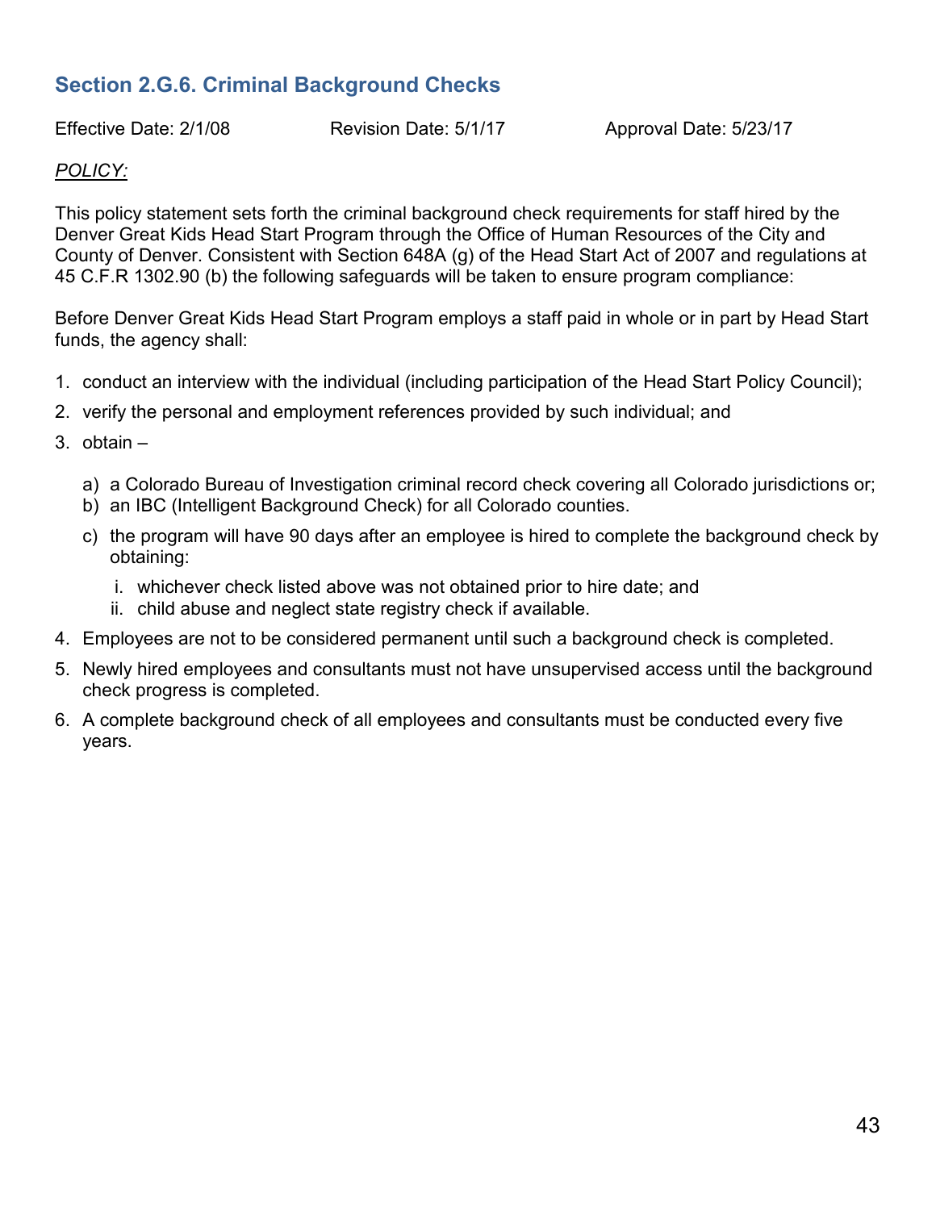## Section 2.G.6. Criminal Background Checks

Effective Date: 2/1/08 Revision Date: 5/1/17 Approval Date: 5/23/17

*POLICY:*

This policy statement sets forth the criminal background check requirements for staff hired by the Denver Great Kids Head Start Program through the Office of Human Resources of the City and County of Denver. Consistent with Section 648A (g) of the Head Start Act of 2007 and regulations at 45 C.F.R 1302.90 (b) the following safeguards will be taken to ensure program compliance:

Before Denver Great Kids Head Start Program employs a staff paid in whole or in part by Head Start funds, the agency shall:

1. conduct an interview with the individual (including participation of the Head Start Policy Council);
2. verify the personal and employment references provided by such individual; and
3. obtain –
   a) a Colorado Bureau of Investigation criminal record check covering all Colorado jurisdictions or;
   b) an IBC (Intelligent Background Check) for all Colorado counties.
   c) the program will have 90 days after an employee is hired to complete the background check by obtaining:
      i. whichever check listed above was not obtained prior to hire date; and
      ii. child abuse and neglect state registry check if available.
4. Employees are not to be considered permanent until such a background check is completed.
5. Newly hired employees and consultants must not have unsupervised access until the background check progress is completed.
6. A complete background check of all employees and consultants must be conducted every five years.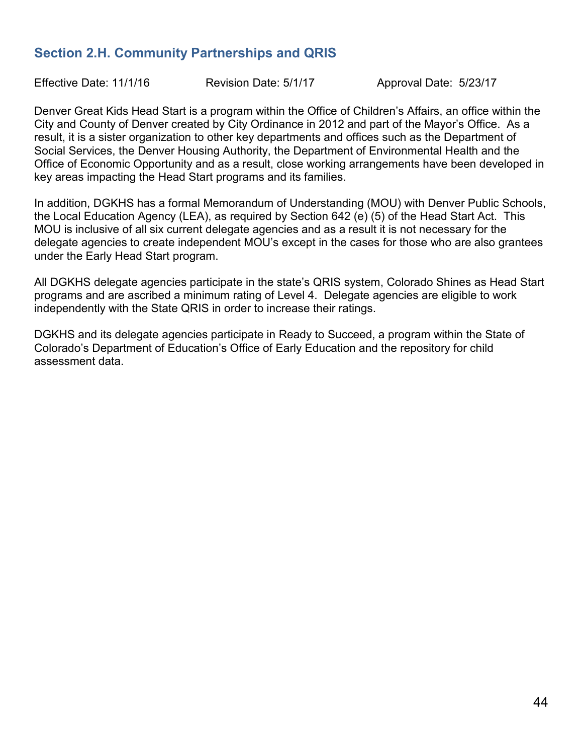## Section 2.H. Community Partnerships and QRIS

Effective Date: 11/1/16    Revision Date: 5/1/17    Approval Date: 5/23/17

Denver Great Kids Head Start is a program within the Office of Children's Affairs, an office within the City and County of Denver created by City Ordinance in 2012 and part of the Mayor's Office. As a result, it is a sister organization to other key departments and offices such as the Department of Social Services, the Denver Housing Authority, the Department of Environmental Health and the Office of Economic Opportunity and as a result, close working arrangements have been developed in key areas impacting the Head Start programs and its families.

In addition, DGKHS has a formal Memorandum of Understanding (MOU) with Denver Public Schools, the Local Education Agency (LEA), as required by Section 642 (e) (5) of the Head Start Act. This MOU is inclusive of all six current delegate agencies and as a result it is not necessary for the delegate agencies to create independent MOU's except in the cases for those who are also grantees under the Early Head Start program.

All DGKHS delegate agencies participate in the state's QRIS system, Colorado Shines as Head Start programs and are ascribed a minimum rating of Level 4. Delegate agencies are eligible to work independently with the State QRIS in order to increase their ratings.

DGKHS and its delegate agencies participate in Ready to Succeed, a program within the State of Colorado's Department of Education's Office of Early Education and the repository for child assessment data.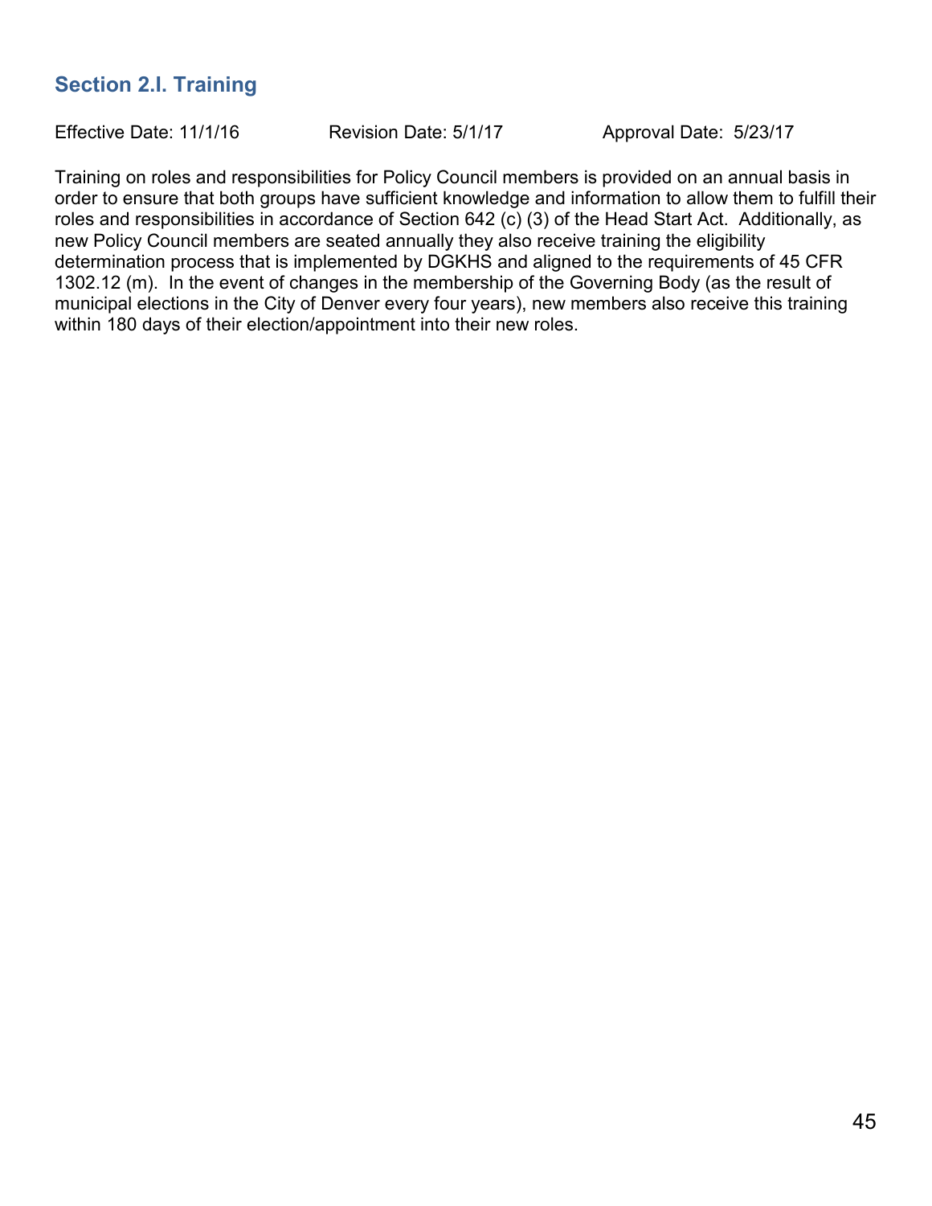## Section 2.I. Training

Effective Date: 11/1/16 Revision Date: 5/1/17 Approval Date: 5/23/17

Training on roles and responsibilities for Policy Council members is provided on an annual basis in order to ensure that both groups have sufficient knowledge and information to allow them to fulfill their roles and responsibilities in accordance of Section 642 (c) (3) of the Head Start Act. Additionally, as new Policy Council members are seated annually they also receive training the eligibility determination process that is implemented by DGKHS and aligned to the requirements of 45 CFR 1302.12 (m). In the event of changes in the membership of the Governing Body (as the result of municipal elections in the City of Denver every four years), new members also receive this training within 180 days of their election/appointment into their new roles.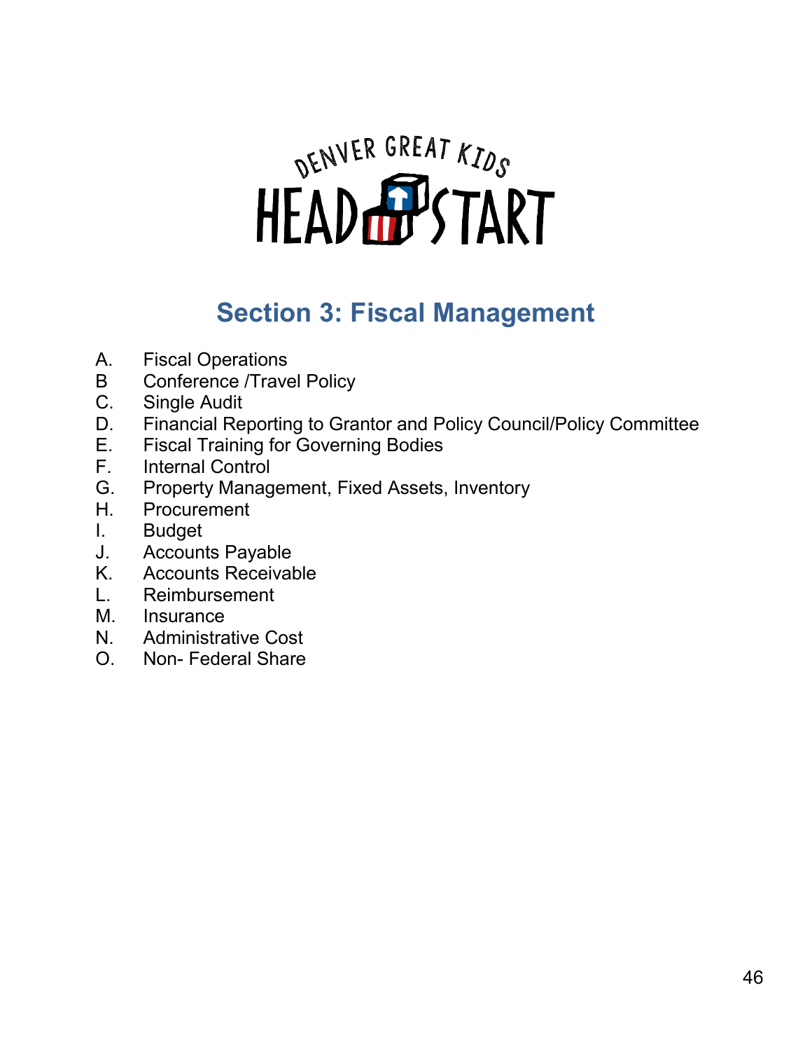DENVER GREAT KIDS HEAD START

# Section 3: Fiscal Management

A. Fiscal Operations
B Conference /Travel Policy
C. Single Audit
D. Financial Reporting to Grantor and Policy Council/Policy Committee
E. Fiscal Training for Governing Bodies
F. Internal Control
G. Property Management, Fixed Assets, Inventory
H. Procurement
I. Budget
J. Accounts Payable
K. Accounts Receivable
L. Reimbursement
M. Insurance
N. Administrative Cost
O. Non- Federal Share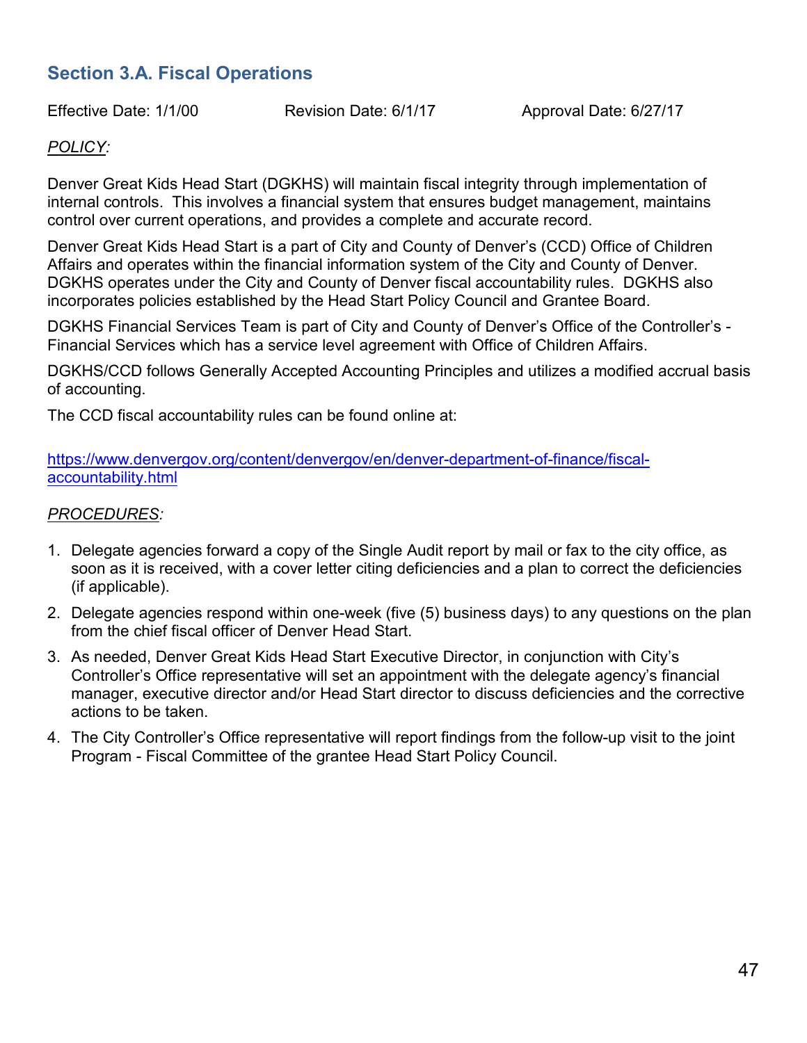## Section 3.A. Fiscal Operations

Effective Date: 1/1/00 Revision Date: 6/1/17 Approval Date: 6/27/17

*POLICY:*

Denver Great Kids Head Start (DGKHS) will maintain fiscal integrity through implementation of internal controls. This involves a financial system that ensures budget management, maintains control over current operations, and provides a complete and accurate record.

Denver Great Kids Head Start is a part of City and County of Denver's (CCD) Office of Children Affairs and operates within the financial information system of the City and County of Denver. DGKHS operates under the City and County of Denver fiscal accountability rules. DGKHS also incorporates policies established by the Head Start Policy Council and Grantee Board.

DGKHS Financial Services Team is part of City and County of Denver's Office of the Controller's - Financial Services which has a service level agreement with Office of Children Affairs.

DGKHS/CCD follows Generally Accepted Accounting Principles and utilizes a modified accrual basis of accounting.

The CCD fiscal accountability rules can be found online at:

https://www.denvergov.org/content/denvergov/en/denver-department-of-finance/fiscal-accountability.html

*PROCEDURES:*

1. Delegate agencies forward a copy of the Single Audit report by mail or fax to the city office, as soon as it is received, with a cover letter citing deficiencies and a plan to correct the deficiencies (if applicable).
2. Delegate agencies respond within one-week (five (5) business days) to any questions on the plan from the chief fiscal officer of Denver Head Start.
3. As needed, Denver Great Kids Head Start Executive Director, in conjunction with City's Controller's Office representative will set an appointment with the delegate agency's financial manager, executive director and/or Head Start director to discuss deficiencies and the corrective actions to be taken.
4. The City Controller's Office representative will report findings from the follow-up visit to the joint Program - Fiscal Committee of the grantee Head Start Policy Council.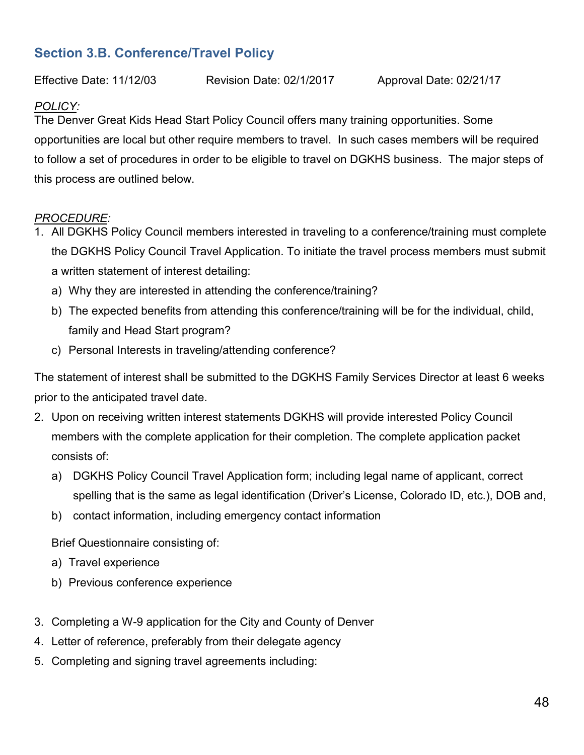## Section 3.B. Conference/Travel Policy

Effective Date: 11/12/03 Revision Date: 02/1/2017 Approval Date: 02/21/17

*POLICY:*

The Denver Great Kids Head Start Policy Council offers many training opportunities. Some opportunities are local but other require members to travel. In such cases members will be required to follow a set of procedures in order to be eligible to travel on DGKHS business. The major steps of this process are outlined below.

*PROCEDURE:*

1. All DGKHS Policy Council members interested in traveling to a conference/training must complete the DGKHS Policy Council Travel Application. To initiate the travel process members must submit a written statement of interest detailing:
   a) Why they are interested in attending the conference/training?
   b) The expected benefits from attending this conference/training will be for the individual, child, family and Head Start program?
   c) Personal Interests in traveling/attending conference?

The statement of interest shall be submitted to the DGKHS Family Services Director at least 6 weeks prior to the anticipated travel date.

2. Upon on receiving written interest statements DGKHS will provide interested Policy Council members with the complete application for their completion. The complete application packet consists of:
   a) DGKHS Policy Council Travel Application form; including legal name of applicant, correct spelling that is the same as legal identification (Driver's License, Colorado ID, etc.), DOB and,
   b) contact information, including emergency contact information

   Brief Questionnaire consisting of:

   a) Travel experience
   b) Previous conference experience

3. Completing a W-9 application for the City and County of Denver
4. Letter of reference, preferably from their delegate agency
5. Completing and signing travel agreements including: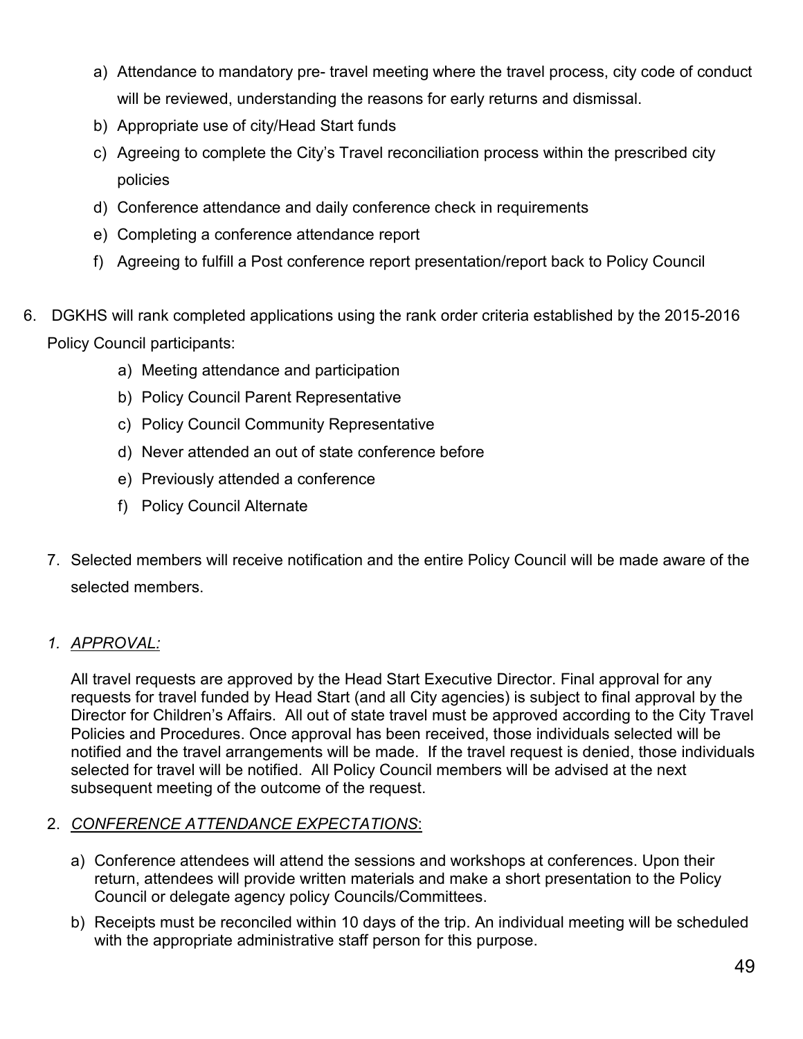a) Attendance to mandatory pre- travel meeting where the travel process, city code of conduct will be reviewed, understanding the reasons for early returns and dismissal.
b) Appropriate use of city/Head Start funds
c) Agreeing to complete the City's Travel reconciliation process within the prescribed city policies
d) Conference attendance and daily conference check in requirements
e) Completing a conference attendance report
f) Agreeing to fulfill a Post conference report presentation/report back to Policy Council

6. DGKHS will rank completed applications using the rank order criteria established by the 2015-2016 Policy Council participants:
   a) Meeting attendance and participation
   b) Policy Council Parent Representative
   c) Policy Council Community Representative
   d) Never attended an out of state conference before
   e) Previously attended a conference
   f) Policy Council Alternate

7. Selected members will receive notification and the entire Policy Council will be made aware of the selected members.

1. *APPROVAL:*

All travel requests are approved by the Head Start Executive Director. Final approval for any requests for travel funded by Head Start (and all City agencies) is subject to final approval by the Director for Children's Affairs. All out of state travel must be approved according to the City Travel Policies and Procedures. Once approval has been received, those individuals selected will be notified and the travel arrangements will be made. If the travel request is denied, those individuals selected for travel will be notified. All Policy Council members will be advised at the next subsequent meeting of the outcome of the request.

2. *CONFERENCE ATTENDANCE EXPECTATIONS*:

a) Conference attendees will attend the sessions and workshops at conferences. Upon their return, attendees will provide written materials and make a short presentation to the Policy Council or delegate agency policy Councils/Committees.
b) Receipts must be reconciled within 10 days of the trip. An individual meeting will be scheduled with the appropriate administrative staff person for this purpose.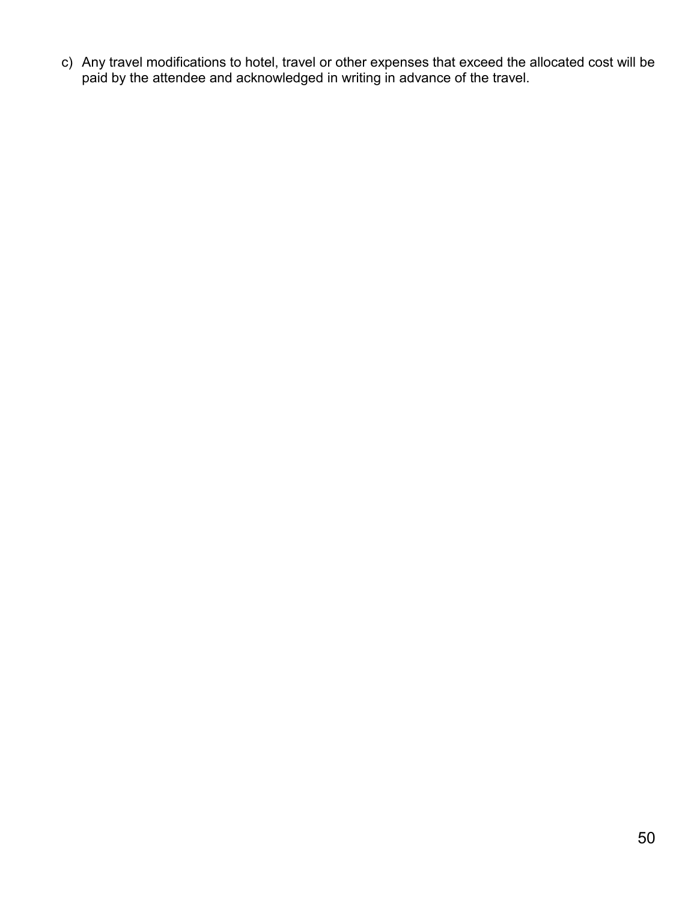c) Any travel modifications to hotel, travel or other expenses that exceed the allocated cost will be paid by the attendee and acknowledged in writing in advance of the travel.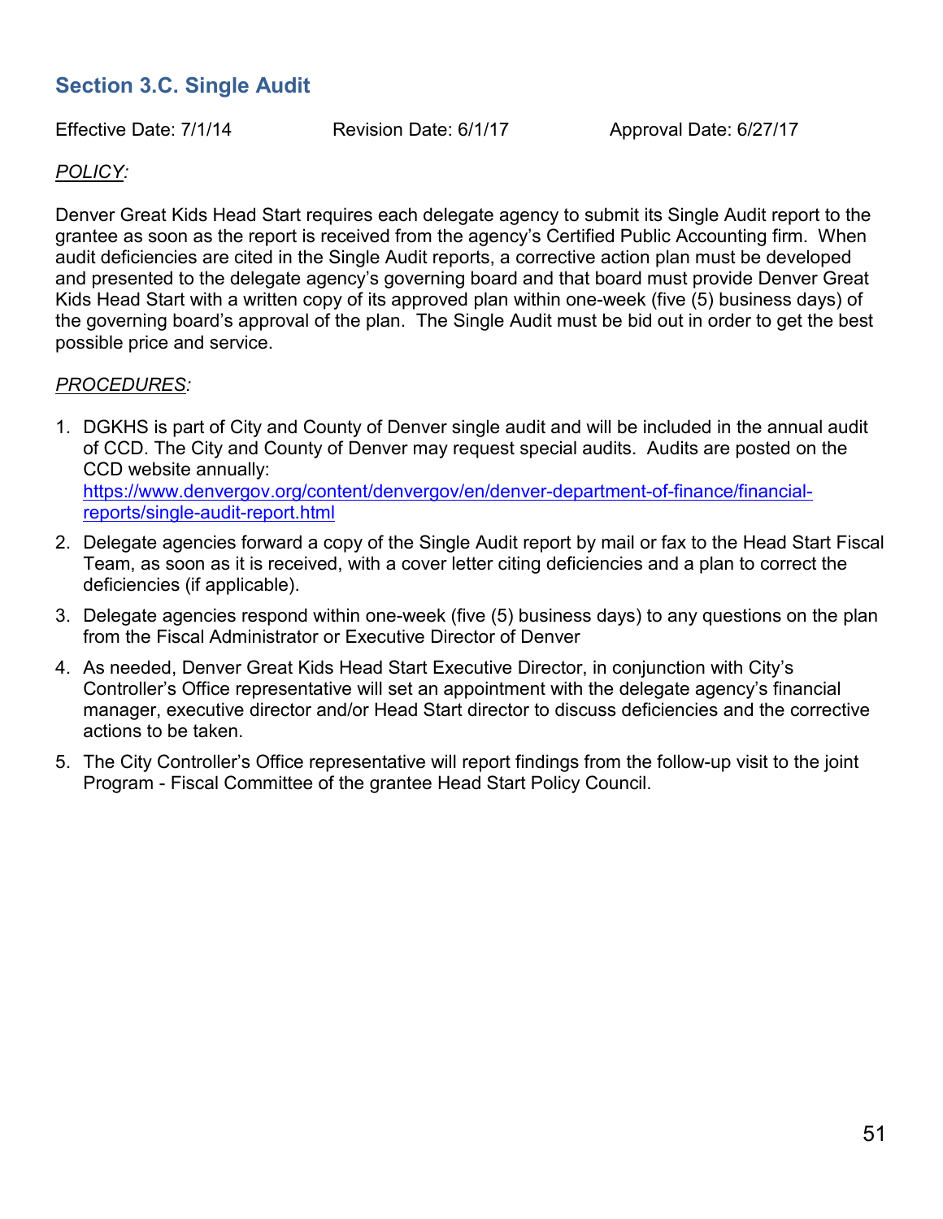## Section 3.C. Single Audit

Effective Date: 7/1/14 Revision Date: 6/1/17 Approval Date: 6/27/17

*POLICY:*

Denver Great Kids Head Start requires each delegate agency to submit its Single Audit report to the grantee as soon as the report is received from the agency's Certified Public Accounting firm. When audit deficiencies are cited in the Single Audit reports, a corrective action plan must be developed and presented to the delegate agency's governing board and that board must provide Denver Great Kids Head Start with a written copy of its approved plan within one-week (five (5) business days) of the governing board's approval of the plan. The Single Audit must be bid out in order to get the best possible price and service.

*PROCEDURES:*

1. DGKHS is part of City and County of Denver single audit and will be included in the annual audit of CCD. The City and County of Denver may request special audits. Audits are posted on the CCD website annually: https://www.denvergov.org/content/denvergov/en/denver-department-of-finance/financial-reports/single-audit-report.html
2. Delegate agencies forward a copy of the Single Audit report by mail or fax to the Head Start Fiscal Team, as soon as it is received, with a cover letter citing deficiencies and a plan to correct the deficiencies (if applicable).
3. Delegate agencies respond within one-week (five (5) business days) to any questions on the plan from the Fiscal Administrator or Executive Director of Denver
4. As needed, Denver Great Kids Head Start Executive Director, in conjunction with City's Controller's Office representative will set an appointment with the delegate agency's financial manager, executive director and/or Head Start director to discuss deficiencies and the corrective actions to be taken.
5. The City Controller's Office representative will report findings from the follow-up visit to the joint Program - Fiscal Committee of the grantee Head Start Policy Council.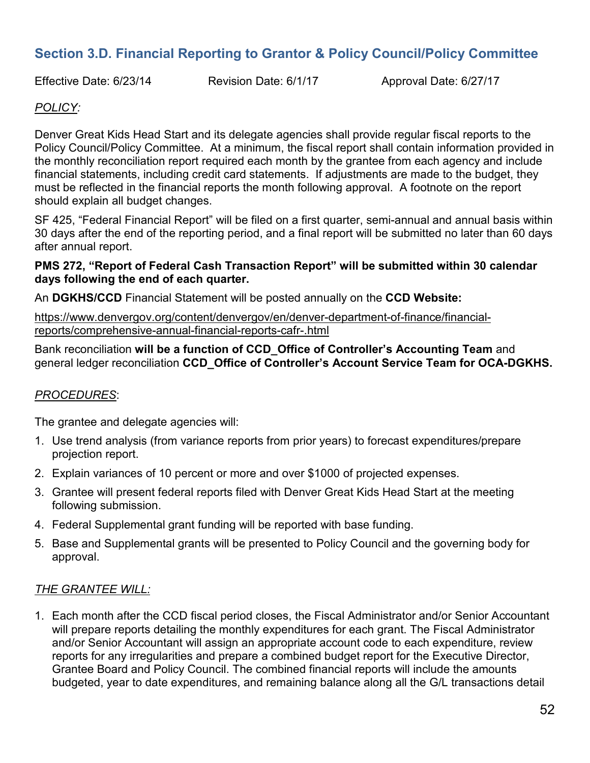## Section 3.D. Financial Reporting to Grantor & Policy Council/Policy Committee

Effective Date: 6/23/14 Revision Date: 6/1/17 Approval Date: 6/27/17

*POLICY:*

Denver Great Kids Head Start and its delegate agencies shall provide regular fiscal reports to the Policy Council/Policy Committee. At a minimum, the fiscal report shall contain information provided in the monthly reconciliation report required each month by the grantee from each agency and include financial statements, including credit card statements. If adjustments are made to the budget, they must be reflected in the financial reports the month following approval. A footnote on the report should explain all budget changes.

SF 425, "Federal Financial Report" will be filed on a first quarter, semi-annual and annual basis within 30 days after the end of the reporting period, and a final report will be submitted no later than 60 days after annual report.

**PMS 272, "Report of Federal Cash Transaction Report" will be submitted within 30 calendar days following the end of each quarter.**

An **DGKHS/CCD** Financial Statement will be posted annually on the **CCD Website:**

https://www.denvergov.org/content/denvergov/en/denver-department-of-finance/financial-reports/comprehensive-annual-financial-reports-cafr-.html

Bank reconciliation **will be a function of CCD_Office of Controller's Accounting Team** and general ledger reconciliation **CCD_Office of Controller's Account Service Team for OCA-DGKHS.**

*PROCEDURES*:

The grantee and delegate agencies will:

1. Use trend analysis (from variance reports from prior years) to forecast expenditures/prepare projection report.
2. Explain variances of 10 percent or more and over $1000 of projected expenses.
3. Grantee will present federal reports filed with Denver Great Kids Head Start at the meeting following submission.
4. Federal Supplemental grant funding will be reported with base funding.
5. Base and Supplemental grants will be presented to Policy Council and the governing body for approval.

*THE GRANTEE WILL:*

1. Each month after the CCD fiscal period closes, the Fiscal Administrator and/or Senior Accountant will prepare reports detailing the monthly expenditures for each grant. The Fiscal Administrator and/or Senior Accountant will assign an appropriate account code to each expenditure, review reports for any irregularities and prepare a combined budget report for the Executive Director, Grantee Board and Policy Council. The combined financial reports will include the amounts budgeted, year to date expenditures, and remaining balance along all the G/L transactions detail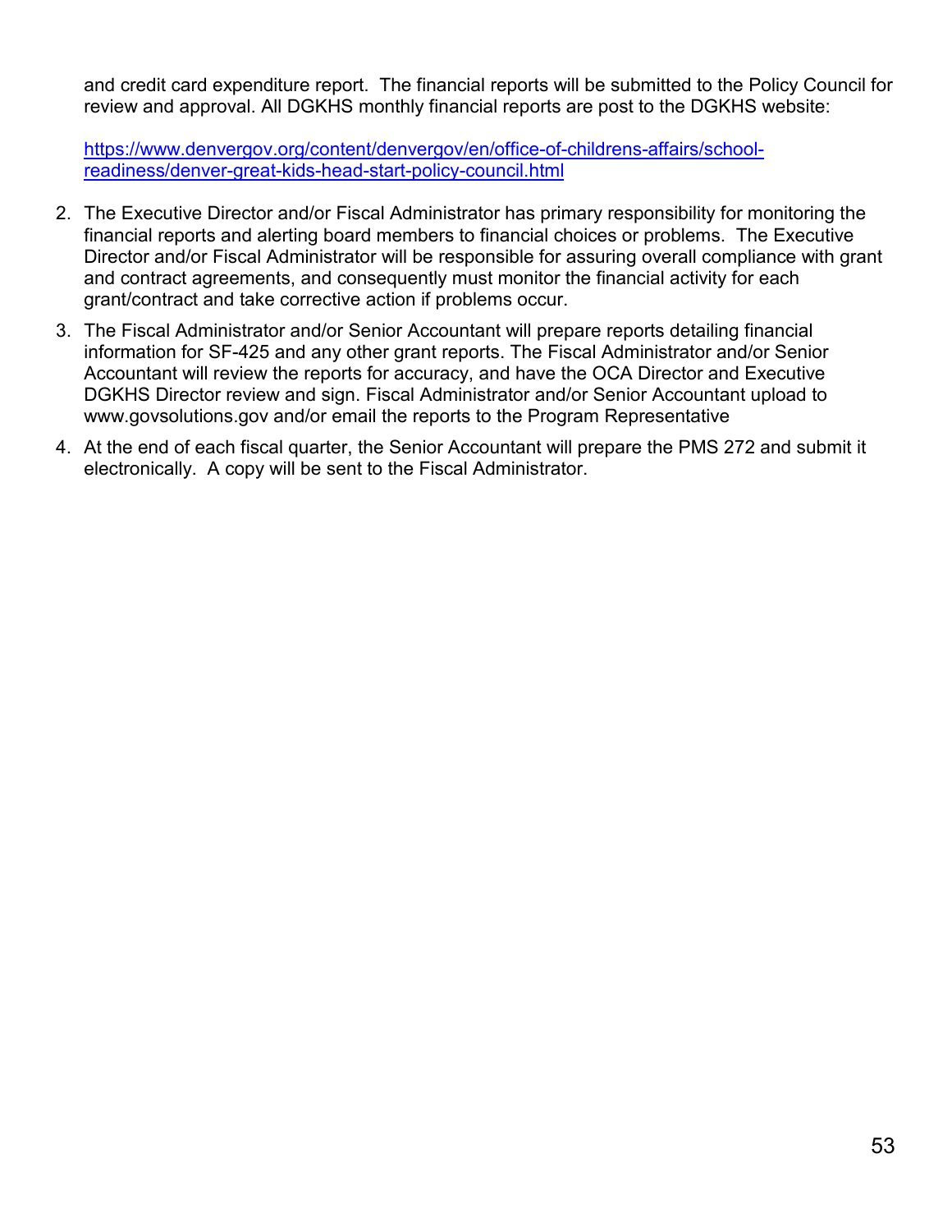and credit card expenditure report. The financial reports will be submitted to the Policy Council for review and approval. All DGKHS monthly financial reports are post to the DGKHS website:

[https://www.denvergov.org/content/denvergov/en/office-of-childrens-affairs/school-readiness/denver-great-kids-head-start-policy-council.html](https://www.denvergov.org/content/denvergov/en/office-of-childrens-affairs/school-readiness/denver-great-kids-head-start-policy-council.html)

2. The Executive Director and/or Fiscal Administrator has primary responsibility for monitoring the financial reports and alerting board members to financial choices or problems. The Executive Director and/or Fiscal Administrator will be responsible for assuring overall compliance with grant and contract agreements, and consequently must monitor the financial activity for each grant/contract and take corrective action if problems occur.
3. The Fiscal Administrator and/or Senior Accountant will prepare reports detailing financial information for SF-425 and any other grant reports. The Fiscal Administrator and/or Senior Accountant will review the reports for accuracy, and have the OCA Director and Executive DGKHS Director review and sign. Fiscal Administrator and/or Senior Accountant upload to www.govsolutions.gov and/or email the reports to the Program Representative
4. At the end of each fiscal quarter, the Senior Accountant will prepare the PMS 272 and submit it electronically. A copy will be sent to the Fiscal Administrator.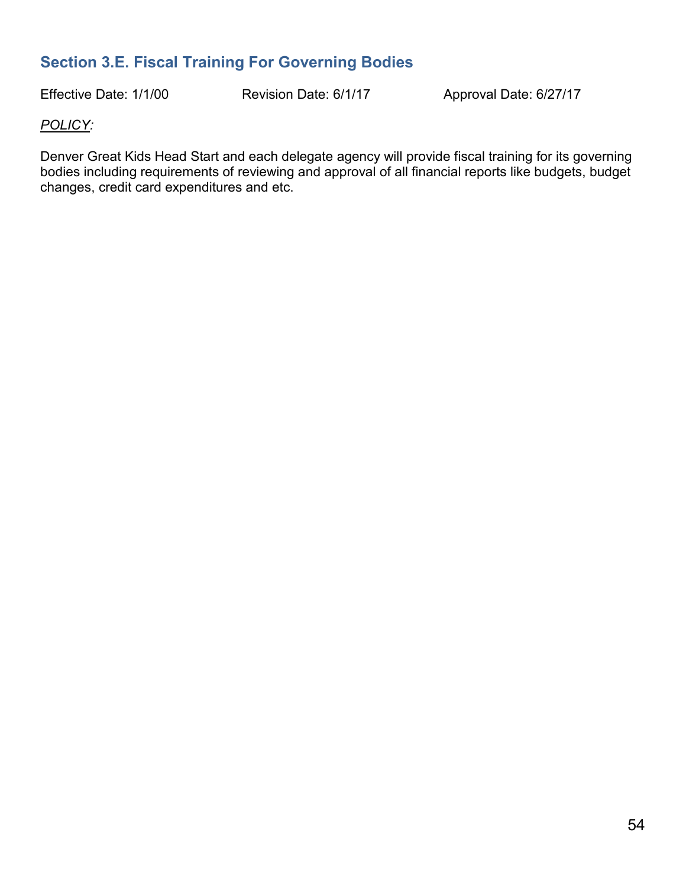## Section 3.E. Fiscal Training For Governing Bodies

Effective Date: 1/1/00 Revision Date: 6/1/17 Approval Date: 6/27/17

*POLICY:*

Denver Great Kids Head Start and each delegate agency will provide fiscal training for its governing bodies including requirements of reviewing and approval of all financial reports like budgets, budget changes, credit card expenditures and etc.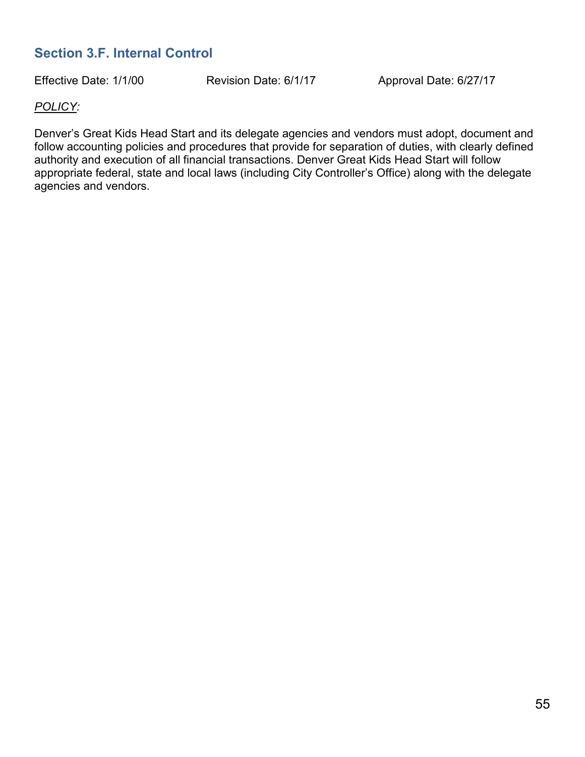## Section 3.F. Internal Control

Effective Date: 1/1/00 Revision Date: 6/1/17 Approval Date: 6/27/17

*POLICY:*

Denver's Great Kids Head Start and its delegate agencies and vendors must adopt, document and follow accounting policies and procedures that provide for separation of duties, with clearly defined authority and execution of all financial transactions. Denver Great Kids Head Start will follow appropriate federal, state and local laws (including City Controller's Office) along with the delegate agencies and vendors.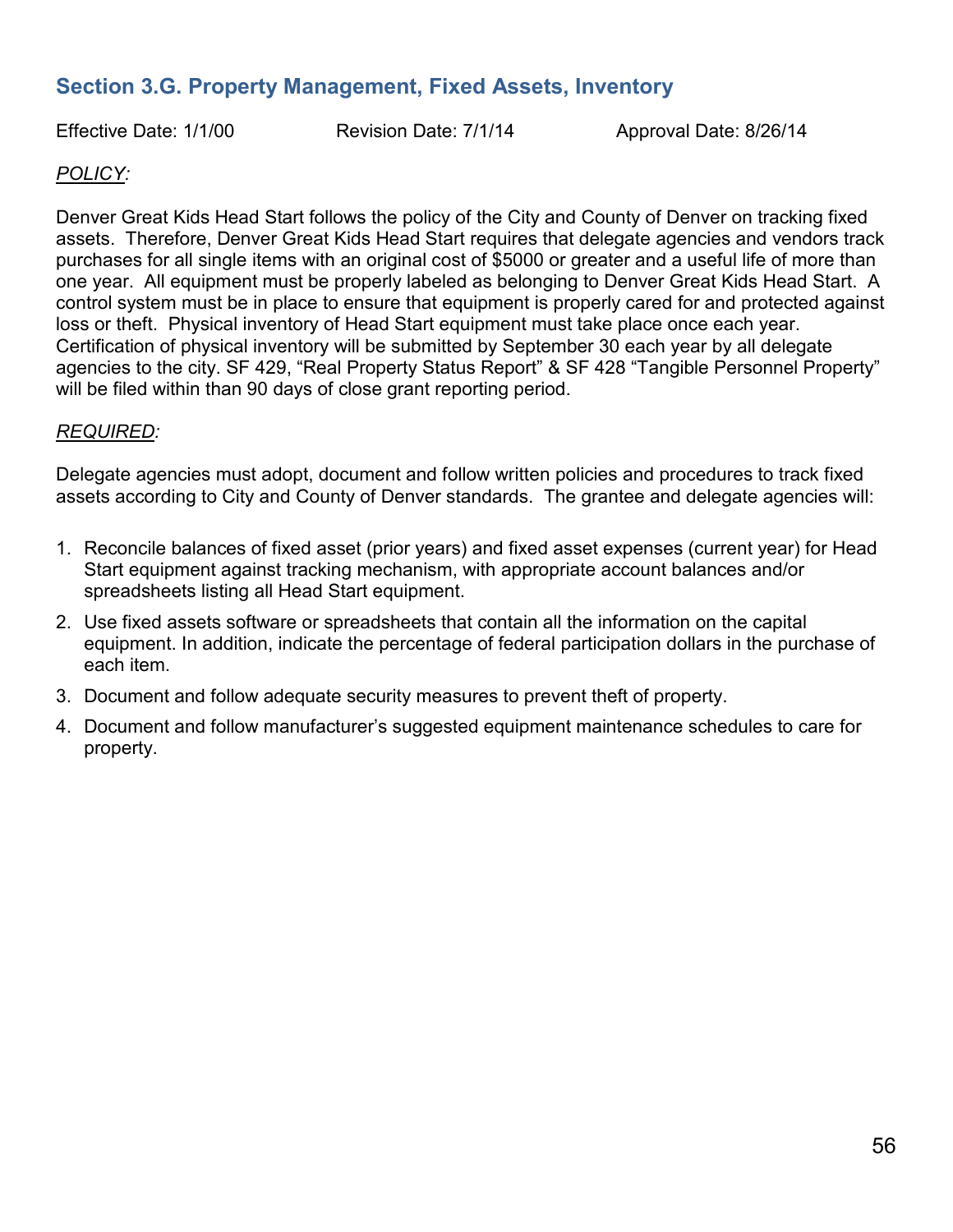## Section 3.G. Property Management, Fixed Assets, Inventory

Effective Date: 1/1/00 Revision Date: 7/1/14 Approval Date: 8/26/14

*POLICY:*

Denver Great Kids Head Start follows the policy of the City and County of Denver on tracking fixed assets. Therefore, Denver Great Kids Head Start requires that delegate agencies and vendors track purchases for all single items with an original cost of $5000 or greater and a useful life of more than one year. All equipment must be properly labeled as belonging to Denver Great Kids Head Start. A control system must be in place to ensure that equipment is properly cared for and protected against loss or theft. Physical inventory of Head Start equipment must take place once each year. Certification of physical inventory will be submitted by September 30 each year by all delegate agencies to the city. SF 429, "Real Property Status Report" & SF 428 "Tangible Personnel Property" will be filed within than 90 days of close grant reporting period.

*REQUIRED:*

Delegate agencies must adopt, document and follow written policies and procedures to track fixed assets according to City and County of Denver standards. The grantee and delegate agencies will:

1. Reconcile balances of fixed asset (prior years) and fixed asset expenses (current year) for Head Start equipment against tracking mechanism, with appropriate account balances and/or spreadsheets listing all Head Start equipment.
2. Use fixed assets software or spreadsheets that contain all the information on the capital equipment. In addition, indicate the percentage of federal participation dollars in the purchase of each item.
3. Document and follow adequate security measures to prevent theft of property.
4. Document and follow manufacturer's suggested equipment maintenance schedules to care for property.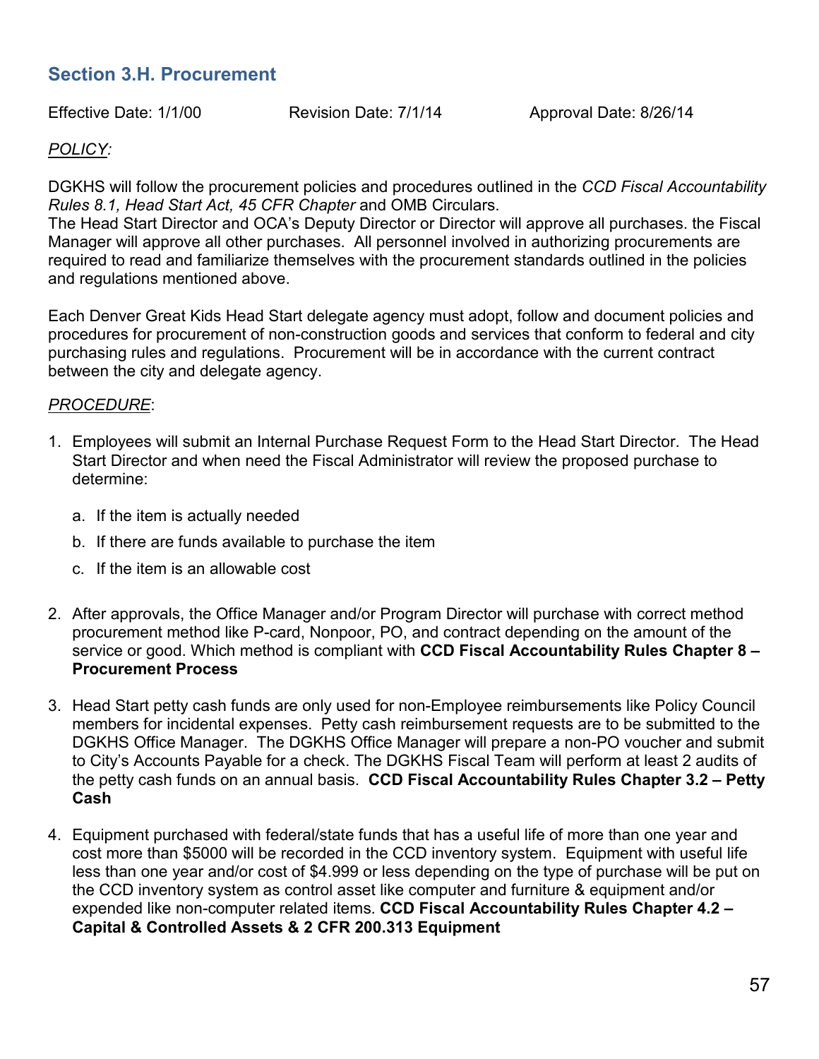## Section 3.H. Procurement

Effective Date: 1/1/00 Revision Date: 7/1/14 Approval Date: 8/26/14

*POLICY:*

DGKHS will follow the procurement policies and procedures outlined in the *CCD Fiscal Accountability Rules 8.1, Head Start Act, 45 CFR Chapter* and OMB Circulars.
The Head Start Director and OCA's Deputy Director or Director will approve all purchases. the Fiscal Manager will approve all other purchases. All personnel involved in authorizing procurements are required to read and familiarize themselves with the procurement standards outlined in the policies and regulations mentioned above.

Each Denver Great Kids Head Start delegate agency must adopt, follow and document policies and procedures for procurement of non-construction goods and services that conform to federal and city purchasing rules and regulations. Procurement will be in accordance with the current contract between the city and delegate agency.

*PROCEDURE*:

1. Employees will submit an Internal Purchase Request Form to the Head Start Director. The Head Start Director and when need the Fiscal Administrator will review the proposed purchase to determine:

   a. If the item is actually needed

   b. If there are funds available to purchase the item

   c. If the item is an allowable cost

2. After approvals, the Office Manager and/or Program Director will purchase with correct method procurement method like P-card, Nonpoor, PO, and contract depending on the amount of the service or good. Which method is compliant with **CCD Fiscal Accountability Rules Chapter 8 – Procurement Process**

3. Head Start petty cash funds are only used for non-Employee reimbursements like Policy Council members for incidental expenses. Petty cash reimbursement requests are to be submitted to the DGKHS Office Manager. The DGKHS Office Manager will prepare a non-PO voucher and submit to City's Accounts Payable for a check. The DGKHS Fiscal Team will perform at least 2 audits of the petty cash funds on an annual basis. **CCD Fiscal Accountability Rules Chapter 3.2 – Petty Cash**

4. Equipment purchased with federal/state funds that has a useful life of more than one year and cost more than $5000 will be recorded in the CCD inventory system. Equipment with useful life less than one year and/or cost of $4.999 or less depending on the type of purchase will be put on the CCD inventory system as control asset like computer and furniture & equipment and/or expended like non-computer related items. **CCD Fiscal Accountability Rules Chapter 4.2 – Capital & Controlled Assets & 2 CFR 200.313 Equipment**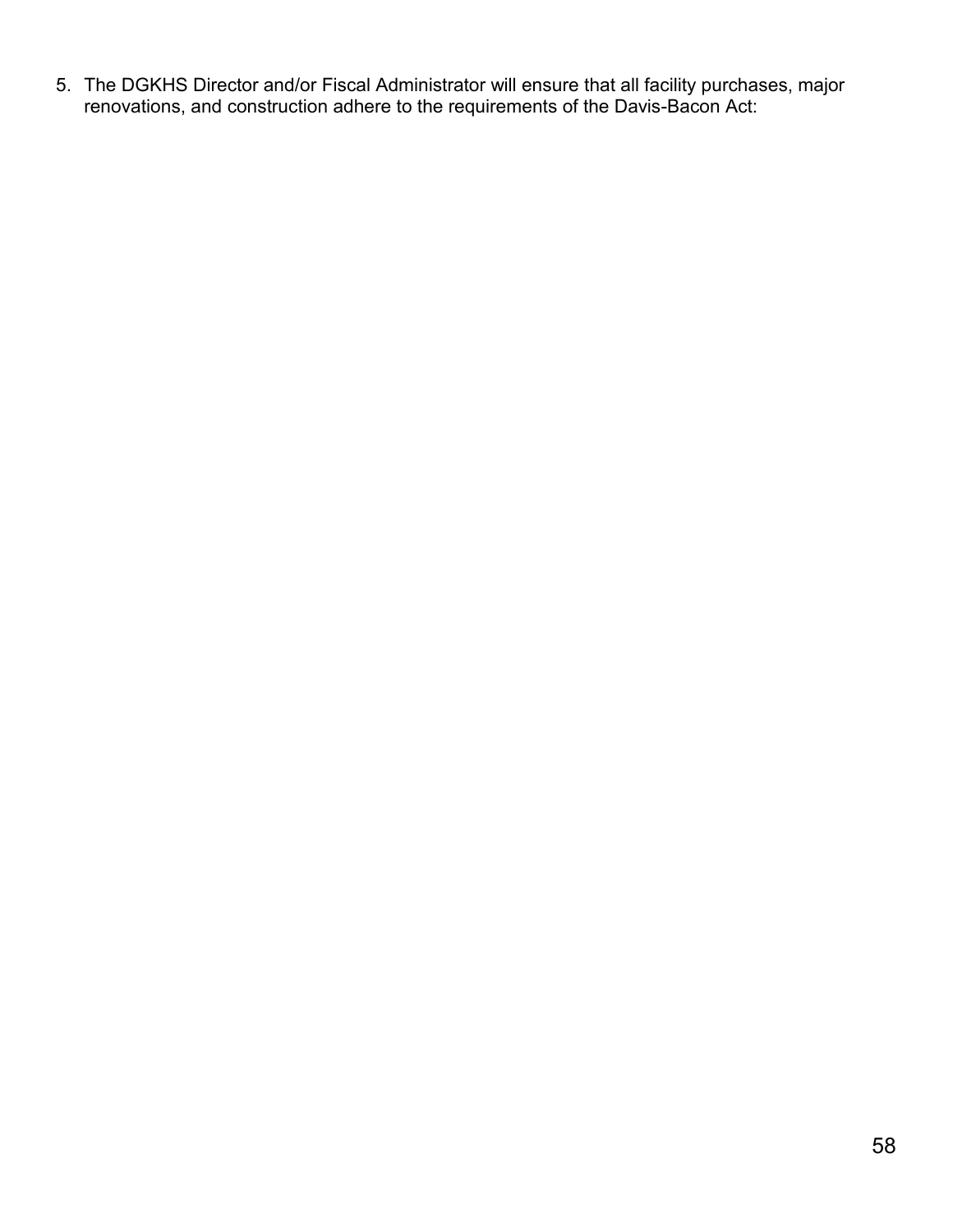5. The DGKHS Director and/or Fiscal Administrator will ensure that all facility purchases, major renovations, and construction adhere to the requirements of the Davis-Bacon Act: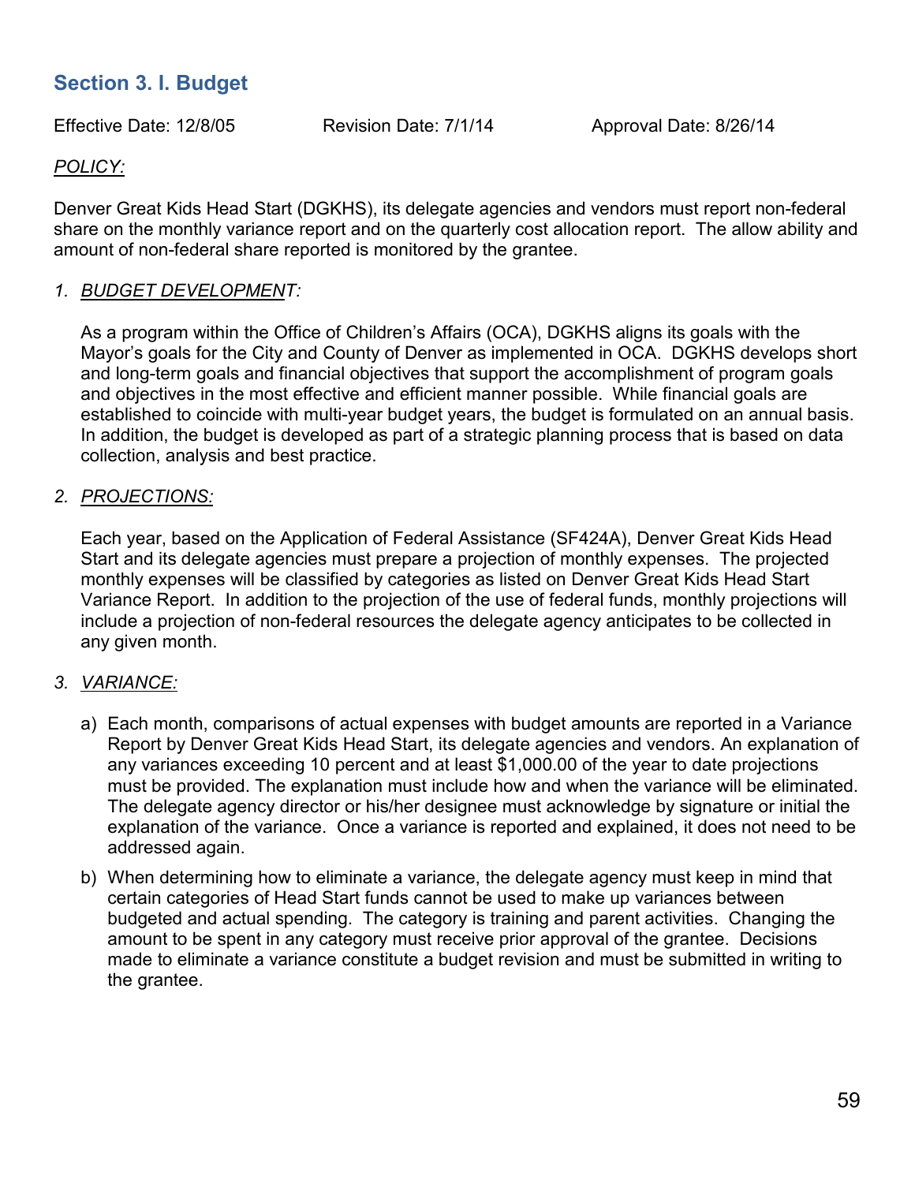## Section 3. I. Budget

Effective Date: 12/8/05 Revision Date: 7/1/14 Approval Date: 8/26/14

*POLICY:*

Denver Great Kids Head Start (DGKHS), its delegate agencies and vendors must report non-federal share on the monthly variance report and on the quarterly cost allocation report. The allow ability and amount of non-federal share reported is monitored by the grantee.

1. *BUDGET DEVELOPMENT:*

   As a program within the Office of Children's Affairs (OCA), DGKHS aligns its goals with the Mayor's goals for the City and County of Denver as implemented in OCA. DGKHS develops short and long-term goals and financial objectives that support the accomplishment of program goals and objectives in the most effective and efficient manner possible. While financial goals are established to coincide with multi-year budget years, the budget is formulated on an annual basis. In addition, the budget is developed as part of a strategic planning process that is based on data collection, analysis and best practice.

2. *PROJECTIONS:*

   Each year, based on the Application of Federal Assistance (SF424A), Denver Great Kids Head Start and its delegate agencies must prepare a projection of monthly expenses. The projected monthly expenses will be classified by categories as listed on Denver Great Kids Head Start Variance Report. In addition to the projection of the use of federal funds, monthly projections will include a projection of non-federal resources the delegate agency anticipates to be collected in any given month.

3. *VARIANCE:*

   a) Each month, comparisons of actual expenses with budget amounts are reported in a Variance Report by Denver Great Kids Head Start, its delegate agencies and vendors. An explanation of any variances exceeding 10 percent and at least $1,000.00 of the year to date projections must be provided. The explanation must include how and when the variance will be eliminated. The delegate agency director or his/her designee must acknowledge by signature or initial the explanation of the variance. Once a variance is reported and explained, it does not need to be addressed again.

   b) When determining how to eliminate a variance, the delegate agency must keep in mind that certain categories of Head Start funds cannot be used to make up variances between budgeted and actual spending. The category is training and parent activities. Changing the amount to be spent in any category must receive prior approval of the grantee. Decisions made to eliminate a variance constitute a budget revision and must be submitted in writing to the grantee.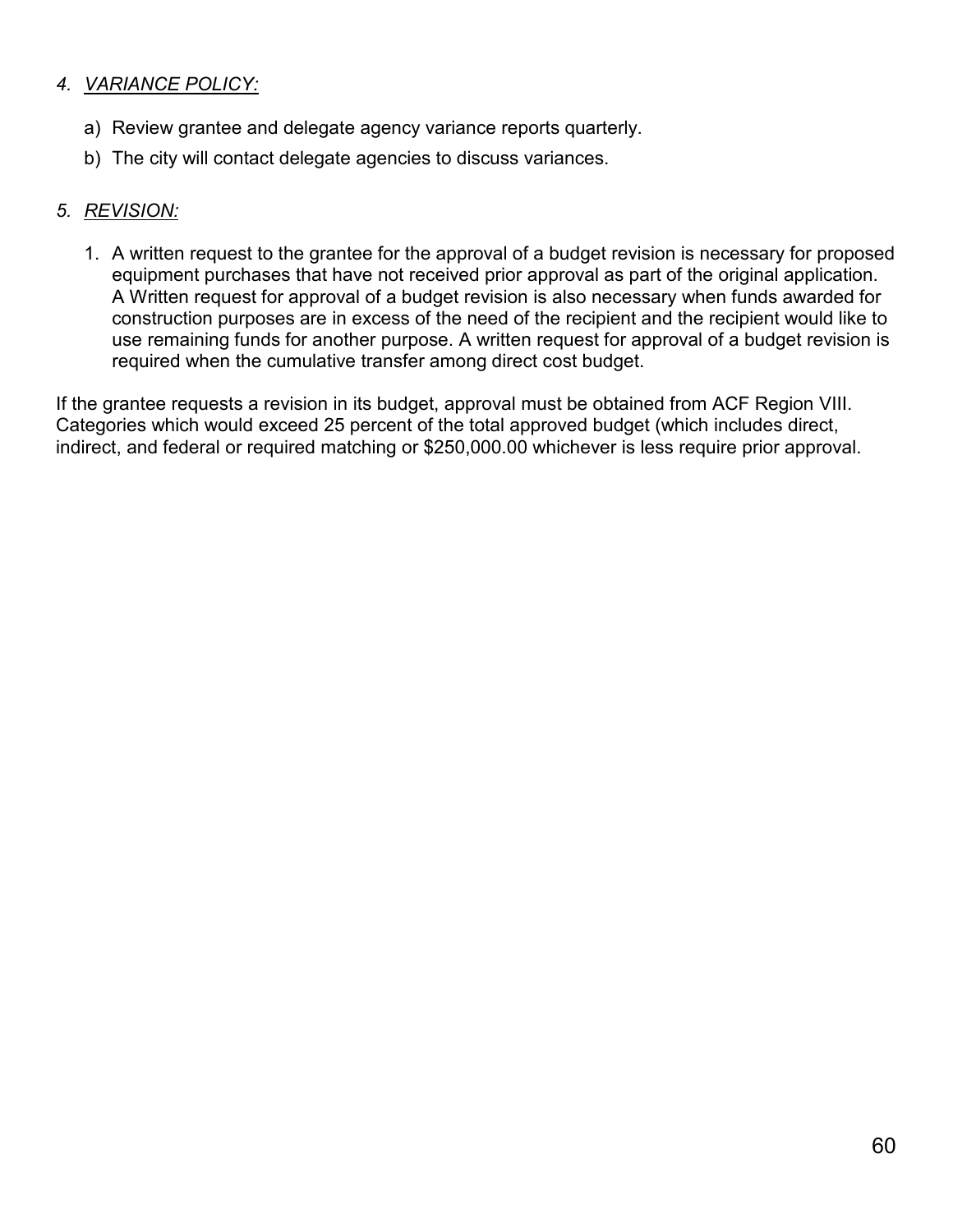4. *VARIANCE POLICY:*

    a) Review grantee and delegate agency variance reports quarterly.

    b) The city will contact delegate agencies to discuss variances.

5. *REVISION:*

    1. A written request to the grantee for the approval of a budget revision is necessary for proposed equipment purchases that have not received prior approval as part of the original application. A Written request for approval of a budget revision is also necessary when funds awarded for construction purposes are in excess of the need of the recipient and the recipient would like to use remaining funds for another purpose. A written request for approval of a budget revision is required when the cumulative transfer among direct cost budget.

If the grantee requests a revision in its budget, approval must be obtained from ACF Region VIII. Categories which would exceed 25 percent of the total approved budget (which includes direct, indirect, and federal or required matching or $250,000.00 whichever is less require prior approval.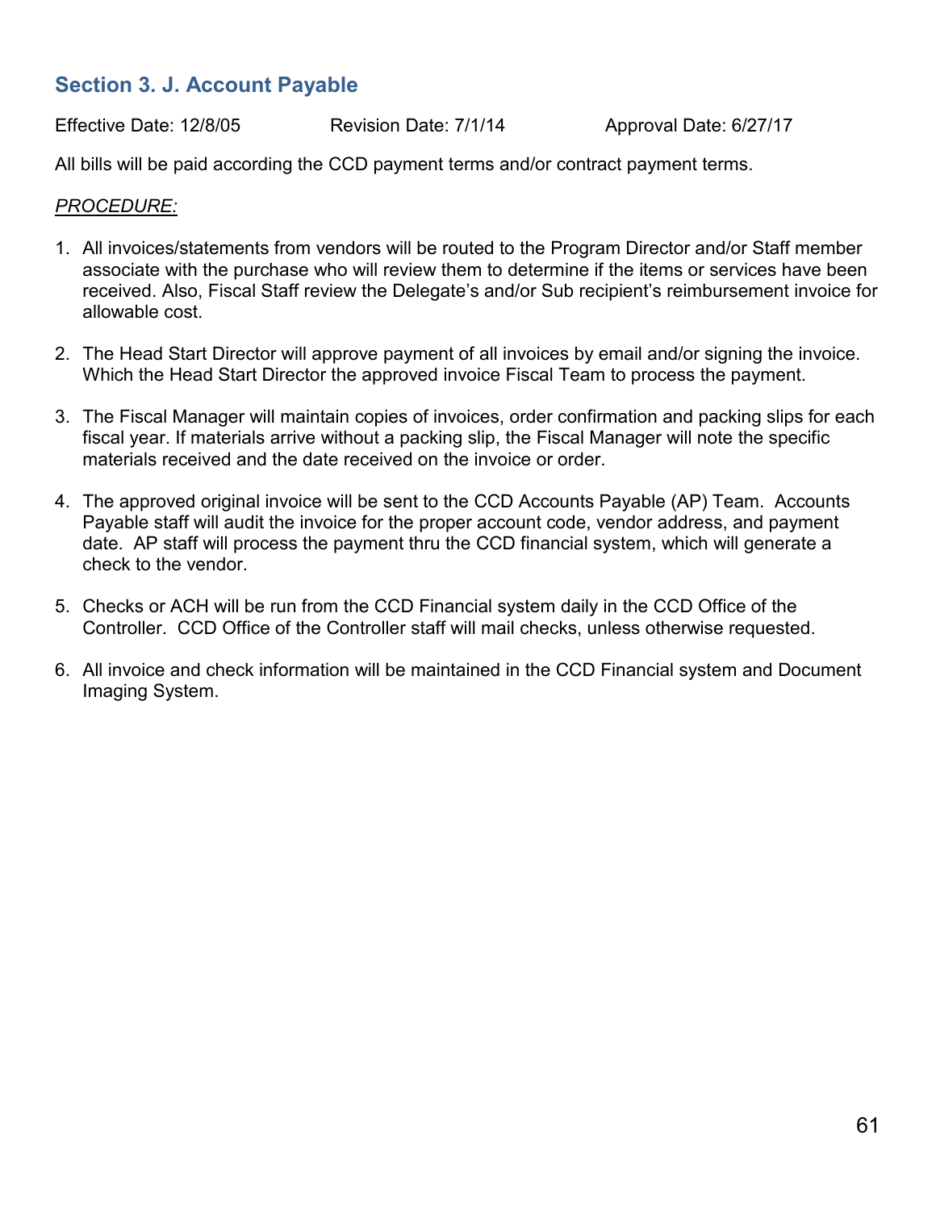## Section 3. J. Account Payable

Effective Date: 12/8/05 Revision Date: 7/1/14 Approval Date: 6/27/17

All bills will be paid according the CCD payment terms and/or contract payment terms.

*PROCEDURE:*

1. All invoices/statements from vendors will be routed to the Program Director and/or Staff member associate with the purchase who will review them to determine if the items or services have been received. Also, Fiscal Staff review the Delegate's and/or Sub recipient's reimbursement invoice for allowable cost.

2. The Head Start Director will approve payment of all invoices by email and/or signing the invoice. Which the Head Start Director the approved invoice Fiscal Team to process the payment.

3. The Fiscal Manager will maintain copies of invoices, order confirmation and packing slips for each fiscal year. If materials arrive without a packing slip, the Fiscal Manager will note the specific materials received and the date received on the invoice or order.

4. The approved original invoice will be sent to the CCD Accounts Payable (AP) Team. Accounts Payable staff will audit the invoice for the proper account code, vendor address, and payment date. AP staff will process the payment thru the CCD financial system, which will generate a check to the vendor.

5. Checks or ACH will be run from the CCD Financial system daily in the CCD Office of the Controller. CCD Office of the Controller staff will mail checks, unless otherwise requested.

6. All invoice and check information will be maintained in the CCD Financial system and Document Imaging System.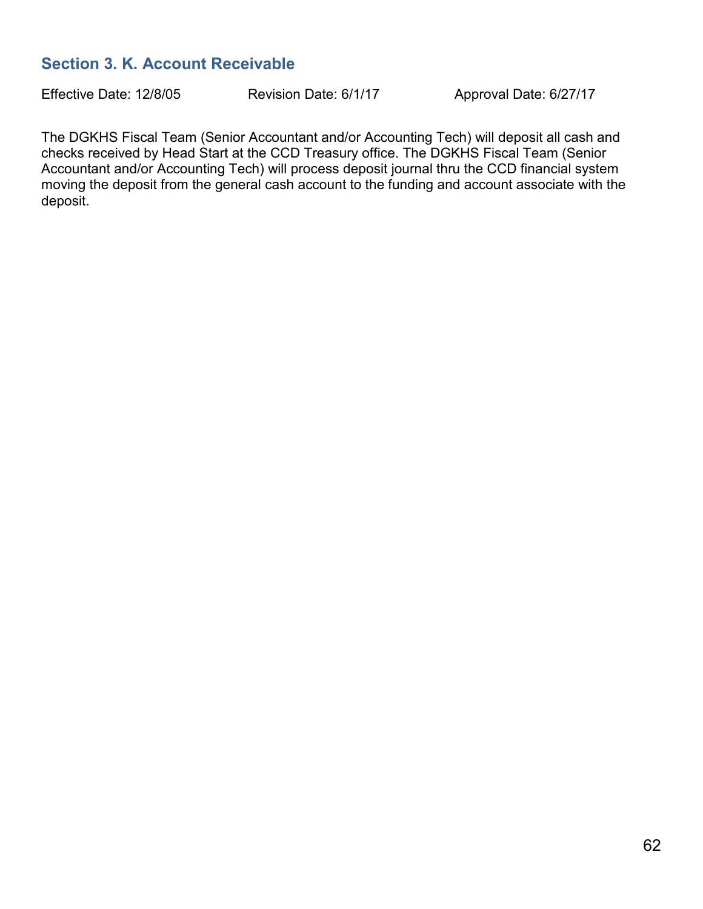## Section 3. K. Account Receivable

Effective Date: 12/8/05 Revision Date: 6/1/17 Approval Date: 6/27/17

The DGKHS Fiscal Team (Senior Accountant and/or Accounting Tech) will deposit all cash and checks received by Head Start at the CCD Treasury office. The DGKHS Fiscal Team (Senior Accountant and/or Accounting Tech) will process deposit journal thru the CCD financial system moving the deposit from the general cash account to the funding and account associate with the deposit.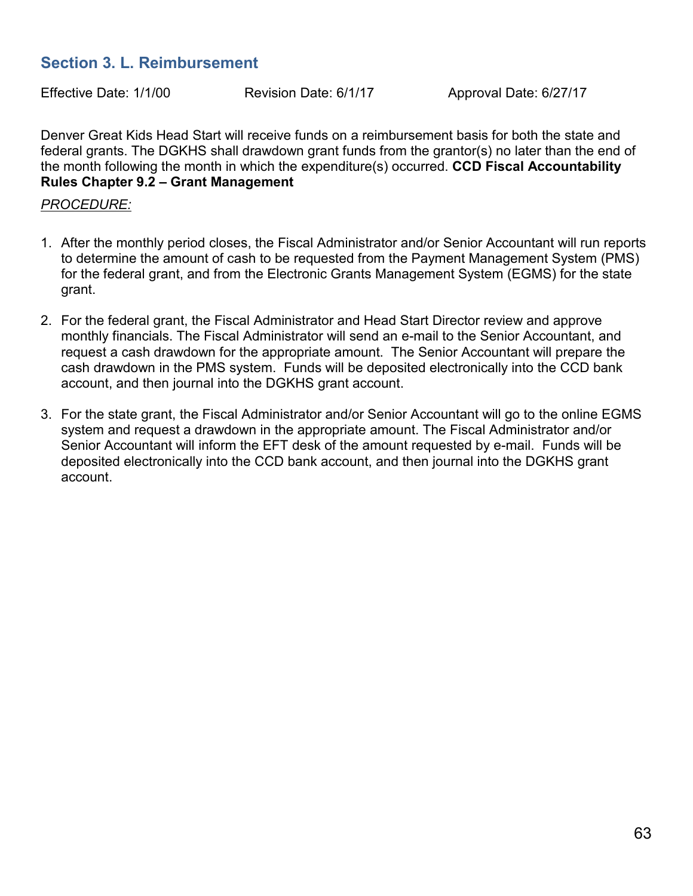## Section 3. L. Reimbursement

Effective Date: 1/1/00 Revision Date: 6/1/17 Approval Date: 6/27/17

Denver Great Kids Head Start will receive funds on a reimbursement basis for both the state and federal grants. The DGKHS shall drawdown grant funds from the grantor(s) no later than the end of the month following the month in which the expenditure(s) occurred. **CCD Fiscal Accountability Rules Chapter 9.2 – Grant Management**

*PROCEDURE:*

1. After the monthly period closes, the Fiscal Administrator and/or Senior Accountant will run reports to determine the amount of cash to be requested from the Payment Management System (PMS) for the federal grant, and from the Electronic Grants Management System (EGMS) for the state grant.

2. For the federal grant, the Fiscal Administrator and Head Start Director review and approve monthly financials. The Fiscal Administrator will send an e-mail to the Senior Accountant, and request a cash drawdown for the appropriate amount. The Senior Accountant will prepare the cash drawdown in the PMS system. Funds will be deposited electronically into the CCD bank account, and then journal into the DGKHS grant account.

3. For the state grant, the Fiscal Administrator and/or Senior Accountant will go to the online EGMS system and request a drawdown in the appropriate amount. The Fiscal Administrator and/or Senior Accountant will inform the EFT desk of the amount requested by e-mail. Funds will be deposited electronically into the CCD bank account, and then journal into the DGKHS grant account.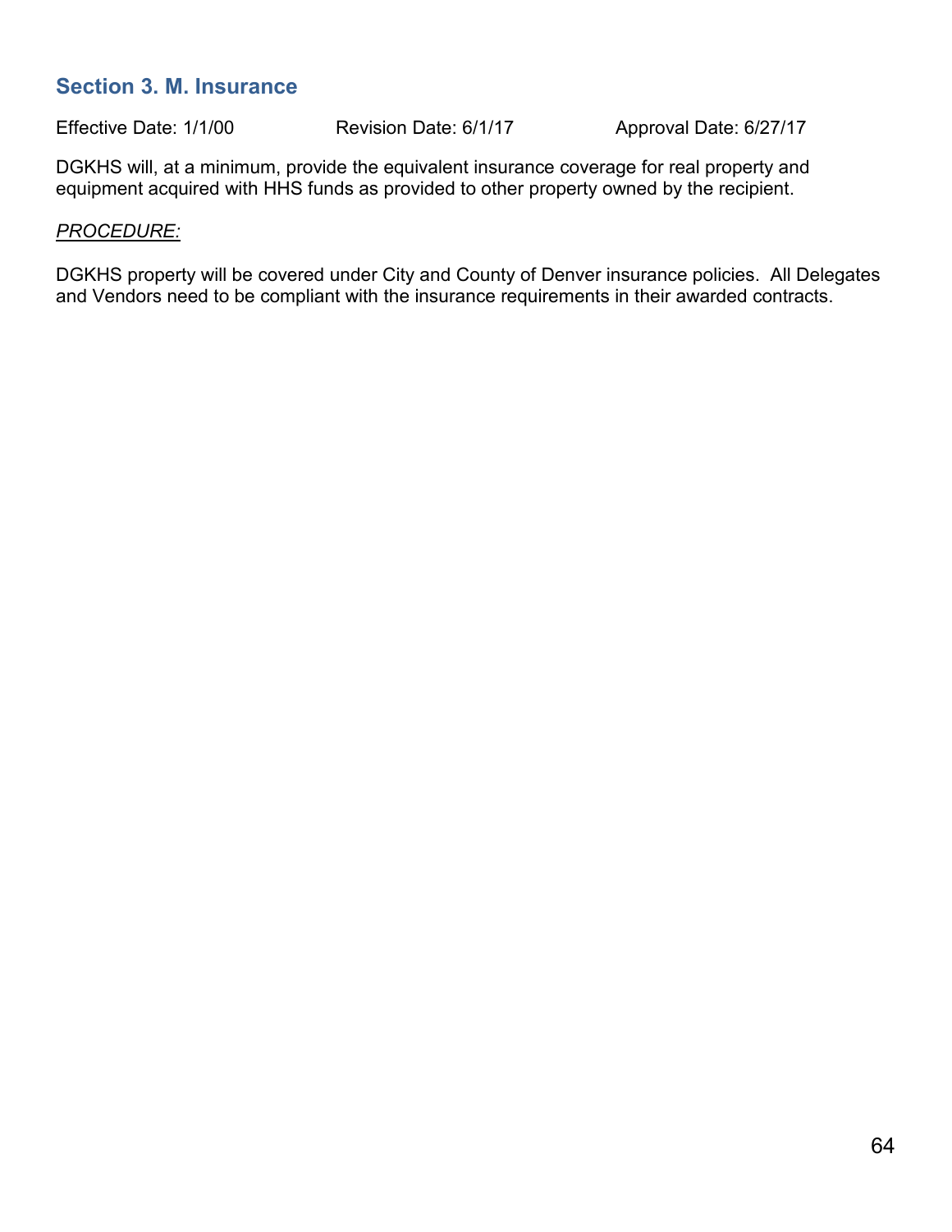## Section 3. M. Insurance

Effective Date: 1/1/00 Revision Date: 6/1/17 Approval Date: 6/27/17

DGKHS will, at a minimum, provide the equivalent insurance coverage for real property and equipment acquired with HHS funds as provided to other property owned by the recipient.

*PROCEDURE:*

DGKHS property will be covered under City and County of Denver insurance policies. All Delegates and Vendors need to be compliant with the insurance requirements in their awarded contracts.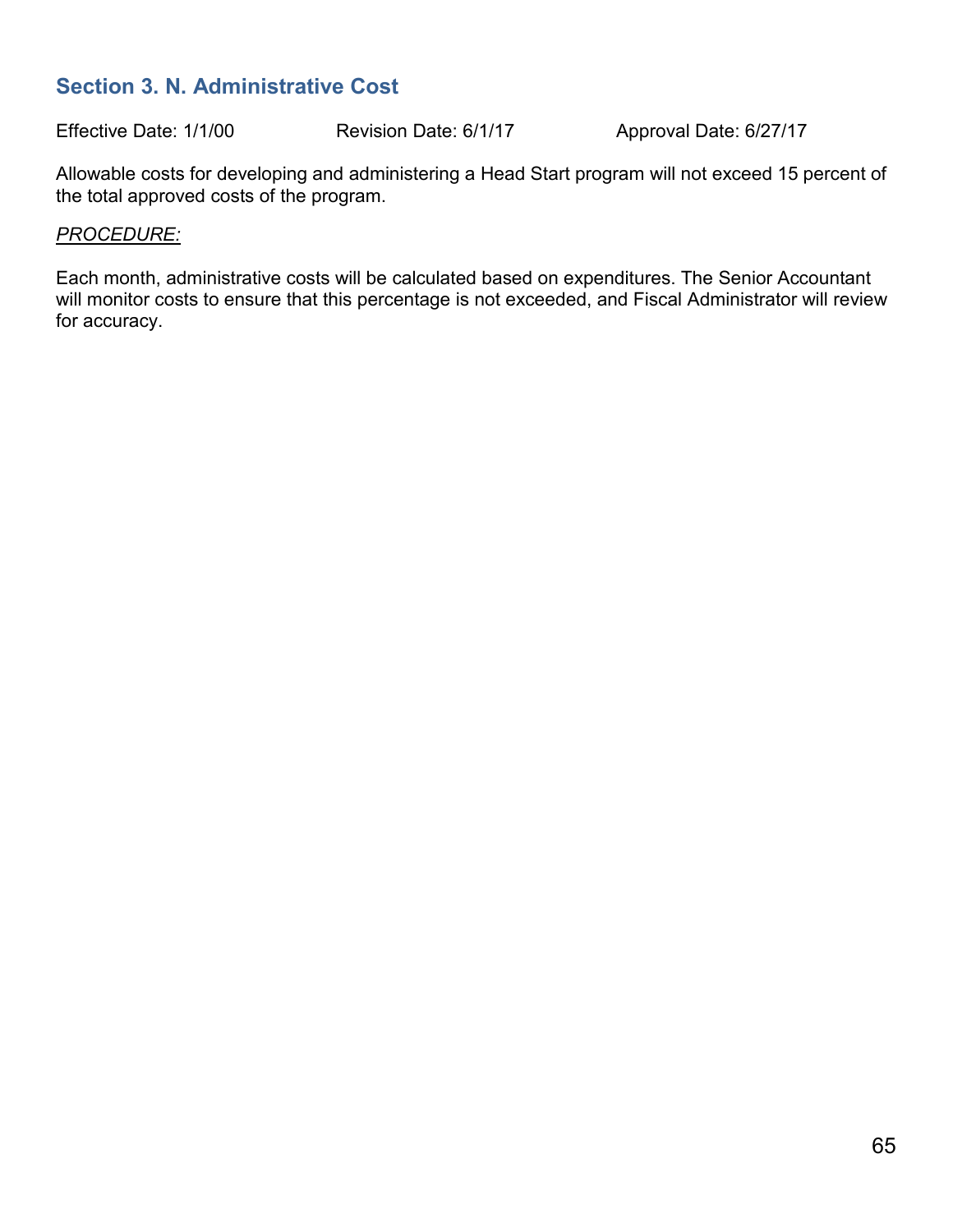## Section 3. N. Administrative Cost

Effective Date: 1/1/00 Revision Date: 6/1/17 Approval Date: 6/27/17

Allowable costs for developing and administering a Head Start program will not exceed 15 percent of the total approved costs of the program.

*PROCEDURE:*

Each month, administrative costs will be calculated based on expenditures. The Senior Accountant will monitor costs to ensure that this percentage is not exceeded, and Fiscal Administrator will review for accuracy.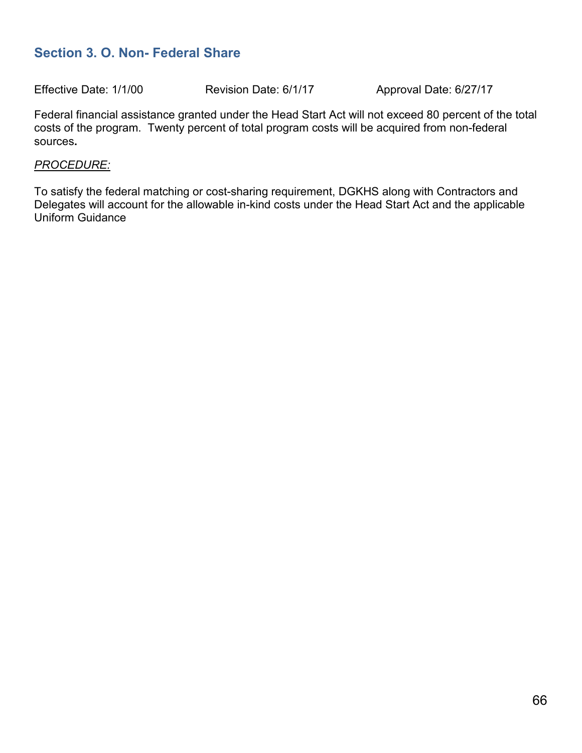## Section 3. O. Non- Federal Share

Effective Date: 1/1/00 Revision Date: 6/1/17 Approval Date: 6/27/17

Federal financial assistance granted under the Head Start Act will not exceed 80 percent of the total costs of the program. Twenty percent of total program costs will be acquired from non-federal sources**.**

*PROCEDURE:*

To satisfy the federal matching or cost-sharing requirement, DGKHS along with Contractors and Delegates will account for the allowable in-kind costs under the Head Start Act and the applicable Uniform Guidance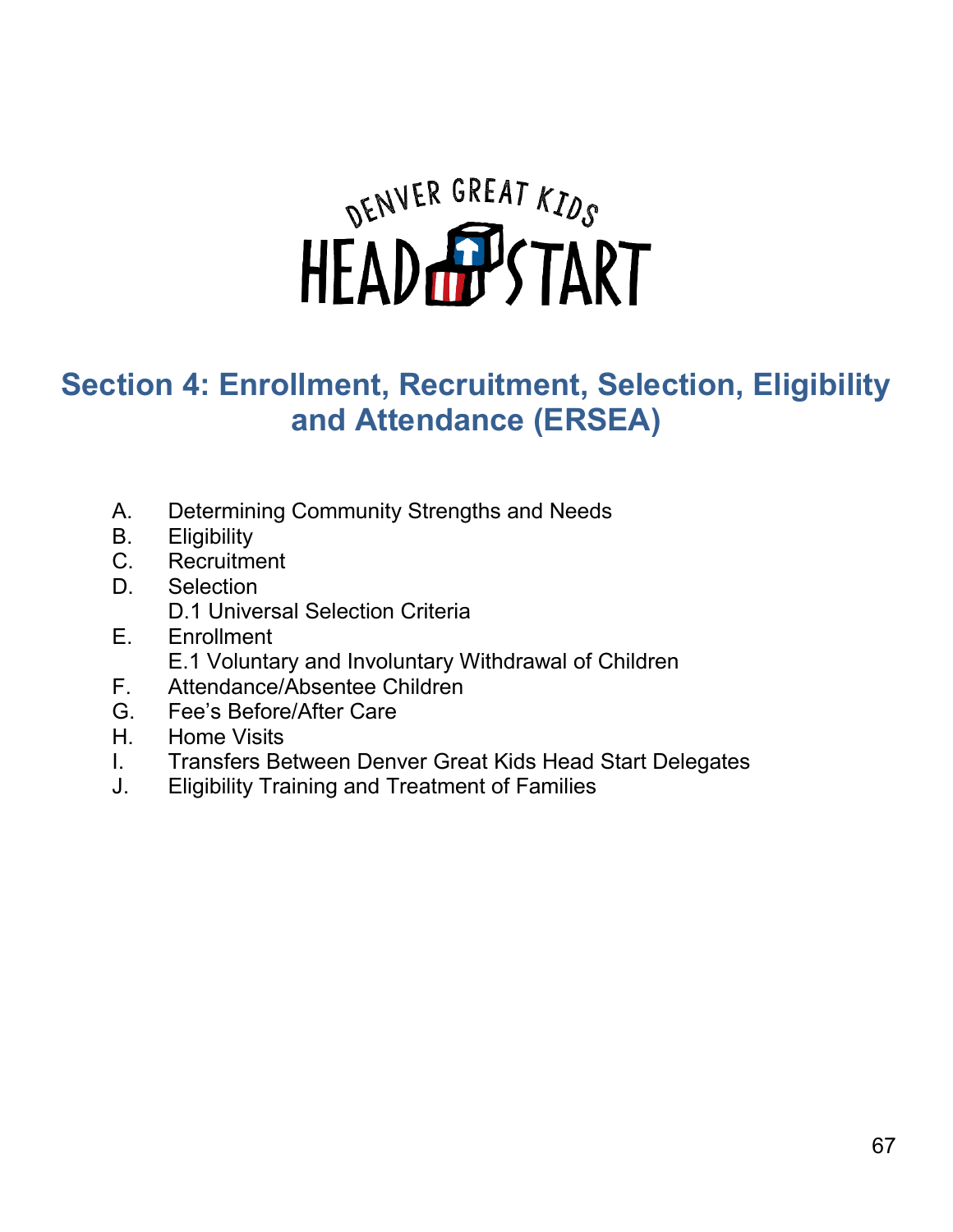DENVER GREAT KIDS HEAD START

# Section 4: Enrollment, Recruitment, Selection, Eligibility and Attendance (ERSEA)

A. Determining Community Strengths and Needs
B. Eligibility
C. Recruitment
D. Selection
   D.1 Universal Selection Criteria
E. Enrollment
   E.1 Voluntary and Involuntary Withdrawal of Children
F. Attendance/Absentee Children
G. Fee's Before/After Care
H. Home Visits
I. Transfers Between Denver Great Kids Head Start Delegates
J. Eligibility Training and Treatment of Families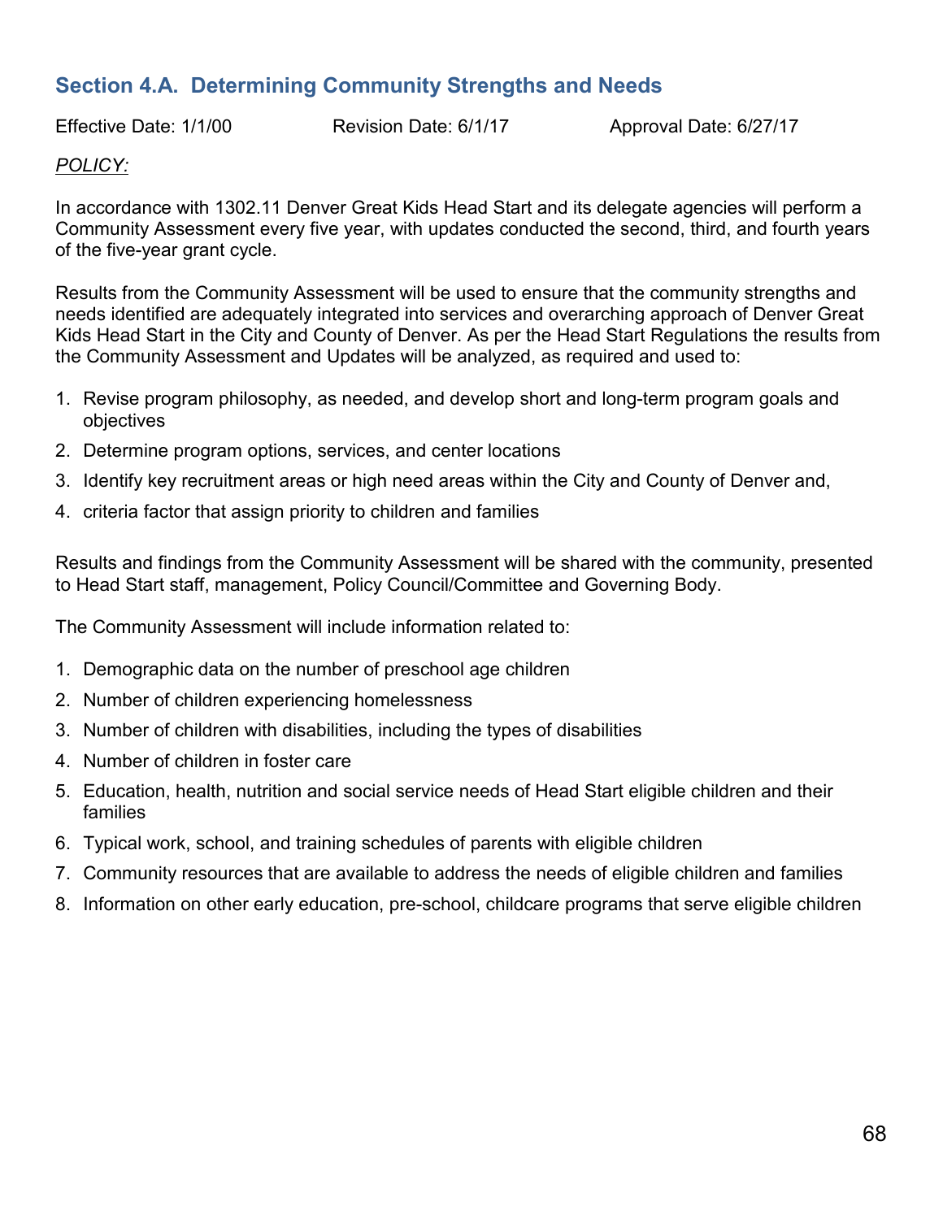## Section 4.A. Determining Community Strengths and Needs

Effective Date: 1/1/00 Revision Date: 6/1/17 Approval Date: 6/27/17

*POLICY:*

In accordance with 1302.11 Denver Great Kids Head Start and its delegate agencies will perform a Community Assessment every five year, with updates conducted the second, third, and fourth years of the five-year grant cycle.

Results from the Community Assessment will be used to ensure that the community strengths and needs identified are adequately integrated into services and overarching approach of Denver Great Kids Head Start in the City and County of Denver. As per the Head Start Regulations the results from the Community Assessment and Updates will be analyzed, as required and used to:

1. Revise program philosophy, as needed, and develop short and long-term program goals and objectives
2. Determine program options, services, and center locations
3. Identify key recruitment areas or high need areas within the City and County of Denver and,
4. criteria factor that assign priority to children and families

Results and findings from the Community Assessment will be shared with the community, presented to Head Start staff, management, Policy Council/Committee and Governing Body.

The Community Assessment will include information related to:

1. Demographic data on the number of preschool age children
2. Number of children experiencing homelessness
3. Number of children with disabilities, including the types of disabilities
4. Number of children in foster care
5. Education, health, nutrition and social service needs of Head Start eligible children and their families
6. Typical work, school, and training schedules of parents with eligible children
7. Community resources that are available to address the needs of eligible children and families
8. Information on other early education, pre-school, childcare programs that serve eligible children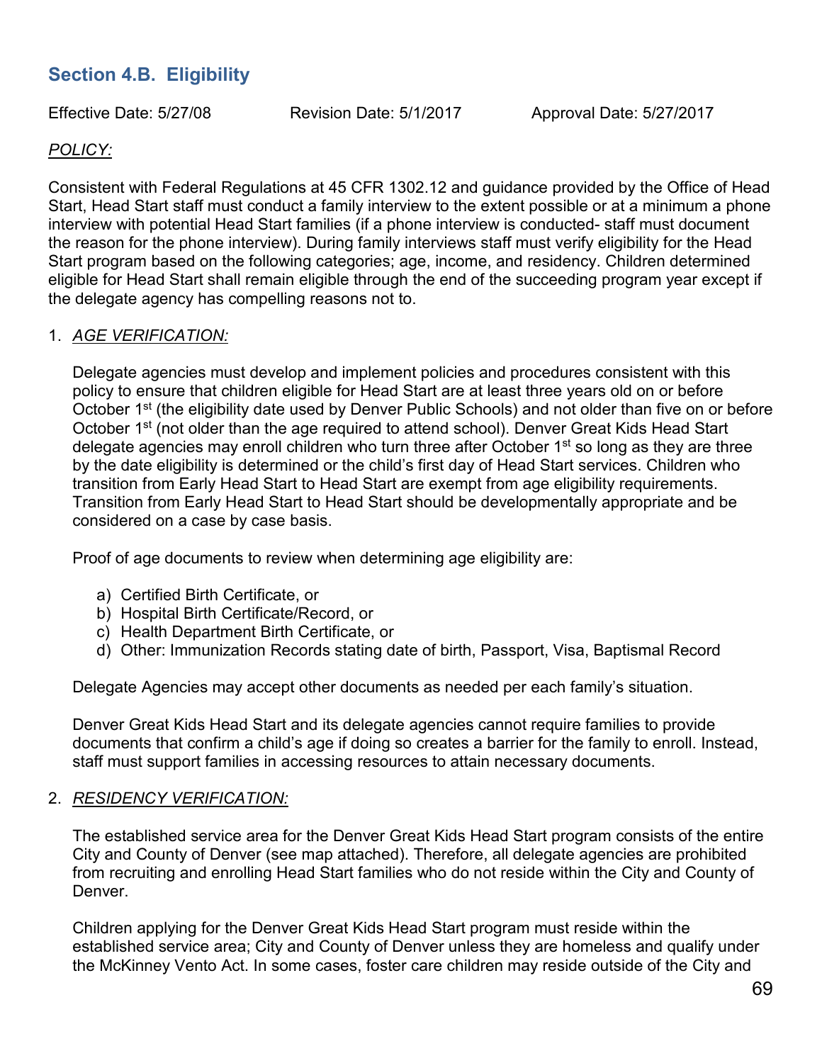## Section 4.B. Eligibility

Effective Date: 5/27/08 Revision Date: 5/1/2017 Approval Date: 5/27/2017

*POLICY:*

Consistent with Federal Regulations at 45 CFR 1302.12 and guidance provided by the Office of Head Start, Head Start staff must conduct a family interview to the extent possible or at a minimum a phone interview with potential Head Start families (if a phone interview is conducted- staff must document the reason for the phone interview). During family interviews staff must verify eligibility for the Head Start program based on the following categories; age, income, and residency. Children determined eligible for Head Start shall remain eligible through the end of the succeeding program year except if the delegate agency has compelling reasons not to.

1. *AGE VERIFICATION:*

   Delegate agencies must develop and implement policies and procedures consistent with this policy to ensure that children eligible for Head Start are at least three years old on or before October 1st (the eligibility date used by Denver Public Schools) and not older than five on or before October 1st (not older than the age required to attend school). Denver Great Kids Head Start delegate agencies may enroll children who turn three after October 1st so long as they are three by the date eligibility is determined or the child's first day of Head Start services. Children who transition from Early Head Start to Head Start are exempt from age eligibility requirements. Transition from Early Head Start to Head Start should be developmentally appropriate and be considered on a case by case basis.

   Proof of age documents to review when determining age eligibility are:

   a) Certified Birth Certificate, or
   b) Hospital Birth Certificate/Record, or
   c) Health Department Birth Certificate, or
   d) Other: Immunization Records stating date of birth, Passport, Visa, Baptismal Record

   Delegate Agencies may accept other documents as needed per each family's situation.

   Denver Great Kids Head Start and its delegate agencies cannot require families to provide documents that confirm a child's age if doing so creates a barrier for the family to enroll. Instead, staff must support families in accessing resources to attain necessary documents.

2. *RESIDENCY VERIFICATION:*

   The established service area for the Denver Great Kids Head Start program consists of the entire City and County of Denver (see map attached). Therefore, all delegate agencies are prohibited from recruiting and enrolling Head Start families who do not reside within the City and County of Denver.

   Children applying for the Denver Great Kids Head Start program must reside within the established service area; City and County of Denver unless they are homeless and qualify under the McKinney Vento Act. In some cases, foster care children may reside outside of the City and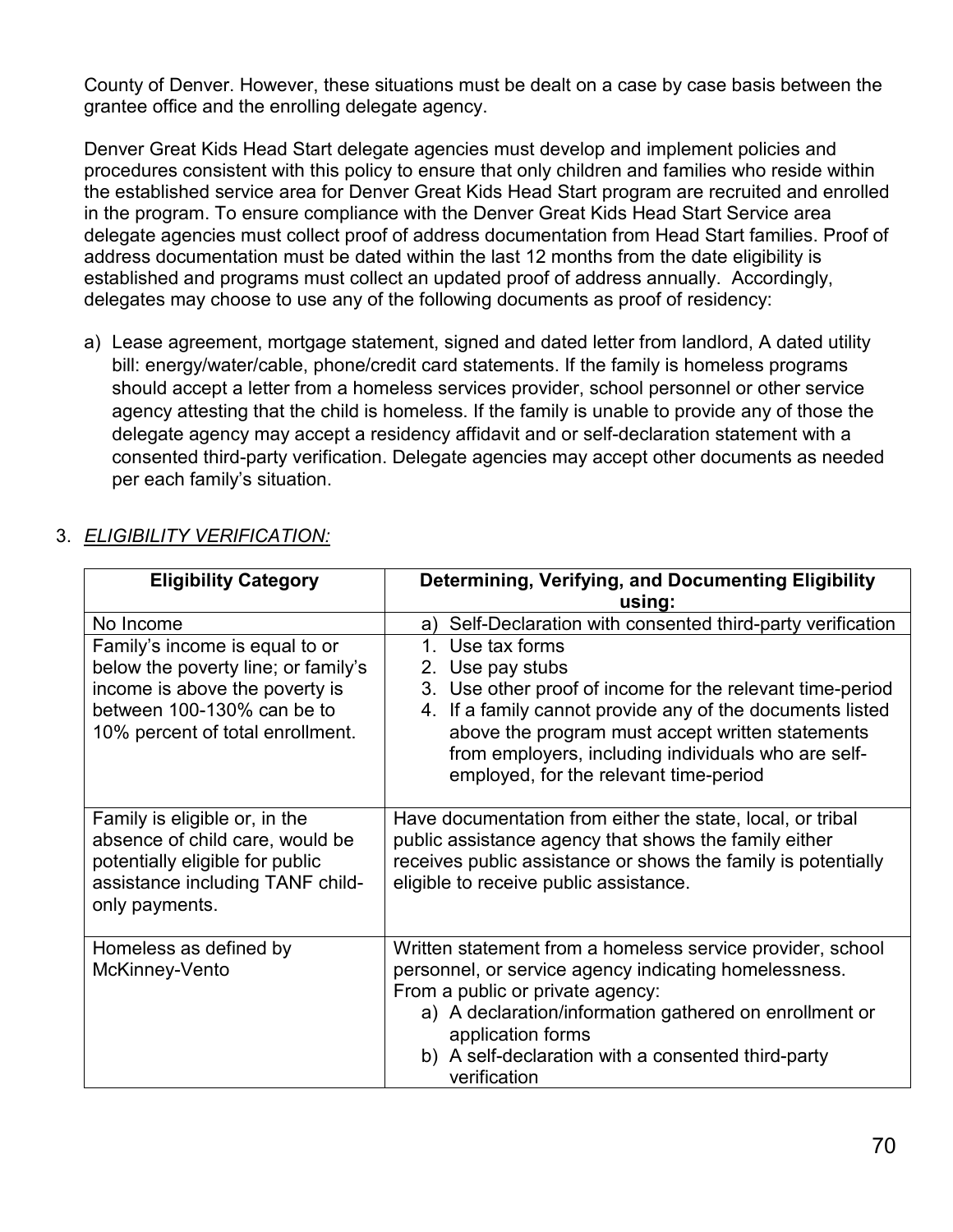County of Denver. However, these situations must be dealt on a case by case basis between the grantee office and the enrolling delegate agency.

Denver Great Kids Head Start delegate agencies must develop and implement policies and procedures consistent with this policy to ensure that only children and families who reside within the established service area for Denver Great Kids Head Start program are recruited and enrolled in the program. To ensure compliance with the Denver Great Kids Head Start Service area delegate agencies must collect proof of address documentation from Head Start families. Proof of address documentation must be dated within the last 12 months from the date eligibility is established and programs must collect an updated proof of address annually. Accordingly, delegates may choose to use any of the following documents as proof of residency:

a) Lease agreement, mortgage statement, signed and dated letter from landlord, A dated utility bill: energy/water/cable, phone/credit card statements. If the family is homeless programs should accept a letter from a homeless services provider, school personnel or other service agency attesting that the child is homeless. If the family is unable to provide any of those the delegate agency may accept a residency affidavit and or self-declaration statement with a consented third-party verification. Delegate agencies may accept other documents as needed per each family's situation.

3. *ELIGIBILITY VERIFICATION:*

| Eligibility Category | Determining, Verifying, and Documenting Eligibility using: |
|---|---|
| No Income | a) Self-Declaration with consented third-party verification |
| Family's income is equal to or below the poverty line; or family's income is above the poverty is between 100-130% can be to 10% percent of total enrollment. | 1. Use tax forms<br>2. Use pay stubs<br>3. Use other proof of income for the relevant time-period<br>4. If a family cannot provide any of the documents listed above the program must accept written statements from employers, including individuals who are self-employed, for the relevant time-period |
| Family is eligible or, in the absence of child care, would be potentially eligible for public assistance including TANF child-only payments. | Have documentation from either the state, local, or tribal public assistance agency that shows the family either receives public assistance or shows the family is potentially eligible to receive public assistance. |
| Homeless as defined by McKinney-Vento | Written statement from a homeless service provider, school personnel, or service agency indicating homelessness.<br>From a public or private agency:<br>a) A declaration/information gathered on enrollment or application forms<br>b) A self-declaration with a consented third-party verification |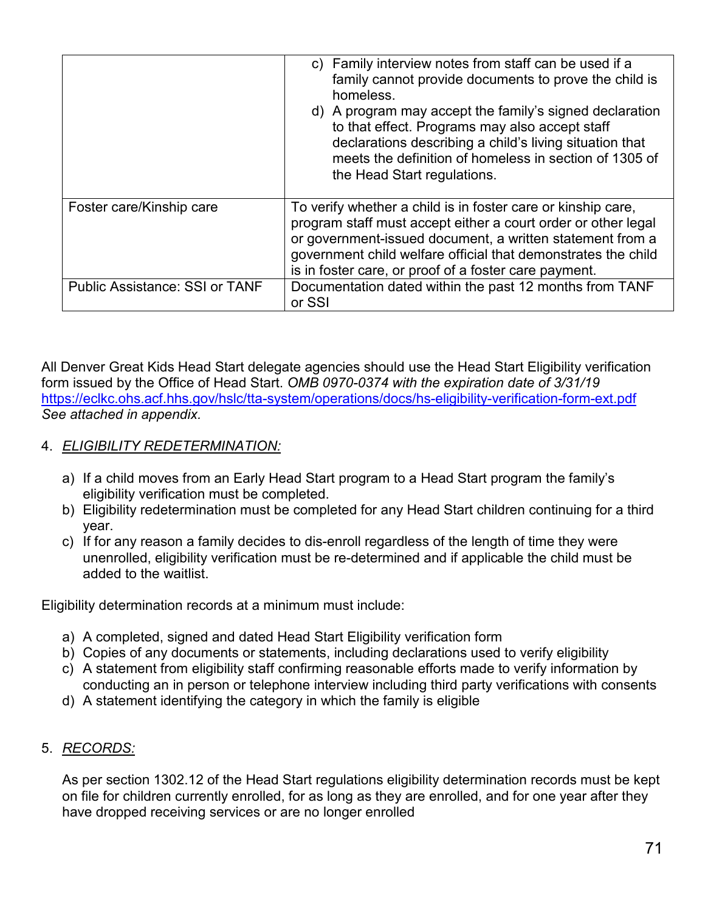| | |
|---|---|
| | c) Family interview notes from staff can be used if a family cannot provide documents to prove the child is homeless.<br>d) A program may accept the family's signed declaration to that effect. Programs may also accept staff declarations describing a child's living situation that meets the definition of homeless in section of 1305 of the Head Start regulations. |
| Foster care/Kinship care | To verify whether a child is in foster care or kinship care, program staff must accept either a court order or other legal or government-issued document, a written statement from a government child welfare official that demonstrates the child is in foster care, or proof of a foster care payment. |
| Public Assistance: SSI or TANF | Documentation dated within the past 12 months from TANF or SSI |

All Denver Great Kids Head Start delegate agencies should use the Head Start Eligibility verification form issued by the Office of Head Start. *OMB 0970-0374 with the expiration date of 3/31/19*
https://eclkc.ohs.acf.hhs.gov/hslc/tta-system/operations/docs/hs-eligibility-verification-form-ext.pdf
*See attached in appendix.*

4. ***ELIGIBILITY REDETERMINATION:***

   a) If a child moves from an Early Head Start program to a Head Start program the family's eligibility verification must be completed.
   b) Eligibility redetermination must be completed for any Head Start children continuing for a third year.
   c) If for any reason a family decides to dis-enroll regardless of the length of time they were unenrolled, eligibility verification must be re-determined and if applicable the child must be added to the waitlist.

Eligibility determination records at a minimum must include:

   a) A completed, signed and dated Head Start Eligibility verification form
   b) Copies of any documents or statements, including declarations used to verify eligibility
   c) A statement from eligibility staff confirming reasonable efforts made to verify information by conducting an in person or telephone interview including third party verifications with consents
   d) A statement identifying the category in which the family is eligible

5. ***RECORDS:***

   As per section 1302.12 of the Head Start regulations eligibility determination records must be kept on file for children currently enrolled, for as long as they are enrolled, and for one year after they have dropped receiving services or are no longer enrolled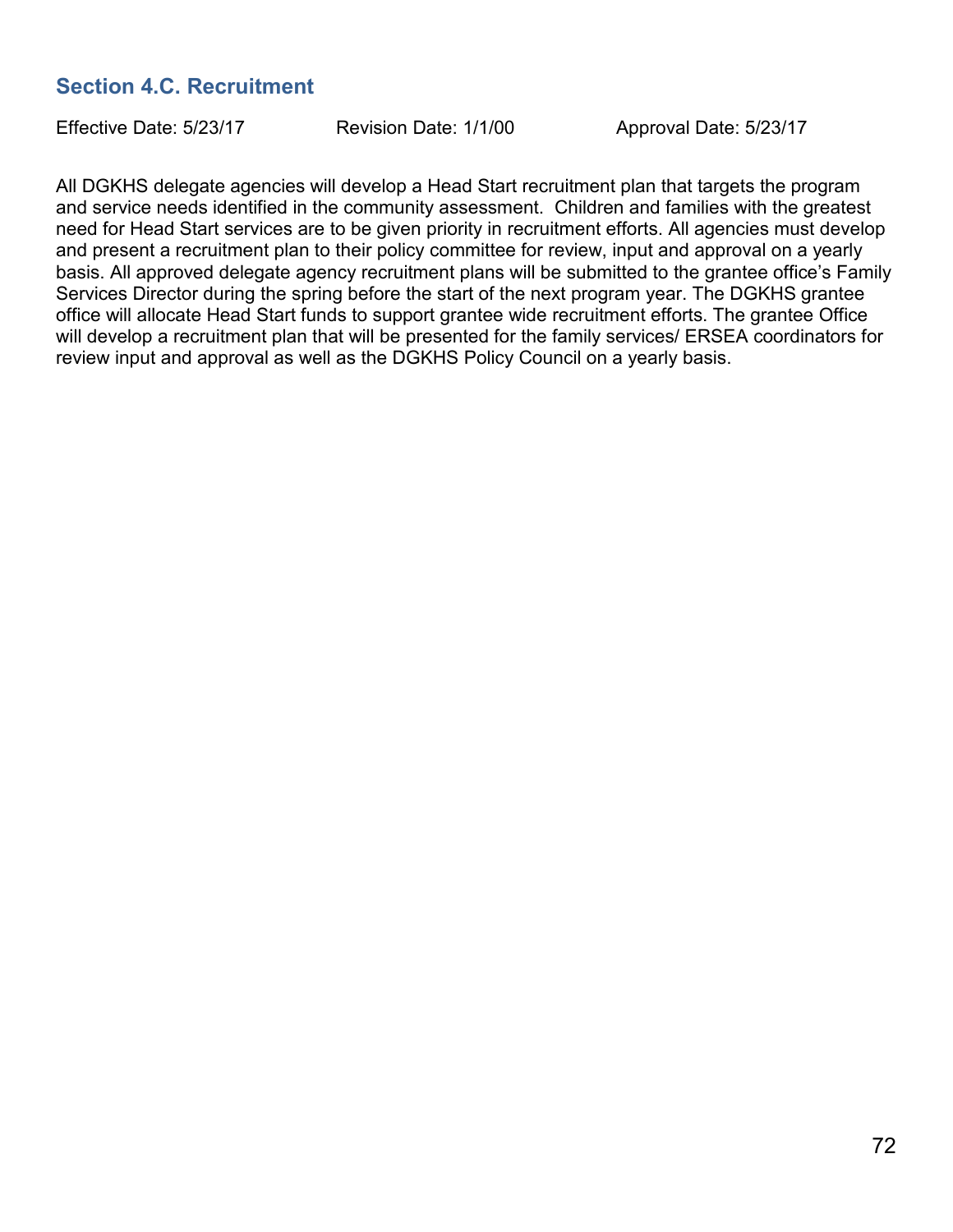## Section 4.C. Recruitment

Effective Date: 5/23/17 Revision Date: 1/1/00 Approval Date: 5/23/17

All DGKHS delegate agencies will develop a Head Start recruitment plan that targets the program and service needs identified in the community assessment. Children and families with the greatest need for Head Start services are to be given priority in recruitment efforts. All agencies must develop and present a recruitment plan to their policy committee for review, input and approval on a yearly basis. All approved delegate agency recruitment plans will be submitted to the grantee office's Family Services Director during the spring before the start of the next program year. The DGKHS grantee office will allocate Head Start funds to support grantee wide recruitment efforts. The grantee Office will develop a recruitment plan that will be presented for the family services/ ERSEA coordinators for review input and approval as well as the DGKHS Policy Council on a yearly basis.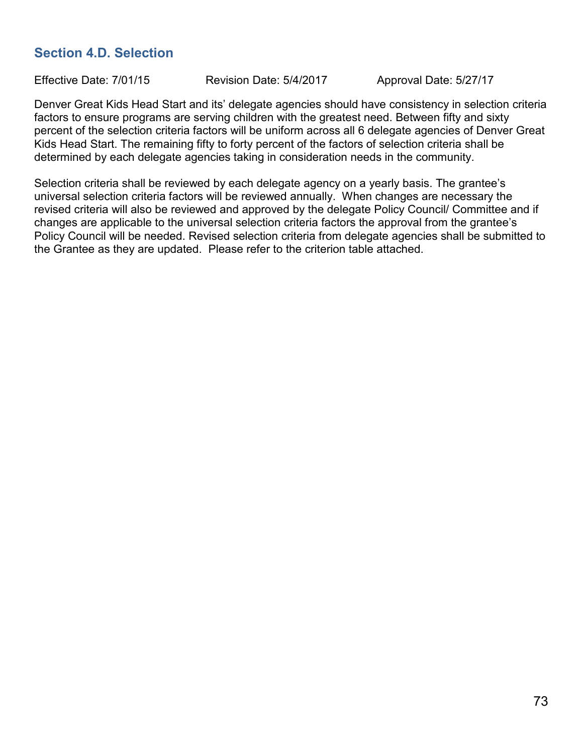## Section 4.D. Selection

Effective Date: 7/01/15 Revision Date: 5/4/2017 Approval Date: 5/27/17

Denver Great Kids Head Start and its' delegate agencies should have consistency in selection criteria factors to ensure programs are serving children with the greatest need. Between fifty and sixty percent of the selection criteria factors will be uniform across all 6 delegate agencies of Denver Great Kids Head Start. The remaining fifty to forty percent of the factors of selection criteria shall be determined by each delegate agencies taking in consideration needs in the community.

Selection criteria shall be reviewed by each delegate agency on a yearly basis. The grantee's universal selection criteria factors will be reviewed annually. When changes are necessary the revised criteria will also be reviewed and approved by the delegate Policy Council/ Committee and if changes are applicable to the universal selection criteria factors the approval from the grantee's Policy Council will be needed. Revised selection criteria from delegate agencies shall be submitted to the Grantee as they are updated. Please refer to the criterion table attached.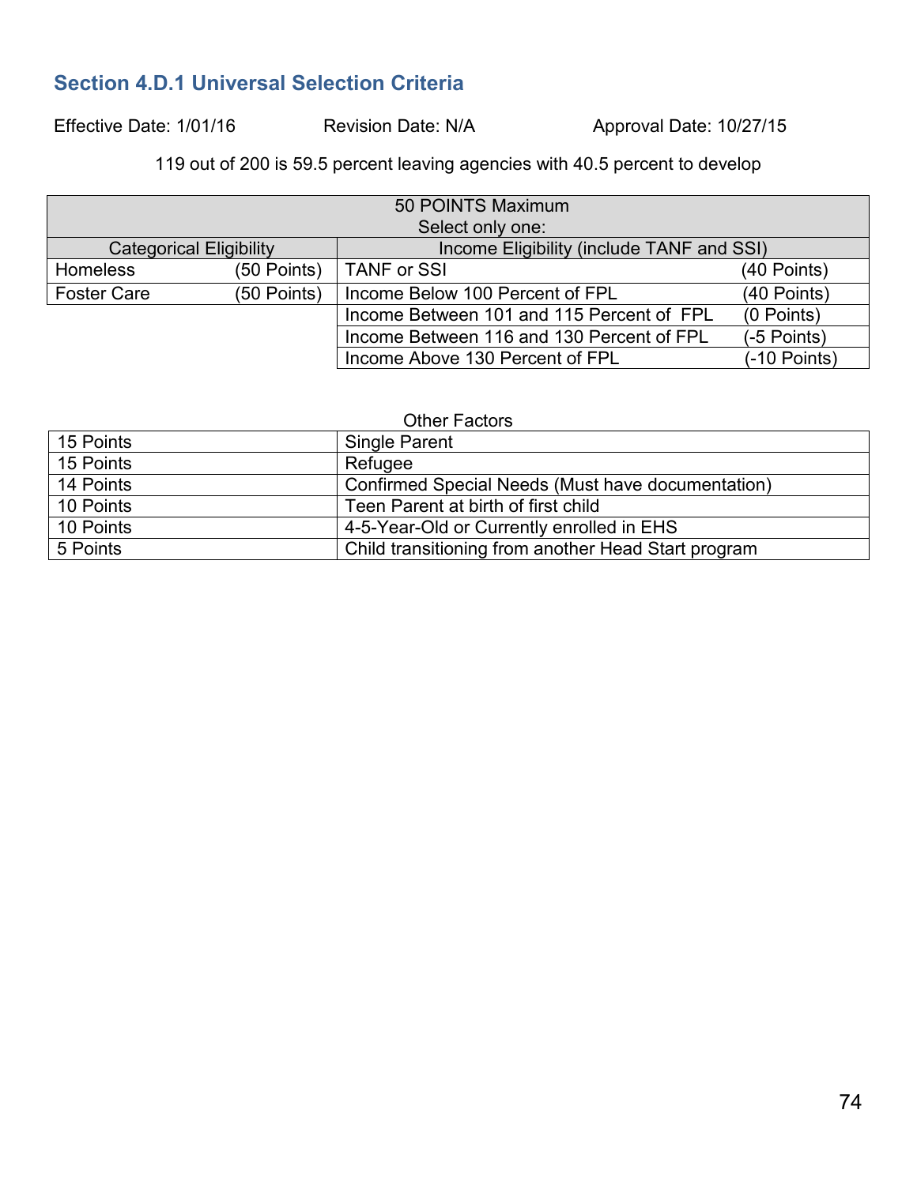## Section 4.D.1 Universal Selection Criteria

Effective Date: 1/01/16 Revision Date: N/A Approval Date: 10/27/15

119 out of 200 is 59.5 percent leaving agencies with 40.5 percent to develop

| 50 POINTS Maximum<br>Select only one: | | | |
|---|---|---|---|
| Categorical Eligibility | | Income Eligibility (include TANF and SSI) | |
| Homeless | (50 Points) | TANF or SSI | (40 Points) |
| Foster Care | (50 Points) | Income Below 100 Percent of FPL | (40 Points) |
| | | Income Between 101 and 115 Percent of FPL | (0 Points) |
| | | Income Between 116 and 130 Percent of FPL | (-5 Points) |
| | | Income Above 130 Percent of FPL | (-10 Points) |

Other Factors

| | |
|---|---|
| 15 Points | Single Parent |
| 15 Points | Refugee |
| 14 Points | Confirmed Special Needs (Must have documentation) |
| 10 Points | Teen Parent at birth of first child |
| 10 Points | 4-5-Year-Old or Currently enrolled in EHS |
| 5 Points | Child transitioning from another Head Start program |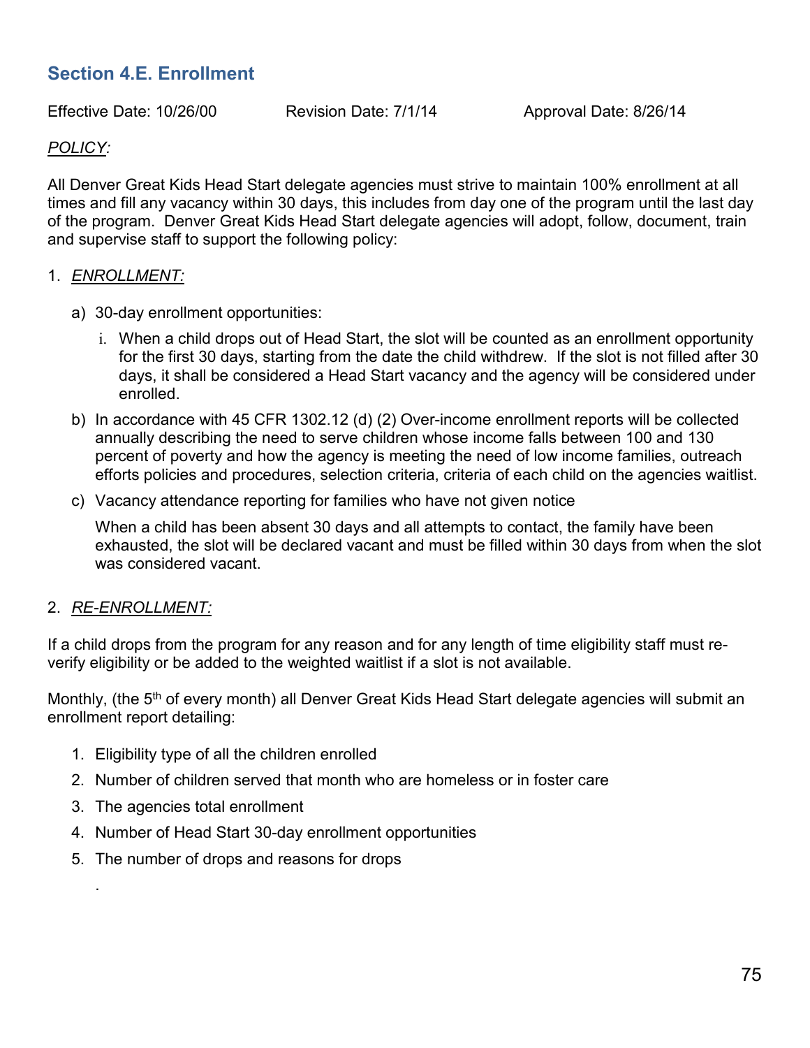## Section 4.E. Enrollment

Effective Date: 10/26/00 Revision Date: 7/1/14 Approval Date: 8/26/14

*POLICY:*

All Denver Great Kids Head Start delegate agencies must strive to maintain 100% enrollment at all times and fill any vacancy within 30 days, this includes from day one of the program until the last day of the program. Denver Great Kids Head Start delegate agencies will adopt, follow, document, train and supervise staff to support the following policy:

1. *ENROLLMENT:*

   a) 30-day enrollment opportunities:

      i. When a child drops out of Head Start, the slot will be counted as an enrollment opportunity for the first 30 days, starting from the date the child withdrew. If the slot is not filled after 30 days, it shall be considered a Head Start vacancy and the agency will be considered under enrolled.

   b) In accordance with 45 CFR 1302.12 (d) (2) Over-income enrollment reports will be collected annually describing the need to serve children whose income falls between 100 and 130 percent of poverty and how the agency is meeting the need of low income families, outreach efforts policies and procedures, selection criteria, criteria of each child on the agencies waitlist.

   c) Vacancy attendance reporting for families who have not given notice

      When a child has been absent 30 days and all attempts to contact, the family have been exhausted, the slot will be declared vacant and must be filled within 30 days from when the slot was considered vacant.

2. *RE-ENROLLMENT:*

If a child drops from the program for any reason and for any length of time eligibility staff must re-verify eligibility or be added to the weighted waitlist if a slot is not available.

Monthly, (the 5th of every month) all Denver Great Kids Head Start delegate agencies will submit an enrollment report detailing:

1. Eligibility type of all the children enrolled
2. Number of children served that month who are homeless or in foster care
3. The agencies total enrollment
4. Number of Head Start 30-day enrollment opportunities
5. The number of drops and reasons for drops

.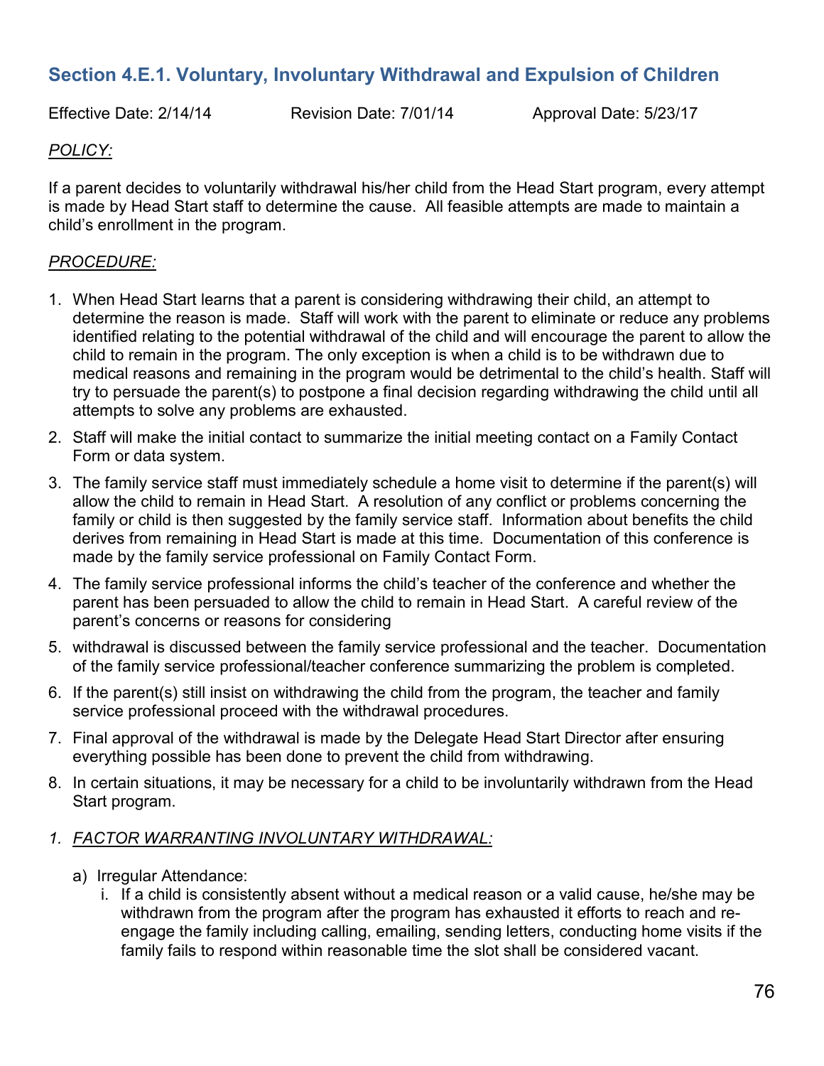## Section 4.E.1. Voluntary, Involuntary Withdrawal and Expulsion of Children

Effective Date: 2/14/14 Revision Date: 7/01/14 Approval Date: 5/23/17

*POLICY:*

If a parent decides to voluntarily withdrawal his/her child from the Head Start program, every attempt is made by Head Start staff to determine the cause. All feasible attempts are made to maintain a child's enrollment in the program.

*PROCEDURE:*

1. When Head Start learns that a parent is considering withdrawing their child, an attempt to determine the reason is made. Staff will work with the parent to eliminate or reduce any problems identified relating to the potential withdrawal of the child and will encourage the parent to allow the child to remain in the program. The only exception is when a child is to be withdrawn due to medical reasons and remaining in the program would be detrimental to the child's health. Staff will try to persuade the parent(s) to postpone a final decision regarding withdrawing the child until all attempts to solve any problems are exhausted.
2. Staff will make the initial contact to summarize the initial meeting contact on a Family Contact Form or data system.
3. The family service staff must immediately schedule a home visit to determine if the parent(s) will allow the child to remain in Head Start. A resolution of any conflict or problems concerning the family or child is then suggested by the family service staff. Information about benefits the child derives from remaining in Head Start is made at this time. Documentation of this conference is made by the family service professional on Family Contact Form.
4. The family service professional informs the child's teacher of the conference and whether the parent has been persuaded to allow the child to remain in Head Start. A careful review of the parent's concerns or reasons for considering
5. withdrawal is discussed between the family service professional and the teacher. Documentation of the family service professional/teacher conference summarizing the problem is completed.
6. If the parent(s) still insist on withdrawing the child from the program, the teacher and family service professional proceed with the withdrawal procedures.
7. Final approval of the withdrawal is made by the Delegate Head Start Director after ensuring everything possible has been done to prevent the child from withdrawing.
8. In certain situations, it may be necessary for a child to be involuntarily withdrawn from the Head Start program.

1. *FACTOR WARRANTING INVOLUNTARY WITHDRAWAL:*

   a) Irregular Attendance:
      i. If a child is consistently absent without a medical reason or a valid cause, he/she may be withdrawn from the program after the program has exhausted it efforts to reach and re-engage the family including calling, emailing, sending letters, conducting home visits if the family fails to respond within reasonable time the slot shall be considered vacant.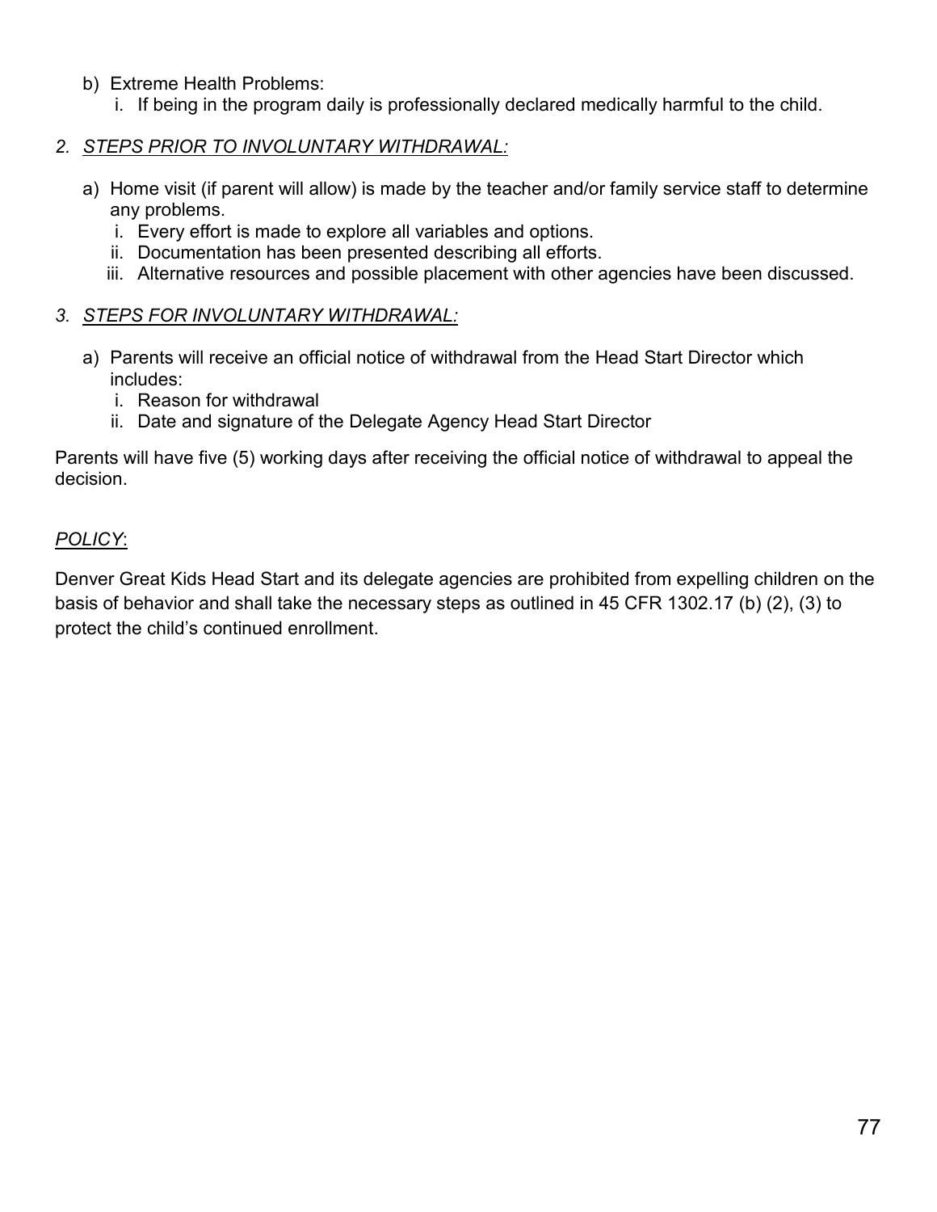b) Extreme Health Problems:
   i. If being in the program daily is professionally declared medically harmful to the child.

2. *__STEPS PRIOR TO INVOLUNTARY WITHDRAWAL:__*

   a) Home visit (if parent will allow) is made by the teacher and/or family service staff to determine any problems.
      i. Every effort is made to explore all variables and options.
      ii. Documentation has been presented describing all efforts.
      iii. Alternative resources and possible placement with other agencies have been discussed.

3. *__STEPS FOR INVOLUNTARY WITHDRAWAL:__*

   a) Parents will receive an official notice of withdrawal from the Head Start Director which includes:
      i. Reason for withdrawal
      ii. Date and signature of the Delegate Agency Head Start Director

Parents will have five (5) working days after receiving the official notice of withdrawal to appeal the decision.

*__POLICY__*:

Denver Great Kids Head Start and its delegate agencies are prohibited from expelling children on the basis of behavior and shall take the necessary steps as outlined in 45 CFR 1302.17 (b) (2), (3) to protect the child's continued enrollment.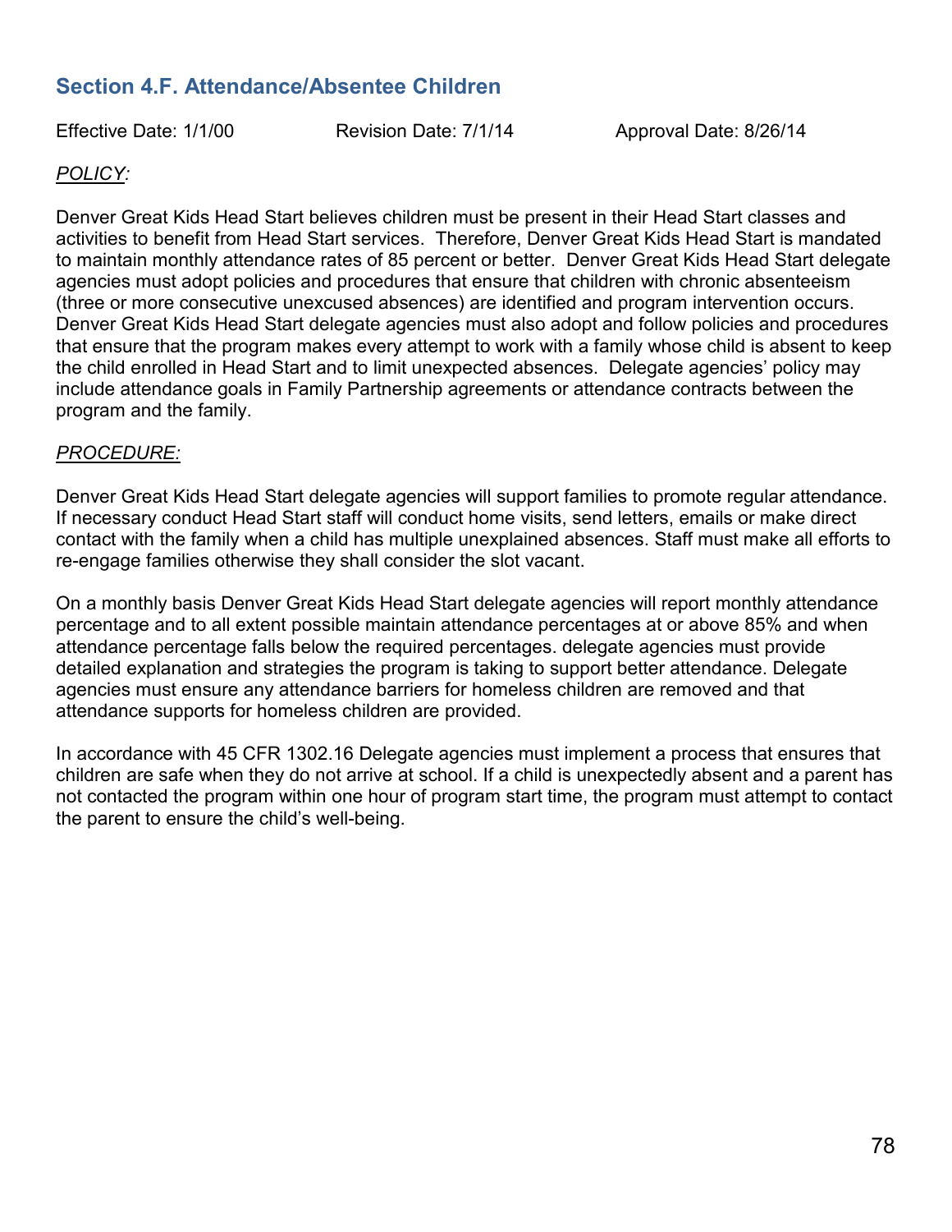## Section 4.F. Attendance/Absentee Children

Effective Date: 1/1/00 Revision Date: 7/1/14 Approval Date: 8/26/14

*POLICY:*

Denver Great Kids Head Start believes children must be present in their Head Start classes and activities to benefit from Head Start services. Therefore, Denver Great Kids Head Start is mandated to maintain monthly attendance rates of 85 percent or better. Denver Great Kids Head Start delegate agencies must adopt policies and procedures that ensure that children with chronic absenteeism (three or more consecutive unexcused absences) are identified and program intervention occurs. Denver Great Kids Head Start delegate agencies must also adopt and follow policies and procedures that ensure that the program makes every attempt to work with a family whose child is absent to keep the child enrolled in Head Start and to limit unexpected absences. Delegate agencies' policy may include attendance goals in Family Partnership agreements or attendance contracts between the program and the family.

*PROCEDURE:*

Denver Great Kids Head Start delegate agencies will support families to promote regular attendance. If necessary conduct Head Start staff will conduct home visits, send letters, emails or make direct contact with the family when a child has multiple unexplained absences. Staff must make all efforts to re-engage families otherwise they shall consider the slot vacant.

On a monthly basis Denver Great Kids Head Start delegate agencies will report monthly attendance percentage and to all extent possible maintain attendance percentages at or above 85% and when attendance percentage falls below the required percentages. delegate agencies must provide detailed explanation and strategies the program is taking to support better attendance. Delegate agencies must ensure any attendance barriers for homeless children are removed and that attendance supports for homeless children are provided.

In accordance with 45 CFR 1302.16 Delegate agencies must implement a process that ensures that children are safe when they do not arrive at school. If a child is unexpectedly absent and a parent has not contacted the program within one hour of program start time, the program must attempt to contact the parent to ensure the child's well-being.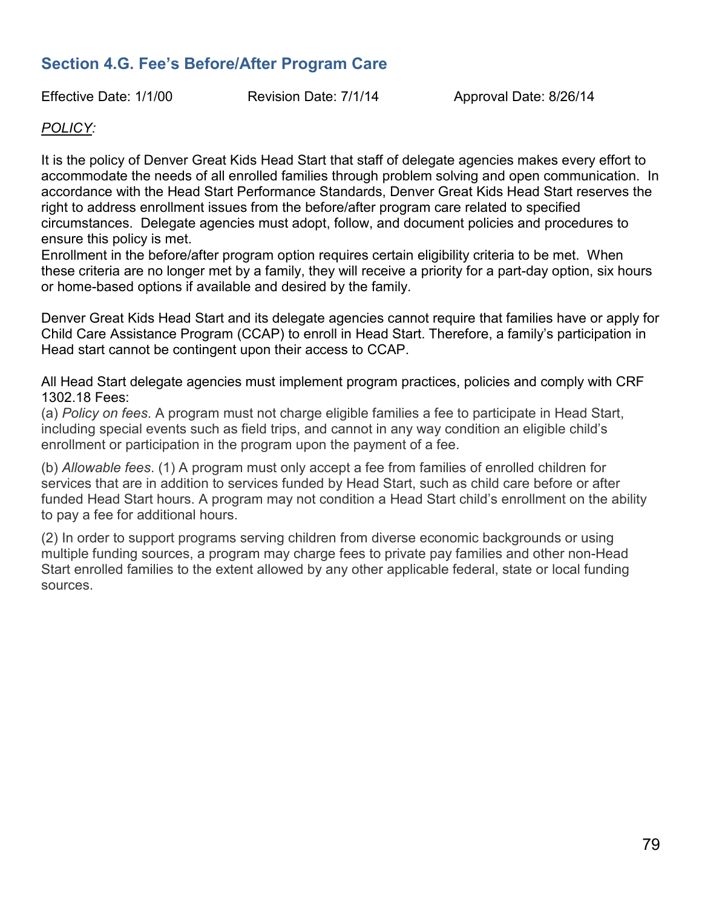## Section 4.G. Fee's Before/After Program Care

Effective Date: 1/1/00 Revision Date: 7/1/14 Approval Date: 8/26/14

*POLICY:*

It is the policy of Denver Great Kids Head Start that staff of delegate agencies makes every effort to accommodate the needs of all enrolled families through problem solving and open communication. In accordance with the Head Start Performance Standards, Denver Great Kids Head Start reserves the right to address enrollment issues from the before/after program care related to specified circumstances. Delegate agencies must adopt, follow, and document policies and procedures to ensure this policy is met.
Enrollment in the before/after program option requires certain eligibility criteria to be met. When these criteria are no longer met by a family, they will receive a priority for a part-day option, six hours or home-based options if available and desired by the family.

Denver Great Kids Head Start and its delegate agencies cannot require that families have or apply for Child Care Assistance Program (CCAP) to enroll in Head Start. Therefore, a family's participation in Head start cannot be contingent upon their access to CCAP.

All Head Start delegate agencies must implement program practices, policies and comply with CRF 1302.18 Fees:
(a) *Policy on fees*. A program must not charge eligible families a fee to participate in Head Start, including special events such as field trips, and cannot in any way condition an eligible child's enrollment or participation in the program upon the payment of a fee.

(b) *Allowable fees*. (1) A program must only accept a fee from families of enrolled children for services that are in addition to services funded by Head Start, such as child care before or after funded Head Start hours. A program may not condition a Head Start child's enrollment on the ability to pay a fee for additional hours.

(2) In order to support programs serving children from diverse economic backgrounds or using multiple funding sources, a program may charge fees to private pay families and other non-Head Start enrolled families to the extent allowed by any other applicable federal, state or local funding sources.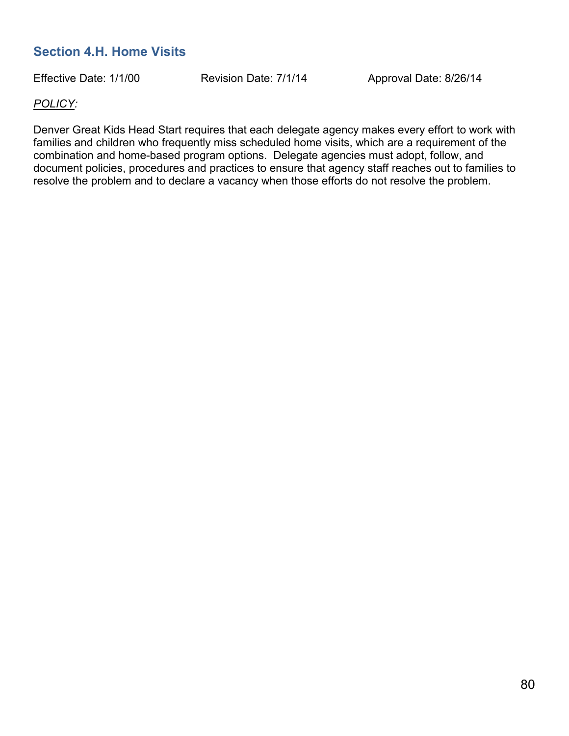## Section 4.H. Home Visits

Effective Date: 1/1/00 Revision Date: 7/1/14 Approval Date: 8/26/14

*POLICY:*

Denver Great Kids Head Start requires that each delegate agency makes every effort to work with families and children who frequently miss scheduled home visits, which are a requirement of the combination and home-based program options. Delegate agencies must adopt, follow, and document policies, procedures and practices to ensure that agency staff reaches out to families to resolve the problem and to declare a vacancy when those efforts do not resolve the problem.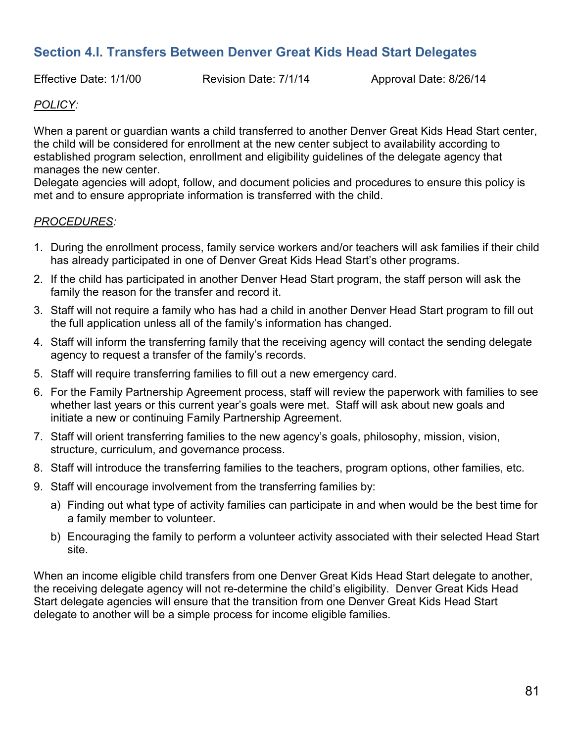## Section 4.I. Transfers Between Denver Great Kids Head Start Delegates

Effective Date: 1/1/00 Revision Date: 7/1/14 Approval Date: 8/26/14

*POLICY:*

When a parent or guardian wants a child transferred to another Denver Great Kids Head Start center, the child will be considered for enrollment at the new center subject to availability according to established program selection, enrollment and eligibility guidelines of the delegate agency that manages the new center.
Delegate agencies will adopt, follow, and document policies and procedures to ensure this policy is met and to ensure appropriate information is transferred with the child.

*PROCEDURES:*

1. During the enrollment process, family service workers and/or teachers will ask families if their child has already participated in one of Denver Great Kids Head Start's other programs.
2. If the child has participated in another Denver Head Start program, the staff person will ask the family the reason for the transfer and record it.
3. Staff will not require a family who has had a child in another Denver Head Start program to fill out the full application unless all of the family's information has changed.
4. Staff will inform the transferring family that the receiving agency will contact the sending delegate agency to request a transfer of the family's records.
5. Staff will require transferring families to fill out a new emergency card.
6. For the Family Partnership Agreement process, staff will review the paperwork with families to see whether last years or this current year's goals were met. Staff will ask about new goals and initiate a new or continuing Family Partnership Agreement.
7. Staff will orient transferring families to the new agency's goals, philosophy, mission, vision, structure, curriculum, and governance process.
8. Staff will introduce the transferring families to the teachers, program options, other families, etc.
9. Staff will encourage involvement from the transferring families by:
   a) Finding out what type of activity families can participate in and when would be the best time for a family member to volunteer.
   b) Encouraging the family to perform a volunteer activity associated with their selected Head Start site.

When an income eligible child transfers from one Denver Great Kids Head Start delegate to another, the receiving delegate agency will not re-determine the child's eligibility. Denver Great Kids Head Start delegate agencies will ensure that the transition from one Denver Great Kids Head Start delegate to another will be a simple process for income eligible families.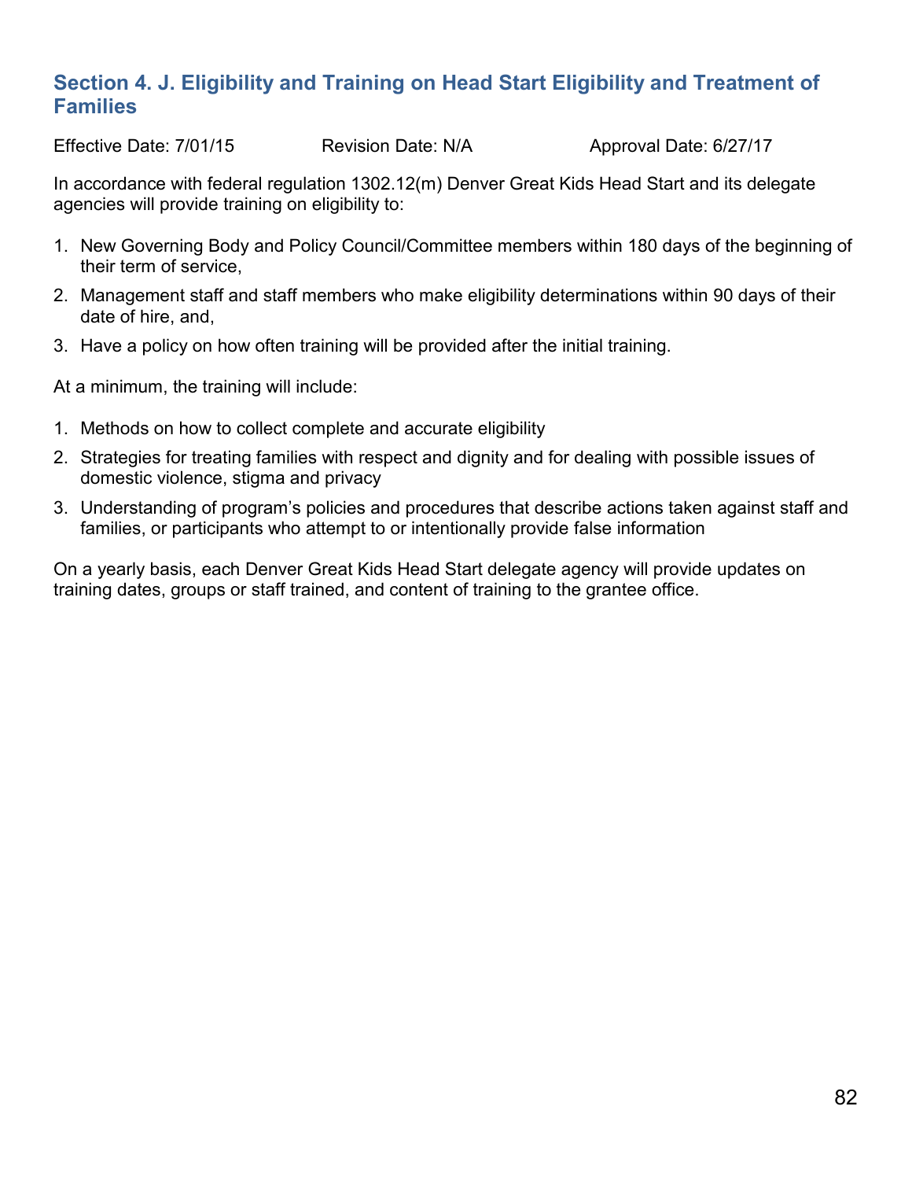## Section 4. J. Eligibility and Training on Head Start Eligibility and Treatment of Families

Effective Date: 7/01/15 Revision Date: N/A Approval Date: 6/27/17

In accordance with federal regulation 1302.12(m) Denver Great Kids Head Start and its delegate agencies will provide training on eligibility to:

1. New Governing Body and Policy Council/Committee members within 180 days of the beginning of their term of service,
2. Management staff and staff members who make eligibility determinations within 90 days of their date of hire, and,
3. Have a policy on how often training will be provided after the initial training.

At a minimum, the training will include:

1. Methods on how to collect complete and accurate eligibility
2. Strategies for treating families with respect and dignity and for dealing with possible issues of domestic violence, stigma and privacy
3. Understanding of program's policies and procedures that describe actions taken against staff and families, or participants who attempt to or intentionally provide false information

On a yearly basis, each Denver Great Kids Head Start delegate agency will provide updates on training dates, groups or staff trained, and content of training to the grantee office.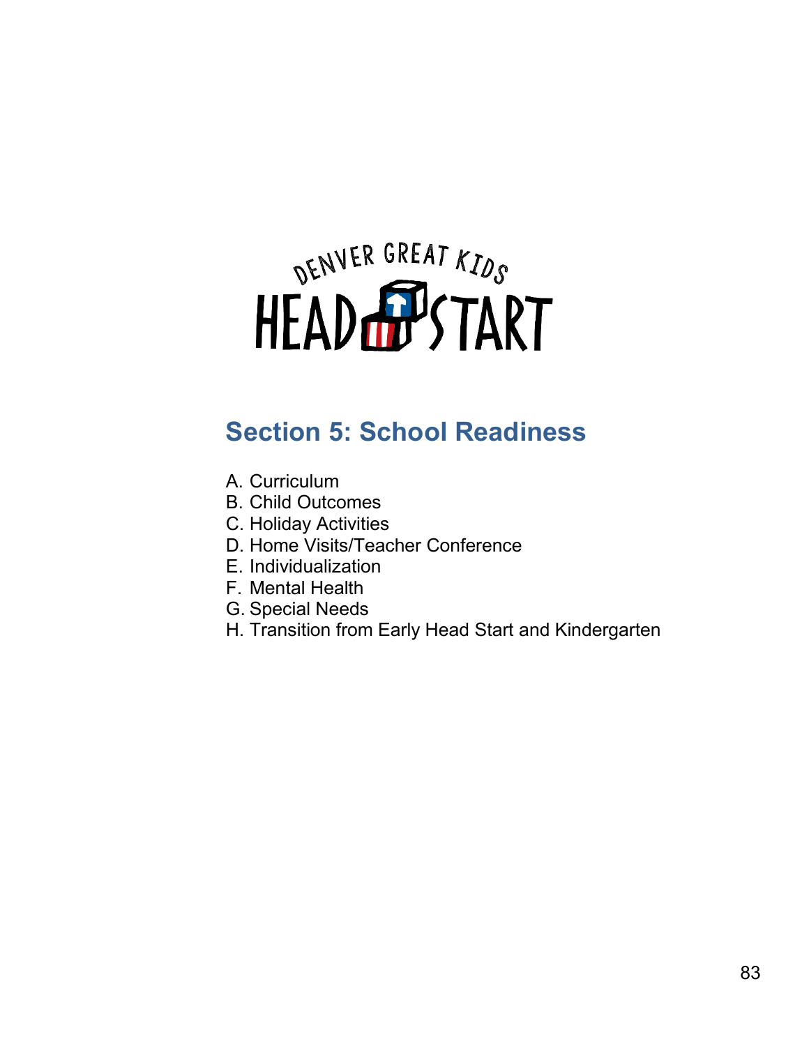DENVER GREAT KIDS HEAD START

## Section 5: School Readiness

A. Curriculum
B. Child Outcomes
C. Holiday Activities
D. Home Visits/Teacher Conference
E. Individualization
F. Mental Health
G. Special Needs
H. Transition from Early Head Start and Kindergarten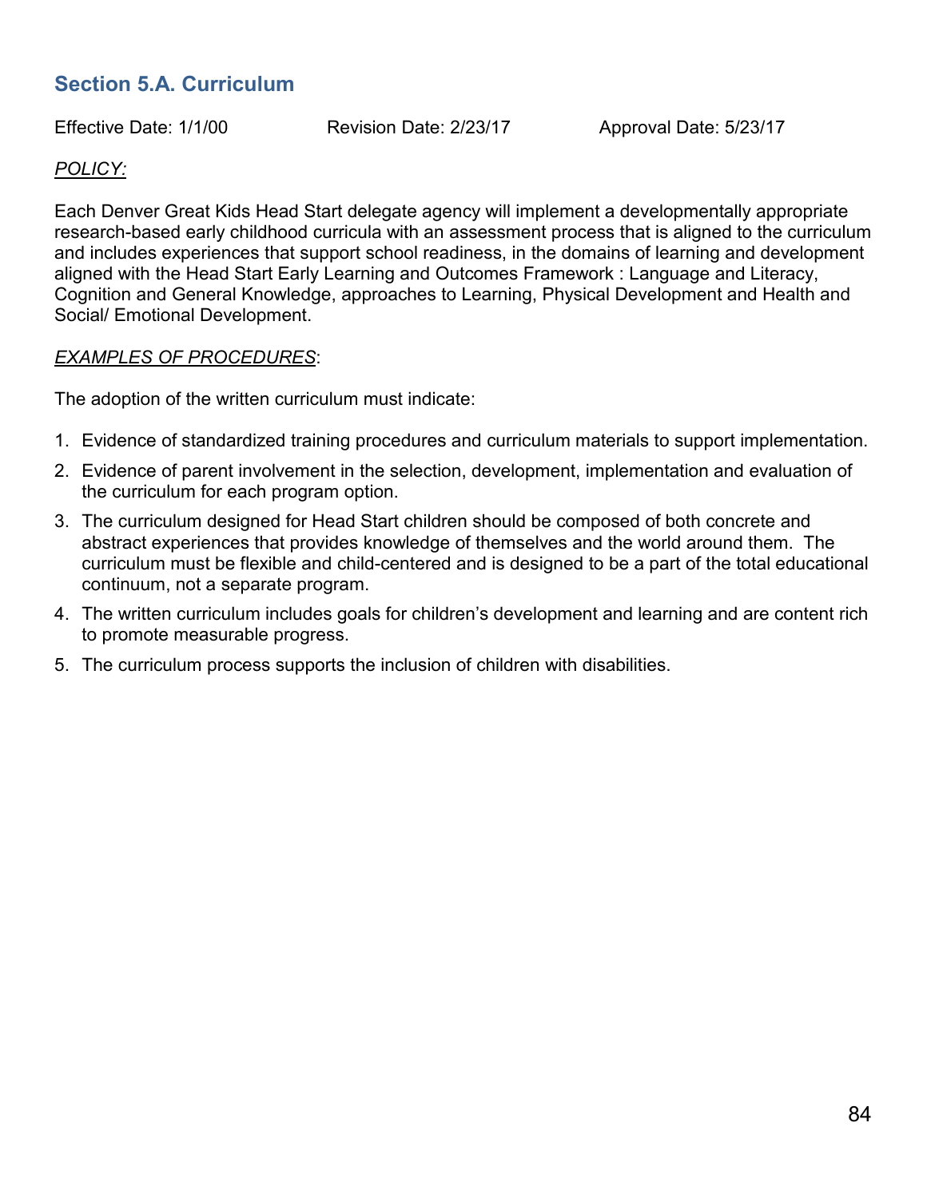## Section 5.A. Curriculum

Effective Date: 1/1/00 Revision Date: 2/23/17 Approval Date: 5/23/17

*POLICY:*

Each Denver Great Kids Head Start delegate agency will implement a developmentally appropriate research-based early childhood curricula with an assessment process that is aligned to the curriculum and includes experiences that support school readiness, in the domains of learning and development aligned with the Head Start Early Learning and Outcomes Framework : Language and Literacy, Cognition and General Knowledge, approaches to Learning, Physical Development and Health and Social/ Emotional Development.

*EXAMPLES OF PROCEDURES*:

The adoption of the written curriculum must indicate:

1. Evidence of standardized training procedures and curriculum materials to support implementation.
2. Evidence of parent involvement in the selection, development, implementation and evaluation of the curriculum for each program option.
3. The curriculum designed for Head Start children should be composed of both concrete and abstract experiences that provides knowledge of themselves and the world around them. The curriculum must be flexible and child-centered and is designed to be a part of the total educational continuum, not a separate program.
4. The written curriculum includes goals for children's development and learning and are content rich to promote measurable progress.
5. The curriculum process supports the inclusion of children with disabilities.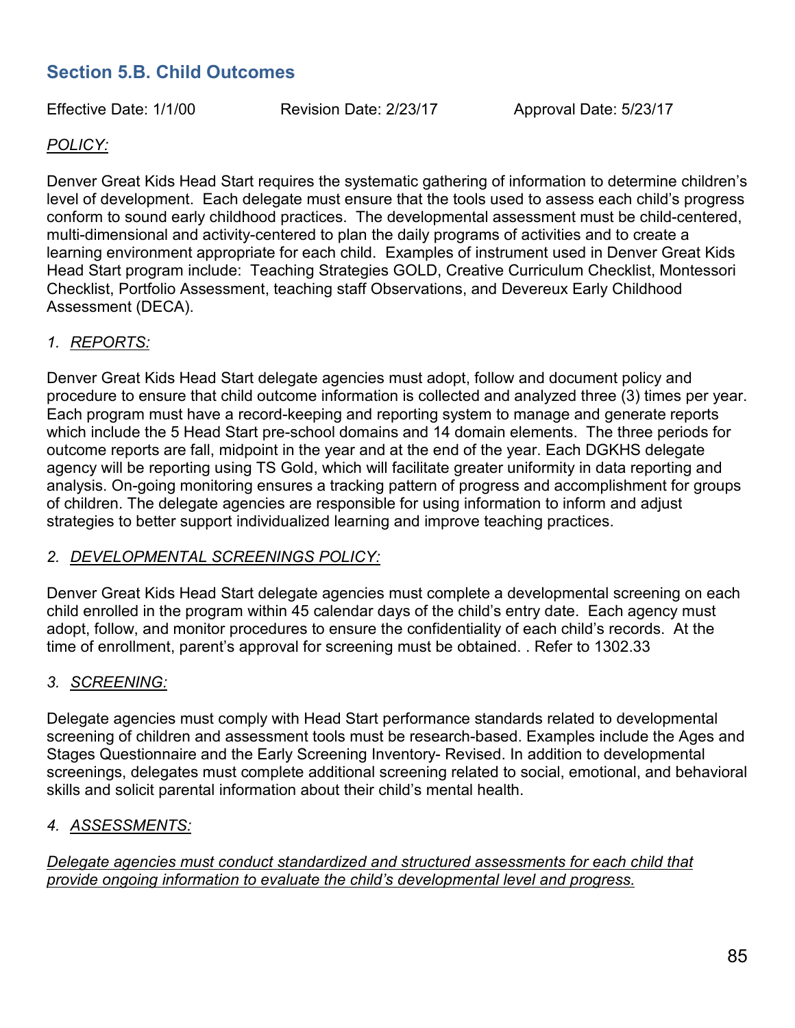## Section 5.B. Child Outcomes

Effective Date: 1/1/00 Revision Date: 2/23/17 Approval Date: 5/23/17

*POLICY:*

Denver Great Kids Head Start requires the systematic gathering of information to determine children's level of development. Each delegate must ensure that the tools used to assess each child's progress conform to sound early childhood practices. The developmental assessment must be child-centered, multi-dimensional and activity-centered to plan the daily programs of activities and to create a learning environment appropriate for each child. Examples of instrument used in Denver Great Kids Head Start program include: Teaching Strategies GOLD, Creative Curriculum Checklist, Montessori Checklist, Portfolio Assessment, teaching staff Observations, and Devereux Early Childhood Assessment (DECA).

1. *REPORTS:*

Denver Great Kids Head Start delegate agencies must adopt, follow and document policy and procedure to ensure that child outcome information is collected and analyzed three (3) times per year. Each program must have a record-keeping and reporting system to manage and generate reports which include the 5 Head Start pre-school domains and 14 domain elements. The three periods for outcome reports are fall, midpoint in the year and at the end of the year. Each DGKHS delegate agency will be reporting using TS Gold, which will facilitate greater uniformity in data reporting and analysis. On-going monitoring ensures a tracking pattern of progress and accomplishment for groups of children. The delegate agencies are responsible for using information to inform and adjust strategies to better support individualized learning and improve teaching practices.

2. *DEVELOPMENTAL SCREENINGS POLICY:*

Denver Great Kids Head Start delegate agencies must complete a developmental screening on each child enrolled in the program within 45 calendar days of the child's entry date. Each agency must adopt, follow, and monitor procedures to ensure the confidentiality of each child's records. At the time of enrollment, parent's approval for screening must be obtained. . Refer to 1302.33

3. *SCREENING:*

Delegate agencies must comply with Head Start performance standards related to developmental screening of children and assessment tools must be research-based. Examples include the Ages and Stages Questionnaire and the Early Screening Inventory- Revised. In addition to developmental screenings, delegates must complete additional screening related to social, emotional, and behavioral skills and solicit parental information about their child's mental health.

4. *ASSESSMENTS:*

*Delegate agencies must conduct standardized and structured assessments for each child that provide ongoing information to evaluate the child's developmental level and progress.*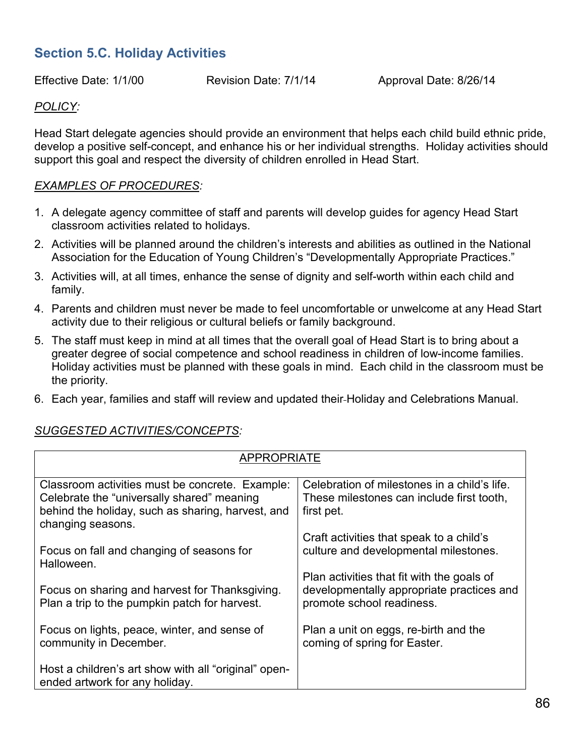## Section 5.C. Holiday Activities

Effective Date: 1/1/00 Revision Date: 7/1/14 Approval Date: 8/26/14

*POLICY:*

Head Start delegate agencies should provide an environment that helps each child build ethnic pride, develop a positive self-concept, and enhance his or her individual strengths. Holiday activities should support this goal and respect the diversity of children enrolled in Head Start.

*EXAMPLES OF PROCEDURES:*

1. A delegate agency committee of staff and parents will develop guides for agency Head Start classroom activities related to holidays.
2. Activities will be planned around the children's interests and abilities as outlined in the National Association for the Education of Young Children's "Developmentally Appropriate Practices."
3. Activities will, at all times, enhance the sense of dignity and self-worth within each child and family.
4. Parents and children must never be made to feel uncomfortable or unwelcome at any Head Start activity due to their religious or cultural beliefs or family background.
5. The staff must keep in mind at all times that the overall goal of Head Start is to bring about a greater degree of social competence and school readiness in children of low-income families. Holiday activities must be planned with these goals in mind. Each child in the classroom must be the priority.
6. Each year, families and staff will review and updated their Holiday and Celebrations Manual.

*SUGGESTED ACTIVITIES/CONCEPTS:*

| APPROPRIATE | |
|---|---|
| Classroom activities must be concrete. Example: Celebrate the "universally shared" meaning behind the holiday, such as sharing, harvest, and changing seasons.<br><br>Focus on fall and changing of seasons for Halloween.<br><br>Focus on sharing and harvest for Thanksgiving. Plan a trip to the pumpkin patch for harvest.<br><br>Focus on lights, peace, winter, and sense of community in December.<br><br>Host a children's art show with all "original" open-ended artwork for any holiday. | Celebration of milestones in a child's life. These milestones can include first tooth, first pet.<br><br>Craft activities that speak to a child's culture and developmental milestones.<br><br>Plan activities that fit with the goals of developmentally appropriate practices and promote school readiness.<br><br>Plan a unit on eggs, re-birth and the coming of spring for Easter. |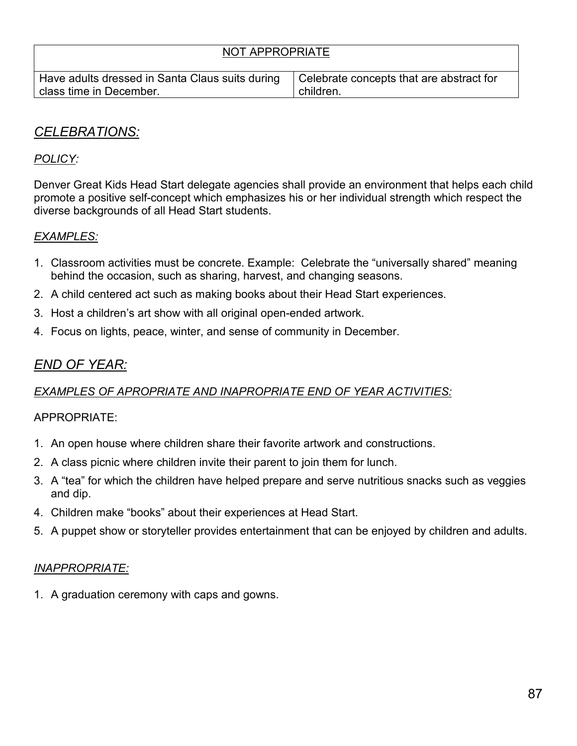| NOT APPROPRIATE | |
|---|---|
| Have adults dressed in Santa Claus suits during class time in December. | Celebrate concepts that are abstract for children. |

## *CELEBRATIONS:*

*POLICY:*

Denver Great Kids Head Start delegate agencies shall provide an environment that helps each child promote a positive self-concept which emphasizes his or her individual strength which respect the diverse backgrounds of all Head Start students.

*EXAMPLES:*

1. Classroom activities must be concrete. Example: Celebrate the "universally shared" meaning behind the occasion, such as sharing, harvest, and changing seasons.
2. A child centered act such as making books about their Head Start experiences.
3. Host a children's art show with all original open-ended artwork.
4. Focus on lights, peace, winter, and sense of community in December.

## *END OF YEAR:*

*EXAMPLES OF APROPRIATE AND INAPPROPRIATE END OF YEAR ACTIVITIES:*

APPROPRIATE:

1. An open house where children share their favorite artwork and constructions.
2. A class picnic where children invite their parent to join them for lunch.
3. A "tea" for which the children have helped prepare and serve nutritious snacks such as veggies and dip.
4. Children make "books" about their experiences at Head Start.
5. A puppet show or storyteller provides entertainment that can be enjoyed by children and adults.

*INAPPROPRIATE:*

1. A graduation ceremony with caps and gowns.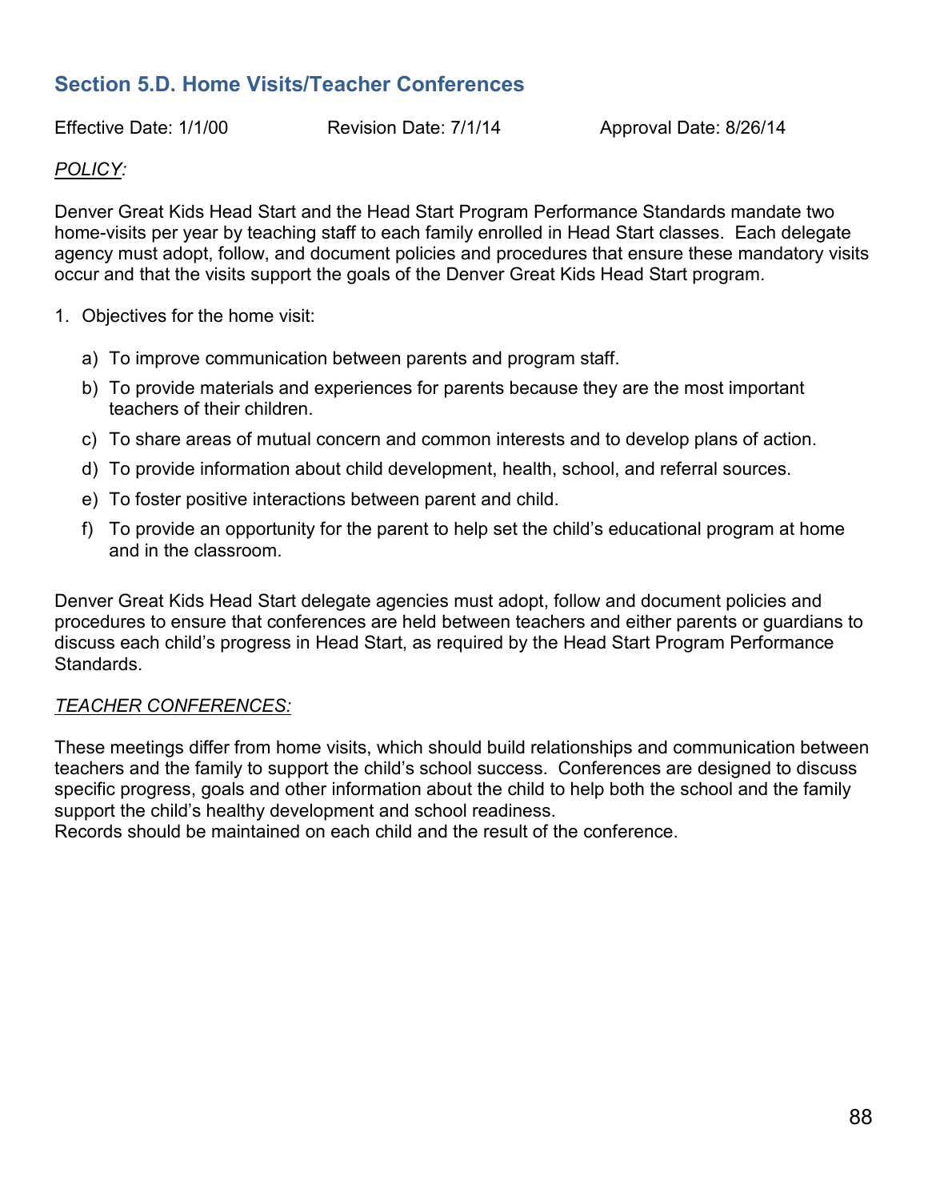## Section 5.D. Home Visits/Teacher Conferences

Effective Date: 1/1/00 Revision Date: 7/1/14 Approval Date: 8/26/14

*POLICY:*

Denver Great Kids Head Start and the Head Start Program Performance Standards mandate two home-visits per year by teaching staff to each family enrolled in Head Start classes. Each delegate agency must adopt, follow, and document policies and procedures that ensure these mandatory visits occur and that the visits support the goals of the Denver Great Kids Head Start program.

1. Objectives for the home visit:

   a) To improve communication between parents and program staff.

   b) To provide materials and experiences for parents because they are the most important teachers of their children.

   c) To share areas of mutual concern and common interests and to develop plans of action.

   d) To provide information about child development, health, school, and referral sources.

   e) To foster positive interactions between parent and child.

   f) To provide an opportunity for the parent to help set the child's educational program at home and in the classroom.

Denver Great Kids Head Start delegate agencies must adopt, follow and document policies and procedures to ensure that conferences are held between teachers and either parents or guardians to discuss each child's progress in Head Start, as required by the Head Start Program Performance Standards.

*TEACHER CONFERENCES:*

These meetings differ from home visits, which should build relationships and communication between teachers and the family to support the child's school success. Conferences are designed to discuss specific progress, goals and other information about the child to help both the school and the family support the child's healthy development and school readiness.
Records should be maintained on each child and the result of the conference.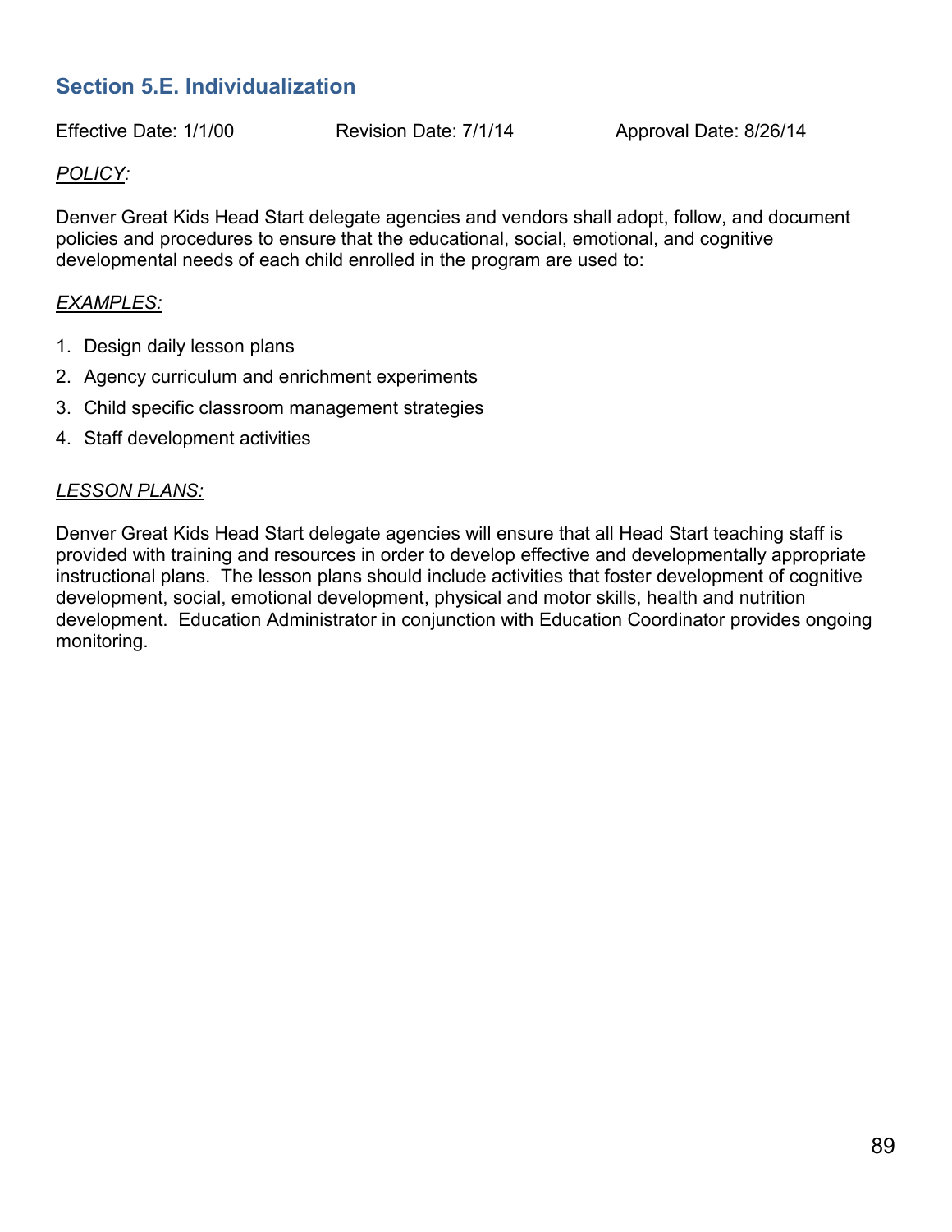## Section 5.E. Individualization

Effective Date: 1/1/00 Revision Date: 7/1/14 Approval Date: 8/26/14

*POLICY:*

Denver Great Kids Head Start delegate agencies and vendors shall adopt, follow, and document policies and procedures to ensure that the educational, social, emotional, and cognitive developmental needs of each child enrolled in the program are used to:

*EXAMPLES:*

1. Design daily lesson plans
2. Agency curriculum and enrichment experiments
3. Child specific classroom management strategies
4. Staff development activities

*LESSON PLANS:*

Denver Great Kids Head Start delegate agencies will ensure that all Head Start teaching staff is provided with training and resources in order to develop effective and developmentally appropriate instructional plans. The lesson plans should include activities that foster development of cognitive development, social, emotional development, physical and motor skills, health and nutrition development. Education Administrator in conjunction with Education Coordinator provides ongoing monitoring.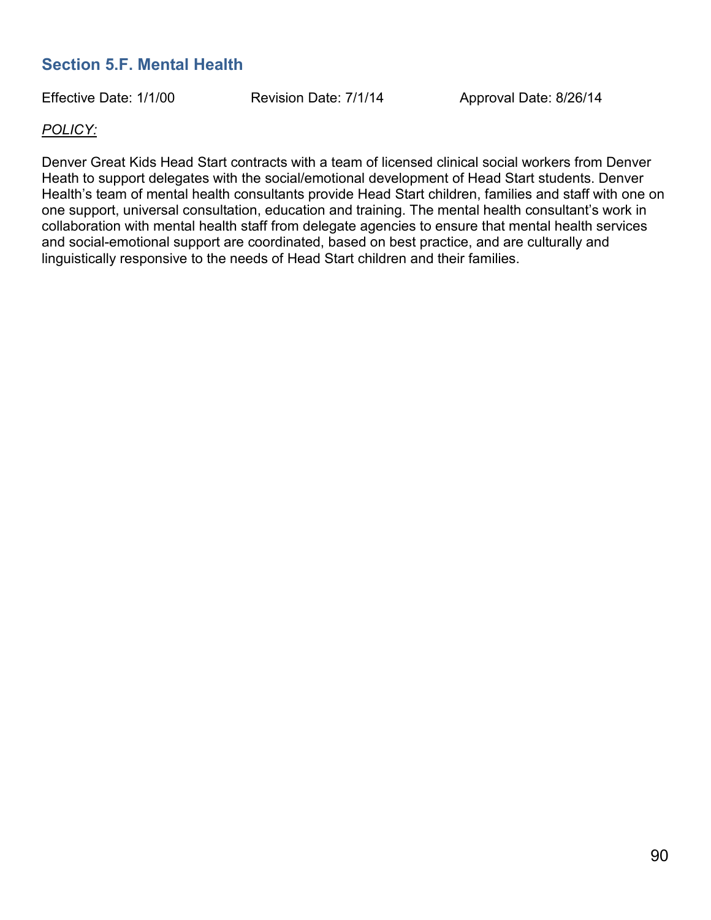## Section 5.F. Mental Health

Effective Date: 1/1/00 Revision Date: 7/1/14 Approval Date: 8/26/14

*POLICY:*

Denver Great Kids Head Start contracts with a team of licensed clinical social workers from Denver Heath to support delegates with the social/emotional development of Head Start students. Denver Health's team of mental health consultants provide Head Start children, families and staff with one on one support, universal consultation, education and training. The mental health consultant's work in collaboration with mental health staff from delegate agencies to ensure that mental health services and social-emotional support are coordinated, based on best practice, and are culturally and linguistically responsive to the needs of Head Start children and their families.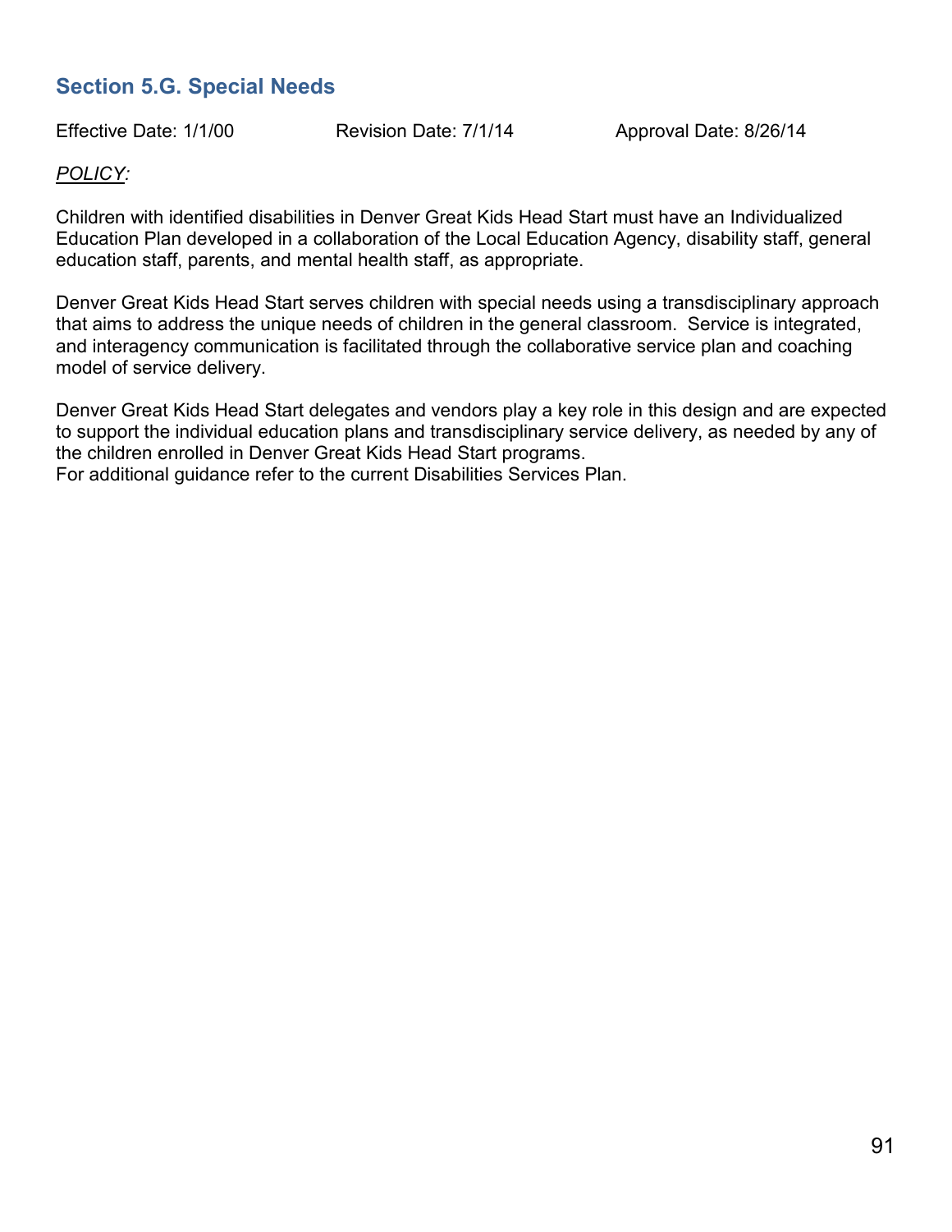## Section 5.G. Special Needs

Effective Date: 1/1/00 Revision Date: 7/1/14 Approval Date: 8/26/14

*POLICY:*

Children with identified disabilities in Denver Great Kids Head Start must have an Individualized Education Plan developed in a collaboration of the Local Education Agency, disability staff, general education staff, parents, and mental health staff, as appropriate.

Denver Great Kids Head Start serves children with special needs using a transdisciplinary approach that aims to address the unique needs of children in the general classroom. Service is integrated, and interagency communication is facilitated through the collaborative service plan and coaching model of service delivery.

Denver Great Kids Head Start delegates and vendors play a key role in this design and are expected to support the individual education plans and transdisciplinary service delivery, as needed by any of the children enrolled in Denver Great Kids Head Start programs.
For additional guidance refer to the current Disabilities Services Plan.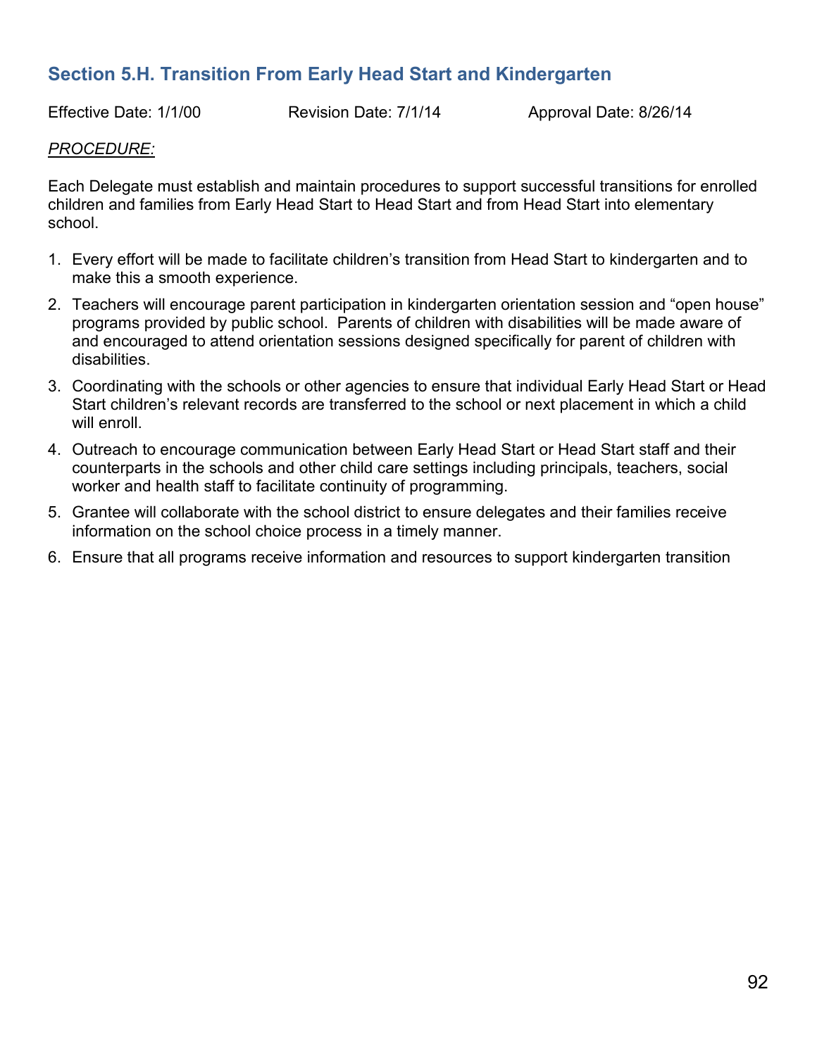## Section 5.H. Transition From Early Head Start and Kindergarten

Effective Date: 1/1/00 Revision Date: 7/1/14 Approval Date: 8/26/14

*PROCEDURE:*

Each Delegate must establish and maintain procedures to support successful transitions for enrolled children and families from Early Head Start to Head Start and from Head Start into elementary school.

1. Every effort will be made to facilitate children's transition from Head Start to kindergarten and to make this a smooth experience.
2. Teachers will encourage parent participation in kindergarten orientation session and "open house" programs provided by public school. Parents of children with disabilities will be made aware of and encouraged to attend orientation sessions designed specifically for parent of children with disabilities.
3. Coordinating with the schools or other agencies to ensure that individual Early Head Start or Head Start children's relevant records are transferred to the school or next placement in which a child will enroll.
4. Outreach to encourage communication between Early Head Start or Head Start staff and their counterparts in the schools and other child care settings including principals, teachers, social worker and health staff to facilitate continuity of programming.
5. Grantee will collaborate with the school district to ensure delegates and their families receive information on the school choice process in a timely manner.
6. Ensure that all programs receive information and resources to support kindergarten transition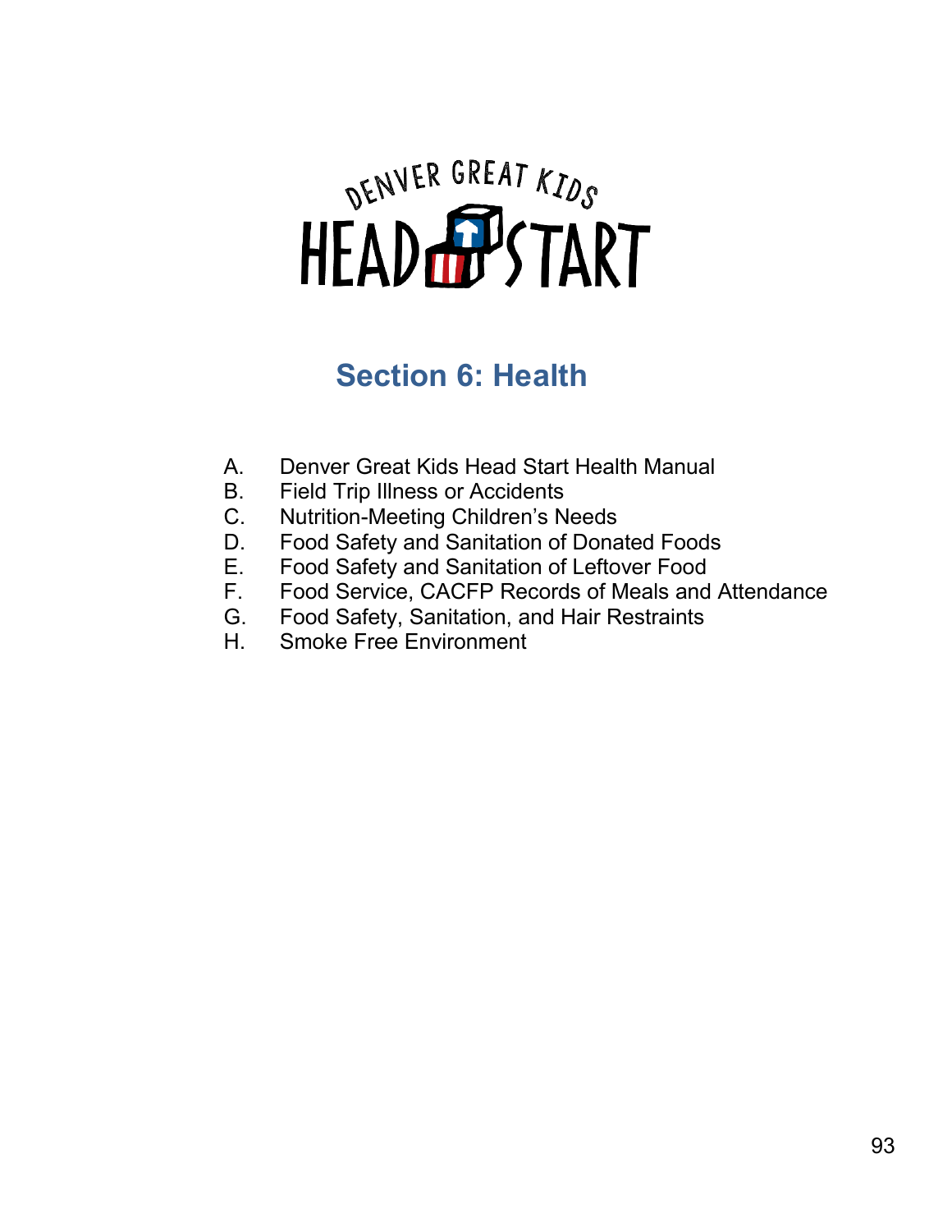DENVER GREAT KIDS HEAD START

# Section 6: Health

A. Denver Great Kids Head Start Health Manual
B. Field Trip Illness or Accidents
C. Nutrition-Meeting Children's Needs
D. Food Safety and Sanitation of Donated Foods
E. Food Safety and Sanitation of Leftover Food
F. Food Service, CACFP Records of Meals and Attendance
G. Food Safety, Sanitation, and Hair Restraints
H. Smoke Free Environment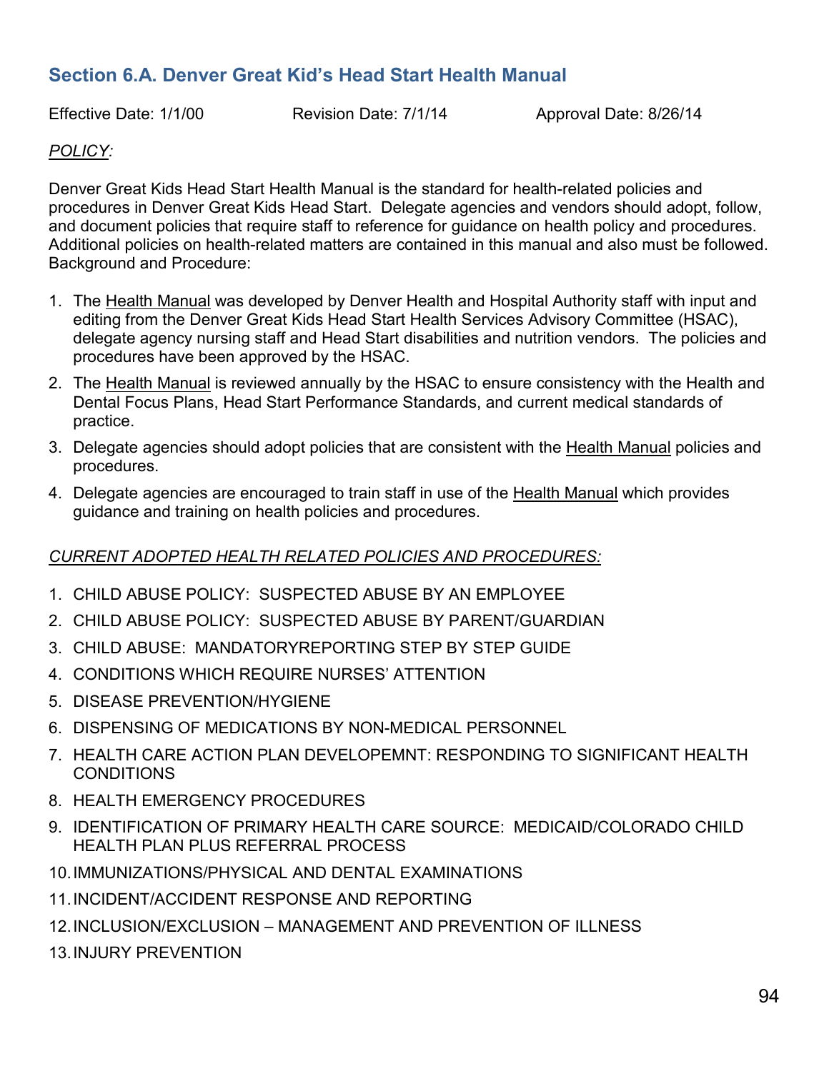## Section 6.A. Denver Great Kid's Head Start Health Manual

Effective Date: 1/1/00 Revision Date: 7/1/14 Approval Date: 8/26/14

*POLICY:*

Denver Great Kids Head Start Health Manual is the standard for health-related policies and procedures in Denver Great Kids Head Start. Delegate agencies and vendors should adopt, follow, and document policies that require staff to reference for guidance on health policy and procedures. Additional policies on health-related matters are contained in this manual and also must be followed. Background and Procedure:

1. The Health Manual was developed by Denver Health and Hospital Authority staff with input and editing from the Denver Great Kids Head Start Health Services Advisory Committee (HSAC), delegate agency nursing staff and Head Start disabilities and nutrition vendors. The policies and procedures have been approved by the HSAC.
2. The Health Manual is reviewed annually by the HSAC to ensure consistency with the Health and Dental Focus Plans, Head Start Performance Standards, and current medical standards of practice.
3. Delegate agencies should adopt policies that are consistent with the Health Manual policies and procedures.
4. Delegate agencies are encouraged to train staff in use of the Health Manual which provides guidance and training on health policies and procedures.

*CURRENT ADOPTED HEALTH RELATED POLICIES AND PROCEDURES:*

1. CHILD ABUSE POLICY: SUSPECTED ABUSE BY AN EMPLOYEE
2. CHILD ABUSE POLICY: SUSPECTED ABUSE BY PARENT/GUARDIAN
3. CHILD ABUSE: MANDATORYREPORTING STEP BY STEP GUIDE
4. CONDITIONS WHICH REQUIRE NURSES' ATTENTION
5. DISEASE PREVENTION/HYGIENE
6. DISPENSING OF MEDICATIONS BY NON-MEDICAL PERSONNEL
7. HEALTH CARE ACTION PLAN DEVELOPEMNT: RESPONDING TO SIGNIFICANT HEALTH CONDITIONS
8. HEALTH EMERGENCY PROCEDURES
9. IDENTIFICATION OF PRIMARY HEALTH CARE SOURCE: MEDICAID/COLORADO CHILD HEALTH PLAN PLUS REFERRAL PROCESS
10. IMMUNIZATIONS/PHYSICAL AND DENTAL EXAMINATIONS
11. INCIDENT/ACCIDENT RESPONSE AND REPORTING
12. INCLUSION/EXCLUSION – MANAGEMENT AND PREVENTION OF ILLNESS
13. INJURY PREVENTION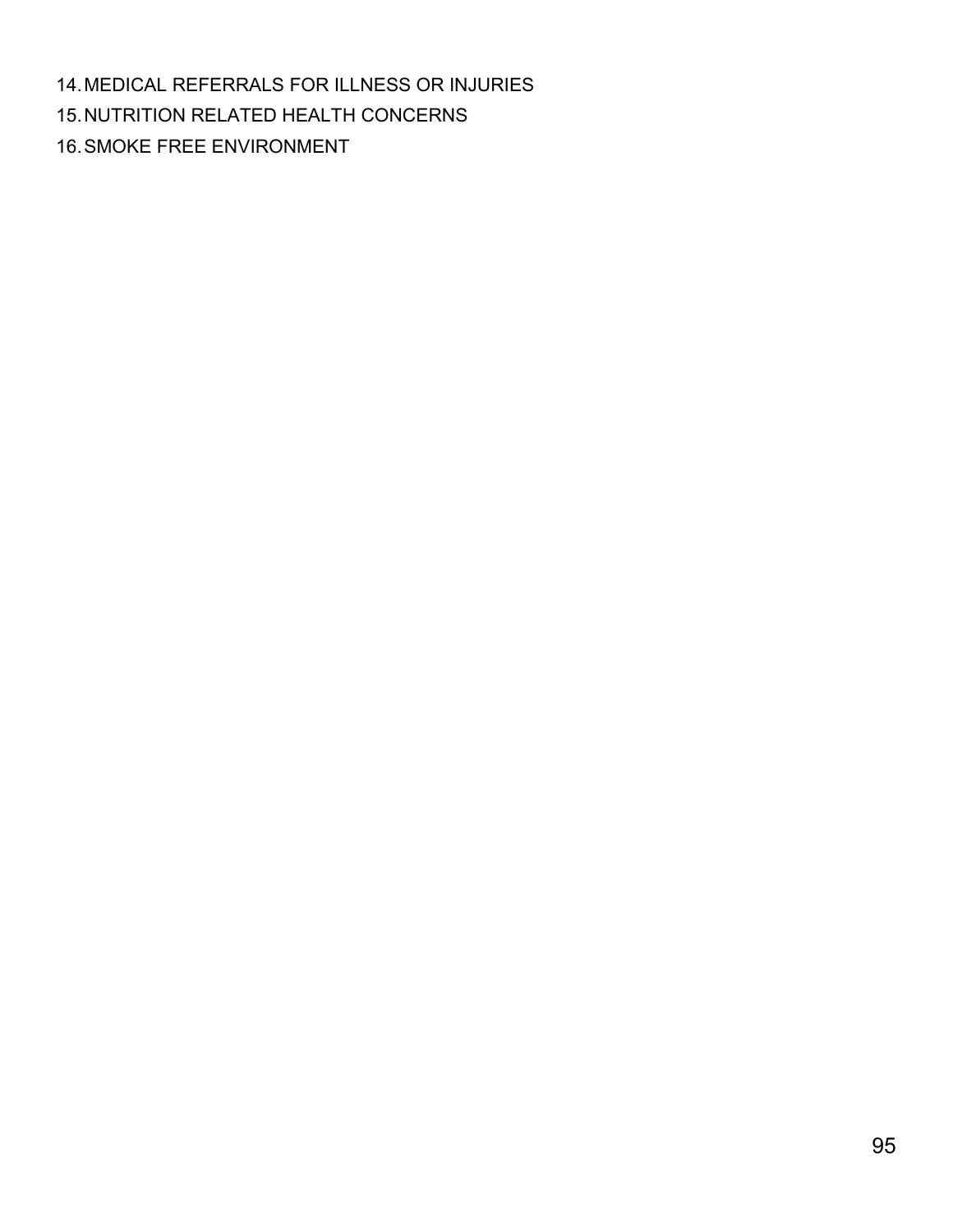14. MEDICAL REFERRALS FOR ILLNESS OR INJURIES
15. NUTRITION RELATED HEALTH CONCERNS
16. SMOKE FREE ENVIRONMENT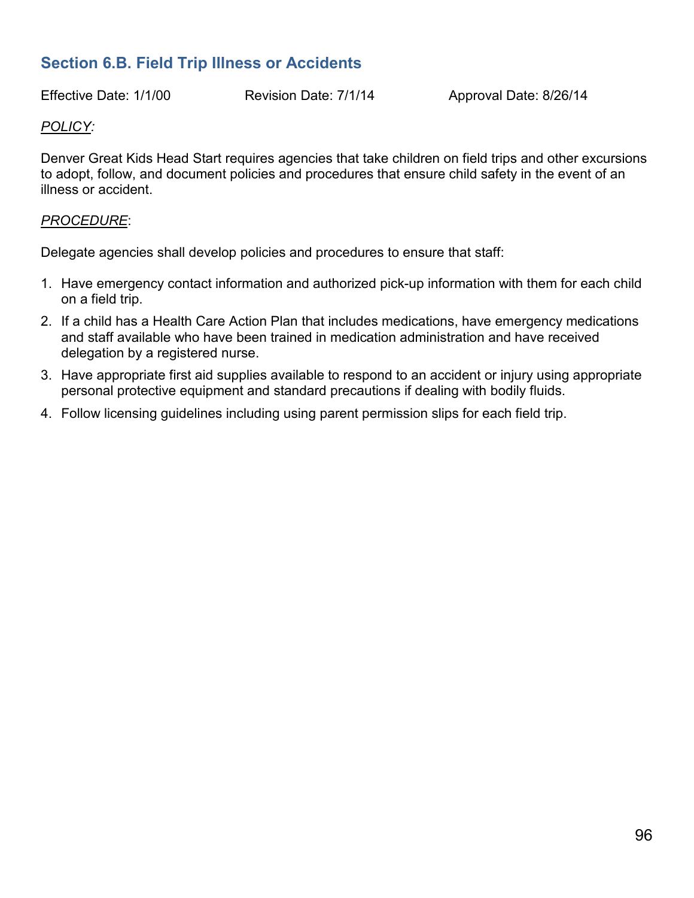## Section 6.B. Field Trip Illness or Accidents

Effective Date: 1/1/00 Revision Date: 7/1/14 Approval Date: 8/26/14

*POLICY:*

Denver Great Kids Head Start requires agencies that take children on field trips and other excursions to adopt, follow, and document policies and procedures that ensure child safety in the event of an illness or accident.

*PROCEDURE*:

Delegate agencies shall develop policies and procedures to ensure that staff:

1. Have emergency contact information and authorized pick-up information with them for each child on a field trip.
2. If a child has a Health Care Action Plan that includes medications, have emergency medications and staff available who have been trained in medication administration and have received delegation by a registered nurse.
3. Have appropriate first aid supplies available to respond to an accident or injury using appropriate personal protective equipment and standard precautions if dealing with bodily fluids.
4. Follow licensing guidelines including using parent permission slips for each field trip.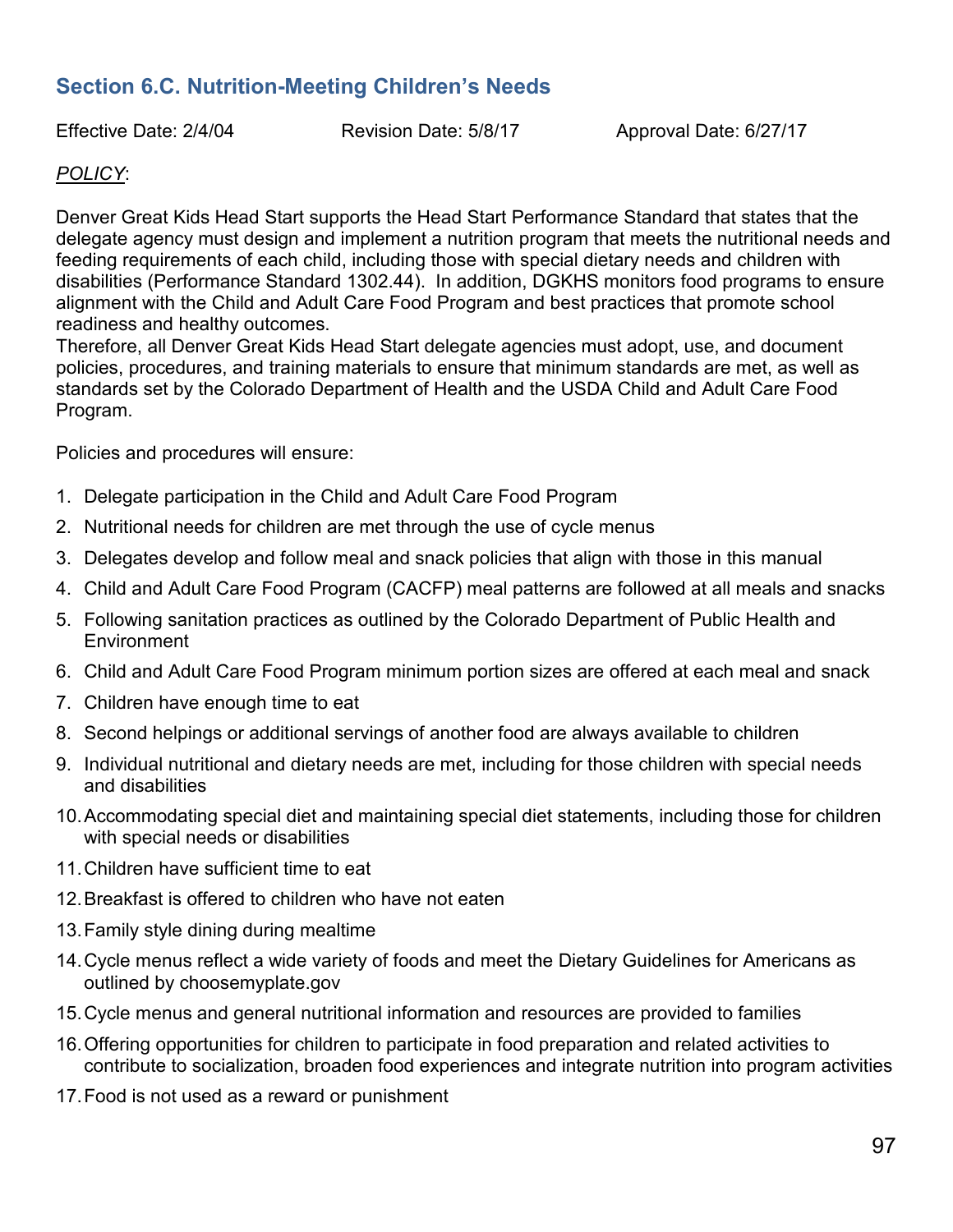## Section 6.C. Nutrition-Meeting Children's Needs

Effective Date: 2/4/04 Revision Date: 5/8/17 Approval Date: 6/27/17

*POLICY*:

Denver Great Kids Head Start supports the Head Start Performance Standard that states that the delegate agency must design and implement a nutrition program that meets the nutritional needs and feeding requirements of each child, including those with special dietary needs and children with disabilities (Performance Standard 1302.44). In addition, DGKHS monitors food programs to ensure alignment with the Child and Adult Care Food Program and best practices that promote school readiness and healthy outcomes.
Therefore, all Denver Great Kids Head Start delegate agencies must adopt, use, and document policies, procedures, and training materials to ensure that minimum standards are met, as well as standards set by the Colorado Department of Health and the USDA Child and Adult Care Food Program.

Policies and procedures will ensure:

1. Delegate participation in the Child and Adult Care Food Program
2. Nutritional needs for children are met through the use of cycle menus
3. Delegates develop and follow meal and snack policies that align with those in this manual
4. Child and Adult Care Food Program (CACFP) meal patterns are followed at all meals and snacks
5. Following sanitation practices as outlined by the Colorado Department of Public Health and Environment
6. Child and Adult Care Food Program minimum portion sizes are offered at each meal and snack
7. Children have enough time to eat
8. Second helpings or additional servings of another food are always available to children
9. Individual nutritional and dietary needs are met, including for those children with special needs and disabilities
10. Accommodating special diet and maintaining special diet statements, including those for children with special needs or disabilities
11. Children have sufficient time to eat
12. Breakfast is offered to children who have not eaten
13. Family style dining during mealtime
14. Cycle menus reflect a wide variety of foods and meet the Dietary Guidelines for Americans as outlined by choosemyplate.gov
15. Cycle menus and general nutritional information and resources are provided to families
16. Offering opportunities for children to participate in food preparation and related activities to contribute to socialization, broaden food experiences and integrate nutrition into program activities
17. Food is not used as a reward or punishment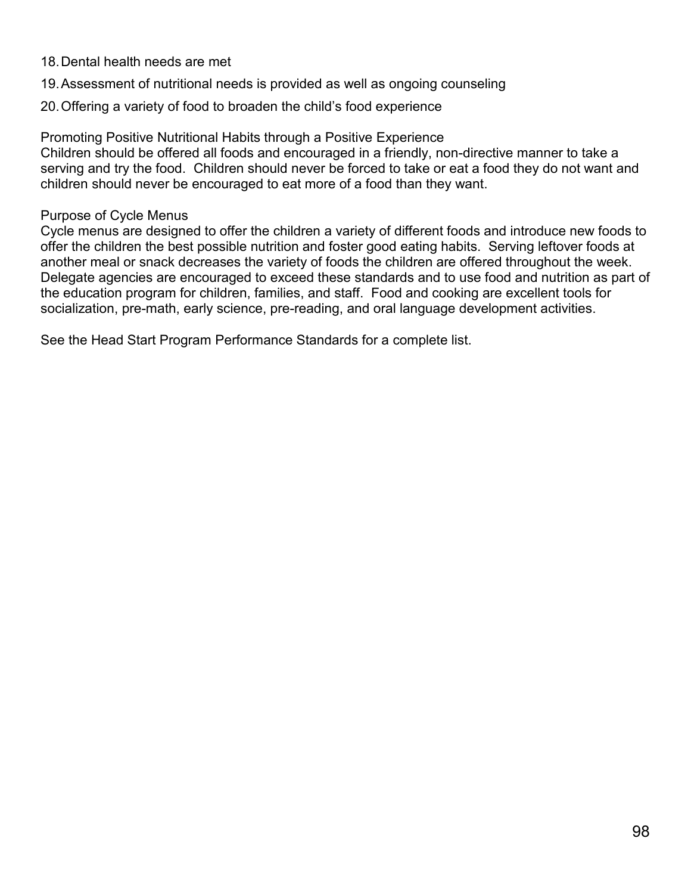18. Dental health needs are met
19. Assessment of nutritional needs is provided as well as ongoing counseling
20. Offering a variety of food to broaden the child's food experience

Promoting Positive Nutritional Habits through a Positive Experience
Children should be offered all foods and encouraged in a friendly, non-directive manner to take a serving and try the food. Children should never be forced to take or eat a food they do not want and children should never be encouraged to eat more of a food than they want.

Purpose of Cycle Menus
Cycle menus are designed to offer the children a variety of different foods and introduce new foods to offer the children the best possible nutrition and foster good eating habits. Serving leftover foods at another meal or snack decreases the variety of foods the children are offered throughout the week. Delegate agencies are encouraged to exceed these standards and to use food and nutrition as part of the education program for children, families, and staff. Food and cooking are excellent tools for socialization, pre-math, early science, pre-reading, and oral language development activities.

See the Head Start Program Performance Standards for a complete list.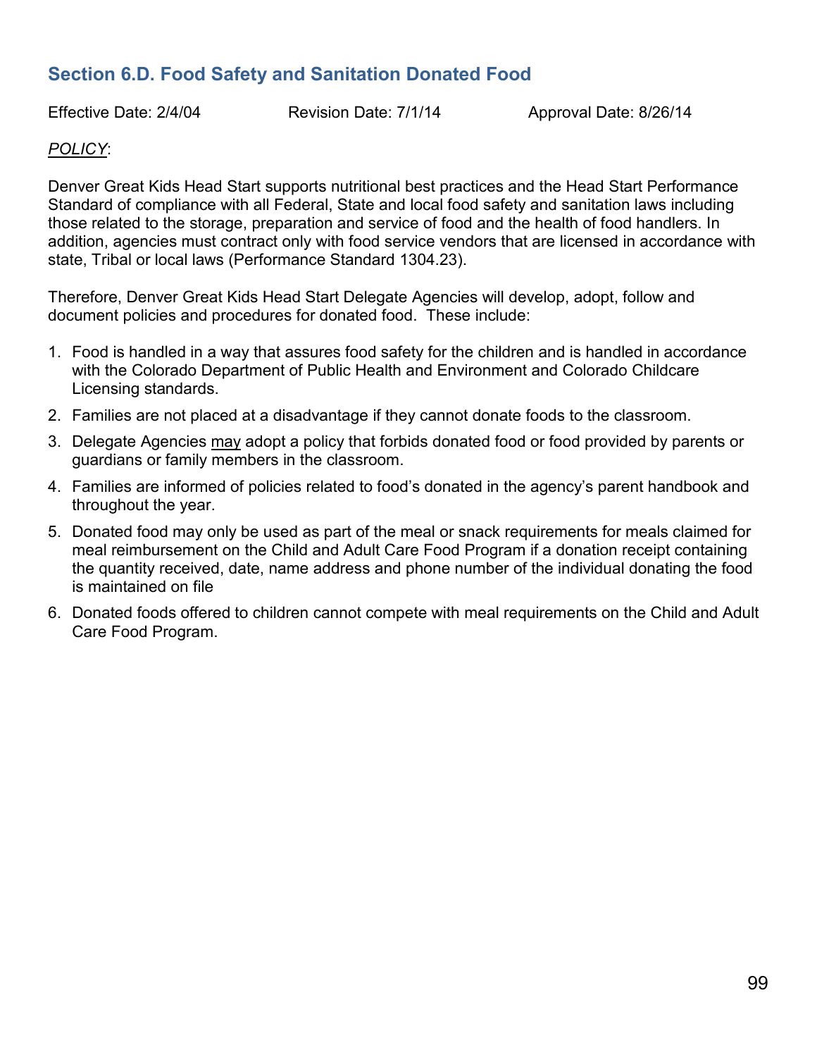## Section 6.D. Food Safety and Sanitation Donated Food

Effective Date: 2/4/04 Revision Date: 7/1/14 Approval Date: 8/26/14

*POLICY*:

Denver Great Kids Head Start supports nutritional best practices and the Head Start Performance Standard of compliance with all Federal, State and local food safety and sanitation laws including those related to the storage, preparation and service of food and the health of food handlers. In addition, agencies must contract only with food service vendors that are licensed in accordance with state, Tribal or local laws (Performance Standard 1304.23).

Therefore, Denver Great Kids Head Start Delegate Agencies will develop, adopt, follow and document policies and procedures for donated food. These include:

1. Food is handled in a way that assures food safety for the children and is handled in accordance with the Colorado Department of Public Health and Environment and Colorado Childcare Licensing standards.
2. Families are not placed at a disadvantage if they cannot donate foods to the classroom.
3. Delegate Agencies may adopt a policy that forbids donated food or food provided by parents or guardians or family members in the classroom.
4. Families are informed of policies related to food's donated in the agency's parent handbook and throughout the year.
5. Donated food may only be used as part of the meal or snack requirements for meals claimed for meal reimbursement on the Child and Adult Care Food Program if a donation receipt containing the quantity received, date, name address and phone number of the individual donating the food is maintained on file
6. Donated foods offered to children cannot compete with meal requirements on the Child and Adult Care Food Program.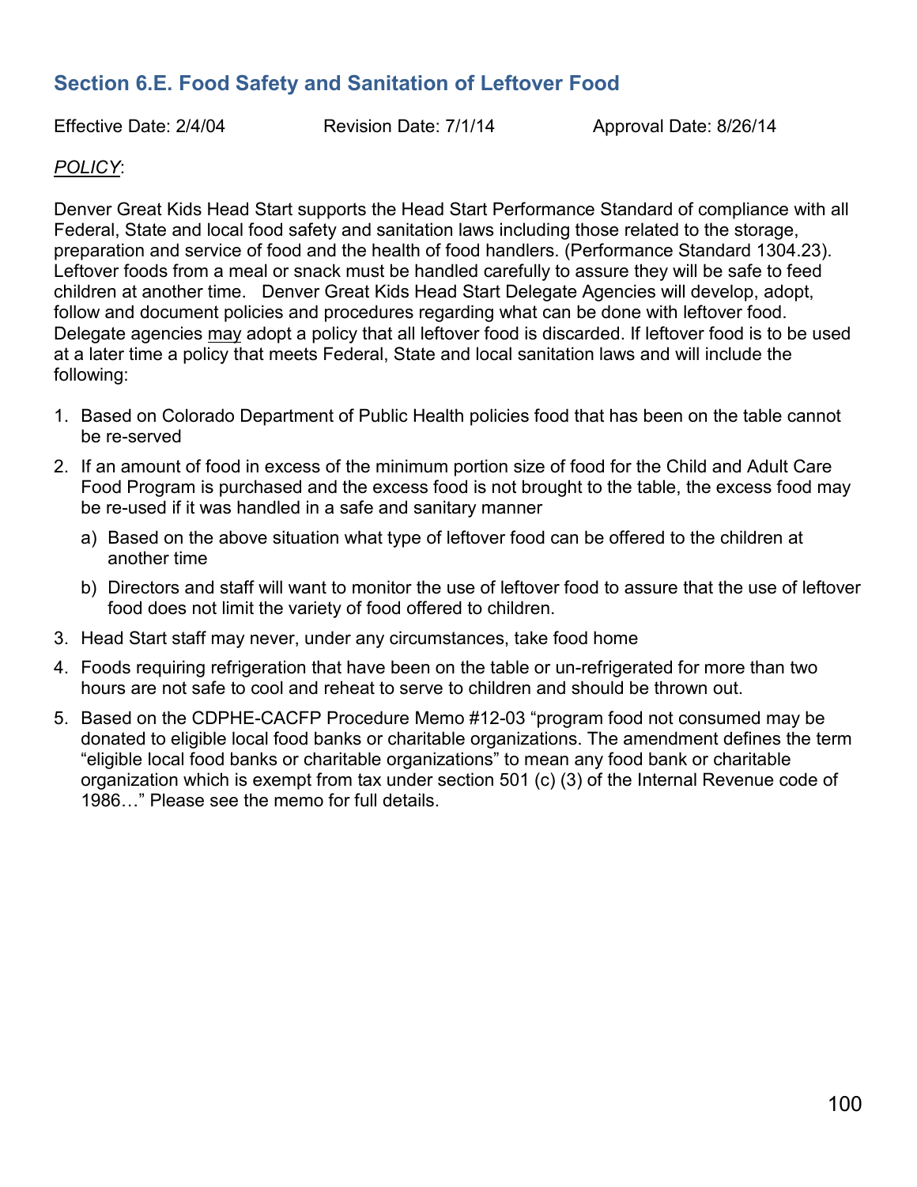## Section 6.E. Food Safety and Sanitation of Leftover Food

Effective Date: 2/4/04 Revision Date: 7/1/14 Approval Date: 8/26/14

*POLICY*:

Denver Great Kids Head Start supports the Head Start Performance Standard of compliance with all Federal, State and local food safety and sanitation laws including those related to the storage, preparation and service of food and the health of food handlers. (Performance Standard 1304.23). Leftover foods from a meal or snack must be handled carefully to assure they will be safe to feed children at another time. Denver Great Kids Head Start Delegate Agencies will develop, adopt, follow and document policies and procedures regarding what can be done with leftover food. Delegate agencies <u>may</u> adopt a policy that all leftover food is discarded. If leftover food is to be used at a later time a policy that meets Federal, State and local sanitation laws and will include the following:

1. Based on Colorado Department of Public Health policies food that has been on the table cannot be re-served
2. If an amount of food in excess of the minimum portion size of food for the Child and Adult Care Food Program is purchased and the excess food is not brought to the table, the excess food may be re-used if it was handled in a safe and sanitary manner
   a) Based on the above situation what type of leftover food can be offered to the children at another time
   b) Directors and staff will want to monitor the use of leftover food to assure that the use of leftover food does not limit the variety of food offered to children.
3. Head Start staff may never, under any circumstances, take food home
4. Foods requiring refrigeration that have been on the table or un-refrigerated for more than two hours are not safe to cool and reheat to serve to children and should be thrown out.
5. Based on the CDPHE-CACFP Procedure Memo #12-03 "program food not consumed may be donated to eligible local food banks or charitable organizations. The amendment defines the term "eligible local food banks or charitable organizations" to mean any food bank or charitable organization which is exempt from tax under section 501 (c) (3) of the Internal Revenue code of 1986…" Please see the memo for full details.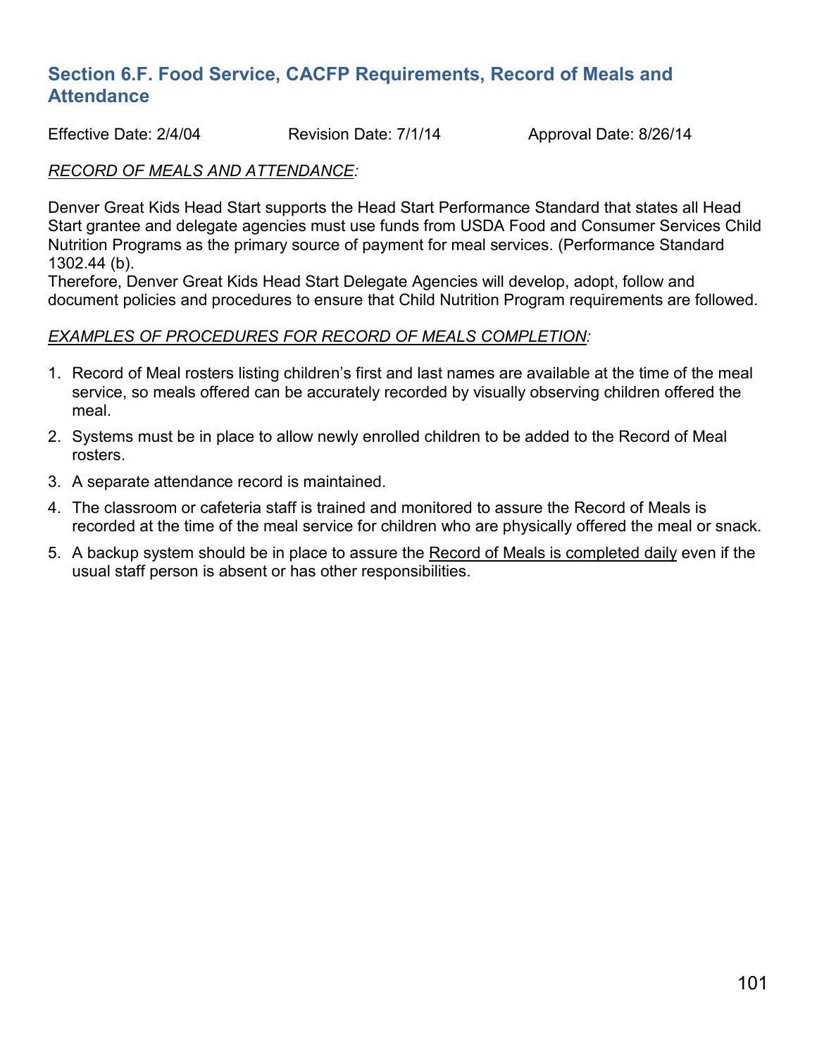## Section 6.F. Food Service, CACFP Requirements, Record of Meals and Attendance

Effective Date: 2/4/04 Revision Date: 7/1/14 Approval Date: 8/26/14

*RECORD OF MEALS AND ATTENDANCE*:

Denver Great Kids Head Start supports the Head Start Performance Standard that states all Head Start grantee and delegate agencies must use funds from USDA Food and Consumer Services Child Nutrition Programs as the primary source of payment for meal services. (Performance Standard 1302.44 (b).
Therefore, Denver Great Kids Head Start Delegate Agencies will develop, adopt, follow and document policies and procedures to ensure that Child Nutrition Program requirements are followed.

*EXAMPLES OF PROCEDURES FOR RECORD OF MEALS COMPLETION*:

1. Record of Meal rosters listing children's first and last names are available at the time of the meal service, so meals offered can be accurately recorded by visually observing children offered the meal.
2. Systems must be in place to allow newly enrolled children to be added to the Record of Meal rosters.
3. A separate attendance record is maintained.
4. The classroom or cafeteria staff is trained and monitored to assure the Record of Meals is recorded at the time of the meal service for children who are physically offered the meal or snack.
5. A backup system should be in place to assure the Record of Meals is completed daily even if the usual staff person is absent or has other responsibilities.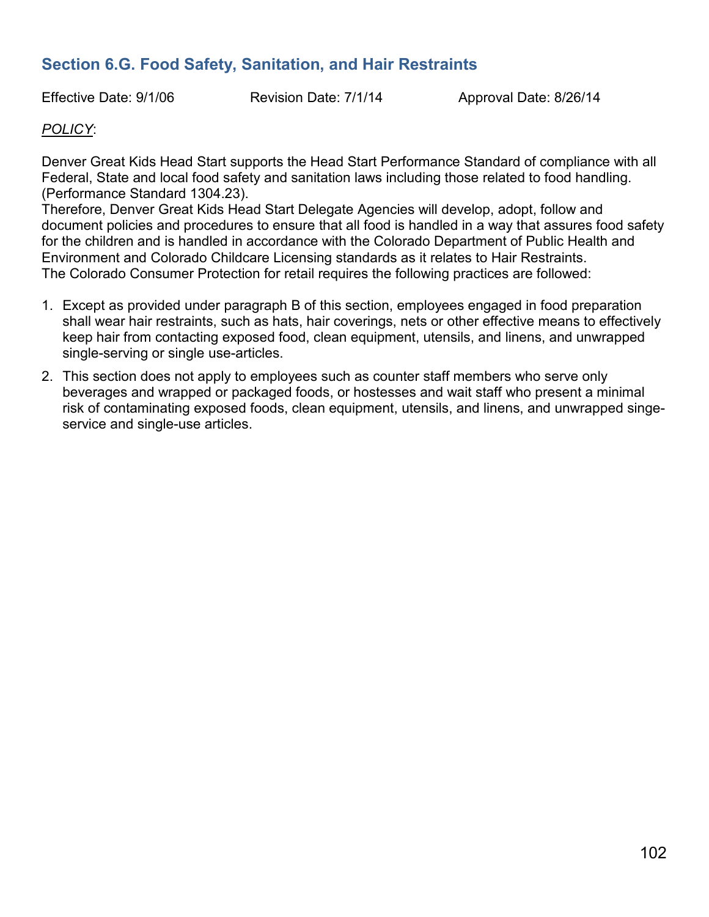## Section 6.G. Food Safety, Sanitation, and Hair Restraints

Effective Date: 9/1/06 Revision Date: 7/1/14 Approval Date: 8/26/14

*POLICY*:

Denver Great Kids Head Start supports the Head Start Performance Standard of compliance with all Federal, State and local food safety and sanitation laws including those related to food handling. (Performance Standard 1304.23).

Therefore, Denver Great Kids Head Start Delegate Agencies will develop, adopt, follow and document policies and procedures to ensure that all food is handled in a way that assures food safety for the children and is handled in accordance with the Colorado Department of Public Health and Environment and Colorado Childcare Licensing standards as it relates to Hair Restraints.

The Colorado Consumer Protection for retail requires the following practices are followed:

1. Except as provided under paragraph B of this section, employees engaged in food preparation shall wear hair restraints, such as hats, hair coverings, nets or other effective means to effectively keep hair from contacting exposed food, clean equipment, utensils, and linens, and unwrapped single-serving or single use-articles.
2. This section does not apply to employees such as counter staff members who serve only beverages and wrapped or packaged foods, or hostesses and wait staff who present a minimal risk of contaminating exposed foods, clean equipment, utensils, and linens, and unwrapped singe-service and single-use articles.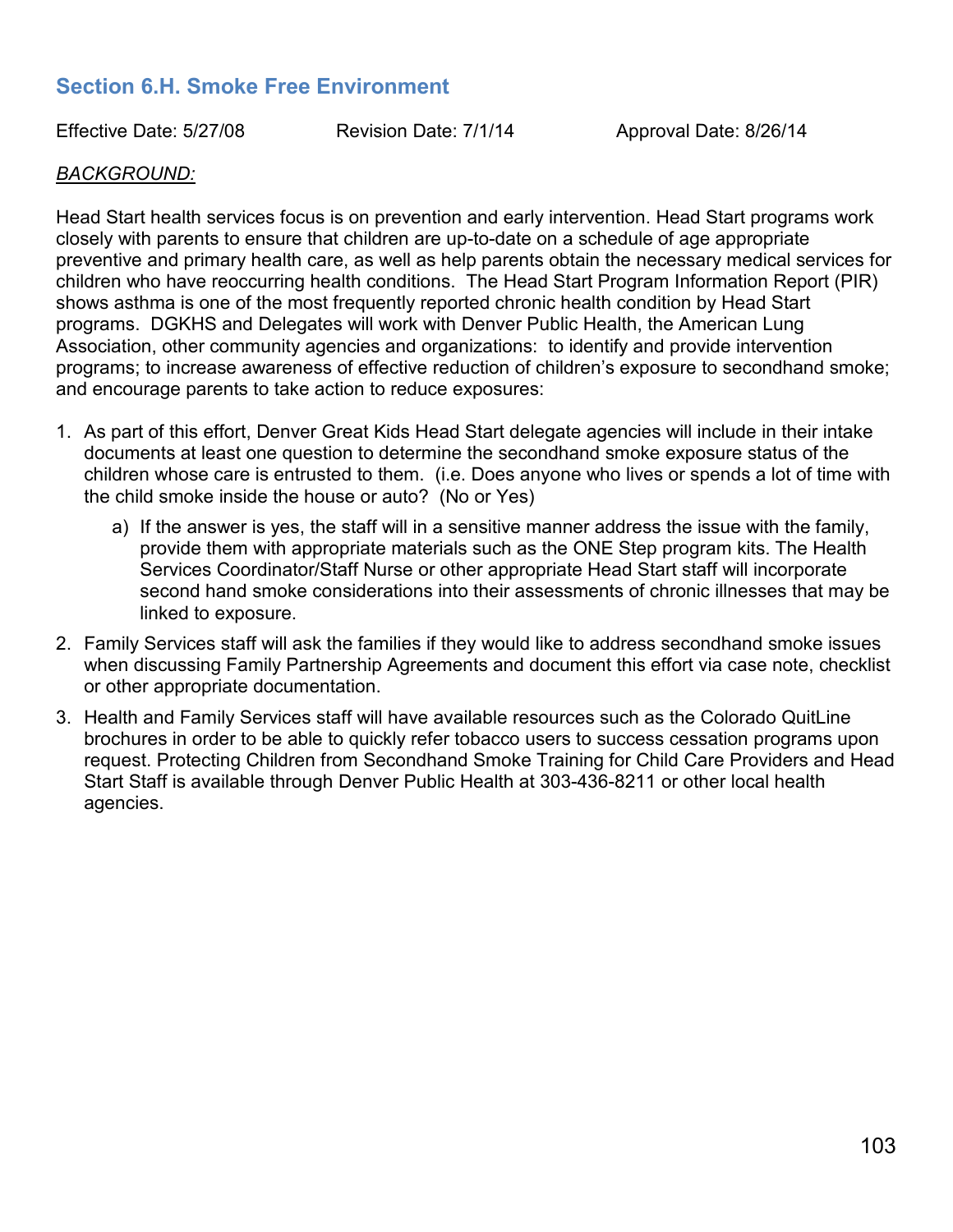## Section 6.H. Smoke Free Environment

Effective Date: 5/27/08 Revision Date: 7/1/14 Approval Date: 8/26/14

*BACKGROUND:*

Head Start health services focus is on prevention and early intervention. Head Start programs work closely with parents to ensure that children are up-to-date on a schedule of age appropriate preventive and primary health care, as well as help parents obtain the necessary medical services for children who have reoccurring health conditions. The Head Start Program Information Report (PIR) shows asthma is one of the most frequently reported chronic health condition by Head Start programs. DGKHS and Delegates will work with Denver Public Health, the American Lung Association, other community agencies and organizations: to identify and provide intervention programs; to increase awareness of effective reduction of children's exposure to secondhand smoke; and encourage parents to take action to reduce exposures:

1. As part of this effort, Denver Great Kids Head Start delegate agencies will include in their intake documents at least one question to determine the secondhand smoke exposure status of the children whose care is entrusted to them. (i.e. Does anyone who lives or spends a lot of time with the child smoke inside the house or auto? (No or Yes)
   a) If the answer is yes, the staff will in a sensitive manner address the issue with the family, provide them with appropriate materials such as the ONE Step program kits. The Health Services Coordinator/Staff Nurse or other appropriate Head Start staff will incorporate second hand smoke considerations into their assessments of chronic illnesses that may be linked to exposure.
2. Family Services staff will ask the families if they would like to address secondhand smoke issues when discussing Family Partnership Agreements and document this effort via case note, checklist or other appropriate documentation.
3. Health and Family Services staff will have available resources such as the Colorado QuitLine brochures in order to be able to quickly refer tobacco users to success cessation programs upon request. Protecting Children from Secondhand Smoke Training for Child Care Providers and Head Start Staff is available through Denver Public Health at 303-436-8211 or other local health agencies.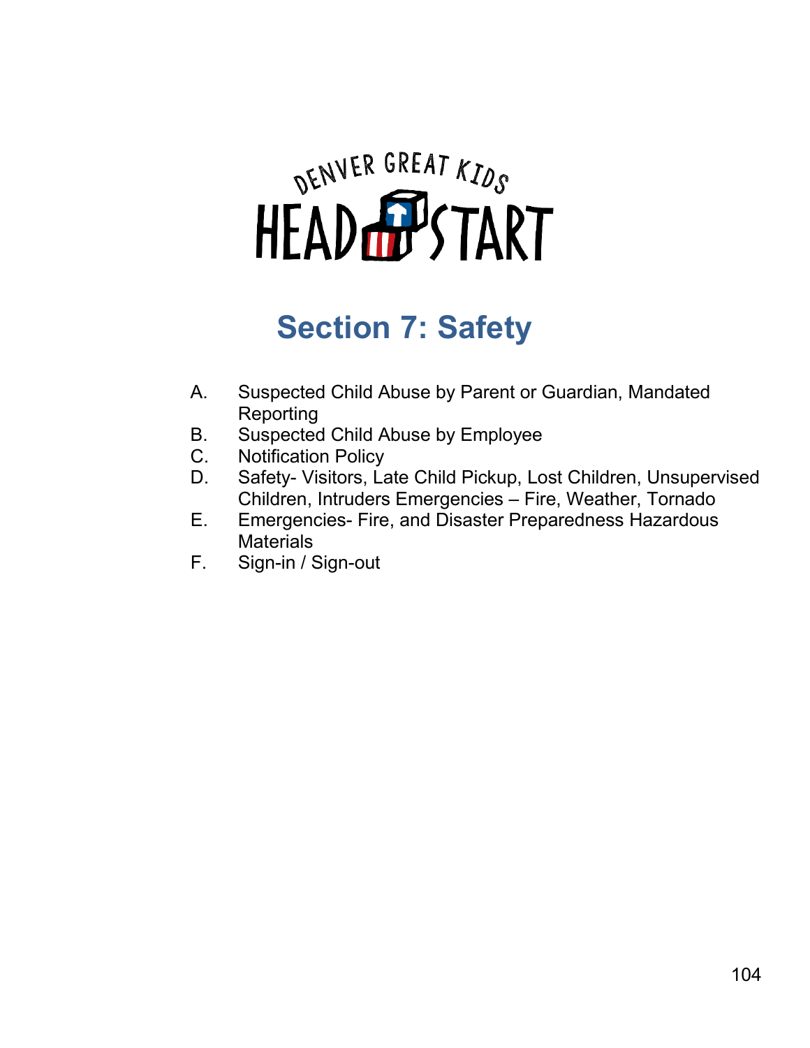DENVER GREAT KIDS HEAD START

# Section 7: Safety

A. Suspected Child Abuse by Parent or Guardian, Mandated Reporting
B. Suspected Child Abuse by Employee
C. Notification Policy
D. Safety- Visitors, Late Child Pickup, Lost Children, Unsupervised Children, Intruders Emergencies – Fire, Weather, Tornado
E. Emergencies- Fire, and Disaster Preparedness Hazardous Materials
F. Sign-in / Sign-out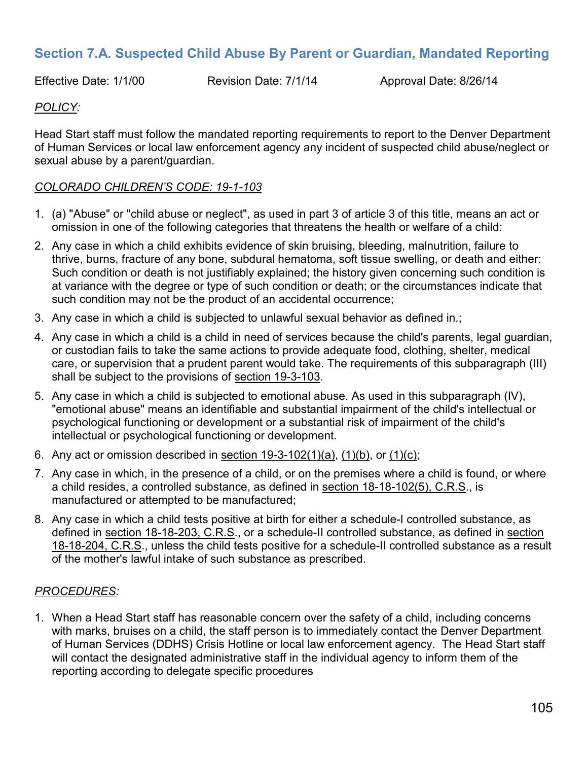## Section 7.A. Suspected Child Abuse By Parent or Guardian, Mandated Reporting

Effective Date: 1/1/00 Revision Date: 7/1/14 Approval Date: 8/26/14

*POLICY:*

Head Start staff must follow the mandated reporting requirements to report to the Denver Department of Human Services or local law enforcement agency any incident of suspected child abuse/neglect or sexual abuse by a parent/guardian.

*COLORADO CHILDREN'S CODE: 19-1-103*

1. (a) "Abuse" or "child abuse or neglect", as used in part 3 of article 3 of this title, means an act or omission in one of the following categories that threatens the health or welfare of a child:
2. Any case in which a child exhibits evidence of skin bruising, bleeding, malnutrition, failure to thrive, burns, fracture of any bone, subdural hematoma, soft tissue swelling, or death and either: Such condition or death is not justifiably explained; the history given concerning such condition is at variance with the degree or type of such condition or death; or the circumstances indicate that such condition may not be the product of an accidental occurrence;
3. Any case in which a child is subjected to unlawful sexual behavior as defined in.;
4. Any case in which a child is a child in need of services because the child's parents, legal guardian, or custodian fails to take the same actions to provide adequate food, clothing, shelter, medical care, or supervision that a prudent parent would take. The requirements of this subparagraph (III) shall be subject to the provisions of section 19-3-103.
5. Any case in which a child is subjected to emotional abuse. As used in this subparagraph (IV), "emotional abuse" means an identifiable and substantial impairment of the child's intellectual or psychological functioning or development or a substantial risk of impairment of the child's intellectual or psychological functioning or development.
6. Any act or omission described in section 19-3-102(1)(a), (1)(b), or (1)(c);
7. Any case in which, in the presence of a child, or on the premises where a child is found, or where a child resides, a controlled substance, as defined in section 18-18-102(5), C.R.S., is manufactured or attempted to be manufactured;
8. Any case in which a child tests positive at birth for either a schedule-I controlled substance, as defined in section 18-18-203, C.R.S., or a schedule-II controlled substance, as defined in section 18-18-204, C.R.S., unless the child tests positive for a schedule-II controlled substance as a result of the mother's lawful intake of such substance as prescribed.

*PROCEDURES:*

1. When a Head Start staff has reasonable concern over the safety of a child, including concerns with marks, bruises on a child, the staff person is to immediately contact the Denver Department of Human Services (DDHS) Crisis Hotline or local law enforcement agency. The Head Start staff will contact the designated administrative staff in the individual agency to inform them of the reporting according to delegate specific procedures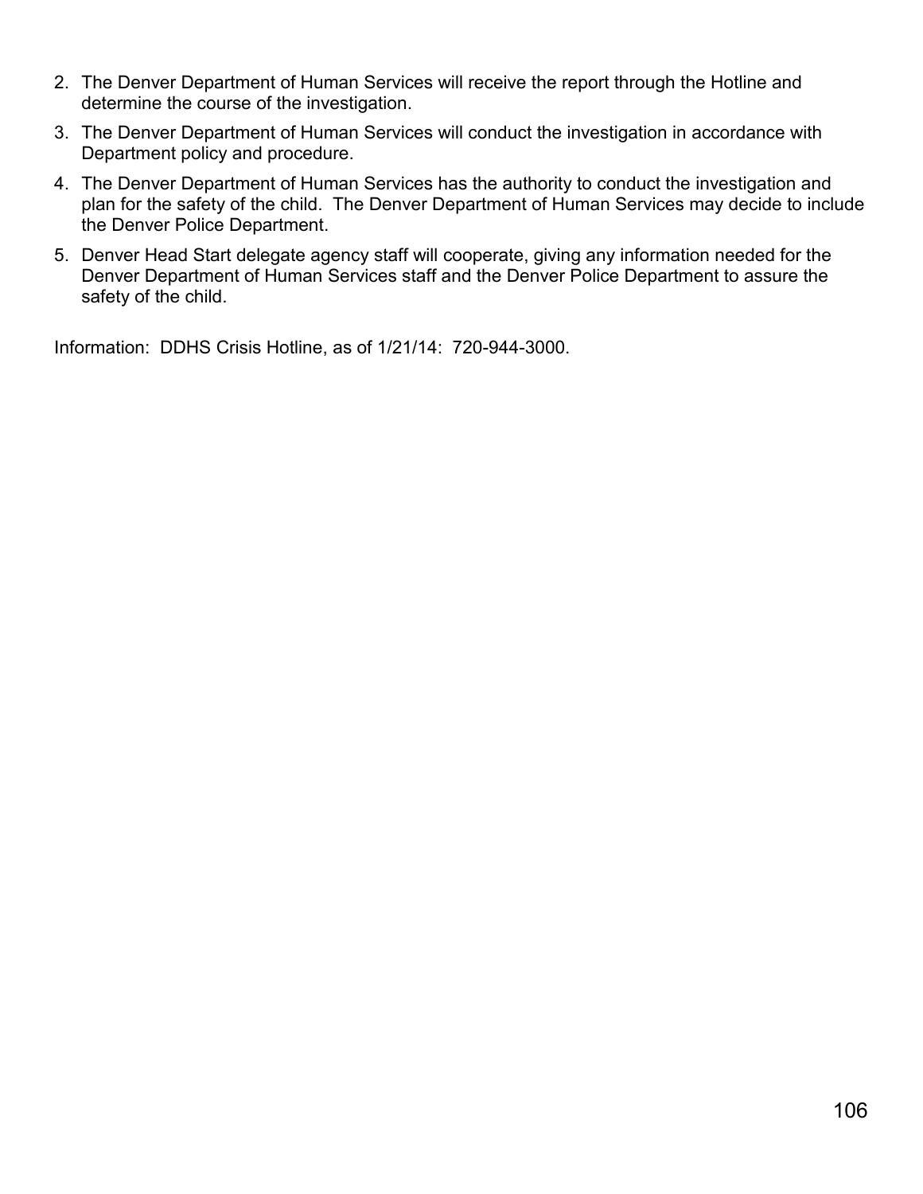2. The Denver Department of Human Services will receive the report through the Hotline and determine the course of the investigation.
3. The Denver Department of Human Services will conduct the investigation in accordance with Department policy and procedure.
4. The Denver Department of Human Services has the authority to conduct the investigation and plan for the safety of the child. The Denver Department of Human Services may decide to include the Denver Police Department.
5. Denver Head Start delegate agency staff will cooperate, giving any information needed for the Denver Department of Human Services staff and the Denver Police Department to assure the safety of the child.

Information: DDHS Crisis Hotline, as of 1/21/14: 720-944-3000.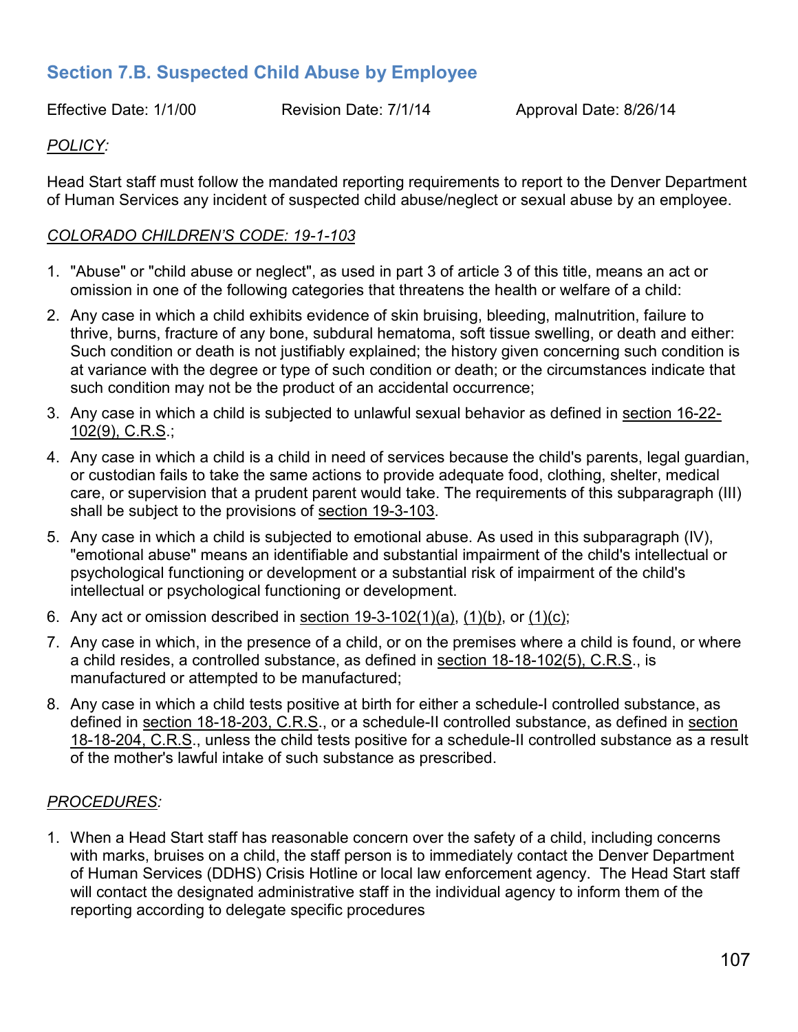## Section 7.B. Suspected Child Abuse by Employee

Effective Date: 1/1/00 Revision Date: 7/1/14 Approval Date: 8/26/14

*POLICY:*

Head Start staff must follow the mandated reporting requirements to report to the Denver Department of Human Services any incident of suspected child abuse/neglect or sexual abuse by an employee.

*COLORADO CHILDREN'S CODE: 19-1-103*

1. "Abuse" or "child abuse or neglect", as used in part 3 of article 3 of this title, means an act or omission in one of the following categories that threatens the health or welfare of a child:
2. Any case in which a child exhibits evidence of skin bruising, bleeding, malnutrition, failure to thrive, burns, fracture of any bone, subdural hematoma, soft tissue swelling, or death and either: Such condition or death is not justifiably explained; the history given concerning such condition is at variance with the degree or type of such condition or death; or the circumstances indicate that such condition may not be the product of an accidental occurrence;
3. Any case in which a child is subjected to unlawful sexual behavior as defined in section 16-22-102(9), C.R.S.;
4. Any case in which a child is a child in need of services because the child's parents, legal guardian, or custodian fails to take the same actions to provide adequate food, clothing, shelter, medical care, or supervision that a prudent parent would take. The requirements of this subparagraph (III) shall be subject to the provisions of section 19-3-103.
5. Any case in which a child is subjected to emotional abuse. As used in this subparagraph (IV), "emotional abuse" means an identifiable and substantial impairment of the child's intellectual or psychological functioning or development or a substantial risk of impairment of the child's intellectual or psychological functioning or development.
6. Any act or omission described in section 19-3-102(1)(a), (1)(b), or (1)(c);
7. Any case in which, in the presence of a child, or on the premises where a child is found, or where a child resides, a controlled substance, as defined in section 18-18-102(5), C.R.S., is manufactured or attempted to be manufactured;
8. Any case in which a child tests positive at birth for either a schedule-I controlled substance, as defined in section 18-18-203, C.R.S., or a schedule-II controlled substance, as defined in section 18-18-204, C.R.S., unless the child tests positive for a schedule-II controlled substance as a result of the mother's lawful intake of such substance as prescribed.

*PROCEDURES:*

1. When a Head Start staff has reasonable concern over the safety of a child, including concerns with marks, bruises on a child, the staff person is to immediately contact the Denver Department of Human Services (DDHS) Crisis Hotline or local law enforcement agency. The Head Start staff will contact the designated administrative staff in the individual agency to inform them of the reporting according to delegate specific procedures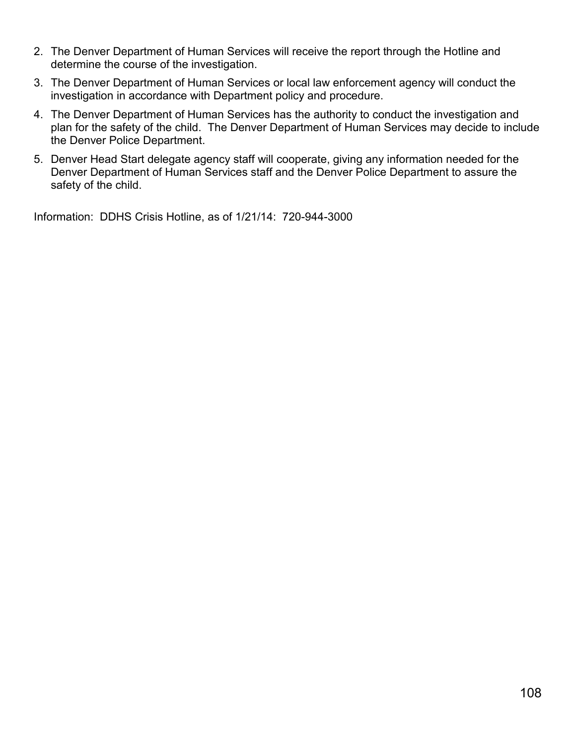2. The Denver Department of Human Services will receive the report through the Hotline and determine the course of the investigation.
3. The Denver Department of Human Services or local law enforcement agency will conduct the investigation in accordance with Department policy and procedure.
4. The Denver Department of Human Services has the authority to conduct the investigation and plan for the safety of the child. The Denver Department of Human Services may decide to include the Denver Police Department.
5. Denver Head Start delegate agency staff will cooperate, giving any information needed for the Denver Department of Human Services staff and the Denver Police Department to assure the safety of the child.

Information: DDHS Crisis Hotline, as of 1/21/14: 720-944-3000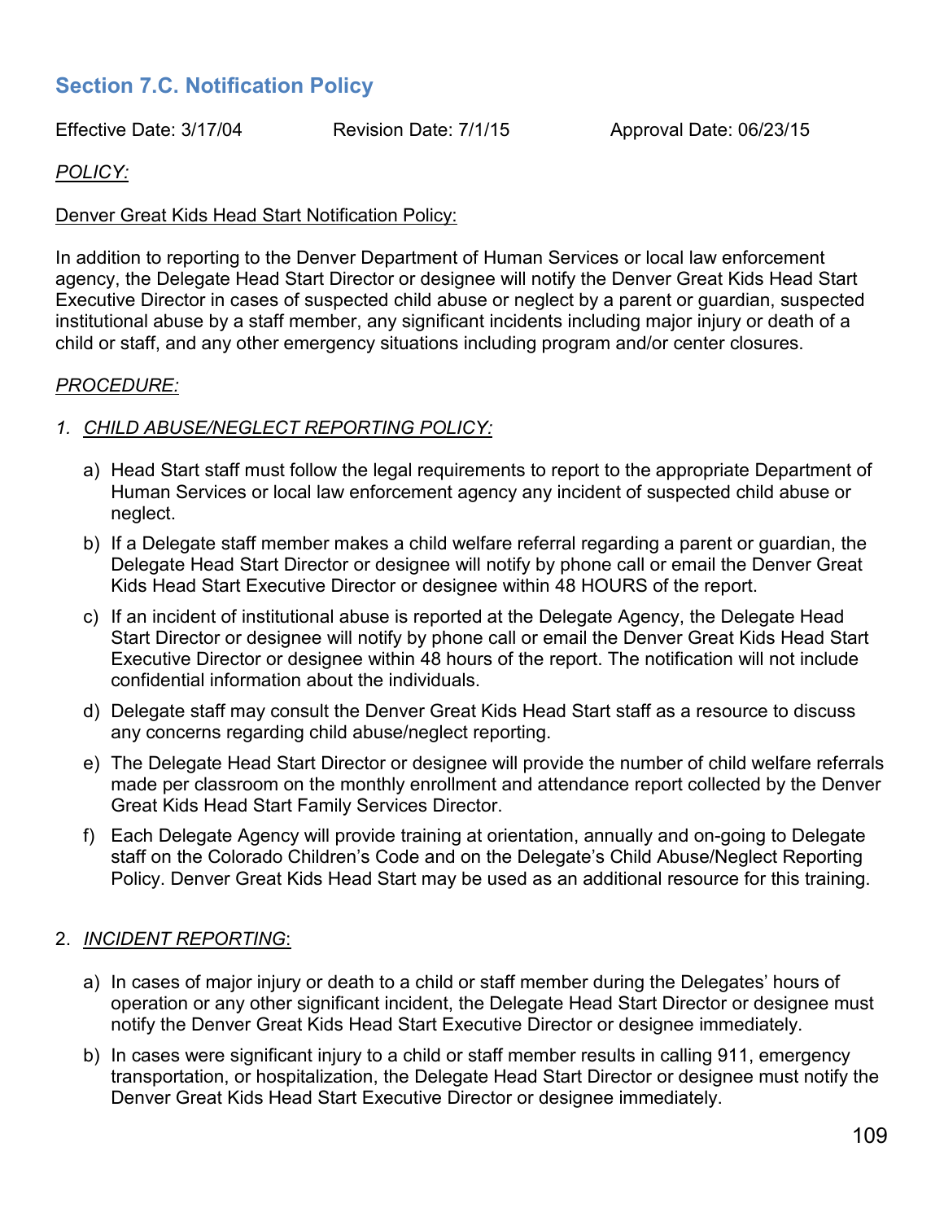## Section 7.C. Notification Policy

Effective Date: 3/17/04 Revision Date: 7/1/15 Approval Date: 06/23/15

*POLICY:*

Denver Great Kids Head Start Notification Policy:

In addition to reporting to the Denver Department of Human Services or local law enforcement agency, the Delegate Head Start Director or designee will notify the Denver Great Kids Head Start Executive Director in cases of suspected child abuse or neglect by a parent or guardian, suspected institutional abuse by a staff member, any significant incidents including major injury or death of a child or staff, and any other emergency situations including program and/or center closures.

*PROCEDURE:*

1. *CHILD ABUSE/NEGLECT REPORTING POLICY:*

   a) Head Start staff must follow the legal requirements to report to the appropriate Department of Human Services or local law enforcement agency any incident of suspected child abuse or neglect.

   b) If a Delegate staff member makes a child welfare referral regarding a parent or guardian, the Delegate Head Start Director or designee will notify by phone call or email the Denver Great Kids Head Start Executive Director or designee within 48 HOURS of the report.

   c) If an incident of institutional abuse is reported at the Delegate Agency, the Delegate Head Start Director or designee will notify by phone call or email the Denver Great Kids Head Start Executive Director or designee within 48 hours of the report. The notification will not include confidential information about the individuals.

   d) Delegate staff may consult the Denver Great Kids Head Start staff as a resource to discuss any concerns regarding child abuse/neglect reporting.

   e) The Delegate Head Start Director or designee will provide the number of child welfare referrals made per classroom on the monthly enrollment and attendance report collected by the Denver Great Kids Head Start Family Services Director.

   f) Each Delegate Agency will provide training at orientation, annually and on-going to Delegate staff on the Colorado Children's Code and on the Delegate's Child Abuse/Neglect Reporting Policy. Denver Great Kids Head Start may be used as an additional resource for this training.

2. *INCIDENT REPORTING*:

   a) In cases of major injury or death to a child or staff member during the Delegates' hours of operation or any other significant incident, the Delegate Head Start Director or designee must notify the Denver Great Kids Head Start Executive Director or designee immediately.

   b) In cases were significant injury to a child or staff member results in calling 911, emergency transportation, or hospitalization, the Delegate Head Start Director or designee must notify the Denver Great Kids Head Start Executive Director or designee immediately.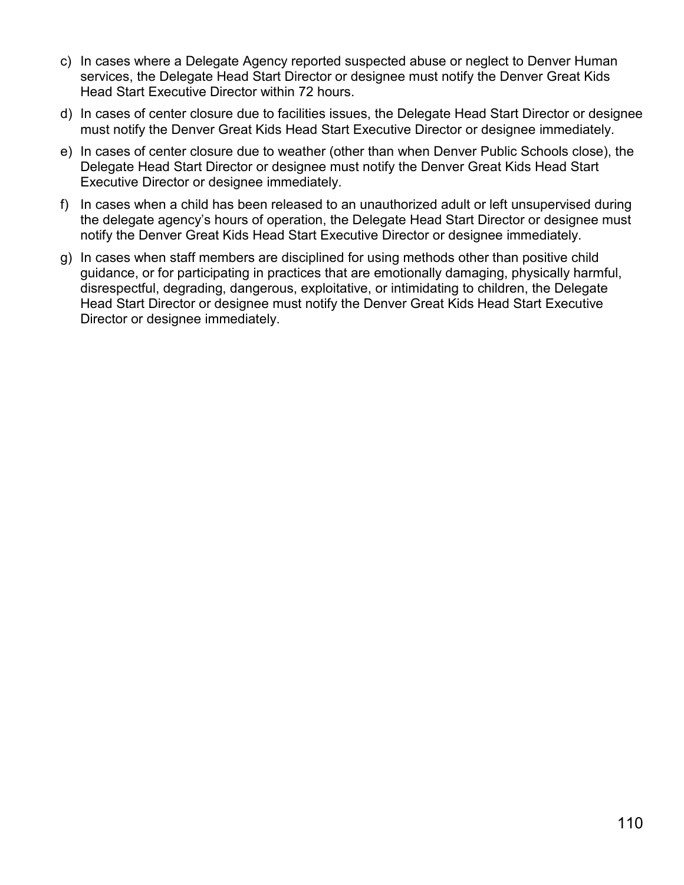c) In cases where a Delegate Agency reported suspected abuse or neglect to Denver Human services, the Delegate Head Start Director or designee must notify the Denver Great Kids Head Start Executive Director within 72 hours.

d) In cases of center closure due to facilities issues, the Delegate Head Start Director or designee must notify the Denver Great Kids Head Start Executive Director or designee immediately.

e) In cases of center closure due to weather (other than when Denver Public Schools close), the Delegate Head Start Director or designee must notify the Denver Great Kids Head Start Executive Director or designee immediately.

f) In cases when a child has been released to an unauthorized adult or left unsupervised during the delegate agency's hours of operation, the Delegate Head Start Director or designee must notify the Denver Great Kids Head Start Executive Director or designee immediately.

g) In cases when staff members are disciplined for using methods other than positive child guidance, or for participating in practices that are emotionally damaging, physically harmful, disrespectful, degrading, dangerous, exploitative, or intimidating to children, the Delegate Head Start Director or designee must notify the Denver Great Kids Head Start Executive Director or designee immediately.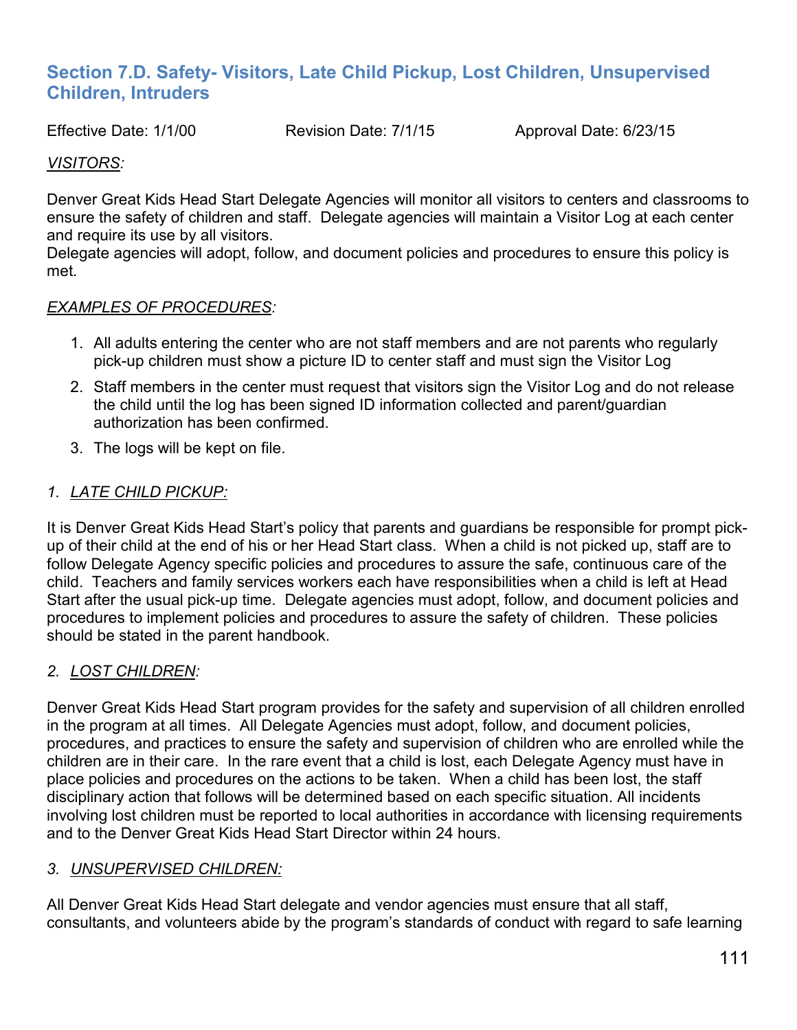## Section 7.D. Safety- Visitors, Late Child Pickup, Lost Children, Unsupervised Children, Intruders

Effective Date: 1/1/00 Revision Date: 7/1/15 Approval Date: 6/23/15

*VISITORS:*

Denver Great Kids Head Start Delegate Agencies will monitor all visitors to centers and classrooms to ensure the safety of children and staff. Delegate agencies will maintain a Visitor Log at each center and require its use by all visitors.
Delegate agencies will adopt, follow, and document policies and procedures to ensure this policy is met.

*EXAMPLES OF PROCEDURES:*

1. All adults entering the center who are not staff members and are not parents who regularly pick-up children must show a picture ID to center staff and must sign the Visitor Log
2. Staff members in the center must request that visitors sign the Visitor Log and do not release the child until the log has been signed ID information collected and parent/guardian authorization has been confirmed.
3. The logs will be kept on file.

*1. LATE CHILD PICKUP:*

It is Denver Great Kids Head Start's policy that parents and guardians be responsible for prompt pick-up of their child at the end of his or her Head Start class. When a child is not picked up, staff are to follow Delegate Agency specific policies and procedures to assure the safe, continuous care of the child. Teachers and family services workers each have responsibilities when a child is left at Head Start after the usual pick-up time. Delegate agencies must adopt, follow, and document policies and procedures to implement policies and procedures to assure the safety of children. These policies should be stated in the parent handbook.

*2. LOST CHILDREN:*

Denver Great Kids Head Start program provides for the safety and supervision of all children enrolled in the program at all times. All Delegate Agencies must adopt, follow, and document policies, procedures, and practices to ensure the safety and supervision of children who are enrolled while the children are in their care. In the rare event that a child is lost, each Delegate Agency must have in place policies and procedures on the actions to be taken. When a child has been lost, the staff disciplinary action that follows will be determined based on each specific situation. All incidents involving lost children must be reported to local authorities in accordance with licensing requirements and to the Denver Great Kids Head Start Director within 24 hours.

*3. UNSUPERVISED CHILDREN:*

All Denver Great Kids Head Start delegate and vendor agencies must ensure that all staff, consultants, and volunteers abide by the program's standards of conduct with regard to safe learning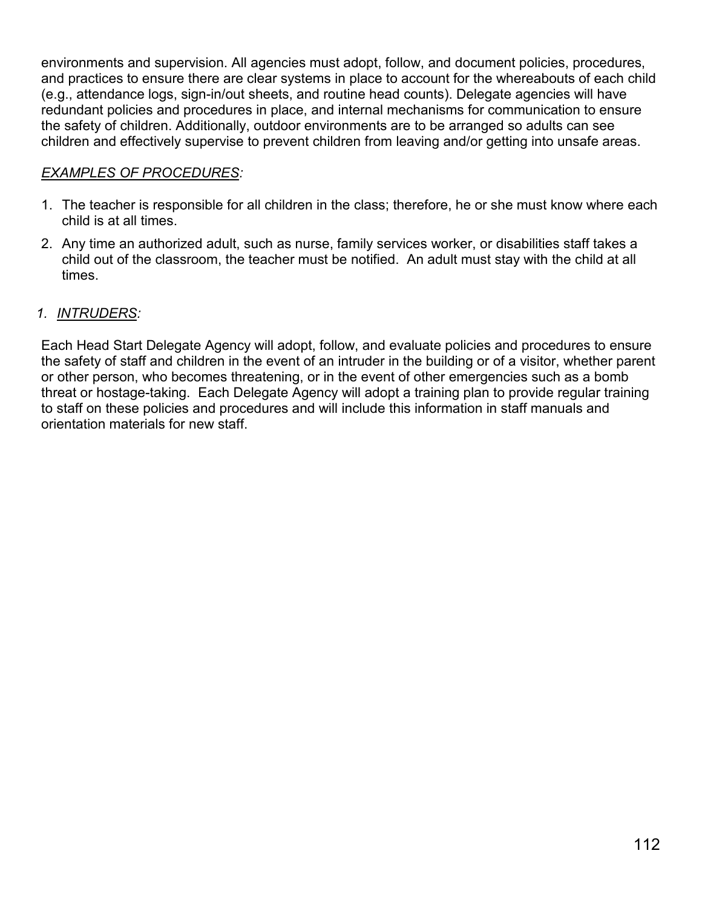environments and supervision. All agencies must adopt, follow, and document policies, procedures, and practices to ensure there are clear systems in place to account for the whereabouts of each child (e.g., attendance logs, sign-in/out sheets, and routine head counts). Delegate agencies will have redundant policies and procedures in place, and internal mechanisms for communication to ensure the safety of children. Additionally, outdoor environments are to be arranged so adults can see children and effectively supervise to prevent children from leaving and/or getting into unsafe areas.

*EXAMPLES OF PROCEDURES:*

1. The teacher is responsible for all children in the class; therefore, he or she must know where each child is at all times.
2. Any time an authorized adult, such as nurse, family services worker, or disabilities staff takes a child out of the classroom, the teacher must be notified. An adult must stay with the child at all times.

*1. INTRUDERS:*

Each Head Start Delegate Agency will adopt, follow, and evaluate policies and procedures to ensure the safety of staff and children in the event of an intruder in the building or of a visitor, whether parent or other person, who becomes threatening, or in the event of other emergencies such as a bomb threat or hostage-taking. Each Delegate Agency will adopt a training plan to provide regular training to staff on these policies and procedures and will include this information in staff manuals and orientation materials for new staff.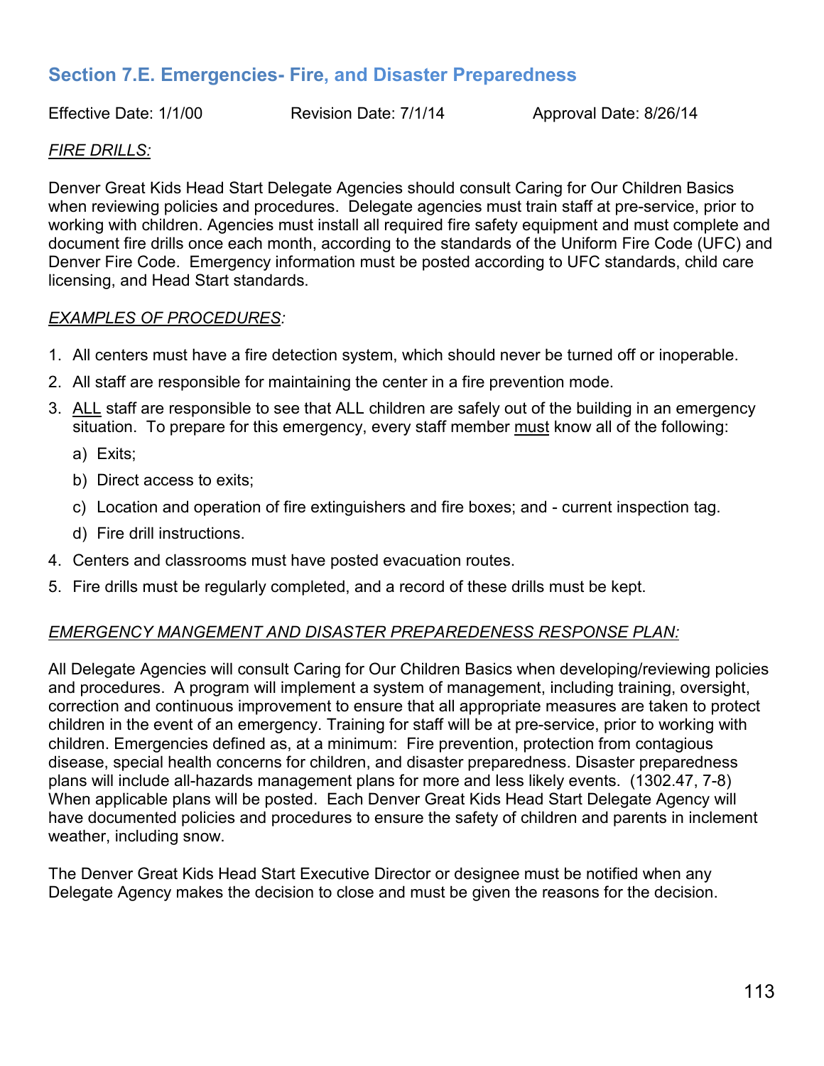## Section 7.E. Emergencies- Fire, and Disaster Preparedness

Effective Date: 1/1/00 Revision Date: 7/1/14 Approval Date: 8/26/14

*FIRE DRILLS:*

Denver Great Kids Head Start Delegate Agencies should consult Caring for Our Children Basics when reviewing policies and procedures. Delegate agencies must train staff at pre-service, prior to working with children. Agencies must install all required fire safety equipment and must complete and document fire drills once each month, according to the standards of the Uniform Fire Code (UFC) and Denver Fire Code. Emergency information must be posted according to UFC standards, child care licensing, and Head Start standards.

*EXAMPLES OF PROCEDURES:*

1. All centers must have a fire detection system, which should never be turned off or inoperable.
2. All staff are responsible for maintaining the center in a fire prevention mode.
3. ALL staff are responsible to see that ALL children are safely out of the building in an emergency situation. To prepare for this emergency, every staff member must know all of the following:
   a) Exits;
   b) Direct access to exits;
   c) Location and operation of fire extinguishers and fire boxes; and - current inspection tag.
   d) Fire drill instructions.
4. Centers and classrooms must have posted evacuation routes.
5. Fire drills must be regularly completed, and a record of these drills must be kept.

*EMERGENCY MANGEMENT AND DISASTER PREPAREDENESS RESPONSE PLAN:*

All Delegate Agencies will consult Caring for Our Children Basics when developing/reviewing policies and procedures. A program will implement a system of management, including training, oversight, correction and continuous improvement to ensure that all appropriate measures are taken to protect children in the event of an emergency. Training for staff will be at pre-service, prior to working with children. Emergencies defined as, at a minimum: Fire prevention, protection from contagious disease, special health concerns for children, and disaster preparedness. Disaster preparedness plans will include all-hazards management plans for more and less likely events. (1302.47, 7-8) When applicable plans will be posted. Each Denver Great Kids Head Start Delegate Agency will have documented policies and procedures to ensure the safety of children and parents in inclement weather, including snow.

The Denver Great Kids Head Start Executive Director or designee must be notified when any Delegate Agency makes the decision to close and must be given the reasons for the decision.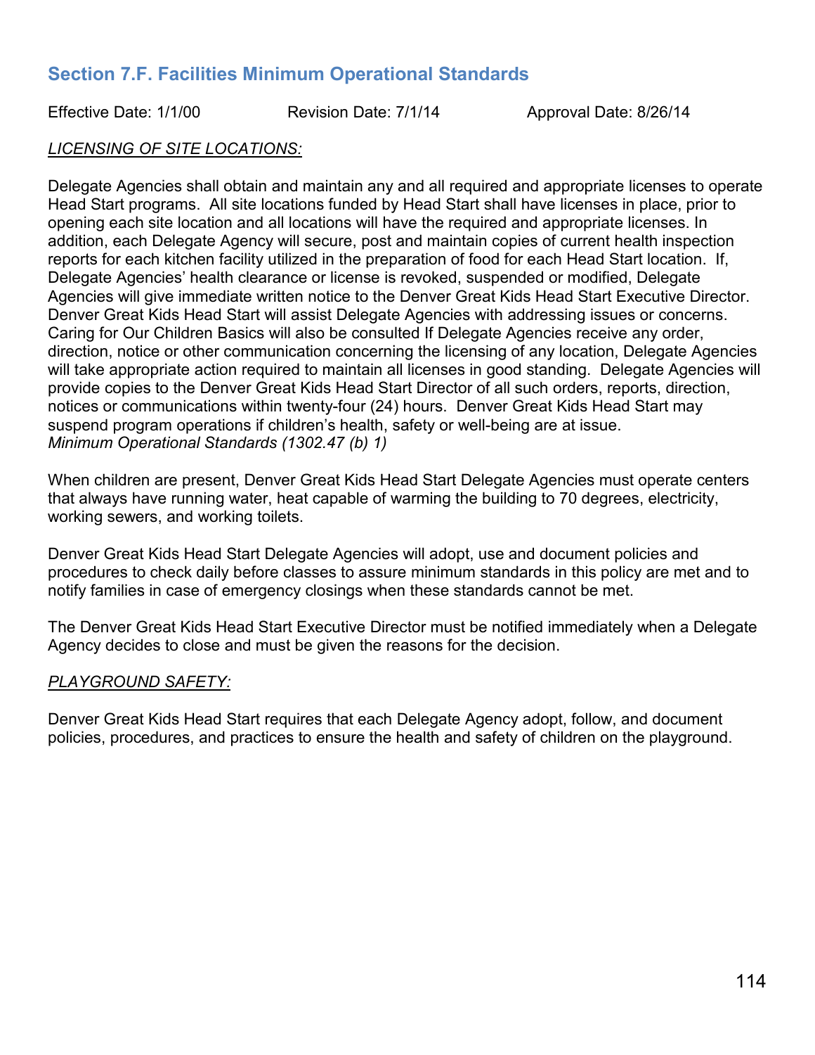## Section 7.F. Facilities Minimum Operational Standards

Effective Date: 1/1/00 Revision Date: 7/1/14 Approval Date: 8/26/14

*LICENSING OF SITE LOCATIONS:*

Delegate Agencies shall obtain and maintain any and all required and appropriate licenses to operate Head Start programs. All site locations funded by Head Start shall have licenses in place, prior to opening each site location and all locations will have the required and appropriate licenses. In addition, each Delegate Agency will secure, post and maintain copies of current health inspection reports for each kitchen facility utilized in the preparation of food for each Head Start location. If, Delegate Agencies' health clearance or license is revoked, suspended or modified, Delegate Agencies will give immediate written notice to the Denver Great Kids Head Start Executive Director. Denver Great Kids Head Start will assist Delegate Agencies with addressing issues or concerns. Caring for Our Children Basics will also be consulted If Delegate Agencies receive any order, direction, notice or other communication concerning the licensing of any location, Delegate Agencies will take appropriate action required to maintain all licenses in good standing. Delegate Agencies will provide copies to the Denver Great Kids Head Start Director of all such orders, reports, direction, notices or communications within twenty-four (24) hours. Denver Great Kids Head Start may suspend program operations if children's health, safety or well-being are at issue.
*Minimum Operational Standards (1302.47 (b) 1)*

When children are present, Denver Great Kids Head Start Delegate Agencies must operate centers that always have running water, heat capable of warming the building to 70 degrees, electricity, working sewers, and working toilets.

Denver Great Kids Head Start Delegate Agencies will adopt, use and document policies and procedures to check daily before classes to assure minimum standards in this policy are met and to notify families in case of emergency closings when these standards cannot be met.

The Denver Great Kids Head Start Executive Director must be notified immediately when a Delegate Agency decides to close and must be given the reasons for the decision.

*PLAYGROUND SAFETY:*

Denver Great Kids Head Start requires that each Delegate Agency adopt, follow, and document policies, procedures, and practices to ensure the health and safety of children on the playground.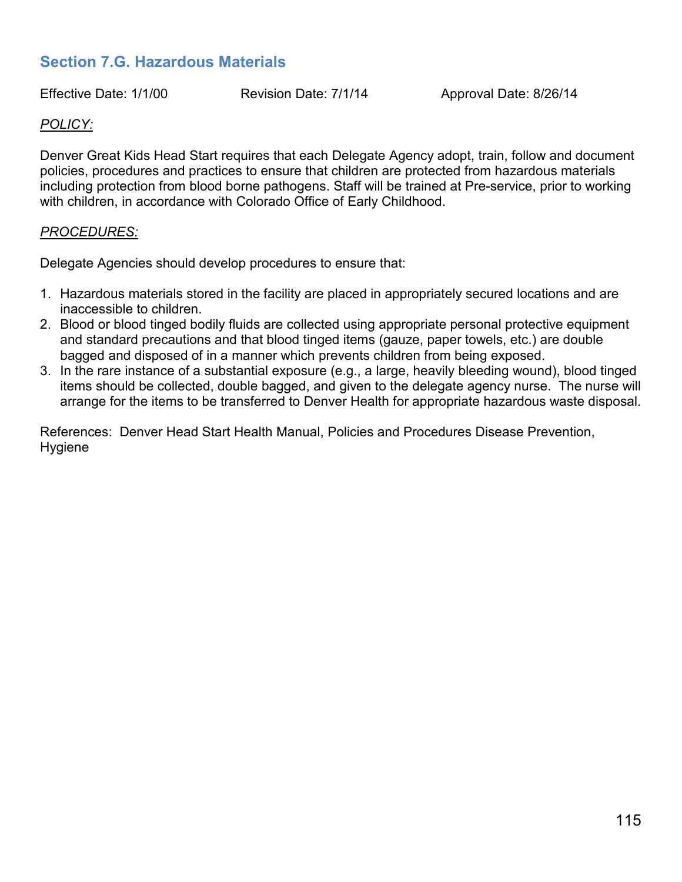## Section 7.G. Hazardous Materials

Effective Date: 1/1/00 Revision Date: 7/1/14 Approval Date: 8/26/14

*POLICY:*

Denver Great Kids Head Start requires that each Delegate Agency adopt, train, follow and document policies, procedures and practices to ensure that children are protected from hazardous materials including protection from blood borne pathogens. Staff will be trained at Pre-service, prior to working with children, in accordance with Colorado Office of Early Childhood.

*PROCEDURES:*

Delegate Agencies should develop procedures to ensure that:

1. Hazardous materials stored in the facility are placed in appropriately secured locations and are inaccessible to children.
2. Blood or blood tinged bodily fluids are collected using appropriate personal protective equipment and standard precautions and that blood tinged items (gauze, paper towels, etc.) are double bagged and disposed of in a manner which prevents children from being exposed.
3. In the rare instance of a substantial exposure (e.g., a large, heavily bleeding wound), blood tinged items should be collected, double bagged, and given to the delegate agency nurse. The nurse will arrange for the items to be transferred to Denver Health for appropriate hazardous waste disposal.

References: Denver Head Start Health Manual, Policies and Procedures Disease Prevention, Hygiene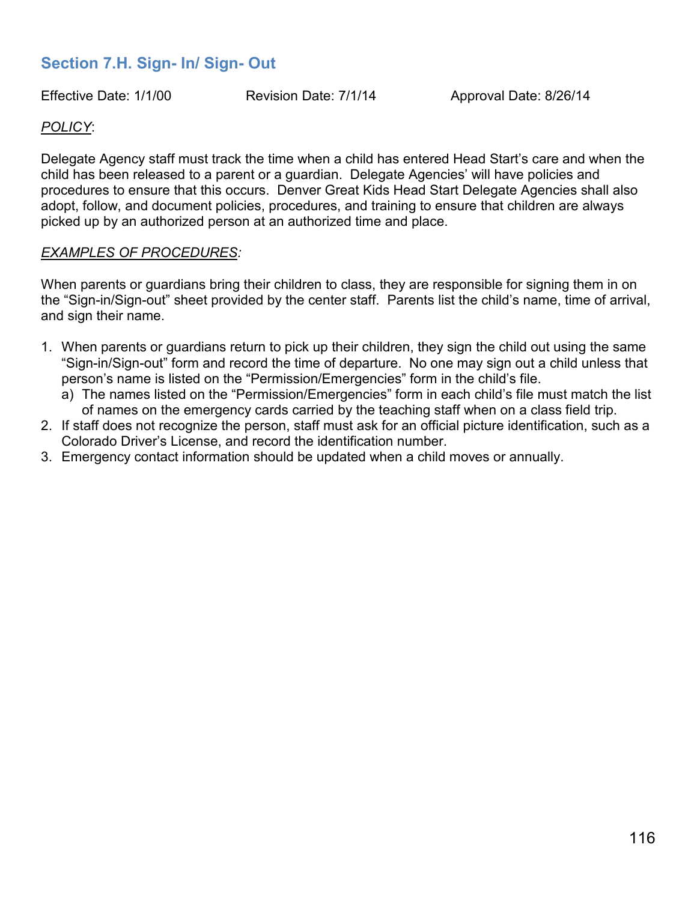## Section 7.H. Sign- In/ Sign- Out

Effective Date: 1/1/00 Revision Date: 7/1/14 Approval Date: 8/26/14

*POLICY*:

Delegate Agency staff must track the time when a child has entered Head Start's care and when the child has been released to a parent or a guardian. Delegate Agencies' will have policies and procedures to ensure that this occurs. Denver Great Kids Head Start Delegate Agencies shall also adopt, follow, and document policies, procedures, and training to ensure that children are always picked up by an authorized person at an authorized time and place.

*EXAMPLES OF PROCEDURES:*

When parents or guardians bring their children to class, they are responsible for signing them in on the "Sign-in/Sign-out" sheet provided by the center staff. Parents list the child's name, time of arrival, and sign their name.

1. When parents or guardians return to pick up their children, they sign the child out using the same "Sign-in/Sign-out" form and record the time of departure. No one may sign out a child unless that person's name is listed on the "Permission/Emergencies" form in the child's file.
   a) The names listed on the "Permission/Emergencies" form in each child's file must match the list of names on the emergency cards carried by the teaching staff when on a class field trip.
2. If staff does not recognize the person, staff must ask for an official picture identification, such as a Colorado Driver's License, and record the identification number.
3. Emergency contact information should be updated when a child moves or annually.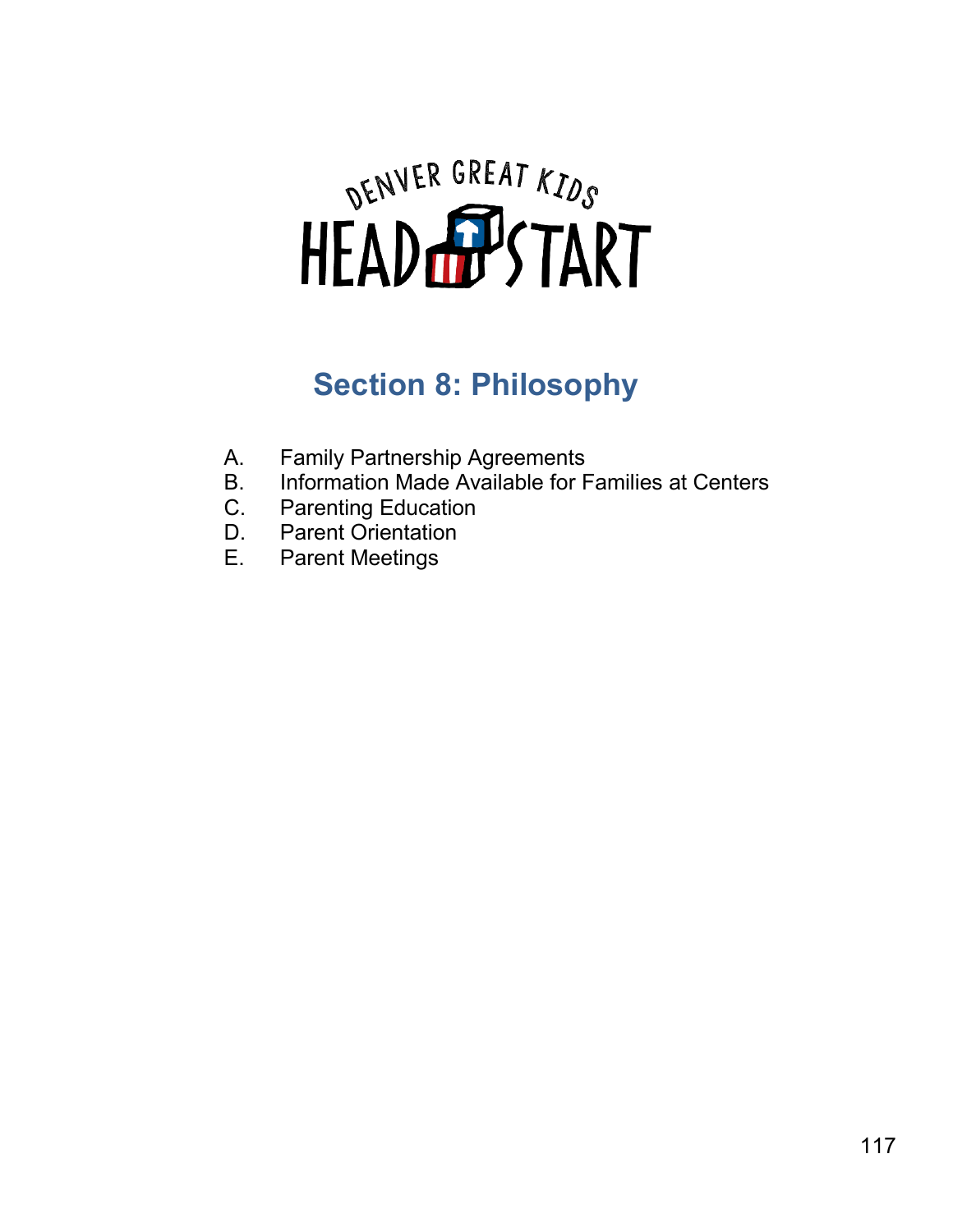DENVER GREAT KIDS HEAD START

# Section 8: Philosophy

A. Family Partnership Agreements
B. Information Made Available for Families at Centers
C. Parenting Education
D. Parent Orientation
E. Parent Meetings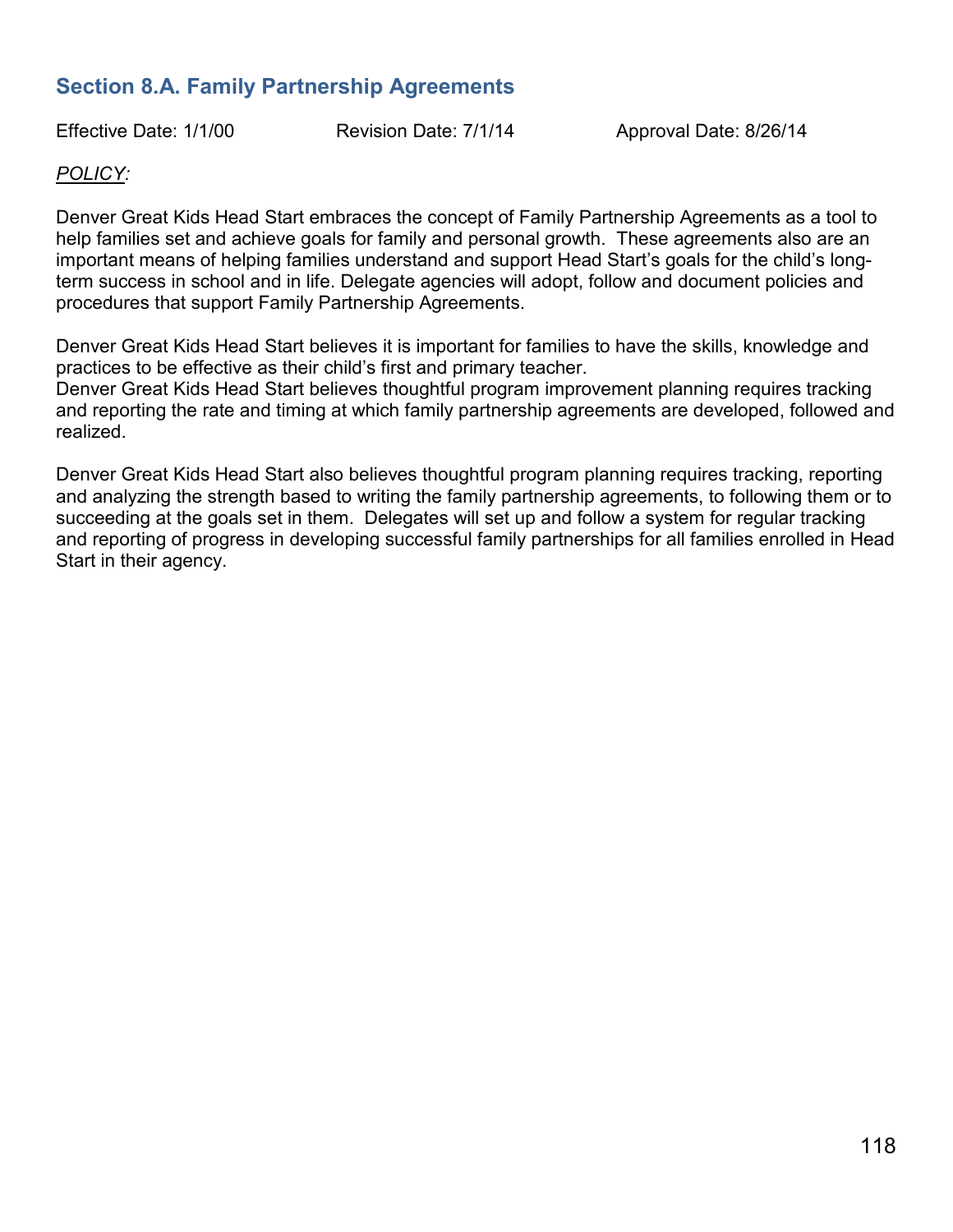## Section 8.A. Family Partnership Agreements

Effective Date: 1/1/00 Revision Date: 7/1/14 Approval Date: 8/26/14

*POLICY:*

Denver Great Kids Head Start embraces the concept of Family Partnership Agreements as a tool to help families set and achieve goals for family and personal growth. These agreements also are an important means of helping families understand and support Head Start's goals for the child's long-term success in school and in life. Delegate agencies will adopt, follow and document policies and procedures that support Family Partnership Agreements.

Denver Great Kids Head Start believes it is important for families to have the skills, knowledge and practices to be effective as their child's first and primary teacher.

Denver Great Kids Head Start believes thoughtful program improvement planning requires tracking and reporting the rate and timing at which family partnership agreements are developed, followed and realized.

Denver Great Kids Head Start also believes thoughtful program planning requires tracking, reporting and analyzing the strength based to writing the family partnership agreements, to following them or to succeeding at the goals set in them. Delegates will set up and follow a system for regular tracking and reporting of progress in developing successful family partnerships for all families enrolled in Head Start in their agency.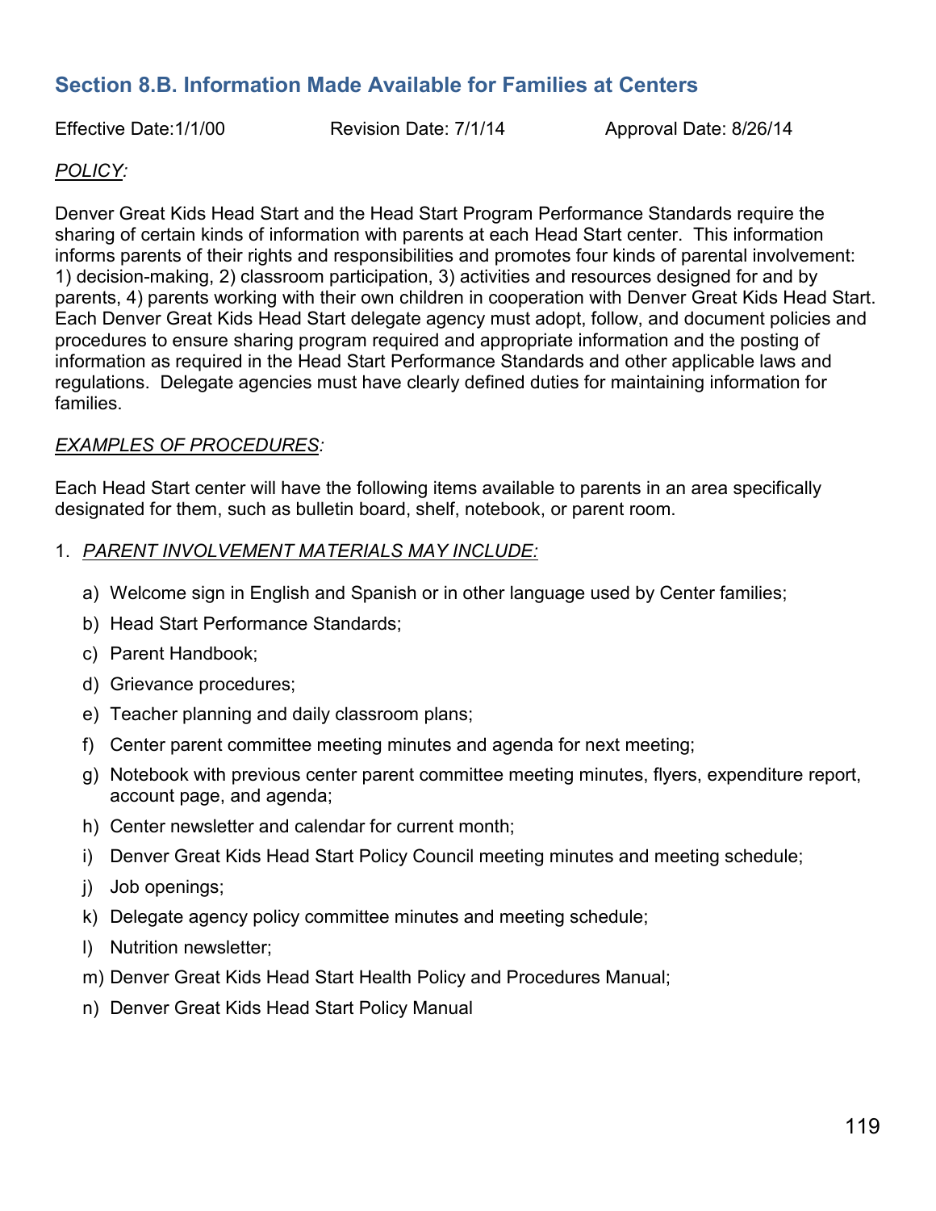## Section 8.B. Information Made Available for Families at Centers

Effective Date:1/1/00 Revision Date: 7/1/14 Approval Date: 8/26/14

*POLICY:*

Denver Great Kids Head Start and the Head Start Program Performance Standards require the sharing of certain kinds of information with parents at each Head Start center. This information informs parents of their rights and responsibilities and promotes four kinds of parental involvement: 1) decision-making, 2) classroom participation, 3) activities and resources designed for and by parents, 4) parents working with their own children in cooperation with Denver Great Kids Head Start. Each Denver Great Kids Head Start delegate agency must adopt, follow, and document policies and procedures to ensure sharing program required and appropriate information and the posting of information as required in the Head Start Performance Standards and other applicable laws and regulations. Delegate agencies must have clearly defined duties for maintaining information for families.

*EXAMPLES OF PROCEDURES:*

Each Head Start center will have the following items available to parents in an area specifically designated for them, such as bulletin board, shelf, notebook, or parent room.

1. *PARENT INVOLVEMENT MATERIALS MAY INCLUDE:*

   a) Welcome sign in English and Spanish or in other language used by Center families;
   b) Head Start Performance Standards;
   c) Parent Handbook;
   d) Grievance procedures;
   e) Teacher planning and daily classroom plans;
   f) Center parent committee meeting minutes and agenda for next meeting;
   g) Notebook with previous center parent committee meeting minutes, flyers, expenditure report, account page, and agenda;
   h) Center newsletter and calendar for current month;
   i) Denver Great Kids Head Start Policy Council meeting minutes and meeting schedule;
   j) Job openings;
   k) Delegate agency policy committee minutes and meeting schedule;
   l) Nutrition newsletter;
   m) Denver Great Kids Head Start Health Policy and Procedures Manual;
   n) Denver Great Kids Head Start Policy Manual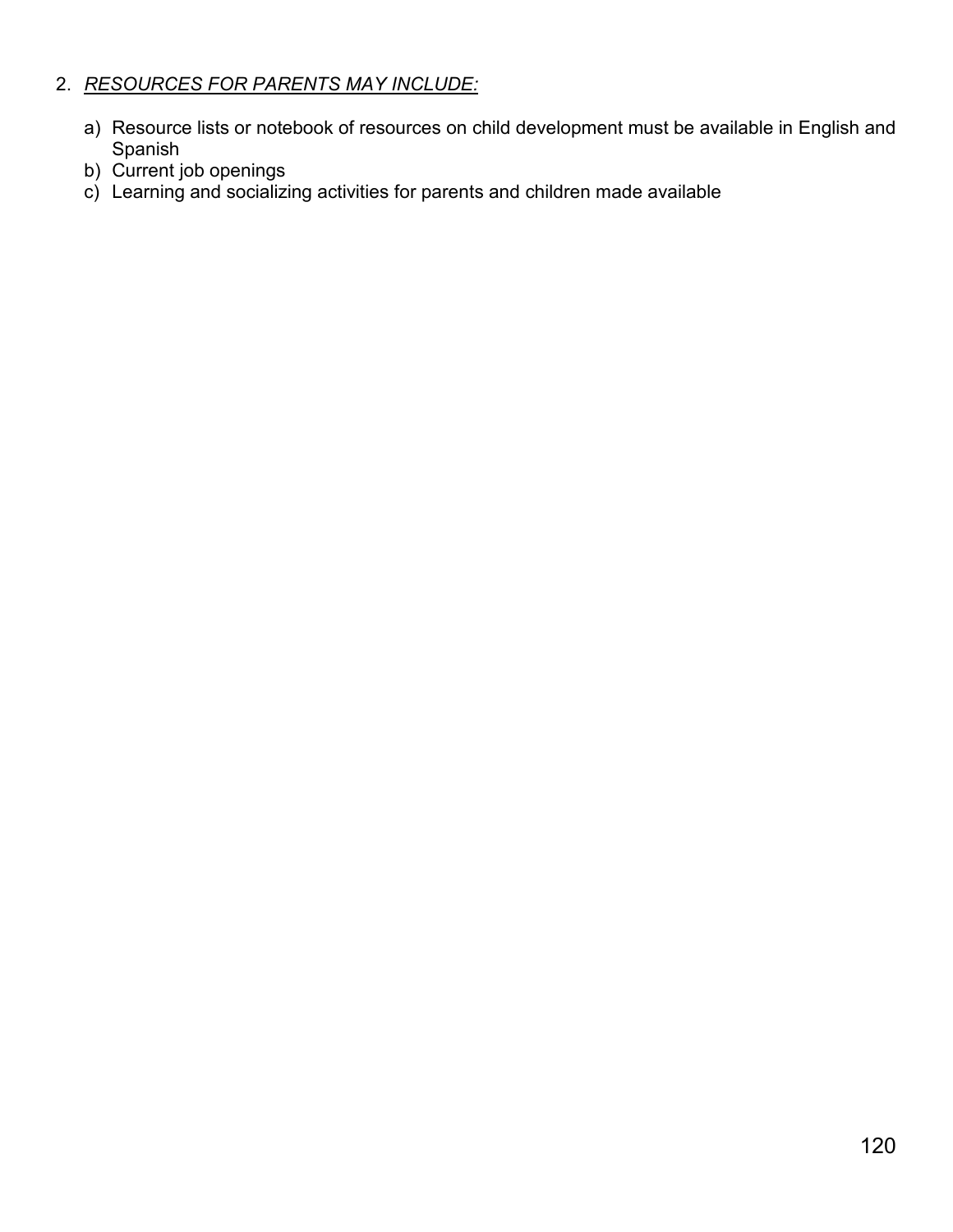2. *RESOURCES FOR PARENTS MAY INCLUDE:*

    a) Resource lists or notebook of resources on child development must be available in English and Spanish
    b) Current job openings
    c) Learning and socializing activities for parents and children made available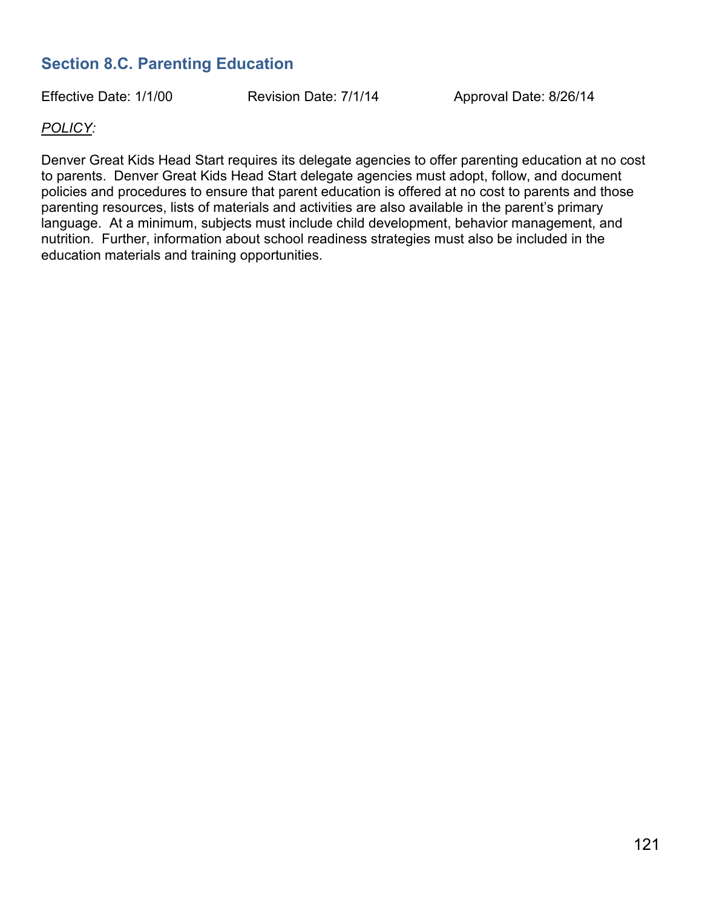## Section 8.C. Parenting Education

Effective Date: 1/1/00 Revision Date: 7/1/14 Approval Date: 8/26/14

*POLICY:*

Denver Great Kids Head Start requires its delegate agencies to offer parenting education at no cost to parents. Denver Great Kids Head Start delegate agencies must adopt, follow, and document policies and procedures to ensure that parent education is offered at no cost to parents and those parenting resources, lists of materials and activities are also available in the parent's primary language. At a minimum, subjects must include child development, behavior management, and nutrition. Further, information about school readiness strategies must also be included in the education materials and training opportunities.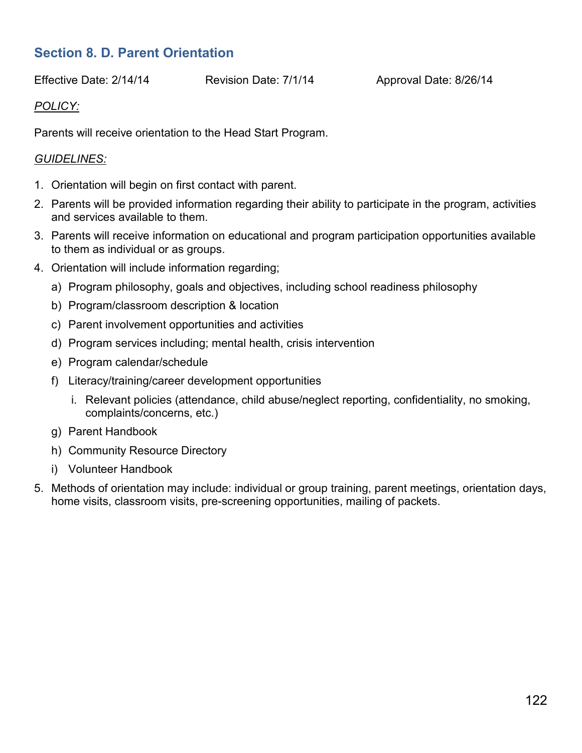## Section 8. D. Parent Orientation

Effective Date: 2/14/14 Revision Date: 7/1/14 Approval Date: 8/26/14

*POLICY:*

Parents will receive orientation to the Head Start Program.

*GUIDELINES:*

1. Orientation will begin on first contact with parent.
2. Parents will be provided information regarding their ability to participate in the program, activities and services available to them.
3. Parents will receive information on educational and program participation opportunities available to them as individual or as groups.
4. Orientation will include information regarding;
   a) Program philosophy, goals and objectives, including school readiness philosophy
   b) Program/classroom description & location
   c) Parent involvement opportunities and activities
   d) Program services including; mental health, crisis intervention
   e) Program calendar/schedule
   f) Literacy/training/career development opportunities
      i. Relevant policies (attendance, child abuse/neglect reporting, confidentiality, no smoking, complaints/concerns, etc.)
   g) Parent Handbook
   h) Community Resource Directory
   i) Volunteer Handbook
5. Methods of orientation may include: individual or group training, parent meetings, orientation days, home visits, classroom visits, pre-screening opportunities, mailing of packets.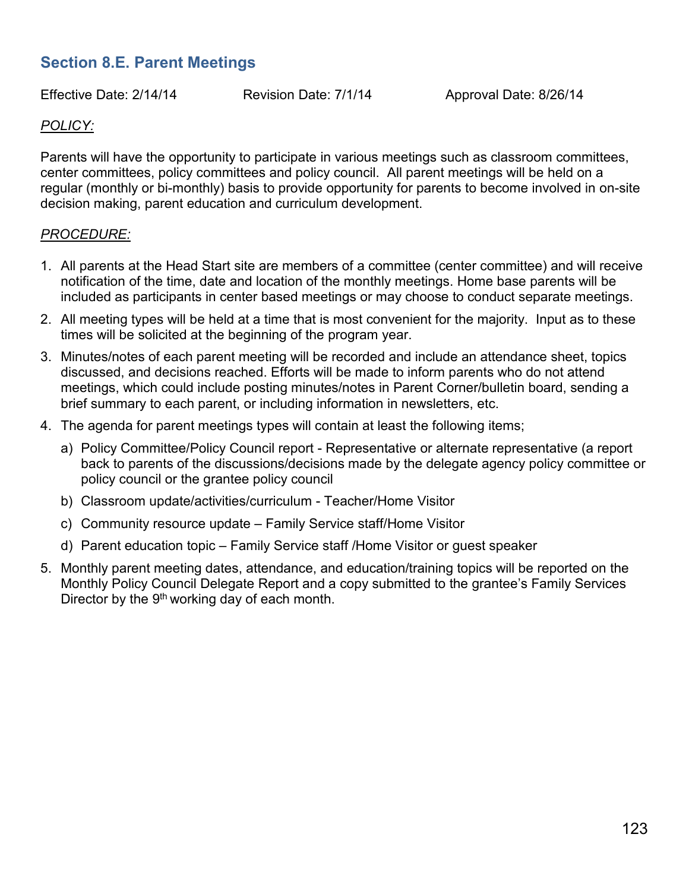## Section 8.E. Parent Meetings

Effective Date: 2/14/14 Revision Date: 7/1/14 Approval Date: 8/26/14

*POLICY:*

Parents will have the opportunity to participate in various meetings such as classroom committees, center committees, policy committees and policy council. All parent meetings will be held on a regular (monthly or bi-monthly) basis to provide opportunity for parents to become involved in on-site decision making, parent education and curriculum development.

*PROCEDURE:*

1. All parents at the Head Start site are members of a committee (center committee) and will receive notification of the time, date and location of the monthly meetings. Home base parents will be included as participants in center based meetings or may choose to conduct separate meetings.
2. All meeting types will be held at a time that is most convenient for the majority. Input as to these times will be solicited at the beginning of the program year.
3. Minutes/notes of each parent meeting will be recorded and include an attendance sheet, topics discussed, and decisions reached. Efforts will be made to inform parents who do not attend meetings, which could include posting minutes/notes in Parent Corner/bulletin board, sending a brief summary to each parent, or including information in newsletters, etc.
4. The agenda for parent meetings types will contain at least the following items;
   a) Policy Committee/Policy Council report - Representative or alternate representative (a report back to parents of the discussions/decisions made by the delegate agency policy committee or policy council or the grantee policy council
   b) Classroom update/activities/curriculum - Teacher/Home Visitor
   c) Community resource update – Family Service staff/Home Visitor
   d) Parent education topic – Family Service staff /Home Visitor or guest speaker
5. Monthly parent meeting dates, attendance, and education/training topics will be reported on the Monthly Policy Council Delegate Report and a copy submitted to the grantee's Family Services Director by the 9th working day of each month.